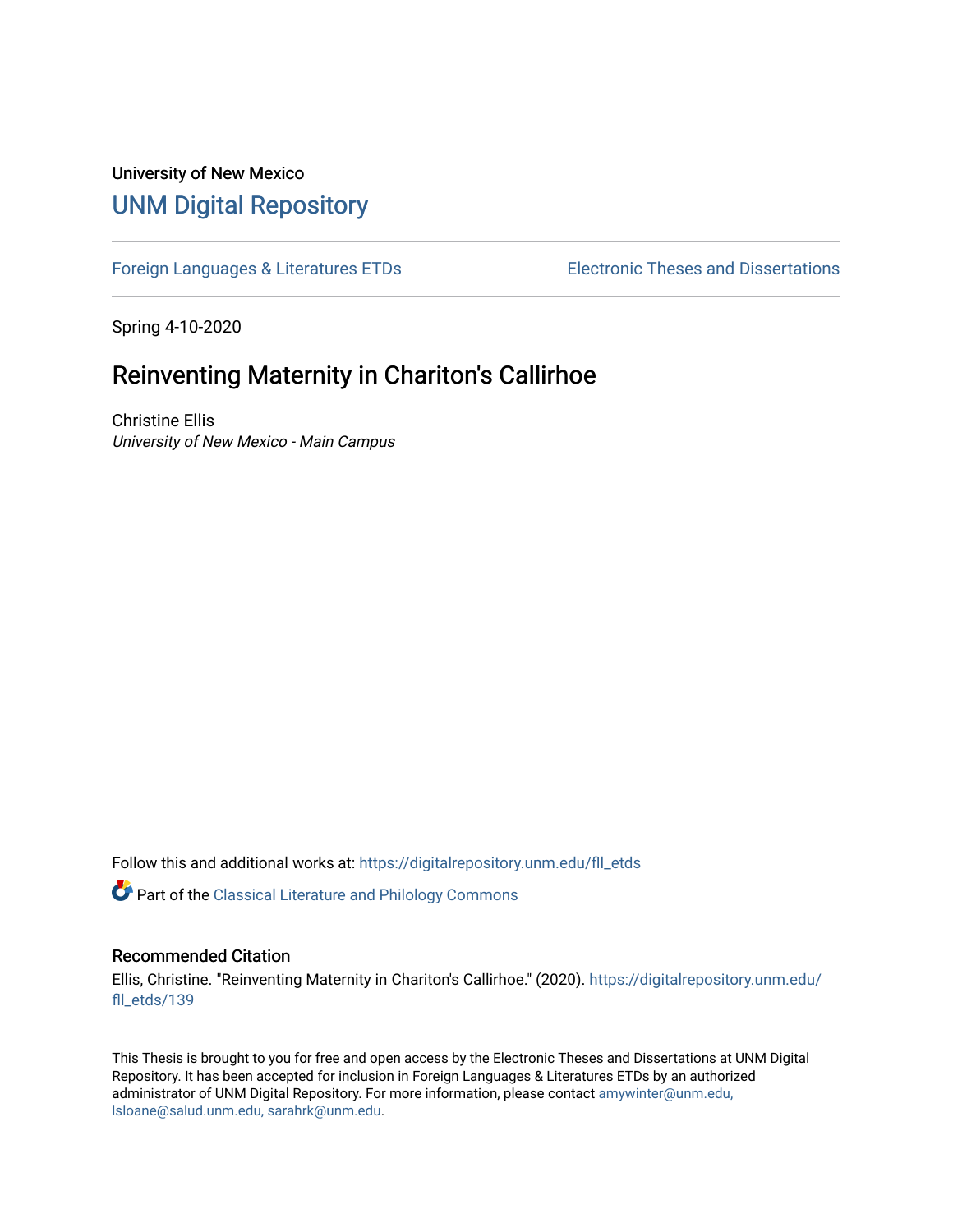University of New Mexico

# UNM Digital Repository

Foreign Languages & Literatures ETDs | Electronic Theses and Dissertations

Spring 4-10-2020

## Reinventing Maternity in Chariton's Callirhoe

Christine Ellis

*University of New Mexico - Main Campus*

Follow this and additional works at: https://digitalrepository.unm.edu/fll_etds

Part of the Classical Literature and Philology Commons

### Recommended Citation

Ellis, Christine. "Reinventing Maternity in Chariton's Callirhoe." (2020). https://digitalrepository.unm.edu/fll_etds/139

This Thesis is brought to you for free and open access by the Electronic Theses and Dissertations at UNM Digital Repository. It has been accepted for inclusion in Foreign Languages & Literatures ETDs by an authorized administrator of UNM Digital Repository. For more information, please contact amywinter@unm.edu, lsloane@salud.unm.edu, sarahrk@unm.edu.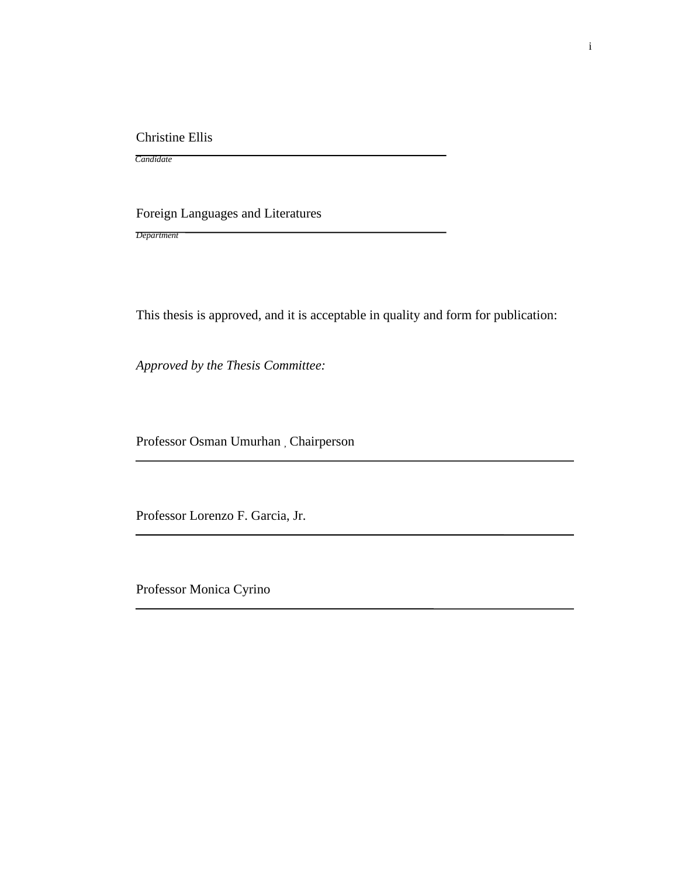Christine Ellis

*Candidate*

Foreign Languages and Literatures

*Department*

This thesis is approved, and it is acceptable in quality and form for publication:

*Approved by the Thesis Committee:*

Professor Osman Umurhan , Chairperson

Professor Lorenzo F. Garcia, Jr.

Professor Monica Cyrino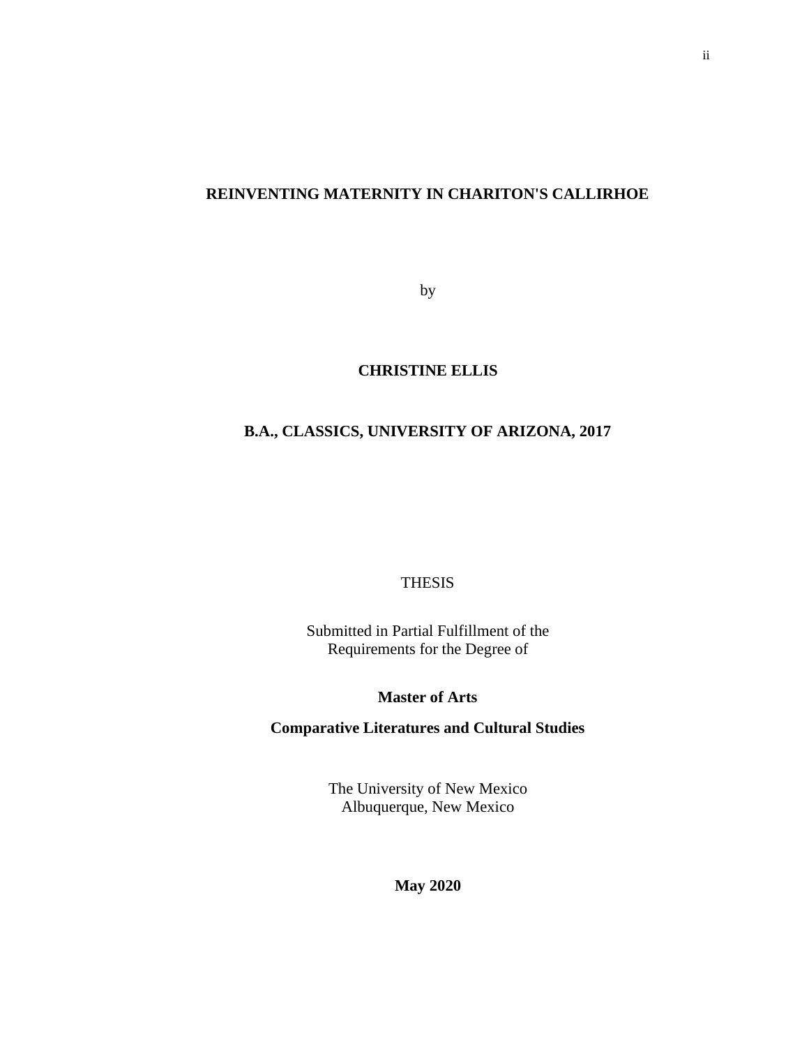**REINVENTING MATERNITY IN CHARITON'S CALLIRHOE**

by

**CHRISTINE ELLIS**

**B.A., CLASSICS, UNIVERSITY OF ARIZONA, 2017**

THESIS

Submitted in Partial Fulfillment of the
Requirements for the Degree of

**Master of Arts**

**Comparative Literatures and Cultural Studies**

The University of New Mexico
Albuquerque, New Mexico

**May 2020**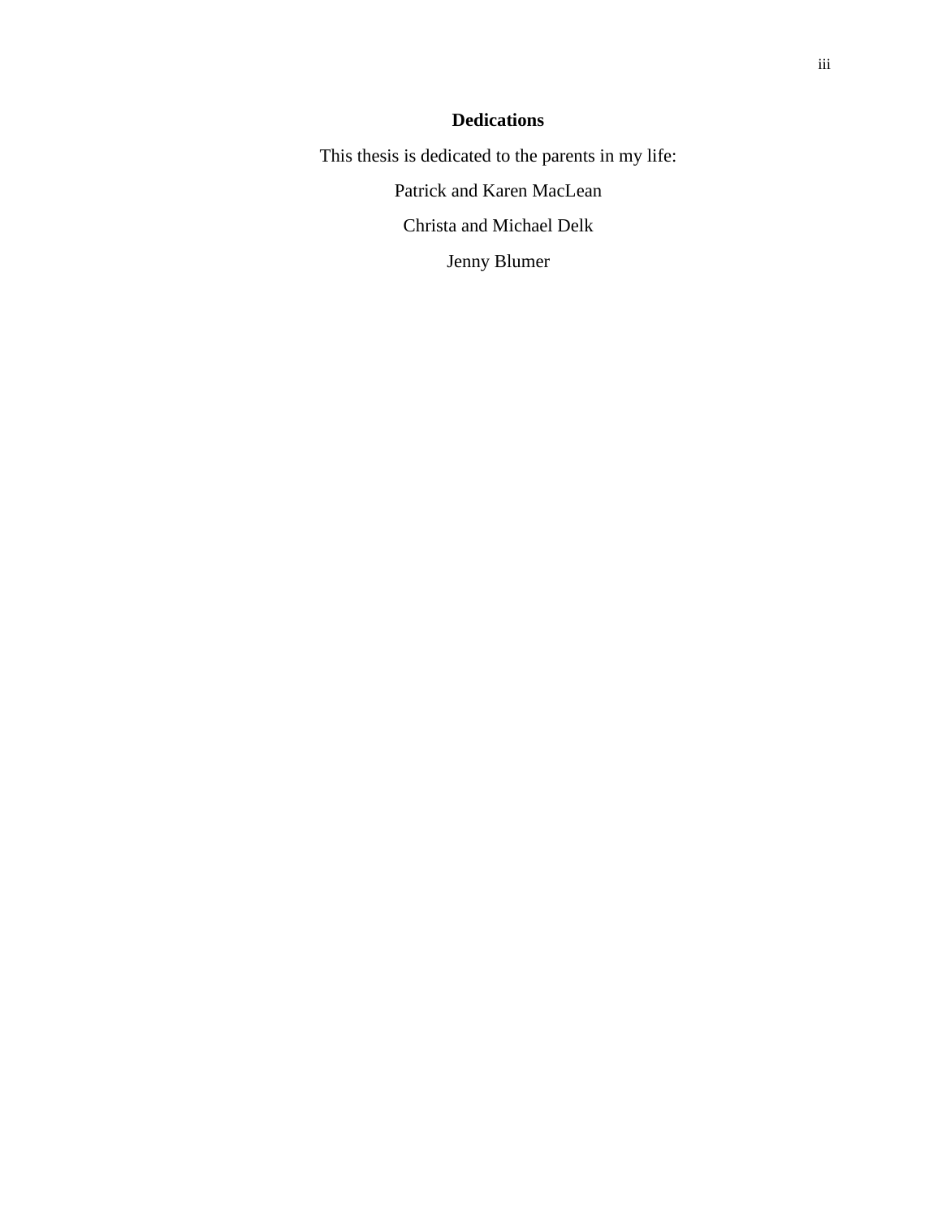# Dedications

This thesis is dedicated to the parents in my life:

Patrick and Karen MacLean

Christa and Michael Delk

Jenny Blumer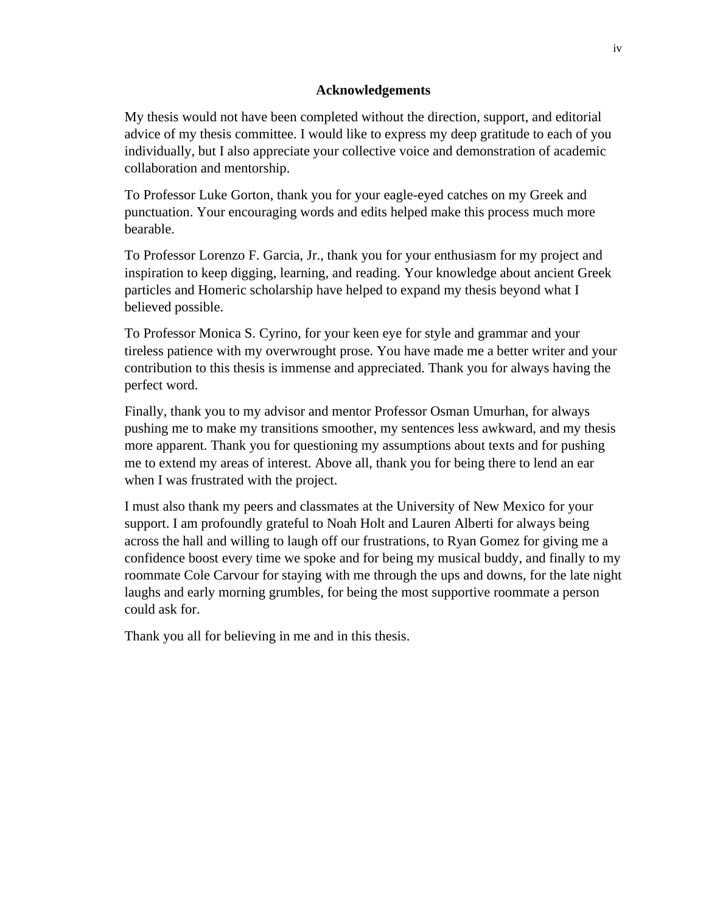## Acknowledgements

My thesis would not have been completed without the direction, support, and editorial advice of my thesis committee. I would like to express my deep gratitude to each of you individually, but I also appreciate your collective voice and demonstration of academic collaboration and mentorship.

To Professor Luke Gorton, thank you for your eagle-eyed catches on my Greek and punctuation. Your encouraging words and edits helped make this process much more bearable.

To Professor Lorenzo F. Garcia, Jr., thank you for your enthusiasm for my project and inspiration to keep digging, learning, and reading. Your knowledge about ancient Greek particles and Homeric scholarship have helped to expand my thesis beyond what I believed possible.

To Professor Monica S. Cyrino, for your keen eye for style and grammar and your tireless patience with my overwrought prose. You have made me a better writer and your contribution to this thesis is immense and appreciated. Thank you for always having the perfect word.

Finally, thank you to my advisor and mentor Professor Osman Umurhan, for always pushing me to make my transitions smoother, my sentences less awkward, and my thesis more apparent. Thank you for questioning my assumptions about texts and for pushing me to extend my areas of interest. Above all, thank you for being there to lend an ear when I was frustrated with the project.

I must also thank my peers and classmates at the University of New Mexico for your support. I am profoundly grateful to Noah Holt and Lauren Alberti for always being across the hall and willing to laugh off our frustrations, to Ryan Gomez for giving me a confidence boost every time we spoke and for being my musical buddy, and finally to my roommate Cole Carvour for staying with me through the ups and downs, for the late night laughs and early morning grumbles, for being the most supportive roommate a person could ask for.

Thank you all for believing in me and in this thesis.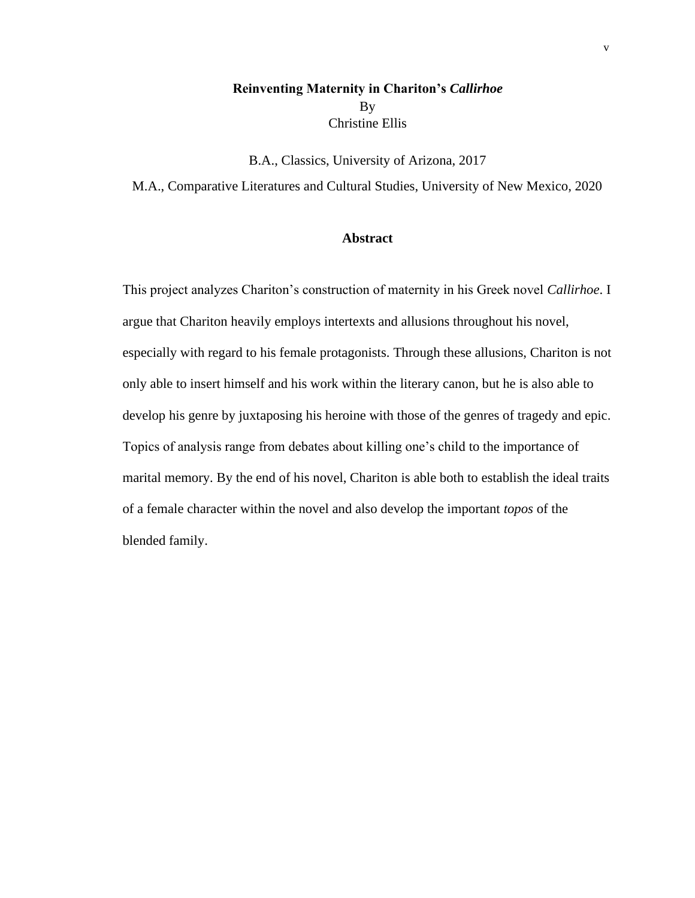**Reinventing Maternity in Chariton's *Callirhoe***

By

Christine Ellis

B.A., Classics, University of Arizona, 2017

M.A., Comparative Literatures and Cultural Studies, University of New Mexico, 2020

## Abstract

This project analyzes Chariton's construction of maternity in his Greek novel *Callirhoe*. I argue that Chariton heavily employs intertexts and allusions throughout his novel, especially with regard to his female protagonists. Through these allusions, Chariton is not only able to insert himself and his work within the literary canon, but he is also able to develop his genre by juxtaposing his heroine with those of the genres of tragedy and epic. Topics of analysis range from debates about killing one's child to the importance of marital memory. By the end of his novel, Chariton is able both to establish the ideal traits of a female character within the novel and also develop the important *topos* of the blended family.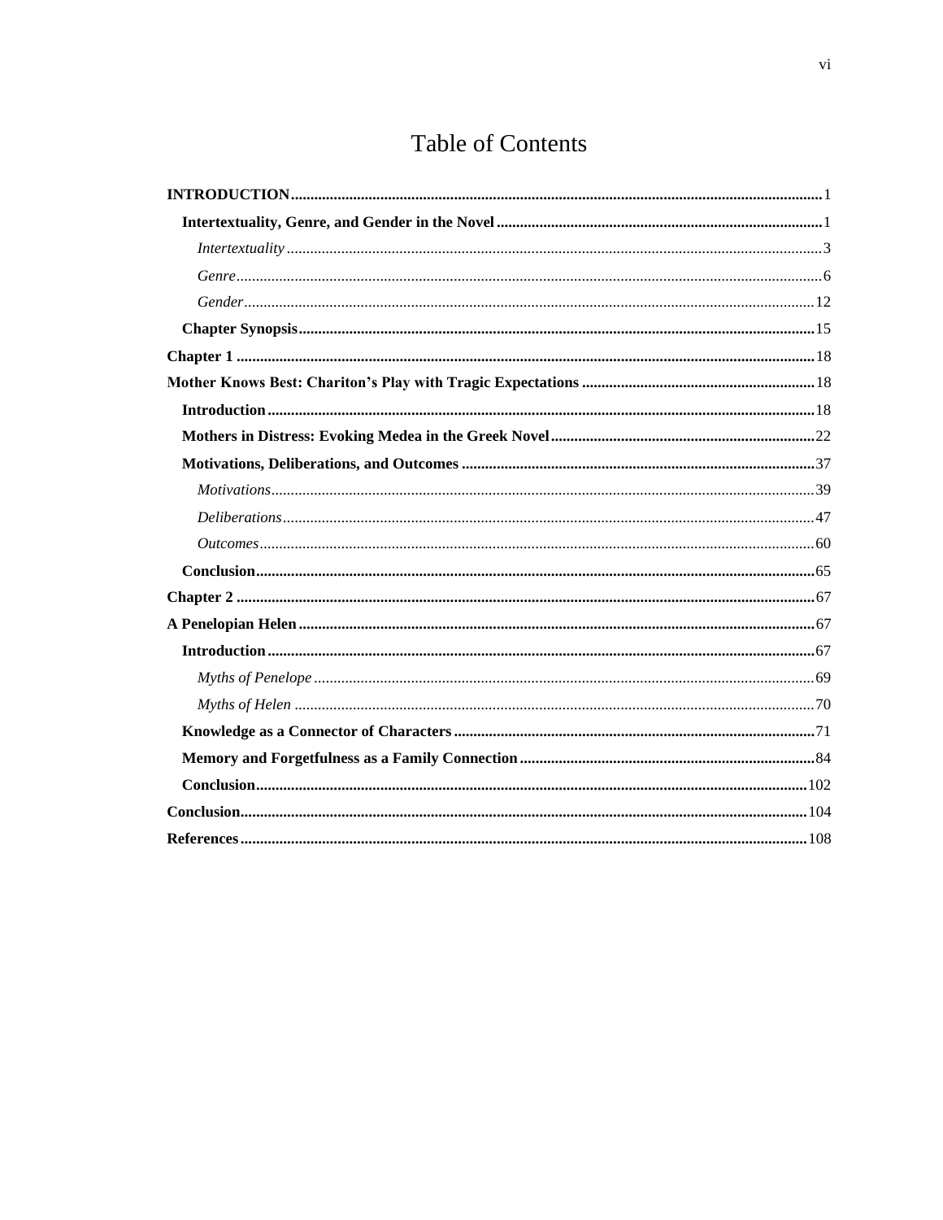# Table of Contents

**INTRODUCTION** .......... 1

- **Intertextuality, Genre, and Gender in the Novel** .......... 1
  - *Intertextuality* .......... 3
  - *Genre* .......... 6
  - *Gender* .......... 12
- **Chapter Synopsis** .......... 15

**Chapter 1** .......... 18

**Mother Knows Best: Chariton's Play with Tragic Expectations** .......... 18

- **Introduction** .......... 18
- **Mothers in Distress: Evoking Medea in the Greek Novel** .......... 22
- **Motivations, Deliberations, and Outcomes** .......... 37
  - *Motivations* .......... 39
  - *Deliberations* .......... 47
  - *Outcomes* .......... 60
- **Conclusion** .......... 65

**Chapter 2** .......... 67

**A Penelopian Helen** .......... 67

- **Introduction** .......... 67
  - *Myths of Penelope* .......... 69
  - *Myths of Helen* .......... 70
- **Knowledge as a Connector of Characters** .......... 71
- **Memory and Forgetfulness as a Family Connection** .......... 84
- **Conclusion** .......... 102

**Conclusion** .......... 104

**References** .......... 108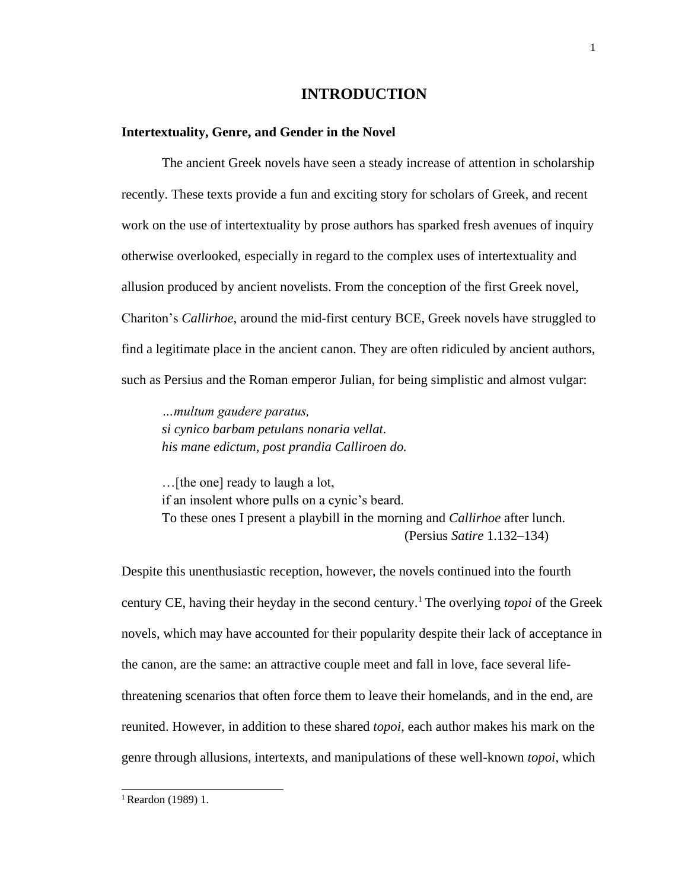# INTRODUCTION

## Intertextuality, Genre, and Gender in the Novel

The ancient Greek novels have seen a steady increase of attention in scholarship recently. These texts provide a fun and exciting story for scholars of Greek, and recent work on the use of intertextuality by prose authors has sparked fresh avenues of inquiry otherwise overlooked, especially in regard to the complex uses of intertextuality and allusion produced by ancient novelists. From the conception of the first Greek novel, Chariton's *Callirhoe*, around the mid-first century BCE, Greek novels have struggled to find a legitimate place in the ancient canon. They are often ridiculed by ancient authors, such as Persius and the Roman emperor Julian, for being simplistic and almost vulgar:

> *…multum gaudere paratus,*
> *si cynico barbam petulans nonaria vellat.*
> *his mane edictum, post prandia Calliroen do.*
>
> …[the one] ready to laugh a lot,
> if an insolent whore pulls on a cynic's beard.
> To these ones I present a playbill in the morning and *Callirhoe* after lunch.
> (Persius *Satire* 1.132–134)

Despite this unenthusiastic reception, however, the novels continued into the fourth century CE, having their heyday in the second century.[1] The overlying *topoi* of the Greek novels, which may have accounted for their popularity despite their lack of acceptance in the canon, are the same: an attractive couple meet and fall in love, face several life-threatening scenarios that often force them to leave their homelands, and in the end, are reunited. However, in addition to these shared *topoi*, each author makes his mark on the genre through allusions, intertexts, and manipulations of these well-known *topoi*, which

[1] Reardon (1989) 1.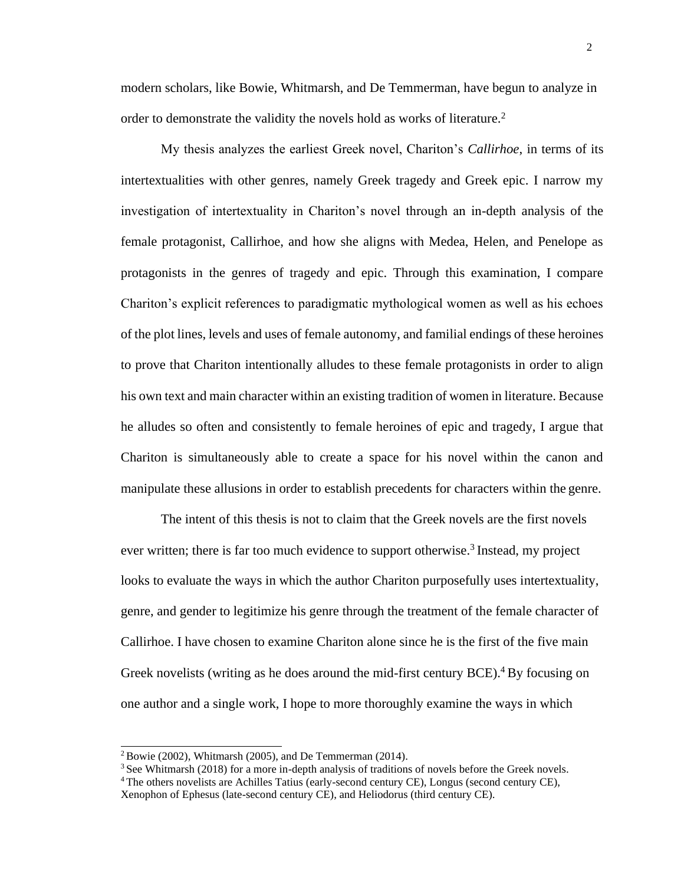modern scholars, like Bowie, Whitmarsh, and De Temmerman, have begun to analyze in order to demonstrate the validity the novels hold as works of literature.[2]

My thesis analyzes the earliest Greek novel, Chariton's *Callirhoe*, in terms of its intertextualities with other genres, namely Greek tragedy and Greek epic. I narrow my investigation of intertextuality in Chariton's novel through an in-depth analysis of the female protagonist, Callirhoe, and how she aligns with Medea, Helen, and Penelope as protagonists in the genres of tragedy and epic. Through this examination, I compare Chariton's explicit references to paradigmatic mythological women as well as his echoes of the plot lines, levels and uses of female autonomy, and familial endings of these heroines to prove that Chariton intentionally alludes to these female protagonists in order to align his own text and main character within an existing tradition of women in literature. Because he alludes so often and consistently to female heroines of epic and tragedy, I argue that Chariton is simultaneously able to create a space for his novel within the canon and manipulate these allusions in order to establish precedents for characters within the genre.

The intent of this thesis is not to claim that the Greek novels are the first novels ever written; there is far too much evidence to support otherwise.[3] Instead, my project looks to evaluate the ways in which the author Chariton purposefully uses intertextuality, genre, and gender to legitimize his genre through the treatment of the female character of Callirhoe. I have chosen to examine Chariton alone since he is the first of the five main Greek novelists (writing as he does around the mid-first century BCE).[4] By focusing on one author and a single work, I hope to more thoroughly examine the ways in which

[2] Bowie (2002), Whitmarsh (2005), and De Temmerman (2014).

[3] See Whitmarsh (2018) for a more in-depth analysis of traditions of novels before the Greek novels.

[4] The others novelists are Achilles Tatius (early-second century CE), Longus (second century CE), Xenophon of Ephesus (late-second century CE), and Heliodorus (third century CE).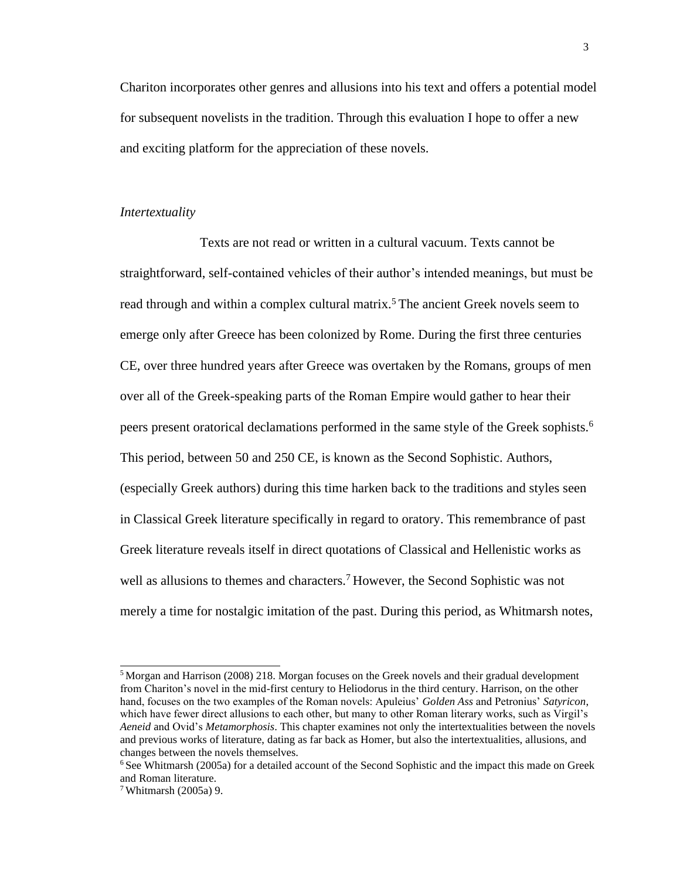Chariton incorporates other genres and allusions into his text and offers a potential model for subsequent novelists in the tradition. Through this evaluation I hope to offer a new and exciting platform for the appreciation of these novels.

### *Intertextuality*

Texts are not read or written in a cultural vacuum. Texts cannot be straightforward, self-contained vehicles of their author's intended meanings, but must be read through and within a complex cultural matrix.[5] The ancient Greek novels seem to emerge only after Greece has been colonized by Rome. During the first three centuries CE, over three hundred years after Greece was overtaken by the Romans, groups of men over all of the Greek-speaking parts of the Roman Empire would gather to hear their peers present oratorical declamations performed in the same style of the Greek sophists.[6] This period, between 50 and 250 CE, is known as the Second Sophistic. Authors, (especially Greek authors) during this time harken back to the traditions and styles seen in Classical Greek literature specifically in regard to oratory. This remembrance of past Greek literature reveals itself in direct quotations of Classical and Hellenistic works as well as allusions to themes and characters.[7] However, the Second Sophistic was not merely a time for nostalgic imitation of the past. During this period, as Whitmarsh notes,

---

[5] Morgan and Harrison (2008) 218. Morgan focuses on the Greek novels and their gradual development from Chariton's novel in the mid-first century to Heliodorus in the third century. Harrison, on the other hand, focuses on the two examples of the Roman novels: Apuleius' *Golden Ass* and Petronius' *Satyricon*, which have fewer direct allusions to each other, but many to other Roman literary works, such as Virgil's *Aeneid* and Ovid's *Metamorphosis*. This chapter examines not only the intertextualities between the novels and previous works of literature, dating as far back as Homer, but also the intertextualities, allusions, and changes between the novels themselves.

[6] See Whitmarsh (2005a) for a detailed account of the Second Sophistic and the impact this made on Greek and Roman literature.

[7] Whitmarsh (2005a) 9.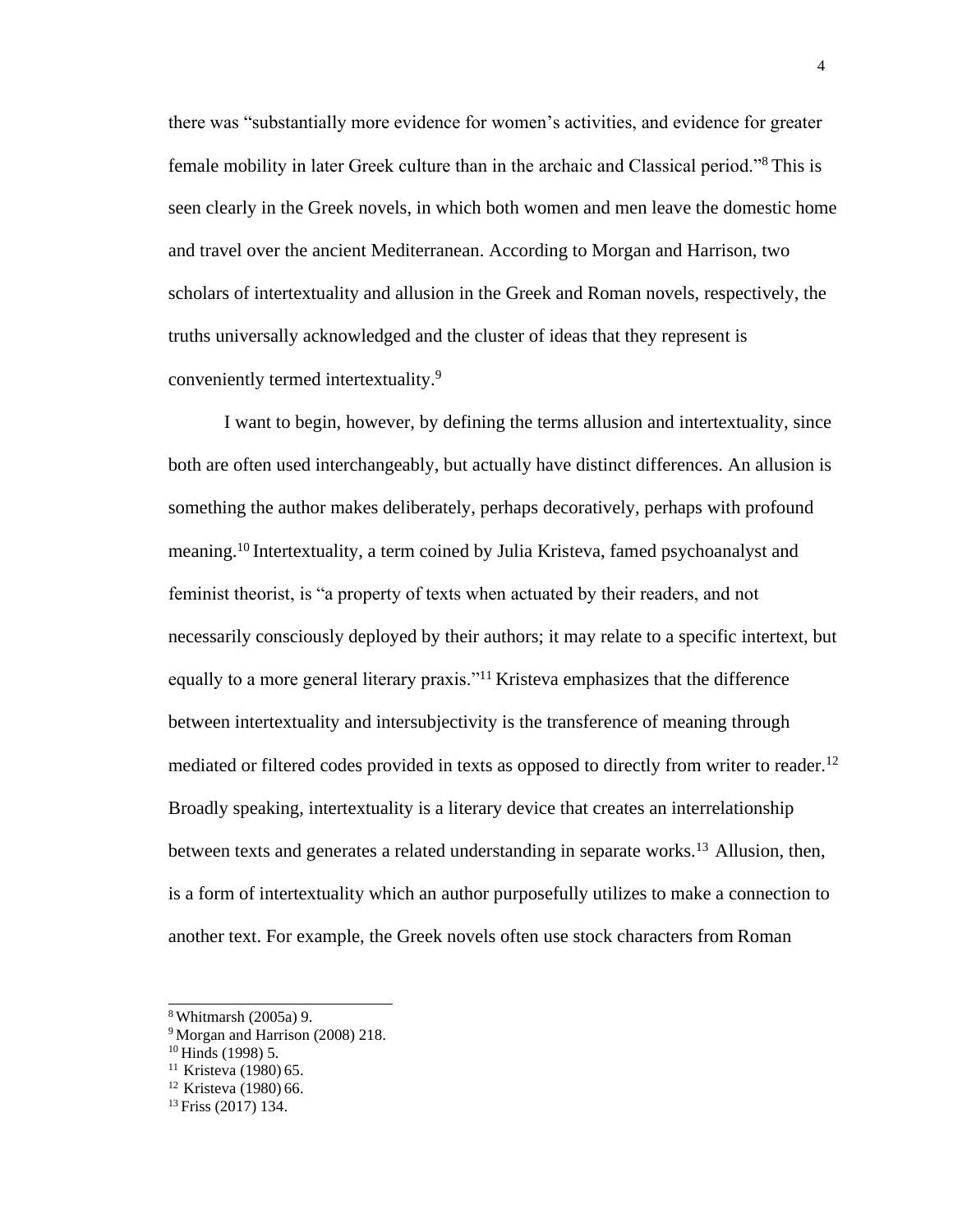there was "substantially more evidence for women's activities, and evidence for greater female mobility in later Greek culture than in the archaic and Classical period."[8] This is seen clearly in the Greek novels, in which both women and men leave the domestic home and travel over the ancient Mediterranean. According to Morgan and Harrison, two scholars of intertextuality and allusion in the Greek and Roman novels, respectively, the truths universally acknowledged and the cluster of ideas that they represent is conveniently termed intertextuality.[9]

I want to begin, however, by defining the terms allusion and intertextuality, since both are often used interchangeably, but actually have distinct differences. An allusion is something the author makes deliberately, perhaps decoratively, perhaps with profound meaning.[10] Intertextuality, a term coined by Julia Kristeva, famed psychoanalyst and feminist theorist, is "a property of texts when actuated by their readers, and not necessarily consciously deployed by their authors; it may relate to a specific intertext, but equally to a more general literary praxis."[11] Kristeva emphasizes that the difference between intertextuality and intersubjectivity is the transference of meaning through mediated or filtered codes provided in texts as opposed to directly from writer to reader.[12] Broadly speaking, intertextuality is a literary device that creates an interrelationship between texts and generates a related understanding in separate works.[13] Allusion, then, is a form of intertextuality which an author purposefully utilizes to make a connection to another text. For example, the Greek novels often use stock characters from Roman

---

[8] Whitmarsh (2005a) 9.
[9] Morgan and Harrison (2008) 218.
[10] Hinds (1998) 5.
[11] Kristeva (1980) 65.
[12] Kristeva (1980) 66.
[13] Friss (2017) 134.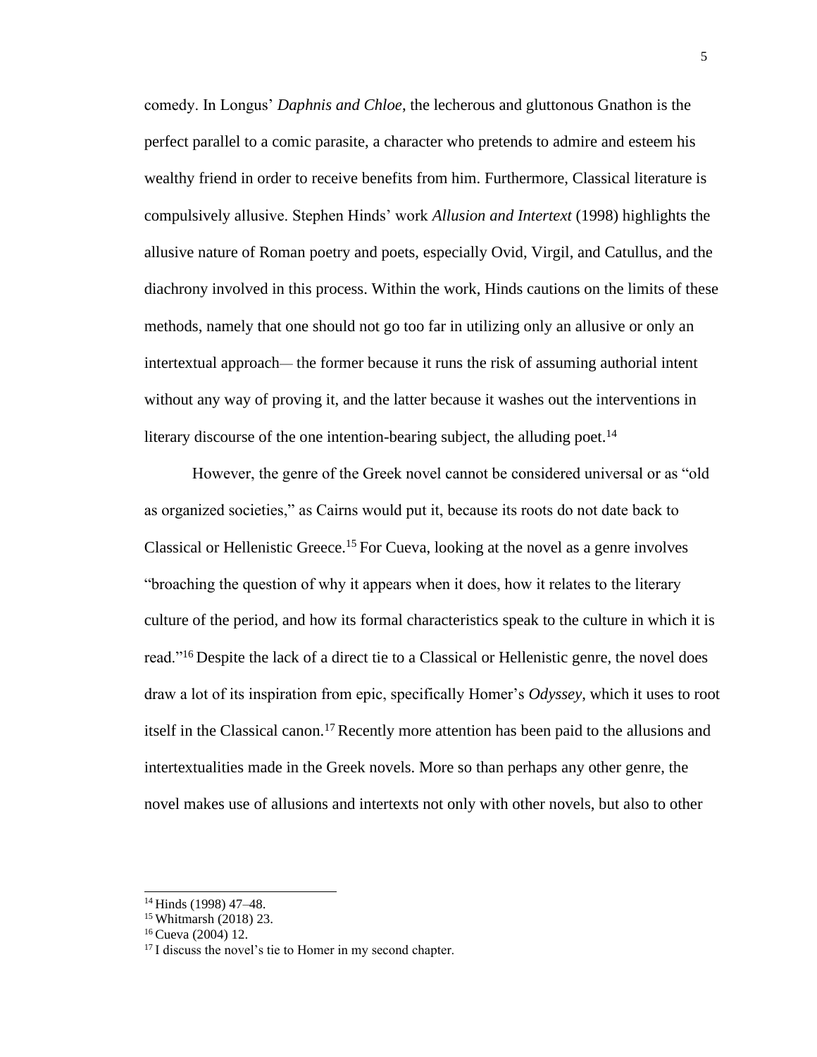comedy. In Longus' *Daphnis and Chloe*, the lecherous and gluttonous Gnathon is the perfect parallel to a comic parasite, a character who pretends to admire and esteem his wealthy friend in order to receive benefits from him. Furthermore, Classical literature is compulsively allusive. Stephen Hinds' work *Allusion and Intertext* (1998) highlights the allusive nature of Roman poetry and poets, especially Ovid, Virgil, and Catullus, and the diachrony involved in this process. Within the work, Hinds cautions on the limits of these methods, namely that one should not go too far in utilizing only an allusive or only an intertextual approach— the former because it runs the risk of assuming authorial intent without any way of proving it, and the latter because it washes out the interventions in literary discourse of the one intention-bearing subject, the alluding poet.[14]

However, the genre of the Greek novel cannot be considered universal or as "old as organized societies," as Cairns would put it, because its roots do not date back to Classical or Hellenistic Greece.[15] For Cueva, looking at the novel as a genre involves "broaching the question of why it appears when it does, how it relates to the literary culture of the period, and how its formal characteristics speak to the culture in which it is read."[16] Despite the lack of a direct tie to a Classical or Hellenistic genre, the novel does draw a lot of its inspiration from epic, specifically Homer's *Odyssey*, which it uses to root itself in the Classical canon.[17] Recently more attention has been paid to the allusions and intertextualities made in the Greek novels. More so than perhaps any other genre, the novel makes use of allusions and intertexts not only with other novels, but also to other

---

[14] Hinds (1998) 47–48.

[15] Whitmarsh (2018) 23.

[16] Cueva (2004) 12.

[17] I discuss the novel's tie to Homer in my second chapter.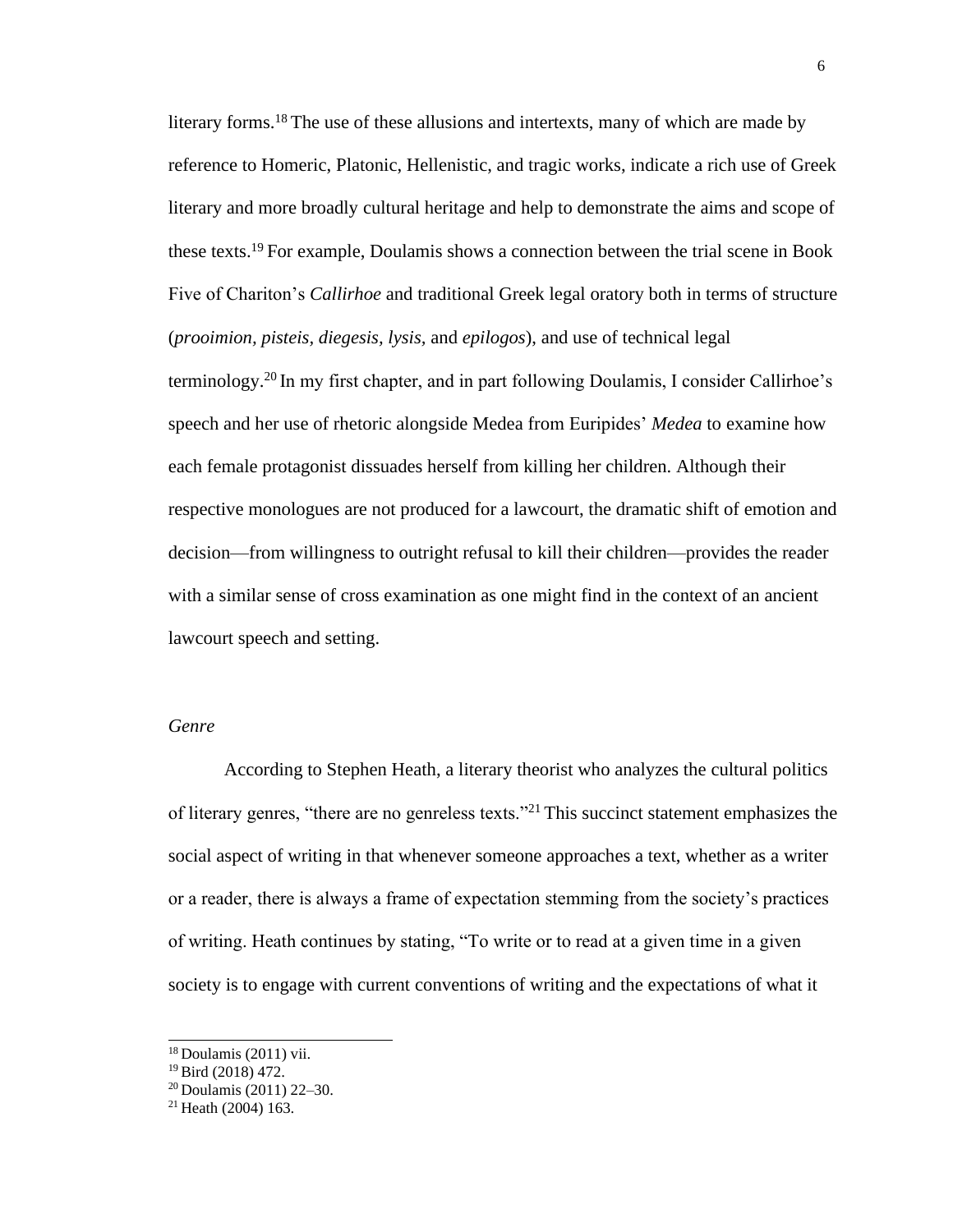literary forms.[18] The use of these allusions and intertexts, many of which are made by reference to Homeric, Platonic, Hellenistic, and tragic works, indicate a rich use of Greek literary and more broadly cultural heritage and help to demonstrate the aims and scope of these texts.[19] For example, Doulamis shows a connection between the trial scene in Book Five of Chariton's *Callirhoe* and traditional Greek legal oratory both in terms of structure (*prooimion, pisteis, diegesis, lysis,* and *epilogos*), and use of technical legal terminology.[20] In my first chapter, and in part following Doulamis, I consider Callirhoe's speech and her use of rhetoric alongside Medea from Euripides' *Medea* to examine how each female protagonist dissuades herself from killing her children. Although their respective monologues are not produced for a lawcourt, the dramatic shift of emotion and decision—from willingness to outright refusal to kill their children—provides the reader with a similar sense of cross examination as one might find in the context of an ancient lawcourt speech and setting.

### *Genre*

According to Stephen Heath, a literary theorist who analyzes the cultural politics of literary genres, "there are no genreless texts."[21] This succinct statement emphasizes the social aspect of writing in that whenever someone approaches a text, whether as a writer or a reader, there is always a frame of expectation stemming from the society's practices of writing. Heath continues by stating, "To write or to read at a given time in a given society is to engage with current conventions of writing and the expectations of what it

---

[18] Doulamis (2011) vii.
[19] Bird (2018) 472.
[20] Doulamis (2011) 22–30.
[21] Heath (2004) 163.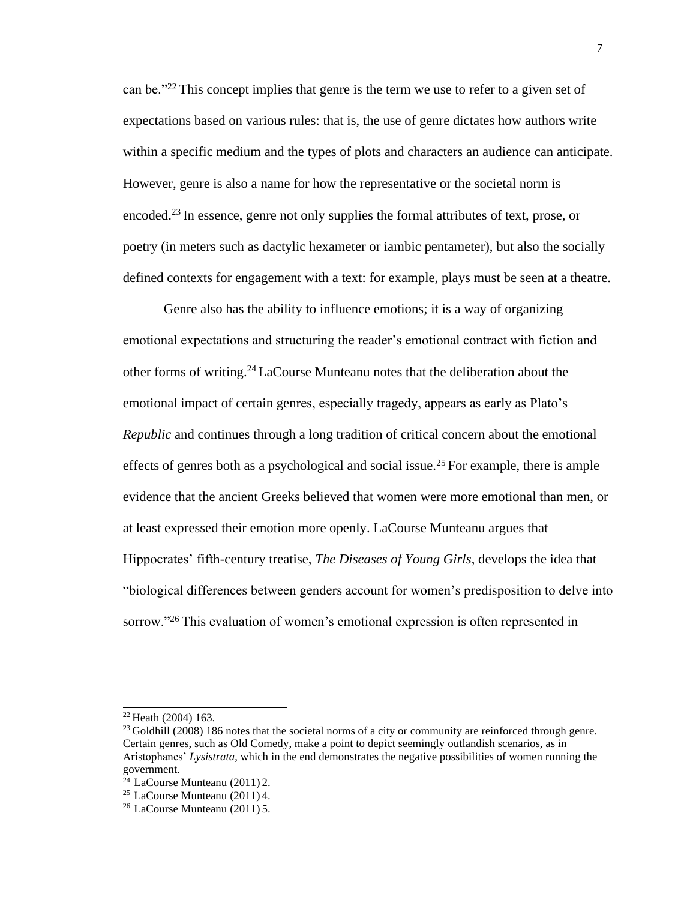can be."[22] This concept implies that genre is the term we use to refer to a given set of expectations based on various rules: that is, the use of genre dictates how authors write within a specific medium and the types of plots and characters an audience can anticipate. However, genre is also a name for how the representative or the societal norm is encoded.[23] In essence, genre not only supplies the formal attributes of text, prose, or poetry (in meters such as dactylic hexameter or iambic pentameter), but also the socially defined contexts for engagement with a text: for example, plays must be seen at a theatre.

Genre also has the ability to influence emotions; it is a way of organizing emotional expectations and structuring the reader's emotional contract with fiction and other forms of writing.[24] LaCourse Munteanu notes that the deliberation about the emotional impact of certain genres, especially tragedy, appears as early as Plato's *Republic* and continues through a long tradition of critical concern about the emotional effects of genres both as a psychological and social issue.[25] For example, there is ample evidence that the ancient Greeks believed that women were more emotional than men, or at least expressed their emotion more openly. LaCourse Munteanu argues that Hippocrates' fifth-century treatise, *The Diseases of Young Girls*, develops the idea that "biological differences between genders account for women's predisposition to delve into sorrow."[26] This evaluation of women's emotional expression is often represented in

---

[22] Heath (2004) 163.

[23] Goldhill (2008) 186 notes that the societal norms of a city or community are reinforced through genre. Certain genres, such as Old Comedy, make a point to depict seemingly outlandish scenarios, as in Aristophanes' *Lysistrata*, which in the end demonstrates the negative possibilities of women running the government.

[24] LaCourse Munteanu (2011) 2.

[25] LaCourse Munteanu (2011) 4.

[26] LaCourse Munteanu (2011) 5.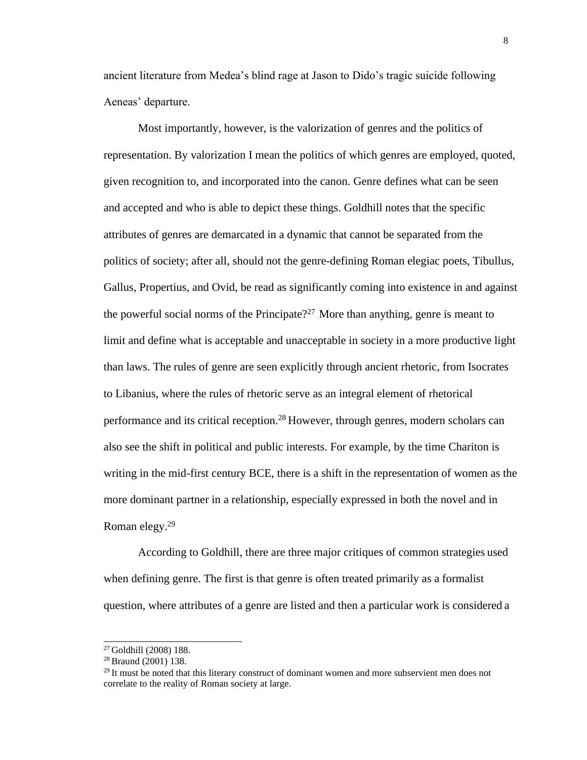ancient literature from Medea's blind rage at Jason to Dido's tragic suicide following Aeneas' departure.

Most importantly, however, is the valorization of genres and the politics of representation. By valorization I mean the politics of which genres are employed, quoted, given recognition to, and incorporated into the canon. Genre defines what can be seen and accepted and who is able to depict these things. Goldhill notes that the specific attributes of genres are demarcated in a dynamic that cannot be separated from the politics of society; after all, should not the genre-defining Roman elegiac poets, Tibullus, Gallus, Propertius, and Ovid, be read as significantly coming into existence in and against the powerful social norms of the Principate?[27] More than anything, genre is meant to limit and define what is acceptable and unacceptable in society in a more productive light than laws. The rules of genre are seen explicitly through ancient rhetoric, from Isocrates to Libanius, where the rules of rhetoric serve as an integral element of rhetorical performance and its critical reception.[28] However, through genres, modern scholars can also see the shift in political and public interests. For example, by the time Chariton is writing in the mid-first century BCE, there is a shift in the representation of women as the more dominant partner in a relationship, especially expressed in both the novel and in Roman elegy.[29]

According to Goldhill, there are three major critiques of common strategies used when defining genre. The first is that genre is often treated primarily as a formalist question, where attributes of a genre are listed and then a particular work is considered a

---

[27] Goldhill (2008) 188.
[28] Braund (2001) 138.
[29] It must be noted that this literary construct of dominant women and more subservient men does not correlate to the reality of Roman society at large.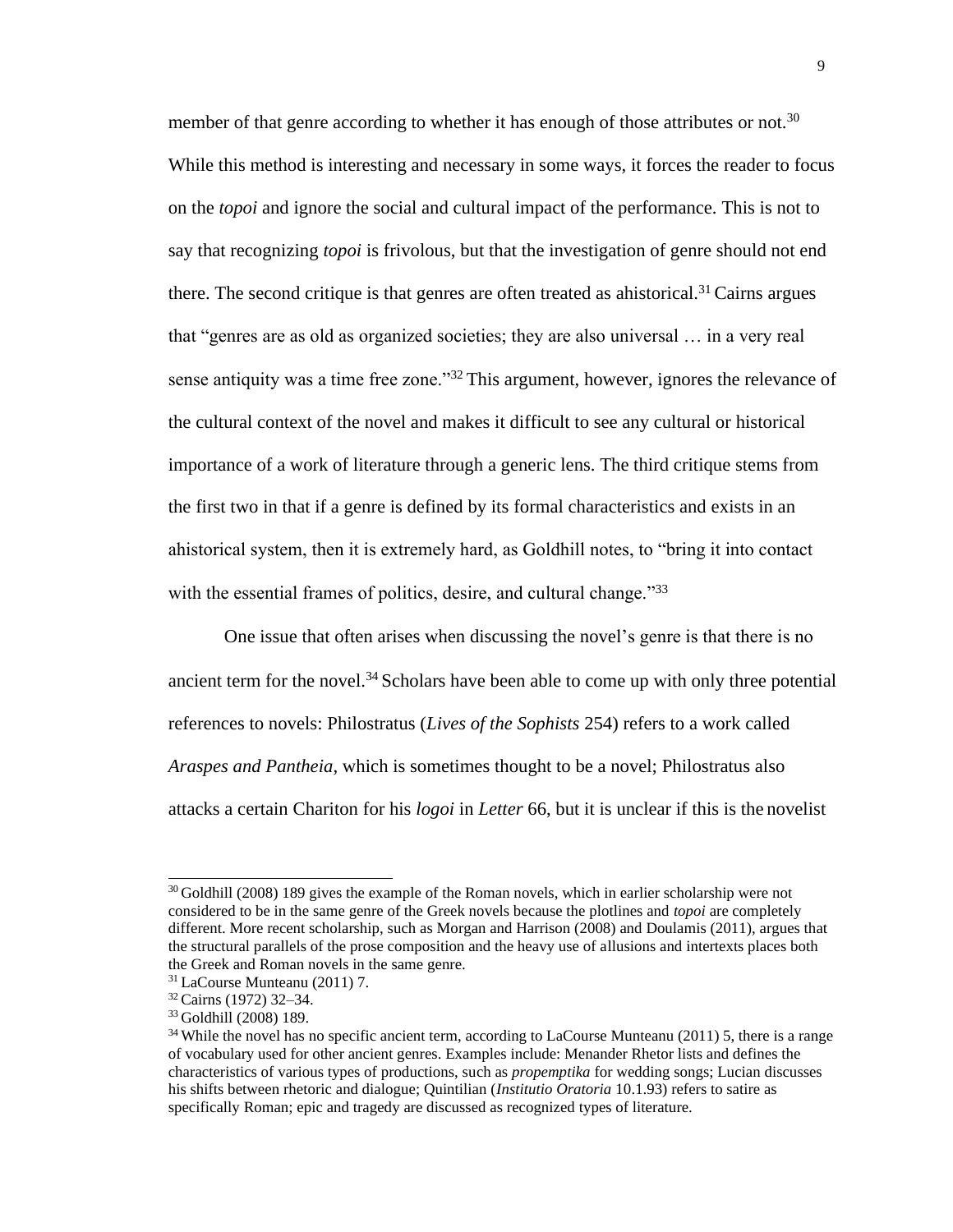member of that genre according to whether it has enough of those attributes or not.[30] While this method is interesting and necessary in some ways, it forces the reader to focus on the *topoi* and ignore the social and cultural impact of the performance. This is not to say that recognizing *topoi* is frivolous, but that the investigation of genre should not end there. The second critique is that genres are often treated as ahistorical.[31] Cairns argues that "genres are as old as organized societies; they are also universal … in a very real sense antiquity was a time free zone."[32] This argument, however, ignores the relevance of the cultural context of the novel and makes it difficult to see any cultural or historical importance of a work of literature through a generic lens. The third critique stems from the first two in that if a genre is defined by its formal characteristics and exists in an ahistorical system, then it is extremely hard, as Goldhill notes, to "bring it into contact with the essential frames of politics, desire, and cultural change."[33]

One issue that often arises when discussing the novel's genre is that there is no ancient term for the novel.[34] Scholars have been able to come up with only three potential references to novels: Philostratus (*Lives of the Sophists* 254) refers to a work called *Araspes and Pantheia*, which is sometimes thought to be a novel; Philostratus also attacks a certain Chariton for his *logoi* in *Letter* 66, but it is unclear if this is the novelist

---

[30] Goldhill (2008) 189 gives the example of the Roman novels, which in earlier scholarship were not considered to be in the same genre of the Greek novels because the plotlines and *topoi* are completely different. More recent scholarship, such as Morgan and Harrison (2008) and Doulamis (2011), argues that the structural parallels of the prose composition and the heavy use of allusions and intertexts places both the Greek and Roman novels in the same genre.

[31] LaCourse Munteanu (2011) 7.

[32] Cairns (1972) 32–34.

[33] Goldhill (2008) 189.

[34] While the novel has no specific ancient term, according to LaCourse Munteanu (2011) 5, there is a range of vocabulary used for other ancient genres. Examples include: Menander Rhetor lists and defines the characteristics of various types of productions, such as *propemptika* for wedding songs; Lucian discusses his shifts between rhetoric and dialogue; Quintilian (*Institutio Oratoria* 10.1.93) refers to satire as specifically Roman; epic and tragedy are discussed as recognized types of literature.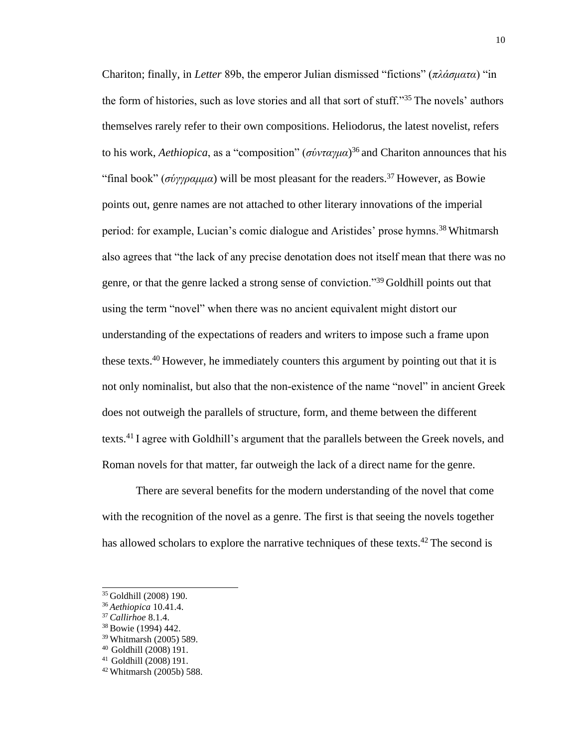Chariton; finally, in *Letter* 89b, the emperor Julian dismissed "fictions" (*πλάσματα*) "in the form of histories, such as love stories and all that sort of stuff."[35] The novels' authors themselves rarely refer to their own compositions. Heliodorus, the latest novelist, refers to his work, *Aethiopica*, as a "composition" (*σύνταγμα*)[36] and Chariton announces that his "final book" (*σύγγραμμα*) will be most pleasant for the readers.[37] However, as Bowie points out, genre names are not attached to other literary innovations of the imperial period: for example, Lucian's comic dialogue and Aristides' prose hymns.[38] Whitmarsh also agrees that "the lack of any precise denotation does not itself mean that there was no genre, or that the genre lacked a strong sense of conviction."[39] Goldhill points out that using the term "novel" when there was no ancient equivalent might distort our understanding of the expectations of readers and writers to impose such a frame upon these texts.[40] However, he immediately counters this argument by pointing out that it is not only nominalist, but also that the non-existence of the name "novel" in ancient Greek does not outweigh the parallels of structure, form, and theme between the different texts.[41] I agree with Goldhill's argument that the parallels between the Greek novels, and Roman novels for that matter, far outweigh the lack of a direct name for the genre.

There are several benefits for the modern understanding of the novel that come with the recognition of the novel as a genre. The first is that seeing the novels together has allowed scholars to explore the narrative techniques of these texts.[42] The second is

---

[35] Goldhill (2008) 190.
[36] *Aethiopica* 10.41.4.
[37] *Callirhoe* 8.1.4.
[38] Bowie (1994) 442.
[39] Whitmarsh (2005) 589.
[40] Goldhill (2008) 191.
[41] Goldhill (2008) 191.
[42] Whitmarsh (2005b) 588.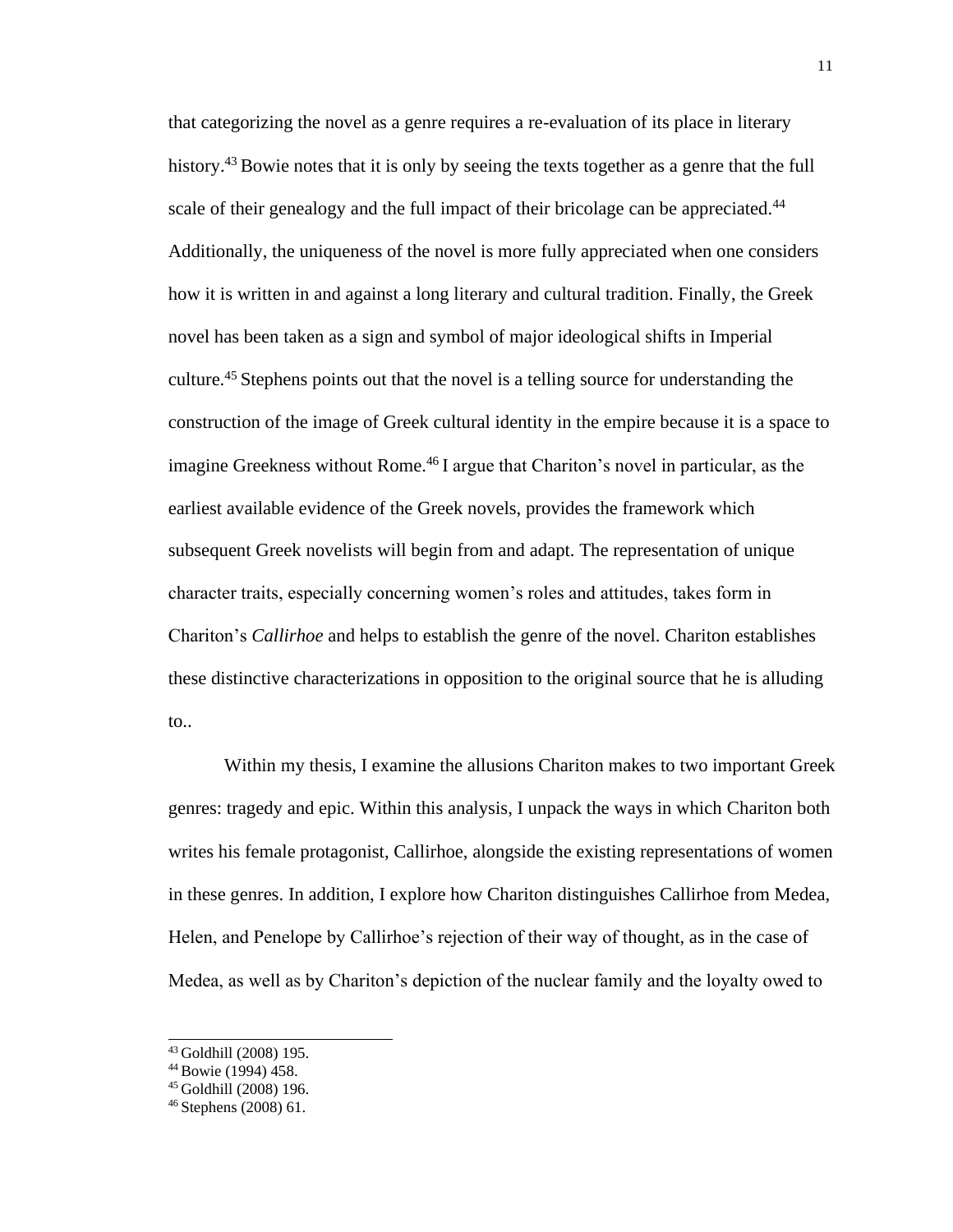that categorizing the novel as a genre requires a re-evaluation of its place in literary history.[43] Bowie notes that it is only by seeing the texts together as a genre that the full scale of their genealogy and the full impact of their bricolage can be appreciated.[44] Additionally, the uniqueness of the novel is more fully appreciated when one considers how it is written in and against a long literary and cultural tradition. Finally, the Greek novel has been taken as a sign and symbol of major ideological shifts in Imperial culture.[45] Stephens points out that the novel is a telling source for understanding the construction of the image of Greek cultural identity in the empire because it is a space to imagine Greekness without Rome.[46] I argue that Chariton's novel in particular, as the earliest available evidence of the Greek novels, provides the framework which subsequent Greek novelists will begin from and adapt. The representation of unique character traits, especially concerning women's roles and attitudes, takes form in Chariton's *Callirhoe* and helps to establish the genre of the novel. Chariton establishes these distinctive characterizations in opposition to the original source that he is alluding to..

Within my thesis, I examine the allusions Chariton makes to two important Greek genres: tragedy and epic. Within this analysis, I unpack the ways in which Chariton both writes his female protagonist, Callirhoe, alongside the existing representations of women in these genres. In addition, I explore how Chariton distinguishes Callirhoe from Medea, Helen, and Penelope by Callirhoe's rejection of their way of thought, as in the case of Medea, as well as by Chariton's depiction of the nuclear family and the loyalty owed to

[43] Goldhill (2008) 195.
[44] Bowie (1994) 458.
[45] Goldhill (2008) 196.
[46] Stephens (2008) 61.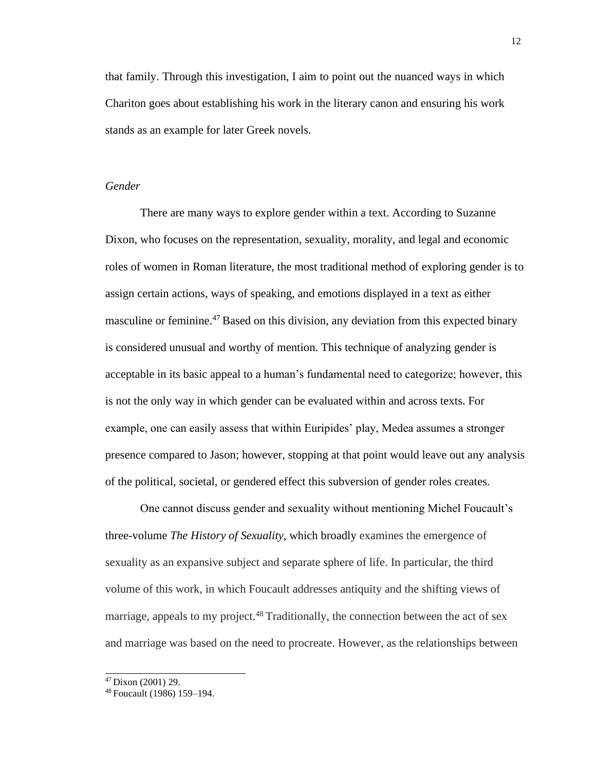that family. Through this investigation, I aim to point out the nuanced ways in which Chariton goes about establishing his work in the literary canon and ensuring his work stands as an example for later Greek novels.

*Gender*

There are many ways to explore gender within a text. According to Suzanne Dixon, who focuses on the representation, sexuality, morality, and legal and economic roles of women in Roman literature, the most traditional method of exploring gender is to assign certain actions, ways of speaking, and emotions displayed in a text as either masculine or feminine.[47] Based on this division, any deviation from this expected binary is considered unusual and worthy of mention. This technique of analyzing gender is acceptable in its basic appeal to a human's fundamental need to categorize; however, this is not the only way in which gender can be evaluated within and across texts. For example, one can easily assess that within Euripides' play, Medea assumes a stronger presence compared to Jason; however, stopping at that point would leave out any analysis of the political, societal, or gendered effect this subversion of gender roles creates.

One cannot discuss gender and sexuality without mentioning Michel Foucault's three-volume *The History of Sexuality*, which broadly examines the emergence of sexuality as an expansive subject and separate sphere of life. In particular, the third volume of this work, in which Foucault addresses antiquity and the shifting views of marriage, appeals to my project.[48] Traditionally, the connection between the act of sex and marriage was based on the need to procreate. However, as the relationships between

[47] Dixon (2001) 29.
[48] Foucault (1986) 159–194.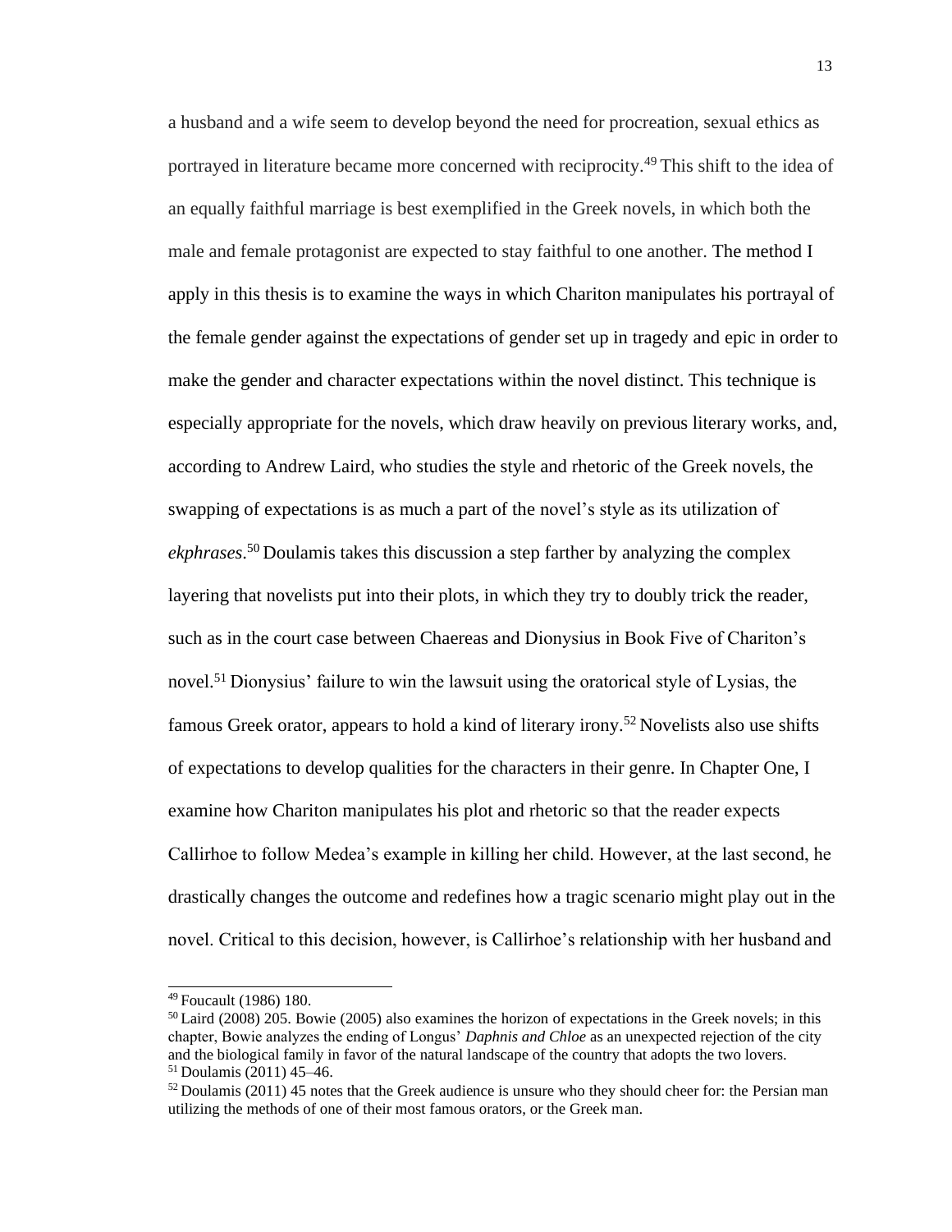a husband and a wife seem to develop beyond the need for procreation, sexual ethics as portrayed in literature became more concerned with reciprocity.[49] This shift to the idea of an equally faithful marriage is best exemplified in the Greek novels, in which both the male and female protagonist are expected to stay faithful to one another. The method I apply in this thesis is to examine the ways in which Chariton manipulates his portrayal of the female gender against the expectations of gender set up in tragedy and epic in order to make the gender and character expectations within the novel distinct. This technique is especially appropriate for the novels, which draw heavily on previous literary works, and, according to Andrew Laird, who studies the style and rhetoric of the Greek novels, the swapping of expectations is as much a part of the novel's style as its utilization of *ekphrases*.[50] Doulamis takes this discussion a step farther by analyzing the complex layering that novelists put into their plots, in which they try to doubly trick the reader, such as in the court case between Chaereas and Dionysius in Book Five of Chariton's novel.[51] Dionysius' failure to win the lawsuit using the oratorical style of Lysias, the famous Greek orator, appears to hold a kind of literary irony.[52] Novelists also use shifts of expectations to develop qualities for the characters in their genre. In Chapter One, I examine how Chariton manipulates his plot and rhetoric so that the reader expects Callirhoe to follow Medea's example in killing her child. However, at the last second, he drastically changes the outcome and redefines how a tragic scenario might play out in the novel. Critical to this decision, however, is Callirhoe's relationship with her husband and

---

[49] Foucault (1986) 180.

[50] Laird (2008) 205. Bowie (2005) also examines the horizon of expectations in the Greek novels; in this chapter, Bowie analyzes the ending of Longus' *Daphnis and Chloe* as an unexpected rejection of the city and the biological family in favor of the natural landscape of the country that adopts the two lovers.

[51] Doulamis (2011) 45–46.

[52] Doulamis (2011) 45 notes that the Greek audience is unsure who they should cheer for: the Persian man utilizing the methods of one of their most famous orators, or the Greek man.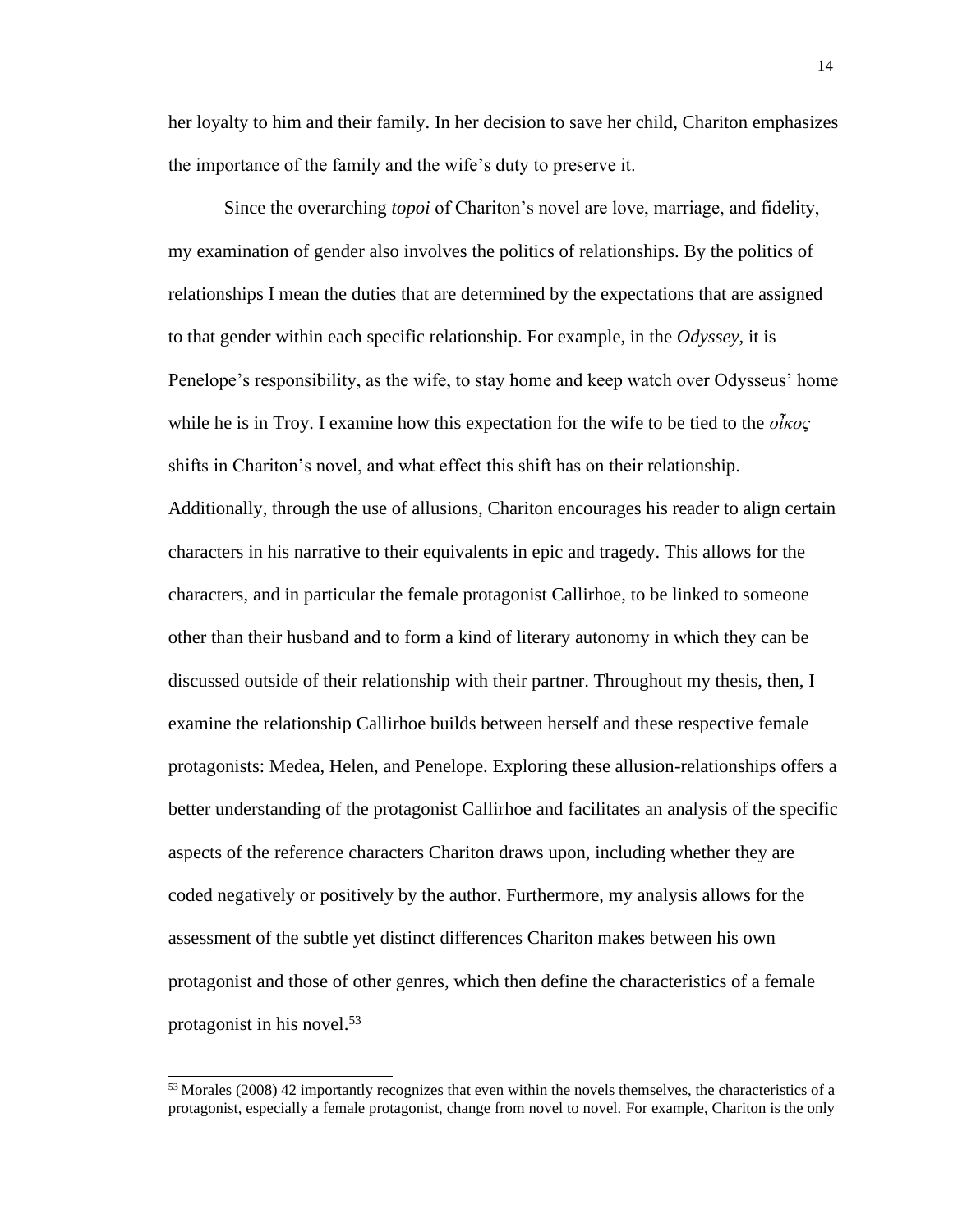her loyalty to him and their family. In her decision to save her child, Chariton emphasizes the importance of the family and the wife's duty to preserve it.

Since the overarching *topoi* of Chariton's novel are love, marriage, and fidelity, my examination of gender also involves the politics of relationships. By the politics of relationships I mean the duties that are determined by the expectations that are assigned to that gender within each specific relationship. For example, in the *Odyssey*, it is Penelope's responsibility, as the wife, to stay home and keep watch over Odysseus' home while he is in Troy. I examine how this expectation for the wife to be tied to the *οἶκος* shifts in Chariton's novel, and what effect this shift has on their relationship. Additionally, through the use of allusions, Chariton encourages his reader to align certain characters in his narrative to their equivalents in epic and tragedy. This allows for the characters, and in particular the female protagonist Callirhoe, to be linked to someone other than their husband and to form a kind of literary autonomy in which they can be discussed outside of their relationship with their partner. Throughout my thesis, then, I examine the relationship Callirhoe builds between herself and these respective female protagonists: Medea, Helen, and Penelope. Exploring these allusion-relationships offers a better understanding of the protagonist Callirhoe and facilitates an analysis of the specific aspects of the reference characters Chariton draws upon, including whether they are coded negatively or positively by the author. Furthermore, my analysis allows for the assessment of the subtle yet distinct differences Chariton makes between his own protagonist and those of other genres, which then define the characteristics of a female protagonist in his novel.[53]

[53] Morales (2008) 42 importantly recognizes that even within the novels themselves, the characteristics of a protagonist, especially a female protagonist, change from novel to novel. For example, Chariton is the only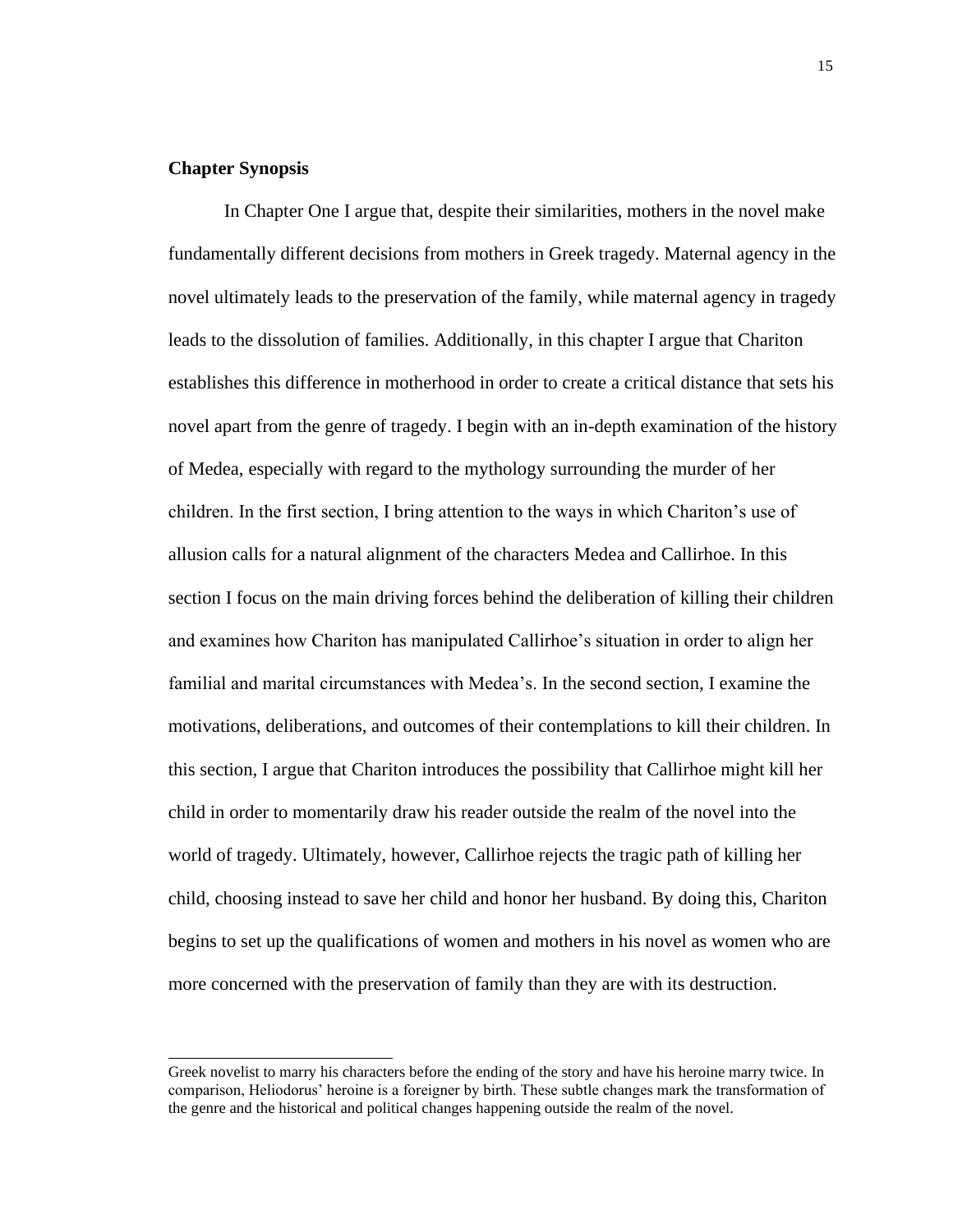**Chapter Synopsis**

In Chapter One I argue that, despite their similarities, mothers in the novel make fundamentally different decisions from mothers in Greek tragedy. Maternal agency in the novel ultimately leads to the preservation of the family, while maternal agency in tragedy leads to the dissolution of families. Additionally, in this chapter I argue that Chariton establishes this difference in motherhood in order to create a critical distance that sets his novel apart from the genre of tragedy. I begin with an in-depth examination of the history of Medea, especially with regard to the mythology surrounding the murder of her children. In the first section, I bring attention to the ways in which Chariton's use of allusion calls for a natural alignment of the characters Medea and Callirhoe. In this section I focus on the main driving forces behind the deliberation of killing their children and examines how Chariton has manipulated Callirhoe's situation in order to align her familial and marital circumstances with Medea's. In the second section, I examine the motivations, deliberations, and outcomes of their contemplations to kill their children. In this section, I argue that Chariton introduces the possibility that Callirhoe might kill her child in order to momentarily draw his reader outside the realm of the novel into the world of tragedy. Ultimately, however, Callirhoe rejects the tragic path of killing her child, choosing instead to save her child and honor her husband. By doing this, Chariton begins to set up the qualifications of women and mothers in his novel as women who are more concerned with the preservation of family than they are with its destruction.

---

Greek novelist to marry his characters before the ending of the story and have his heroine marry twice. In comparison, Heliodorus' heroine is a foreigner by birth. These subtle changes mark the transformation of the genre and the historical and political changes happening outside the realm of the novel.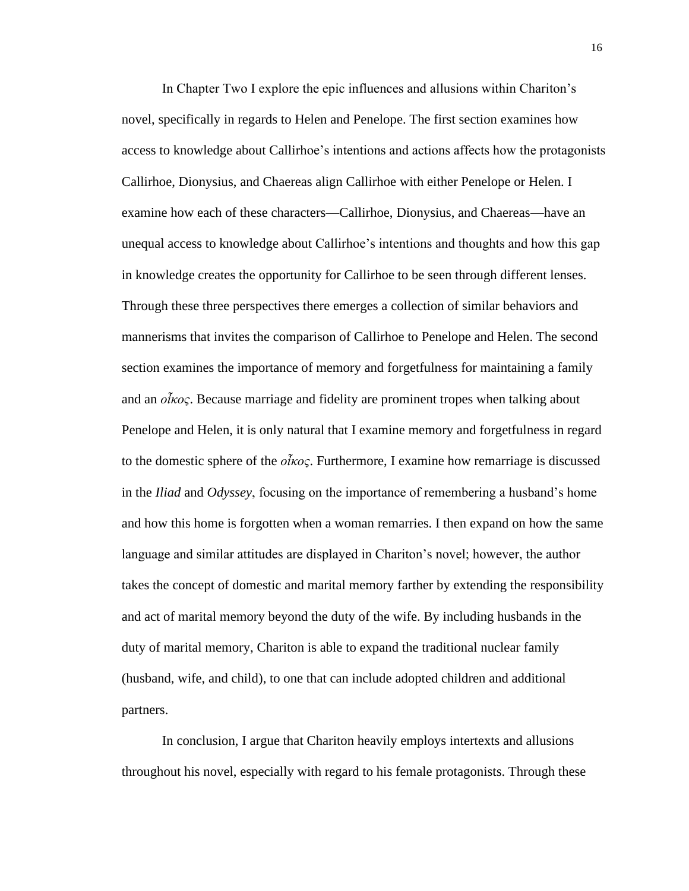In Chapter Two I explore the epic influences and allusions within Chariton's novel, specifically in regards to Helen and Penelope. The first section examines how access to knowledge about Callirhoe's intentions and actions affects how the protagonists Callirhoe, Dionysius, and Chaereas align Callirhoe with either Penelope or Helen. I examine how each of these characters—Callirhoe, Dionysius, and Chaereas—have an unequal access to knowledge about Callirhoe's intentions and thoughts and how this gap in knowledge creates the opportunity for Callirhoe to be seen through different lenses. Through these three perspectives there emerges a collection of similar behaviors and mannerisms that invites the comparison of Callirhoe to Penelope and Helen. The second section examines the importance of memory and forgetfulness for maintaining a family and an *οἶκος*. Because marriage and fidelity are prominent tropes when talking about Penelope and Helen, it is only natural that I examine memory and forgetfulness in regard to the domestic sphere of the *οἶκος*. Furthermore, I examine how remarriage is discussed in the *Iliad* and *Odyssey*, focusing on the importance of remembering a husband's home and how this home is forgotten when a woman remarries. I then expand on how the same language and similar attitudes are displayed in Chariton's novel; however, the author takes the concept of domestic and marital memory farther by extending the responsibility and act of marital memory beyond the duty of the wife. By including husbands in the duty of marital memory, Chariton is able to expand the traditional nuclear family (husband, wife, and child), to one that can include adopted children and additional partners.

In conclusion, I argue that Chariton heavily employs intertexts and allusions throughout his novel, especially with regard to his female protagonists. Through these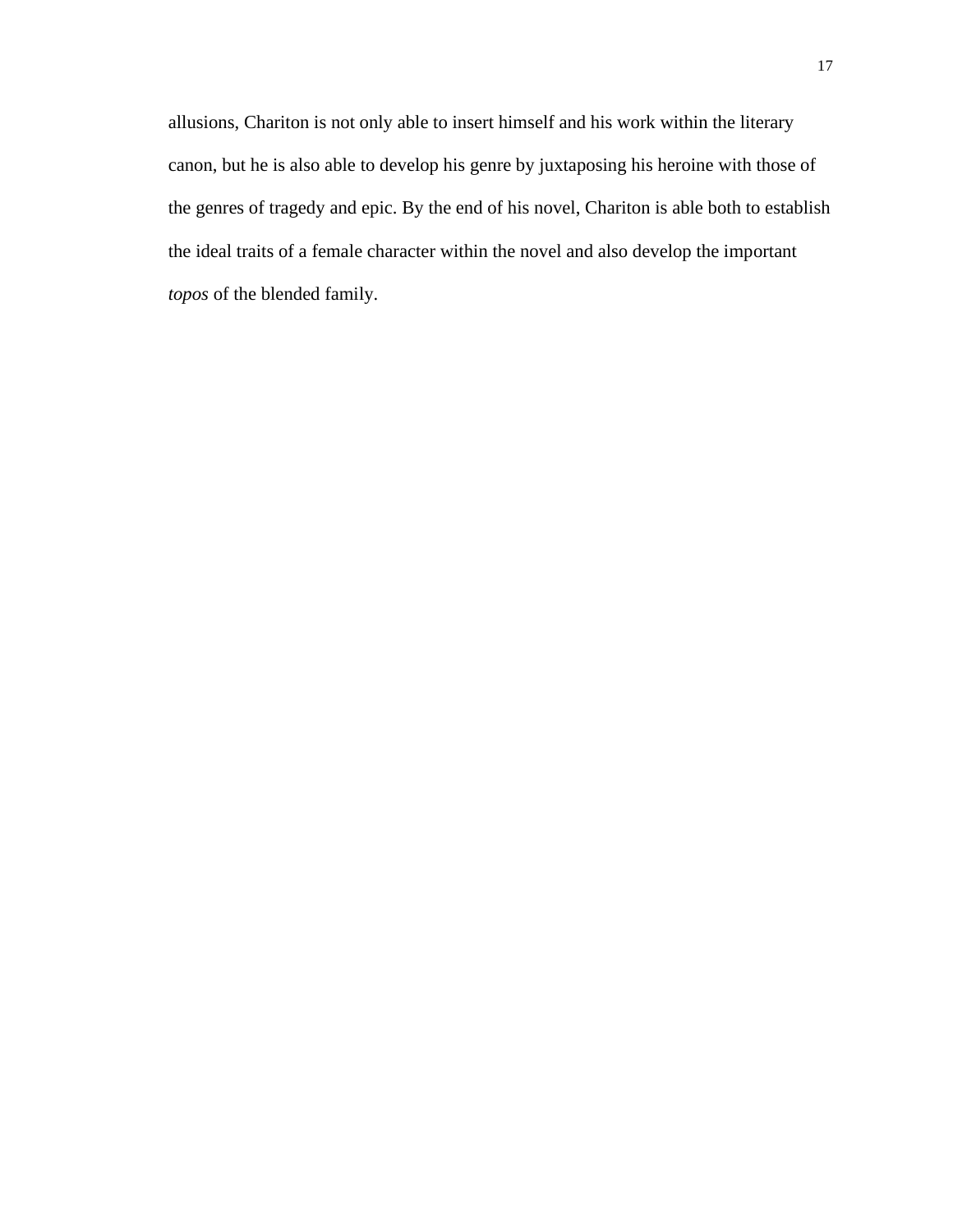allusions, Chariton is not only able to insert himself and his work within the literary canon, but he is also able to develop his genre by juxtaposing his heroine with those of the genres of tragedy and epic. By the end of his novel, Chariton is able both to establish the ideal traits of a female character within the novel and also develop the important *topos* of the blended family.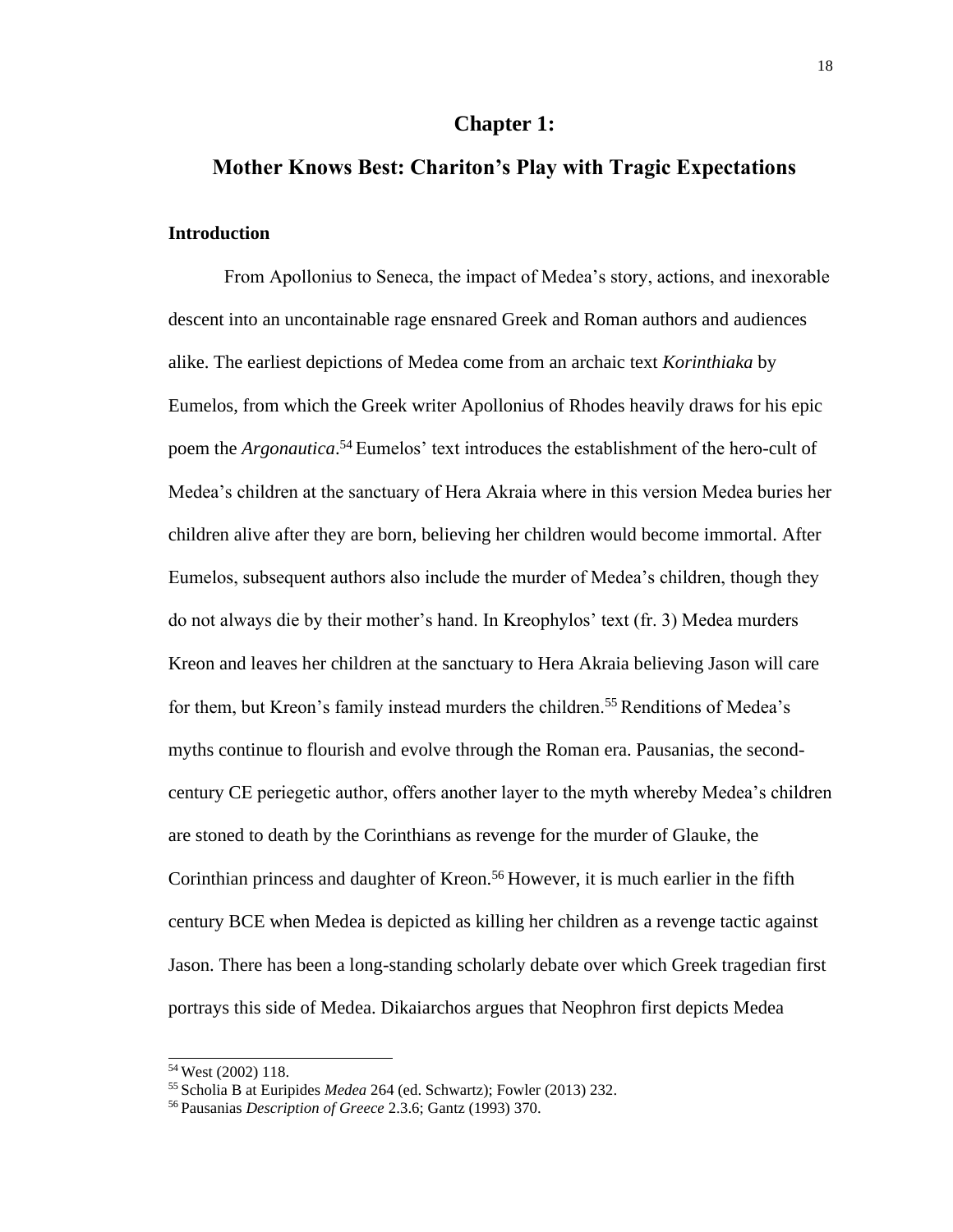# Chapter 1:

# Mother Knows Best: Chariton's Play with Tragic Expectations

## Introduction

From Apollonius to Seneca, the impact of Medea's story, actions, and inexorable descent into an uncontainable rage ensnared Greek and Roman authors and audiences alike. The earliest depictions of Medea come from an archaic text *Korinthiaka* by Eumelos, from which the Greek writer Apollonius of Rhodes heavily draws for his epic poem the *Argonautica*.[54] Eumelos' text introduces the establishment of the hero-cult of Medea's children at the sanctuary of Hera Akraia where in this version Medea buries her children alive after they are born, believing her children would become immortal. After Eumelos, subsequent authors also include the murder of Medea's children, though they do not always die by their mother's hand. In Kreophylos' text (fr. 3) Medea murders Kreon and leaves her children at the sanctuary to Hera Akraia believing Jason will care for them, but Kreon's family instead murders the children.[55] Renditions of Medea's myths continue to flourish and evolve through the Roman era. Pausanias, the second-century CE periegetic author, offers another layer to the myth whereby Medea's children are stoned to death by the Corinthians as revenge for the murder of Glauke, the Corinthian princess and daughter of Kreon.[56] However, it is much earlier in the fifth century BCE when Medea is depicted as killing her children as a revenge tactic against Jason. There has been a long-standing scholarly debate over which Greek tragedian first portrays this side of Medea. Dikaiarchos argues that Neophron first depicts Medea

---

[54] West (2002) 118.

[55] Scholia B at Euripides *Medea* 264 (ed. Schwartz); Fowler (2013) 232.

[56] Pausanias *Description of Greece* 2.3.6; Gantz (1993) 370.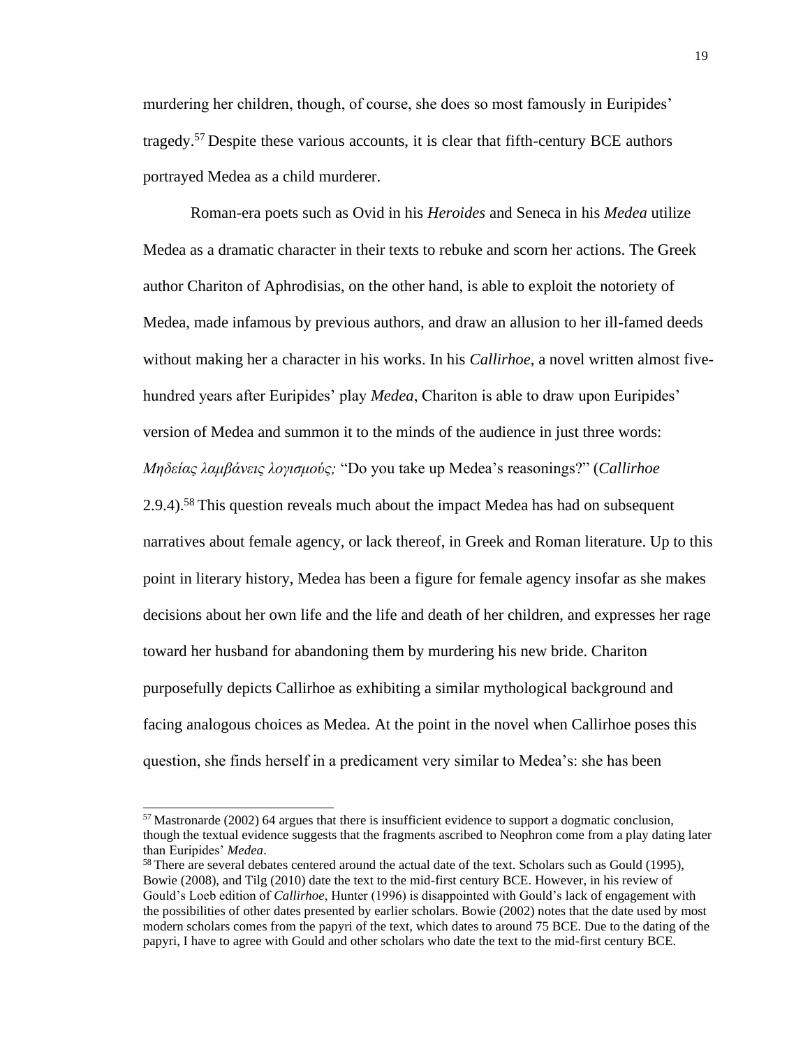murdering her children, though, of course, she does so most famously in Euripides' tragedy.[57] Despite these various accounts, it is clear that fifth-century BCE authors portrayed Medea as a child murderer.

Roman-era poets such as Ovid in his *Heroides* and Seneca in his *Medea* utilize Medea as a dramatic character in their texts to rebuke and scorn her actions. The Greek author Chariton of Aphrodisias, on the other hand, is able to exploit the notoriety of Medea, made infamous by previous authors, and draw an allusion to her ill-famed deeds without making her a character in his works. In his *Callirhoe*, a novel written almost five-hundred years after Euripides' play *Medea*, Chariton is able to draw upon Euripides' version of Medea and summon it to the minds of the audience in just three words: *Μηδείας λαμβάνεις λογισμούς;* "Do you take up Medea's reasonings?" (*Callirhoe* 2.9.4).[58] This question reveals much about the impact Medea has had on subsequent narratives about female agency, or lack thereof, in Greek and Roman literature. Up to this point in literary history, Medea has been a figure for female agency insofar as she makes decisions about her own life and the life and death of her children, and expresses her rage toward her husband for abandoning them by murdering his new bride. Chariton purposefully depicts Callirhoe as exhibiting a similar mythological background and facing analogous choices as Medea. At the point in the novel when Callirhoe poses this question, she finds herself in a predicament very similar to Medea's: she has been

[57] Mastronarde (2002) 64 argues that there is insufficient evidence to support a dogmatic conclusion, though the textual evidence suggests that the fragments ascribed to Neophron come from a play dating later than Euripides' *Medea*.

[58] There are several debates centered around the actual date of the text. Scholars such as Gould (1995), Bowie (2008), and Tilg (2010) date the text to the mid-first century BCE. However, in his review of Gould's Loeb edition of *Callirhoe*, Hunter (1996) is disappointed with Gould's lack of engagement with the possibilities of other dates presented by earlier scholars. Bowie (2002) notes that the date used by most modern scholars comes from the papyri of the text, which dates to around 75 BCE. Due to the dating of the papyri, I have to agree with Gould and other scholars who date the text to the mid-first century BCE.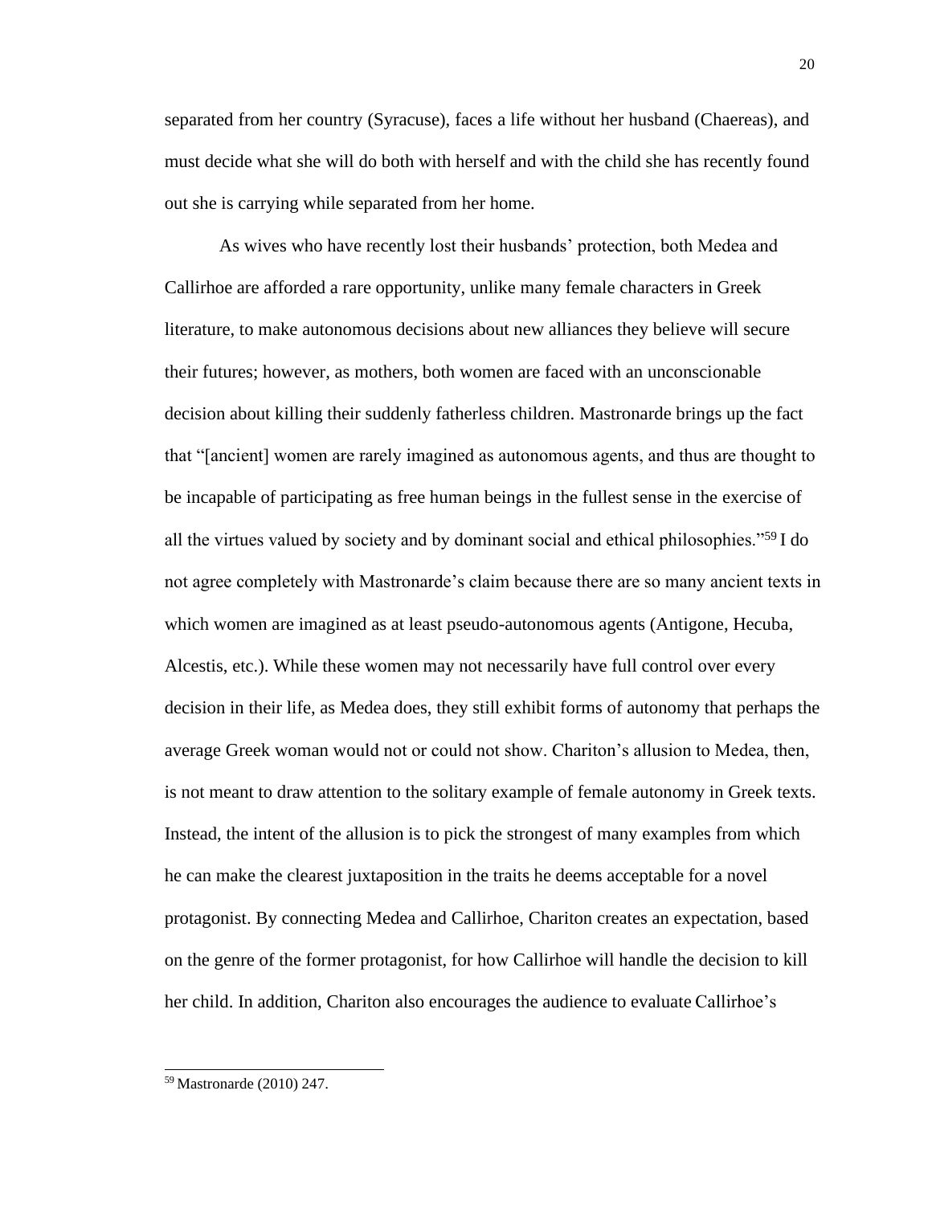separated from her country (Syracuse), faces a life without her husband (Chaereas), and must decide what she will do both with herself and with the child she has recently found out she is carrying while separated from her home.

As wives who have recently lost their husbands' protection, both Medea and Callirhoe are afforded a rare opportunity, unlike many female characters in Greek literature, to make autonomous decisions about new alliances they believe will secure their futures; however, as mothers, both women are faced with an unconscionable decision about killing their suddenly fatherless children. Mastronarde brings up the fact that "[ancient] women are rarely imagined as autonomous agents, and thus are thought to be incapable of participating as free human beings in the fullest sense in the exercise of all the virtues valued by society and by dominant social and ethical philosophies."[59] I do not agree completely with Mastronarde's claim because there are so many ancient texts in which women are imagined as at least pseudo-autonomous agents (Antigone, Hecuba, Alcestis, etc.). While these women may not necessarily have full control over every decision in their life, as Medea does, they still exhibit forms of autonomy that perhaps the average Greek woman would not or could not show. Chariton's allusion to Medea, then, is not meant to draw attention to the solitary example of female autonomy in Greek texts. Instead, the intent of the allusion is to pick the strongest of many examples from which he can make the clearest juxtaposition in the traits he deems acceptable for a novel protagonist. By connecting Medea and Callirhoe, Chariton creates an expectation, based on the genre of the former protagonist, for how Callirhoe will handle the decision to kill her child. In addition, Chariton also encourages the audience to evaluate Callirhoe's

---

[59] Mastronarde (2010) 247.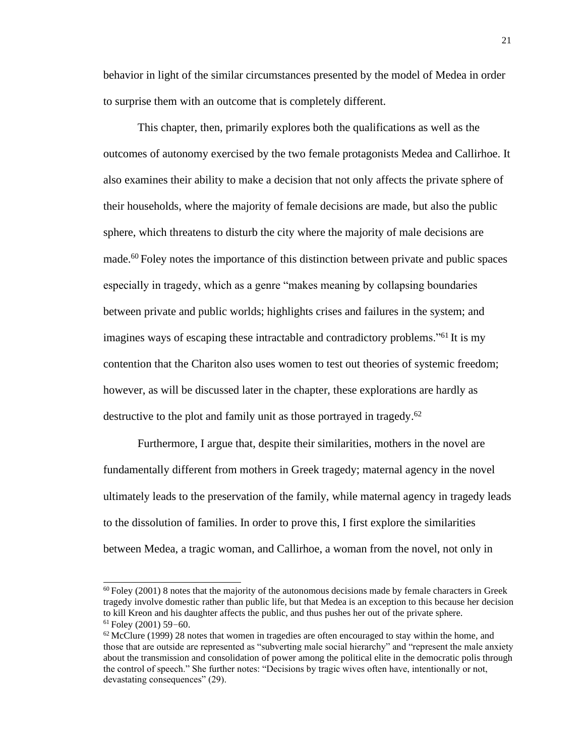behavior in light of the similar circumstances presented by the model of Medea in order to surprise them with an outcome that is completely different.

This chapter, then, primarily explores both the qualifications as well as the outcomes of autonomy exercised by the two female protagonists Medea and Callirhoe. It also examines their ability to make a decision that not only affects the private sphere of their households, where the majority of female decisions are made, but also the public sphere, which threatens to disturb the city where the majority of male decisions are made.[60] Foley notes the importance of this distinction between private and public spaces especially in tragedy, which as a genre "makes meaning by collapsing boundaries between private and public worlds; highlights crises and failures in the system; and imagines ways of escaping these intractable and contradictory problems."[61] It is my contention that the Chariton also uses women to test out theories of systemic freedom; however, as will be discussed later in the chapter, these explorations are hardly as destructive to the plot and family unit as those portrayed in tragedy.[62]

Furthermore, I argue that, despite their similarities, mothers in the novel are fundamentally different from mothers in Greek tragedy; maternal agency in the novel ultimately leads to the preservation of the family, while maternal agency in tragedy leads to the dissolution of families. In order to prove this, I first explore the similarities between Medea, a tragic woman, and Callirhoe, a woman from the novel, not only in

---

[60] Foley (2001) 8 notes that the majority of the autonomous decisions made by female characters in Greek tragedy involve domestic rather than public life, but that Medea is an exception to this because her decision to kill Kreon and his daughter affects the public, and thus pushes her out of the private sphere.

[61] Foley (2001) 59–60.

[62] McClure (1999) 28 notes that women in tragedies are often encouraged to stay within the home, and those that are outside are represented as "subverting male social hierarchy" and "represent the male anxiety about the transmission and consolidation of power among the political elite in the democratic polis through the control of speech." She further notes: "Decisions by tragic wives often have, intentionally or not, devastating consequences" (29).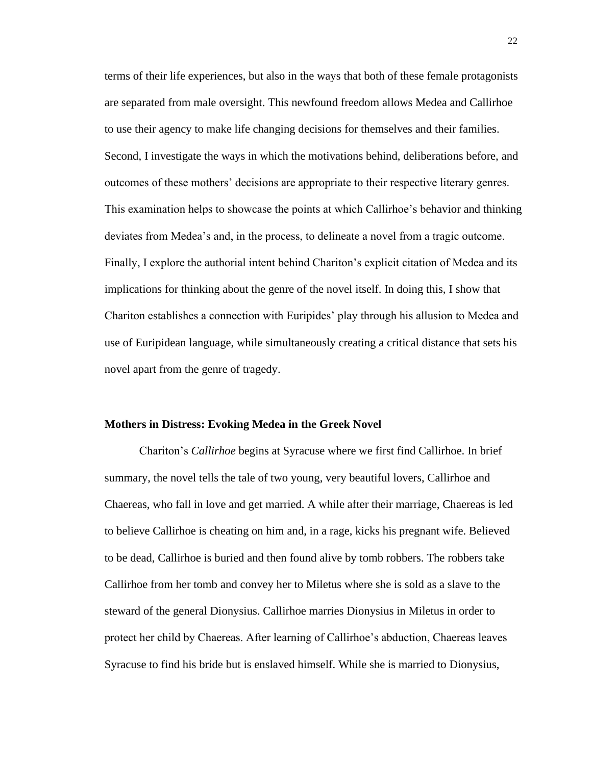terms of their life experiences, but also in the ways that both of these female protagonists are separated from male oversight. This newfound freedom allows Medea and Callirhoe to use their agency to make life changing decisions for themselves and their families. Second, I investigate the ways in which the motivations behind, deliberations before, and outcomes of these mothers' decisions are appropriate to their respective literary genres. This examination helps to showcase the points at which Callirhoe's behavior and thinking deviates from Medea's and, in the process, to delineate a novel from a tragic outcome. Finally, I explore the authorial intent behind Chariton's explicit citation of Medea and its implications for thinking about the genre of the novel itself. In doing this, I show that Chariton establishes a connection with Euripides' play through his allusion to Medea and use of Euripidean language, while simultaneously creating a critical distance that sets his novel apart from the genre of tragedy.

**Mothers in Distress: Evoking Medea in the Greek Novel**

Chariton's *Callirhoe* begins at Syracuse where we first find Callirhoe. In brief summary, the novel tells the tale of two young, very beautiful lovers, Callirhoe and Chaereas, who fall in love and get married. A while after their marriage, Chaereas is led to believe Callirhoe is cheating on him and, in a rage, kicks his pregnant wife. Believed to be dead, Callirhoe is buried and then found alive by tomb robbers. The robbers take Callirhoe from her tomb and convey her to Miletus where she is sold as a slave to the steward of the general Dionysius. Callirhoe marries Dionysius in Miletus in order to protect her child by Chaereas. After learning of Callirhoe's abduction, Chaereas leaves Syracuse to find his bride but is enslaved himself. While she is married to Dionysius,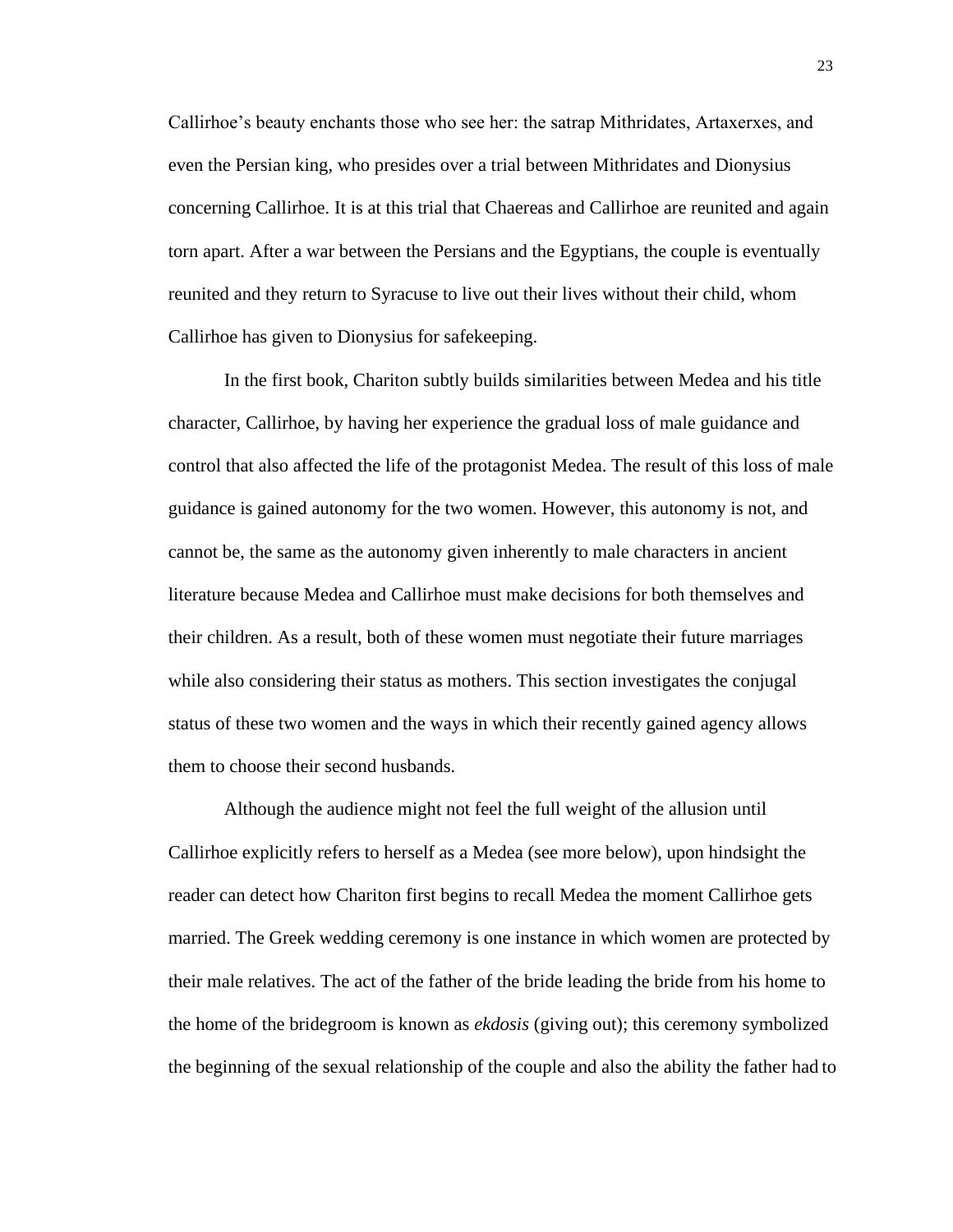Callirhoe's beauty enchants those who see her: the satrap Mithridates, Artaxerxes, and even the Persian king, who presides over a trial between Mithridates and Dionysius concerning Callirhoe. It is at this trial that Chaereas and Callirhoe are reunited and again torn apart. After a war between the Persians and the Egyptians, the couple is eventually reunited and they return to Syracuse to live out their lives without their child, whom Callirhoe has given to Dionysius for safekeeping.

In the first book, Chariton subtly builds similarities between Medea and his title character, Callirhoe, by having her experience the gradual loss of male guidance and control that also affected the life of the protagonist Medea. The result of this loss of male guidance is gained autonomy for the two women. However, this autonomy is not, and cannot be, the same as the autonomy given inherently to male characters in ancient literature because Medea and Callirhoe must make decisions for both themselves and their children. As a result, both of these women must negotiate their future marriages while also considering their status as mothers. This section investigates the conjugal status of these two women and the ways in which their recently gained agency allows them to choose their second husbands.

Although the audience might not feel the full weight of the allusion until Callirhoe explicitly refers to herself as a Medea (see more below), upon hindsight the reader can detect how Chariton first begins to recall Medea the moment Callirhoe gets married. The Greek wedding ceremony is one instance in which women are protected by their male relatives. The act of the father of the bride leading the bride from his home to the home of the bridegroom is known as *ekdosis* (giving out); this ceremony symbolized the beginning of the sexual relationship of the couple and also the ability the father had to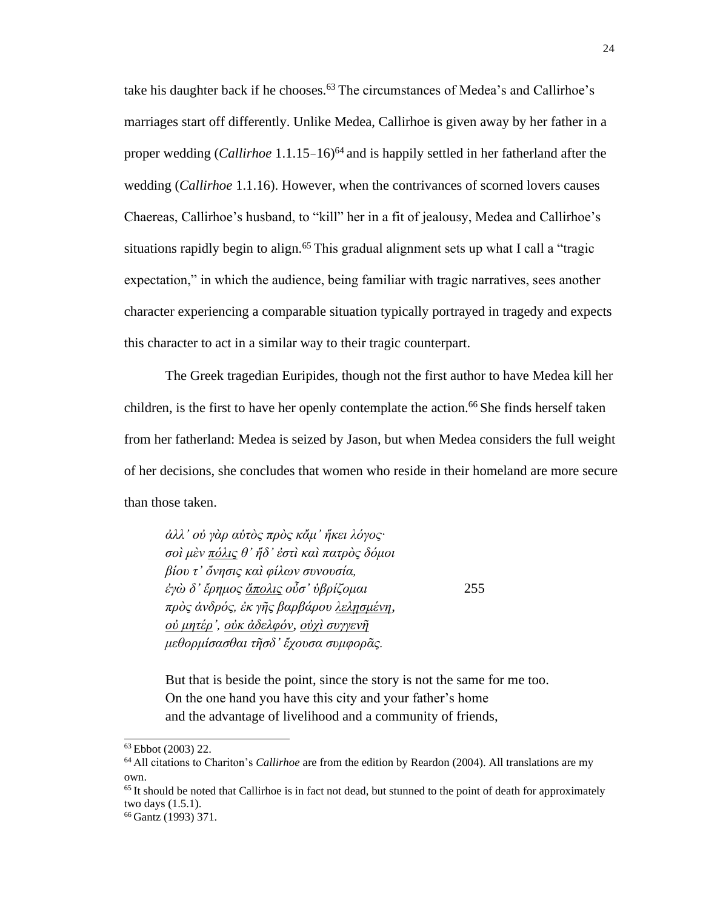take his daughter back if he chooses.[63] The circumstances of Medea's and Callirhoe's marriages start off differently. Unlike Medea, Callirhoe is given away by her father in a proper wedding (*Callirhoe* 1.1.15–16)[64] and is happily settled in her fatherland after the wedding (*Callirhoe* 1.1.16). However, when the contrivances of scorned lovers causes Chaereas, Callirhoe's husband, to "kill" her in a fit of jealousy, Medea and Callirhoe's situations rapidly begin to align.[65] This gradual alignment sets up what I call a "tragic expectation," in which the audience, being familiar with tragic narratives, sees another character experiencing a comparable situation typically portrayed in tragedy and expects this character to act in a similar way to their tragic counterpart.

The Greek tragedian Euripides, though not the first author to have Medea kill her children, is the first to have her openly contemplate the action.[66] She finds herself taken from her fatherland: Medea is seized by Jason, but when Medea considers the full weight of her decisions, she concludes that women who reside in their homeland are more secure than those taken.

> *ἀλλ' οὐ γὰρ αὑτὸς πρὸς κἄμ' ἥκει λόγος·*
> *σοὶ μὲν <u>πόλις</u> θ' ἥδ' ἐστὶ καὶ πατρὸς δόμοι*
> *βίου τ' ὄνησις καὶ φίλων συνουσία,*
> *ἐγὼ δ' ἔρημος <u>ἄπολις</u> οὖσ' ὑβρίζομαι* 255
> *πρὸς ἀνδρός, ἐκ γῆς βαρβάρου <u>λελῃσμένη</u>,*
> *<u>οὐ μητέρ'</u>, <u>οὐκ ἀδελφόν</u>, <u>οὐχὶ συγγενῆ</u>*
> *μεθορμίσασθαι τῆσδ' ἔχουσα συμφορᾶς.*
>
> But that is beside the point, since the story is not the same for me too.
> On the one hand you have this city and your father's home
> and the advantage of livelihood and a community of friends,

---

[63] Ebbot (2003) 22.

[64] All citations to Chariton's *Callirhoe* are from the edition by Reardon (2004). All translations are my own.

[65] It should be noted that Callirhoe is in fact not dead, but stunned to the point of death for approximately two days (1.5.1).

[66] Gantz (1993) 371.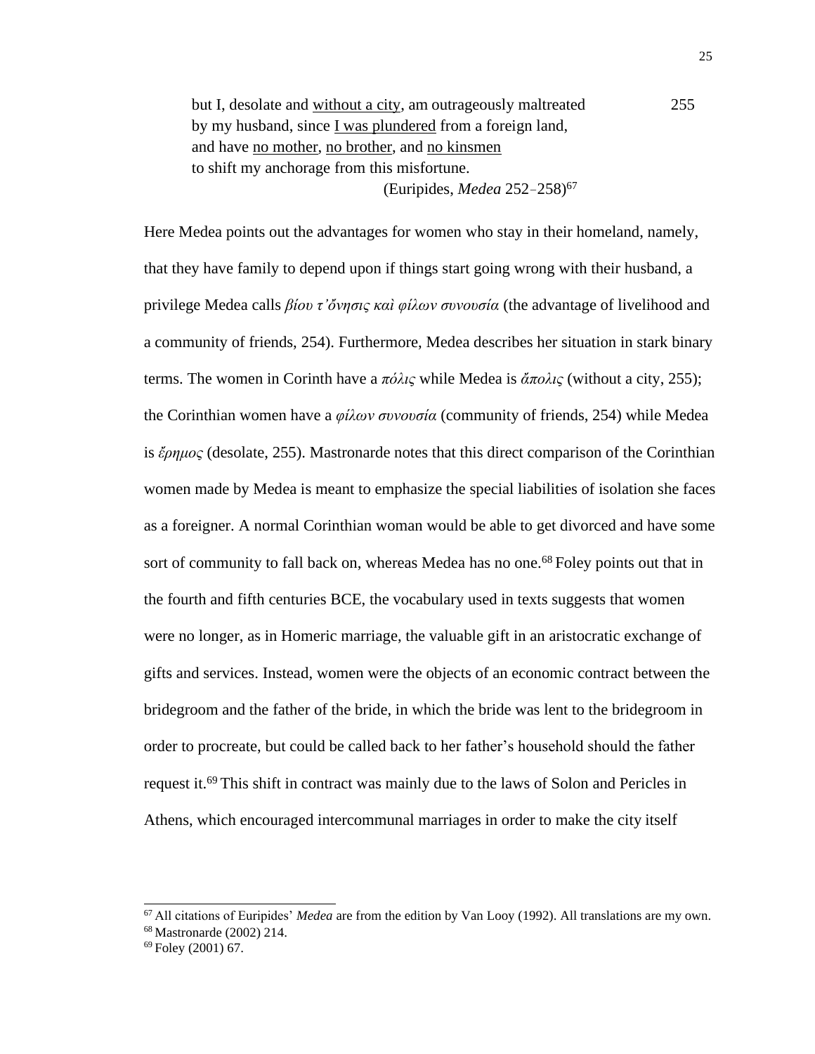> but I, desolate and <u>without a city</u>, am outrageously maltreated 255
> by my husband, since <u>I was plundered</u> from a foreign land,
> and have <u>no mother</u>, <u>no brother</u>, and <u>no kinsmen</u>
> to shift my anchorage from this misfortune.
>
> (Euripides, *Medea* 252–258)[67]

Here Medea points out the advantages for women who stay in their homeland, namely, that they have family to depend upon if things start going wrong with their husband, a privilege Medea calls *βίου τ'ὄνησις καὶ φίλων συνουσία* (the advantage of livelihood and a community of friends, 254). Furthermore, Medea describes her situation in stark binary terms. The women in Corinth have a *πόλις* while Medea is *ἄπολις* (without a city, 255); the Corinthian women have a *φίλων συνουσία* (community of friends, 254) while Medea is *ἔρημος* (desolate, 255). Mastronarde notes that this direct comparison of the Corinthian women made by Medea is meant to emphasize the special liabilities of isolation she faces as a foreigner. A normal Corinthian woman would be able to get divorced and have some sort of community to fall back on, whereas Medea has no one.[68] Foley points out that in the fourth and fifth centuries BCE, the vocabulary used in texts suggests that women were no longer, as in Homeric marriage, the valuable gift in an aristocratic exchange of gifts and services. Instead, women were the objects of an economic contract between the bridegroom and the father of the bride, in which the bride was lent to the bridegroom in order to procreate, but could be called back to her father's household should the father request it.[69] This shift in contract was mainly due to the laws of Solon and Pericles in Athens, which encouraged intercommunal marriages in order to make the city itself

---

[67] All citations of Euripides' *Medea* are from the edition by Van Looy (1992). All translations are my own.

[68] Mastronarde (2002) 214.

[69] Foley (2001) 67.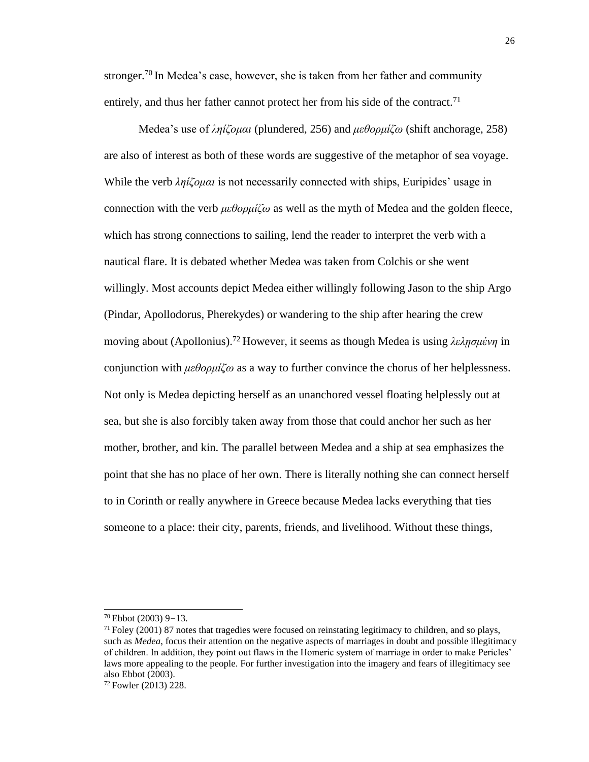stronger.[70] In Medea's case, however, she is taken from her father and community entirely, and thus her father cannot protect her from his side of the contract.[71]

Medea's use of *λῃίζομαι* (plundered, 256) and *μεθορμίζω* (shift anchorage, 258) are also of interest as both of these words are suggestive of the metaphor of sea voyage. While the verb *λῃίζομαι* is not necessarily connected with ships, Euripides' usage in connection with the verb *μεθορμίζω* as well as the myth of Medea and the golden fleece, which has strong connections to sailing, lend the reader to interpret the verb with a nautical flare. It is debated whether Medea was taken from Colchis or she went willingly. Most accounts depict Medea either willingly following Jason to the ship Argo (Pindar, Apollodorus, Pherekydes) or wandering to the ship after hearing the crew moving about (Apollonius).[72] However, it seems as though Medea is using *λελῃσμένη* in conjunction with *μεθορμίζω* as a way to further convince the chorus of her helplessness. Not only is Medea depicting herself as an unanchored vessel floating helplessly out at sea, but she is also forcibly taken away from those that could anchor her such as her mother, brother, and kin. The parallel between Medea and a ship at sea emphasizes the point that she has no place of her own. There is literally nothing she can connect herself to in Corinth or really anywhere in Greece because Medea lacks everything that ties someone to a place: their city, parents, friends, and livelihood. Without these things,

---

[70] Ebbot (2003) 9−13.

[71] Foley (2001) 87 notes that tragedies were focused on reinstating legitimacy to children, and so plays, such as *Medea*, focus their attention on the negative aspects of marriages in doubt and possible illegitimacy of children. In addition, they point out flaws in the Homeric system of marriage in order to make Pericles' laws more appealing to the people. For further investigation into the imagery and fears of illegitimacy see also Ebbot (2003).

[72] Fowler (2013) 228.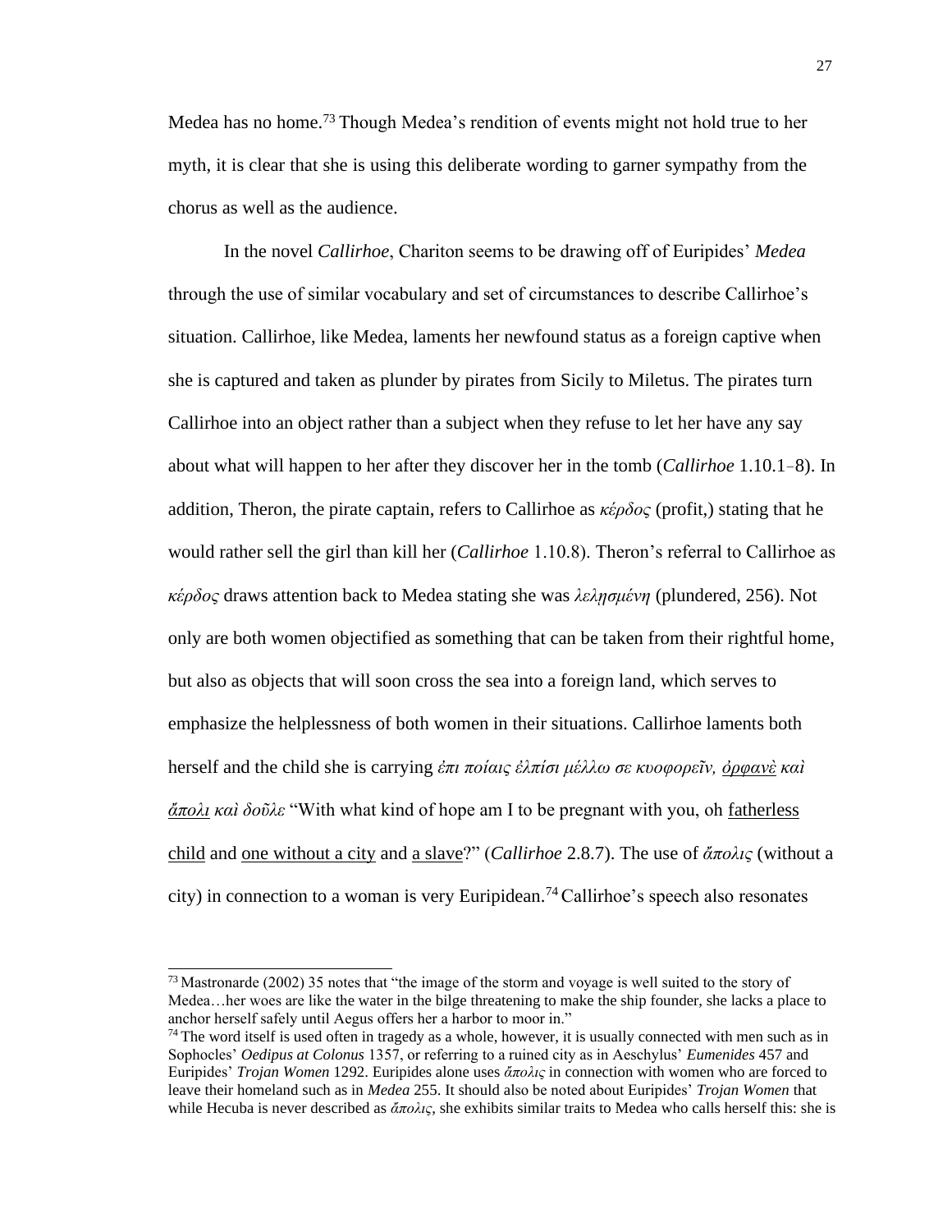Medea has no home.[73] Though Medea's rendition of events might not hold true to her myth, it is clear that she is using this deliberate wording to garner sympathy from the chorus as well as the audience.

In the novel *Callirhoe*, Chariton seems to be drawing off of Euripides' *Medea* through the use of similar vocabulary and set of circumstances to describe Callirhoe's situation. Callirhoe, like Medea, laments her newfound status as a foreign captive when she is captured and taken as plunder by pirates from Sicily to Miletus. The pirates turn Callirhoe into an object rather than a subject when they refuse to let her have any say about what will happen to her after they discover her in the tomb (*Callirhoe* 1.10.1–8). In addition, Theron, the pirate captain, refers to Callirhoe as *κέρδος* (profit,) stating that he would rather sell the girl than kill her (*Callirhoe* 1.10.8). Theron's referral to Callirhoe as *κέρδος* draws attention back to Medea stating she was *λελησμένη* (plundered, 256). Not only are both women objectified as something that can be taken from their rightful home, but also as objects that will soon cross the sea into a foreign land, which serves to emphasize the helplessness of both women in their situations. Callirhoe laments both herself and the child she is carrying *ἐπι ποίαις ἐλπίσι μέλλω σε κυοφορεῖν, ὀρφανὲ καὶ ἄπολι καὶ δοῦλε* "With what kind of hope am I to be pregnant with you, oh fatherless child and one without a city and a slave?" (*Callirhoe* 2.8.7). The use of *ἄπολις* (without a city) in connection to a woman is very Euripidean.[74] Callirhoe's speech also resonates

---

[73] Mastronarde (2002) 35 notes that "the image of the storm and voyage is well suited to the story of Medea…her woes are like the water in the bilge threatening to make the ship founder, she lacks a place to anchor herself safely until Aegus offers her a harbor to moor in."

[74] The word itself is used often in tragedy as a whole, however, it is usually connected with men such as in Sophocles' *Oedipus at Colonus* 1357, or referring to a ruined city as in Aeschylus' *Eumenides* 457 and Euripides' *Trojan Women* 1292. Euripides alone uses *ἄπολις* in connection with women who are forced to leave their homeland such as in *Medea* 255. It should also be noted about Euripides' *Trojan Women* that while Hecuba is never described as *ἄπολις*, she exhibits similar traits to Medea who calls herself this: she is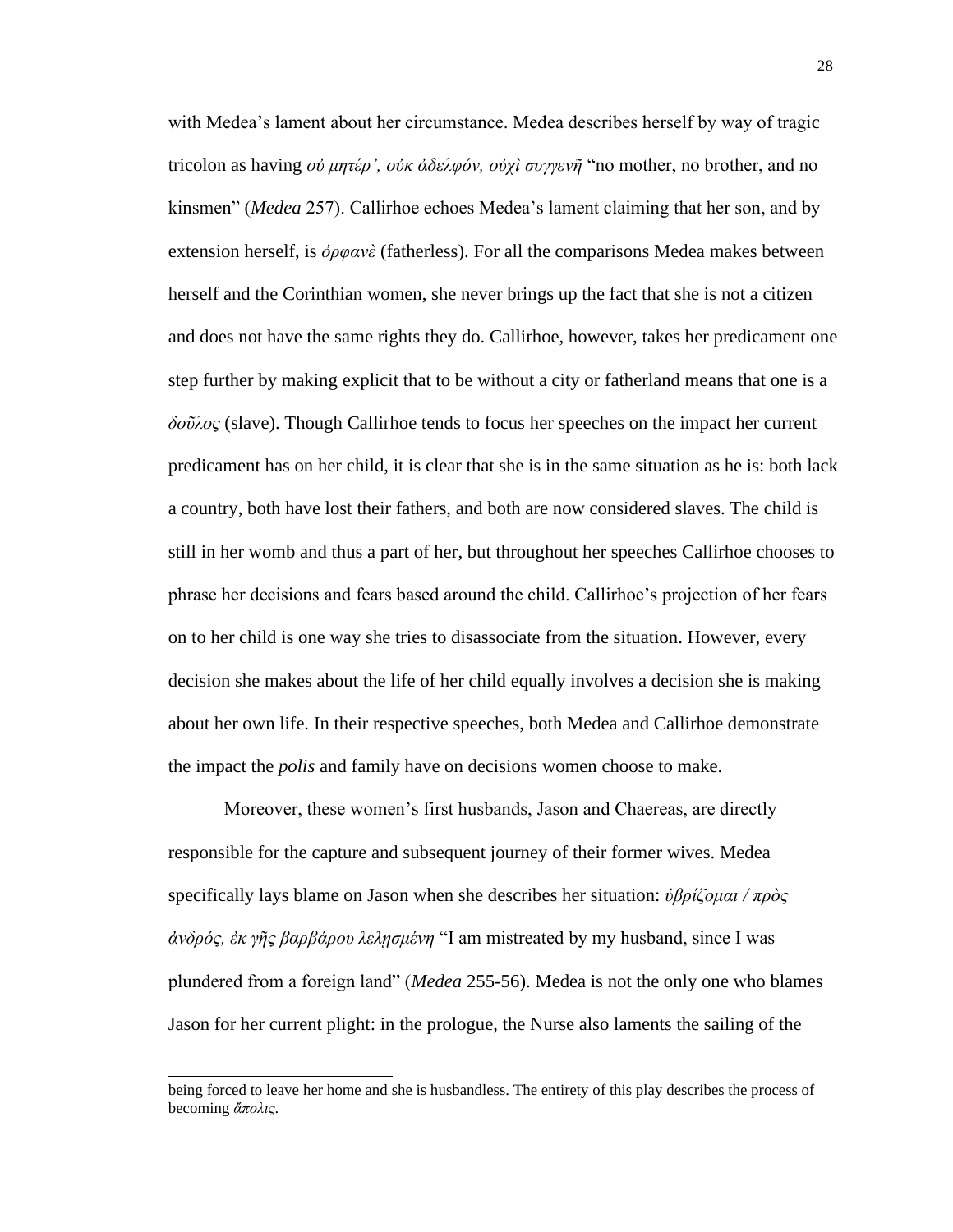with Medea's lament about her circumstance. Medea describes herself by way of tragic tricolon as having *οὐ μητέρ', οὐκ ἀδελφόν, οὐχὶ συγγενῆ* "no mother, no brother, and no kinsmen" (*Medea* 257). Callirhoe echoes Medea's lament claiming that her son, and by extension herself, is *ὀρφανὲ* (fatherless). For all the comparisons Medea makes between herself and the Corinthian women, she never brings up the fact that she is not a citizen and does not have the same rights they do. Callirhoe, however, takes her predicament one step further by making explicit that to be without a city or fatherland means that one is a *δοῦλος* (slave). Though Callirhoe tends to focus her speeches on the impact her current predicament has on her child, it is clear that she is in the same situation as he is: both lack a country, both have lost their fathers, and both are now considered slaves. The child is still in her womb and thus a part of her, but throughout her speeches Callirhoe chooses to phrase her decisions and fears based around the child. Callirhoe's projection of her fears on to her child is one way she tries to disassociate from the situation. However, every decision she makes about the life of her child equally involves a decision she is making about her own life. In their respective speeches, both Medea and Callirhoe demonstrate the impact the *polis* and family have on decisions women choose to make.

Moreover, these women's first husbands, Jason and Chaereas, are directly responsible for the capture and subsequent journey of their former wives. Medea specifically lays blame on Jason when she describes her situation: *ὑβρίζομαι / πρὸς ἀνδρός, ἐκ γῆς βαρβάρου λελῃσμένη* "I am mistreated by my husband, since I was plundered from a foreign land" (*Medea* 255-56). Medea is not the only one who blames Jason for her current plight: in the prologue, the Nurse also laments the sailing of the

being forced to leave her home and she is husbandless. The entirety of this play describes the process of becoming *ἄπολις*.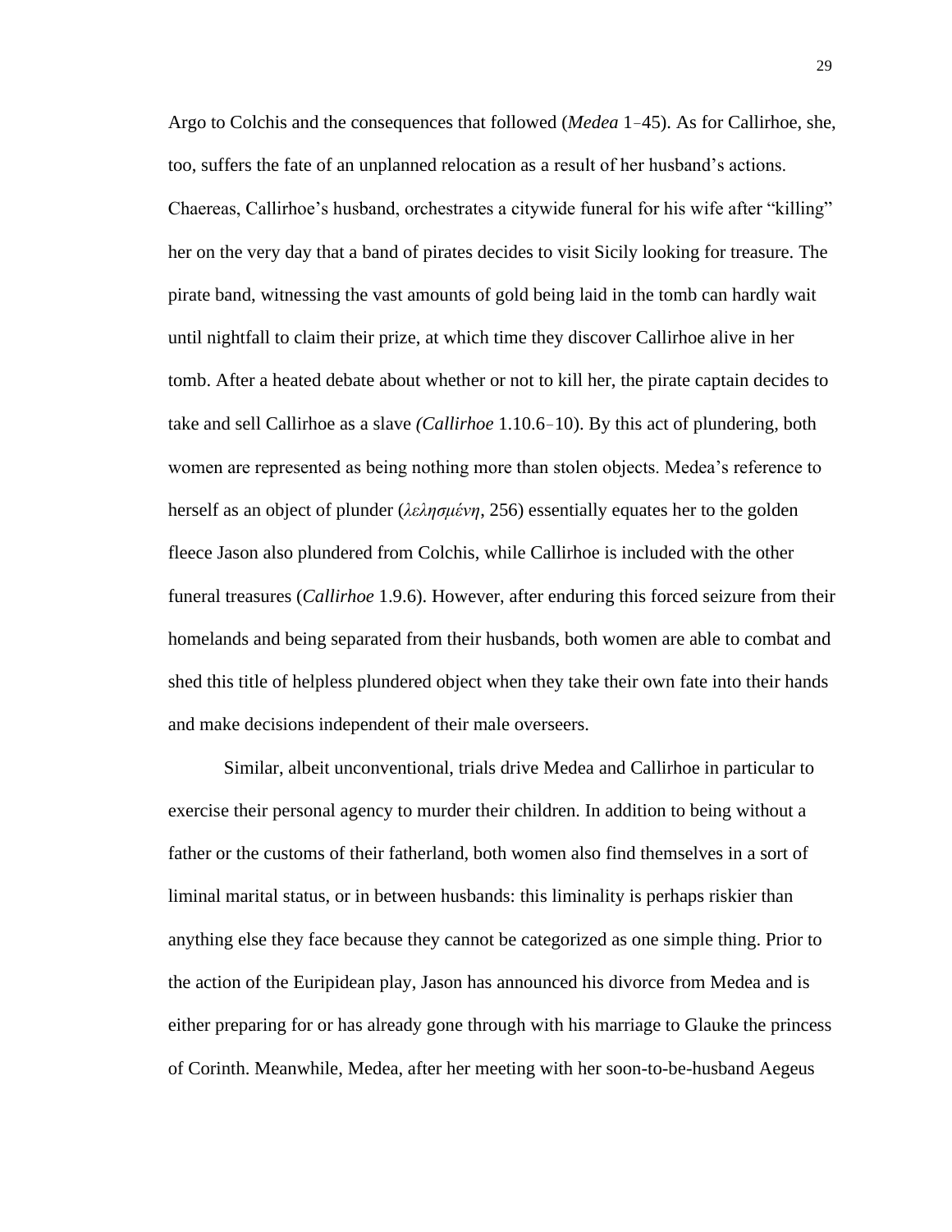Argo to Colchis and the consequences that followed (*Medea* 1–45). As for Callirhoe, she, too, suffers the fate of an unplanned relocation as a result of her husband's actions. Chaereas, Callirhoe's husband, orchestrates a citywide funeral for his wife after "killing" her on the very day that a band of pirates decides to visit Sicily looking for treasure. The pirate band, witnessing the vast amounts of gold being laid in the tomb can hardly wait until nightfall to claim their prize, at which time they discover Callirhoe alive in her tomb. After a heated debate about whether or not to kill her, the pirate captain decides to take and sell Callirhoe as a slave (*Callirhoe* 1.10.6–10). By this act of plundering, both women are represented as being nothing more than stolen objects. Medea's reference to herself as an object of plunder (*λελησμένη*, 256) essentially equates her to the golden fleece Jason also plundered from Colchis, while Callirhoe is included with the other funeral treasures (*Callirhoe* 1.9.6). However, after enduring this forced seizure from their homelands and being separated from their husbands, both women are able to combat and shed this title of helpless plundered object when they take their own fate into their hands and make decisions independent of their male overseers.

Similar, albeit unconventional, trials drive Medea and Callirhoe in particular to exercise their personal agency to murder their children. In addition to being without a father or the customs of their fatherland, both women also find themselves in a sort of liminal marital status, or in between husbands: this liminality is perhaps riskier than anything else they face because they cannot be categorized as one simple thing. Prior to the action of the Euripidean play, Jason has announced his divorce from Medea and is either preparing for or has already gone through with his marriage to Glauke the princess of Corinth. Meanwhile, Medea, after her meeting with her soon-to-be-husband Aegeus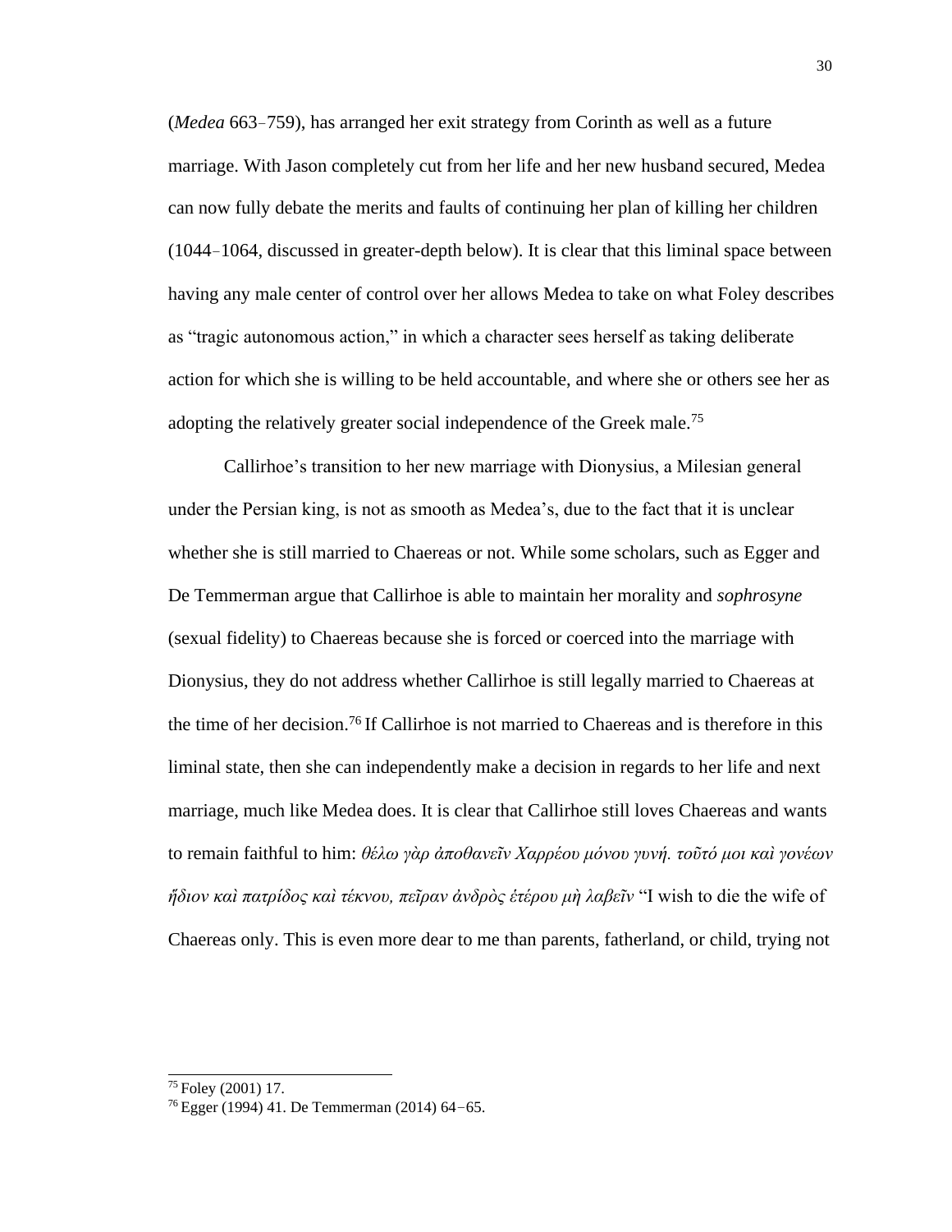(*Medea* 663–759), has arranged her exit strategy from Corinth as well as a future marriage. With Jason completely cut from her life and her new husband secured, Medea can now fully debate the merits and faults of continuing her plan of killing her children (1044–1064, discussed in greater-depth below). It is clear that this liminal space between having any male center of control over her allows Medea to take on what Foley describes as "tragic autonomous action," in which a character sees herself as taking deliberate action for which she is willing to be held accountable, and where she or others see her as adopting the relatively greater social independence of the Greek male.[75]

Callirhoe's transition to her new marriage with Dionysius, a Milesian general under the Persian king, is not as smooth as Medea's, due to the fact that it is unclear whether she is still married to Chaereas or not. While some scholars, such as Egger and De Temmerman argue that Callirhoe is able to maintain her morality and *sophrosyne* (sexual fidelity) to Chaereas because she is forced or coerced into the marriage with Dionysius, they do not address whether Callirhoe is still legally married to Chaereas at the time of her decision.[76] If Callirhoe is not married to Chaereas and is therefore in this liminal state, then she can independently make a decision in regards to her life and next marriage, much like Medea does. It is clear that Callirhoe still loves Chaereas and wants to remain faithful to him: *θέλω γὰρ ἀποθανεῖν Χαρρέου μόνου γυνή. τοῦτό μοι καὶ γονέων ἥδιον καὶ πατρίδος καὶ τέκνου, πεῖραν ἀνδρὸς ἑτέρου μὴ λαβεῖν* "I wish to die the wife of Chaereas only. This is even more dear to me than parents, fatherland, or child, trying not

---

[75] Foley (2001) 17.

[76] Egger (1994) 41. De Temmerman (2014) 64–65.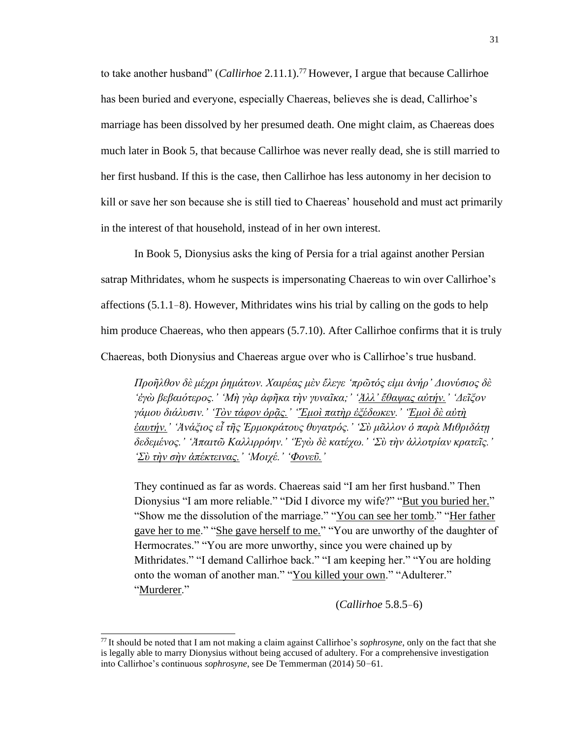to take another husband" (*Callirhoe* 2.11.1).[77] However, I argue that because Callirhoe has been buried and everyone, especially Chaereas, believes she is dead, Callirhoe's marriage has been dissolved by her presumed death. One might claim, as Chaereas does much later in Book 5, that because Callirhoe was never really dead, she is still married to her first husband. If this is the case, then Callirhoe has less autonomy in her decision to kill or save her son because she is still tied to Chaereas' household and must act primarily in the interest of that household, instead of in her own interest.

In Book 5, Dionysius asks the king of Persia for a trial against another Persian satrap Mithridates, whom he suspects is impersonating Chaereas to win over Callirhoe's affections (5.1.1–8). However, Mithridates wins his trial by calling on the gods to help him produce Chaereas, who then appears (5.7.10). After Callirhoe confirms that it is truly Chaereas, both Dionysius and Chaereas argue over who is Callirhoe's true husband.

> *Προῆλθον δὲ μέχρι ῥημάτων. Χαιρέας μὲν ἔλεγε 'πρῶτός εἰμι ἀνήρ' Διονύσιος δὲ 'ἐγὼ βεβαιότερος.' 'Μὴ γὰρ ἀφῆκα τὴν γυναῖκα;' '<u>Ἀλλ' ἔθαψας αὐτήν.</u>' 'Δεῖξον γάμου διάλυσιν.' '<u>Τὸν τάφον ὁρᾷς.</u>' '<u>Ἐμοὶ πατὴρ ἐξέδωκεν</u>.' '<u>Ἐμοὶ δὲ αὐτὴ ἑαυτήν.</u>' 'Ἀνάξιος εἶ τῆς Ἑρμοκράτους θυγατρός.' 'Σὺ μᾶλλον ὁ παρὰ Μιθριδάτῃ δεδεμένος.' 'Ἀπαιτῶ Καλλιρρόην.' 'Ἐγὼ δὲ κατέχω.' 'Σὺ τὴν ἀλλοτρίαν κρατεῖς.' '<u>Σὺ τὴν σὴν ἀπέκτεινας.</u>' 'Μοιχέ.' '<u>Φονεῦ.</u>'*
>
> They continued as far as words. Chaereas said "I am her first husband." Then Dionysius "I am more reliable." "Did I divorce my wife?" "<u>But you buried her.</u>" "Show me the dissolution of the marriage." "<u>You can see her tomb</u>." "<u>Her father gave her to me</u>." "<u>She gave herself to me.</u>" "You are unworthy of the daughter of Hermocrates." "You are more unworthy, since you were chained up by Mithridates." "I demand Callirhoe back." "I am keeping her." "You are holding onto the woman of another man." "<u>You killed your own</u>." "Adulterer." "<u>Murderer</u>."
>
> (*Callirhoe* 5.8.5–6)

[77] It should be noted that I am not making a claim against Callirhoe's *sophrosyne*, only on the fact that she is legally able to marry Dionysius without being accused of adultery. For a comprehensive investigation into Callirhoe's continuous *sophrosyne*, see De Temmerman (2014) 50–61.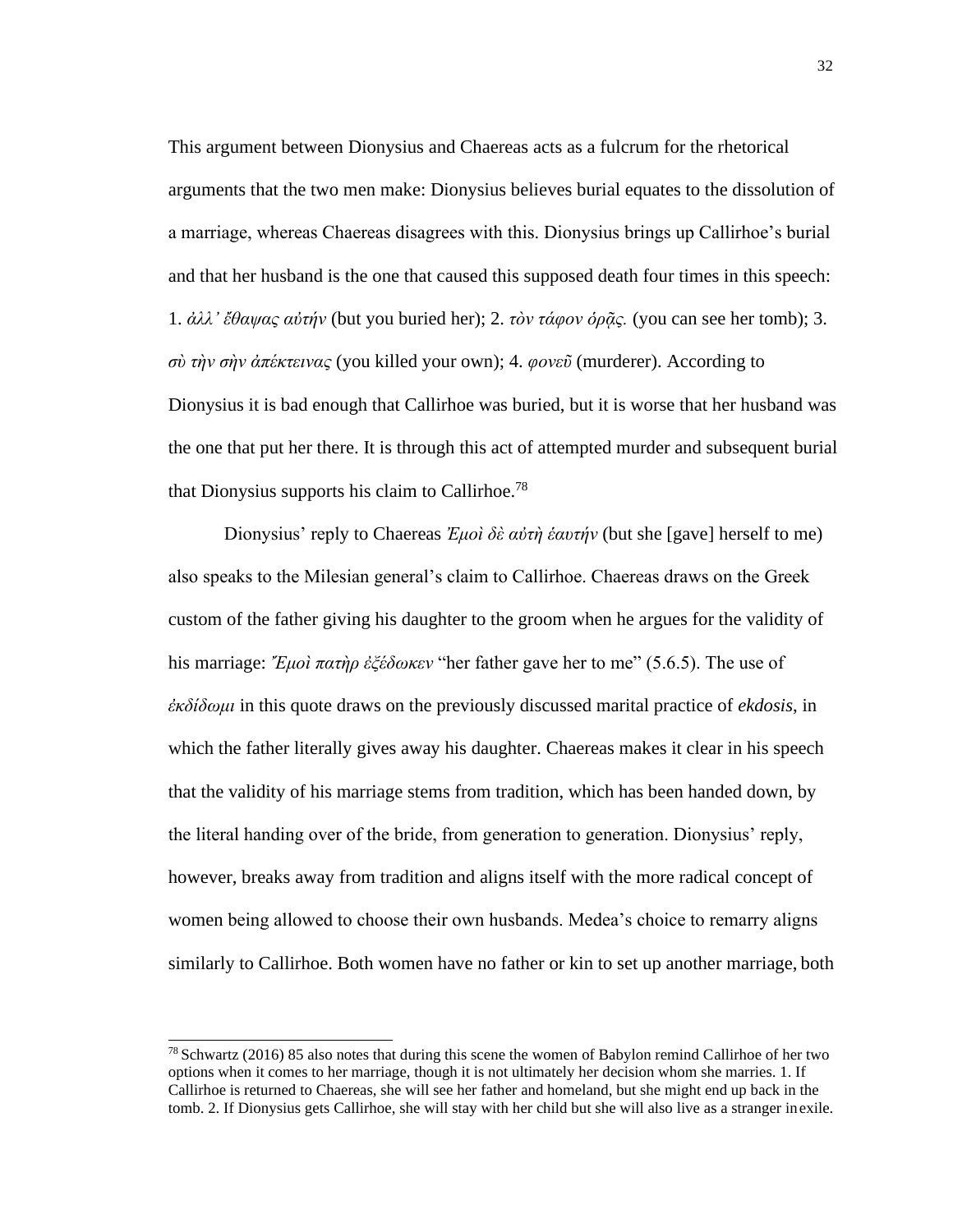This argument between Dionysius and Chaereas acts as a fulcrum for the rhetorical arguments that the two men make: Dionysius believes burial equates to the dissolution of a marriage, whereas Chaereas disagrees with this. Dionysius brings up Callirhoe's burial and that her husband is the one that caused this supposed death four times in this speech: 1. *ἀλλ' ἔθαψας αὐτήν* (but you buried her); 2. *τὸν τάφον ὁρᾷς.* (you can see her tomb); 3. *σὺ τὴν σὴν ἀπέκτεινας* (you killed your own); 4. *φονεῦ* (murderer). According to Dionysius it is bad enough that Callirhoe was buried, but it is worse that her husband was the one that put her there. It is through this act of attempted murder and subsequent burial that Dionysius supports his claim to Callirhoe.[78]

Dionysius' reply to Chaereas *Ἐμοὶ δὲ αὐτὴ ἑαυτήν* (but she [gave] herself to me) also speaks to the Milesian general's claim to Callirhoe. Chaereas draws on the Greek custom of the father giving his daughter to the groom when he argues for the validity of his marriage: *Ἐμοὶ πατὴρ ἐξέδωκεν* "her father gave her to me" (5.6.5). The use of *ἐκδίδωμι* in this quote draws on the previously discussed marital practice of *ekdosis*, in which the father literally gives away his daughter. Chaereas makes it clear in his speech that the validity of his marriage stems from tradition, which has been handed down, by the literal handing over of the bride, from generation to generation. Dionysius' reply, however, breaks away from tradition and aligns itself with the more radical concept of women being allowed to choose their own husbands. Medea's choice to remarry aligns similarly to Callirhoe. Both women have no father or kin to set up another marriage, both

[78] Schwartz (2016) 85 also notes that during this scene the women of Babylon remind Callirhoe of her two options when it comes to her marriage, though it is not ultimately her decision whom she marries. 1. If Callirhoe is returned to Chaereas, she will see her father and homeland, but she might end up back in the tomb. 2. If Dionysius gets Callirhoe, she will stay with her child but she will also live as a stranger in exile.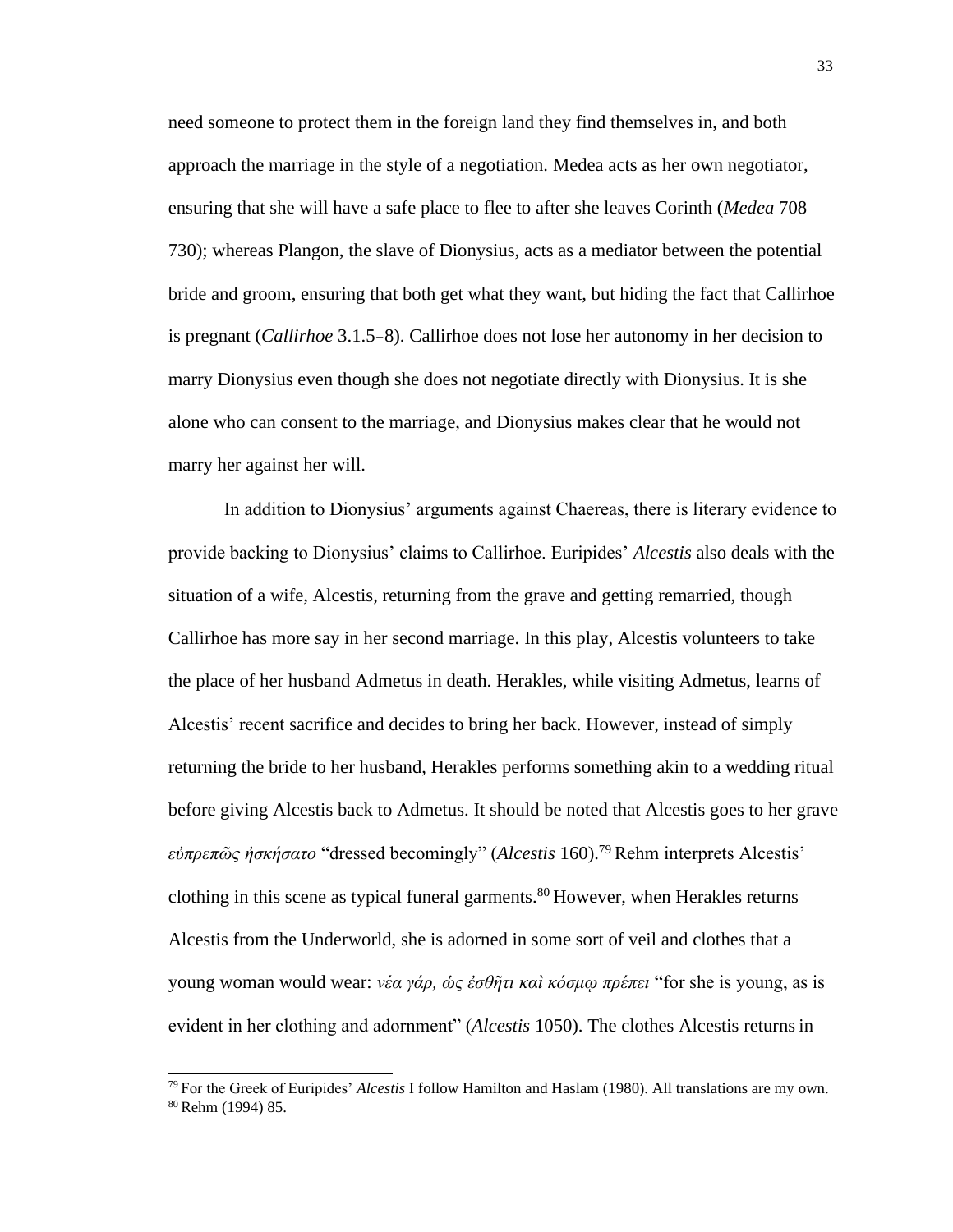need someone to protect them in the foreign land they find themselves in, and both approach the marriage in the style of a negotiation. Medea acts as her own negotiator, ensuring that she will have a safe place to flee to after she leaves Corinth (*Medea* 708–730); whereas Plangon, the slave of Dionysius, acts as a mediator between the potential bride and groom, ensuring that both get what they want, but hiding the fact that Callirhoe is pregnant (*Callirhoe* 3.1.5–8). Callirhoe does not lose her autonomy in her decision to marry Dionysius even though she does not negotiate directly with Dionysius. It is she alone who can consent to the marriage, and Dionysius makes clear that he would not marry her against her will.

In addition to Dionysius' arguments against Chaereas, there is literary evidence to provide backing to Dionysius' claims to Callirhoe. Euripides' *Alcestis* also deals with the situation of a wife, Alcestis, returning from the grave and getting remarried, though Callirhoe has more say in her second marriage. In this play, Alcestis volunteers to take the place of her husband Admetus in death. Herakles, while visiting Admetus, learns of Alcestis' recent sacrifice and decides to bring her back. However, instead of simply returning the bride to her husband, Herakles performs something akin to a wedding ritual before giving Alcestis back to Admetus. It should be noted that Alcestis goes to her grave *εὐπρεπῶς ἠσκήσατο* "dressed becomingly" (*Alcestis* 160).[79] Rehm interprets Alcestis' clothing in this scene as typical funeral garments.[80] However, when Herakles returns Alcestis from the Underworld, she is adorned in some sort of veil and clothes that a young woman would wear: *νέα γάρ, ὡς ἐσθῆτι καὶ κόσμῳ πρέπει* "for she is young, as is evident in her clothing and adornment" (*Alcestis* 1050). The clothes Alcestis returns in

[79] For the Greek of Euripides' *Alcestis* I follow Hamilton and Haslam (1980). All translations are my own.
[80] Rehm (1994) 85.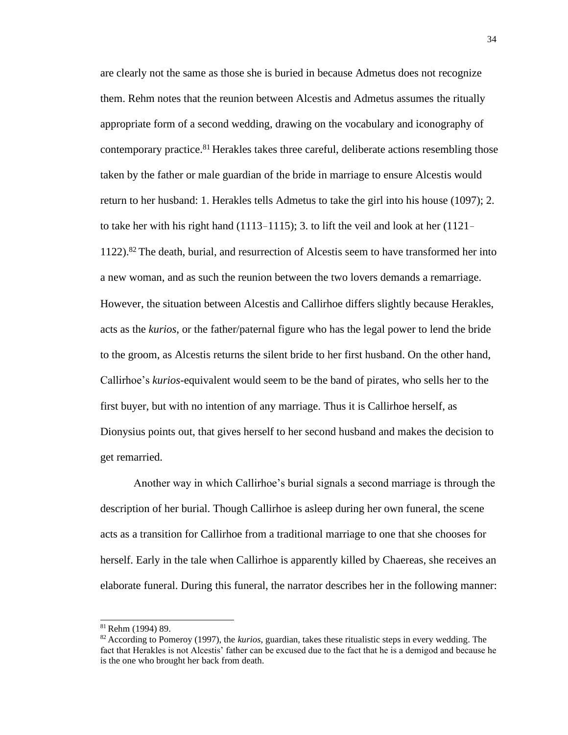are clearly not the same as those she is buried in because Admetus does not recognize them. Rehm notes that the reunion between Alcestis and Admetus assumes the ritually appropriate form of a second wedding, drawing on the vocabulary and iconography of contemporary practice.[81] Herakles takes three careful, deliberate actions resembling those taken by the father or male guardian of the bride in marriage to ensure Alcestis would return to her husband: 1. Herakles tells Admetus to take the girl into his house (1097); 2. to take her with his right hand (1113–1115); 3. to lift the veil and look at her (1121–1122).[82] The death, burial, and resurrection of Alcestis seem to have transformed her into a new woman, and as such the reunion between the two lovers demands a remarriage. However, the situation between Alcestis and Callirhoe differs slightly because Herakles, acts as the *kurios*, or the father/paternal figure who has the legal power to lend the bride to the groom, as Alcestis returns the silent bride to her first husband. On the other hand, Callirhoe's *kurios*-equivalent would seem to be the band of pirates, who sells her to the first buyer, but with no intention of any marriage. Thus it is Callirhoe herself, as Dionysius points out, that gives herself to her second husband and makes the decision to get remarried.

Another way in which Callirhoe's burial signals a second marriage is through the description of her burial. Though Callirhoe is asleep during her own funeral, the scene acts as a transition for Callirhoe from a traditional marriage to one that she chooses for herself. Early in the tale when Callirhoe is apparently killed by Chaereas, she receives an elaborate funeral. During this funeral, the narrator describes her in the following manner:

---

[81] Rehm (1994) 89.

[82] According to Pomeroy (1997), the *kurios*, guardian, takes these ritualistic steps in every wedding. The fact that Herakles is not Alcestis' father can be excused due to the fact that he is a demigod and because he is the one who brought her back from death.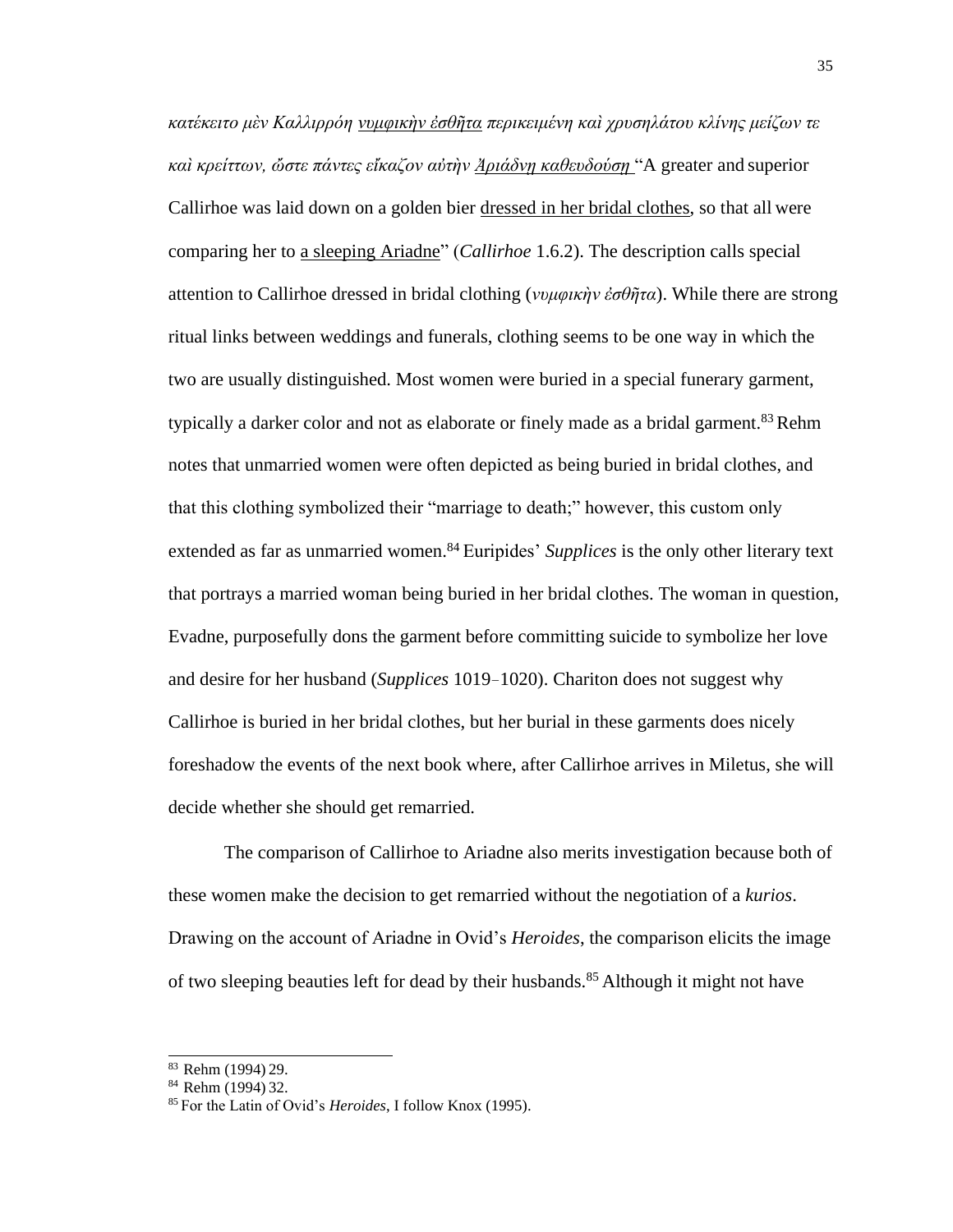*κατέκειτο μὲν Καλλιρρόη νυμφικὴν ἐσθῆτα περικειμένη καὶ χρυσηλάτου κλίνης μείζων τε καὶ κρείττων, ὥστε πάντες εἴκαζον αὐτὴν Ἀριάδνῃ καθευδούσῃ* "A greater and superior Callirhoe was laid down on a golden bier dressed in her bridal clothes, so that all were comparing her to a sleeping Ariadne" (*Callirhoe* 1.6.2). The description calls special attention to Callirhoe dressed in bridal clothing (*νυμφικὴν ἐσθῆτα*). While there are strong ritual links between weddings and funerals, clothing seems to be one way in which the two are usually distinguished. Most women were buried in a special funerary garment, typically a darker color and not as elaborate or finely made as a bridal garment.[83] Rehm notes that unmarried women were often depicted as being buried in bridal clothes, and that this clothing symbolized their "marriage to death;" however, this custom only extended as far as unmarried women.[84] Euripides' *Supplices* is the only other literary text that portrays a married woman being buried in her bridal clothes. The woman in question, Evadne, purposefully dons the garment before committing suicide to symbolize her love and desire for her husband (*Supplices* 1019–1020). Chariton does not suggest why Callirhoe is buried in her bridal clothes, but her burial in these garments does nicely foreshadow the events of the next book where, after Callirhoe arrives in Miletus, she will decide whether she should get remarried.

The comparison of Callirhoe to Ariadne also merits investigation because both of these women make the decision to get remarried without the negotiation of a *kurios*. Drawing on the account of Ariadne in Ovid's *Heroides*, the comparison elicits the image of two sleeping beauties left for dead by their husbands.[85] Although it might not have

---

[83] Rehm (1994) 29.

[84] Rehm (1994) 32.

[85] For the Latin of Ovid's *Heroides*, I follow Knox (1995).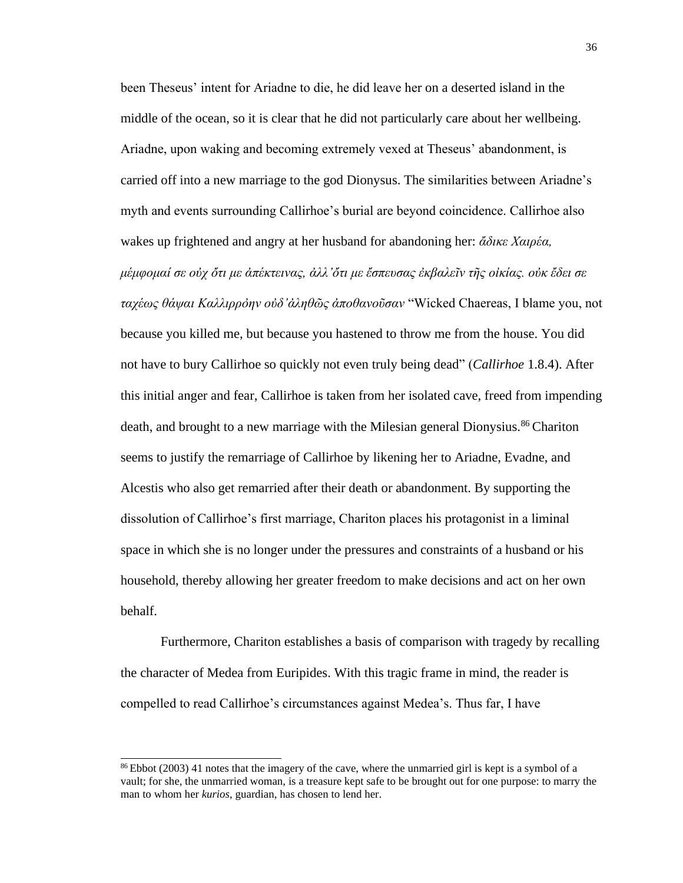been Theseus' intent for Ariadne to die, he did leave her on a deserted island in the middle of the ocean, so it is clear that he did not particularly care about her wellbeing. Ariadne, upon waking and becoming extremely vexed at Theseus' abandonment, is carried off into a new marriage to the god Dionysus. The similarities between Ariadne's myth and events surrounding Callirhoe's burial are beyond coincidence. Callirhoe also wakes up frightened and angry at her husband for abandoning her: *ἄδικε Χαιρέα, μέμφομαί σε οὐχ ὅτι με ἀπέκτεινας, ἀλλ'ὅτι με ἔσπευσας ἐκβαλεῖν τῆς οἰκίας. οὐκ ἔδει σε ταχέως θάψαι Καλλιρρόην οὐδ'ἀληθῶς ἀποθανοῦσαν* "Wicked Chaereas, I blame you, not because you killed me, but because you hastened to throw me from the house. You did not have to bury Callirhoe so quickly not even truly being dead" (*Callirhoe* 1.8.4). After this initial anger and fear, Callirhoe is taken from her isolated cave, freed from impending death, and brought to a new marriage with the Milesian general Dionysius.[86] Chariton seems to justify the remarriage of Callirhoe by likening her to Ariadne, Evadne, and Alcestis who also get remarried after their death or abandonment. By supporting the dissolution of Callirhoe's first marriage, Chariton places his protagonist in a liminal space in which she is no longer under the pressures and constraints of a husband or his household, thereby allowing her greater freedom to make decisions and act on her own behalf.

Furthermore, Chariton establishes a basis of comparison with tragedy by recalling the character of Medea from Euripides. With this tragic frame in mind, the reader is compelled to read Callirhoe's circumstances against Medea's. Thus far, I have

---

[86] Ebbot (2003) 41 notes that the imagery of the cave, where the unmarried girl is kept is a symbol of a vault; for she, the unmarried woman, is a treasure kept safe to be brought out for one purpose: to marry the man to whom her *kurios*, guardian, has chosen to lend her.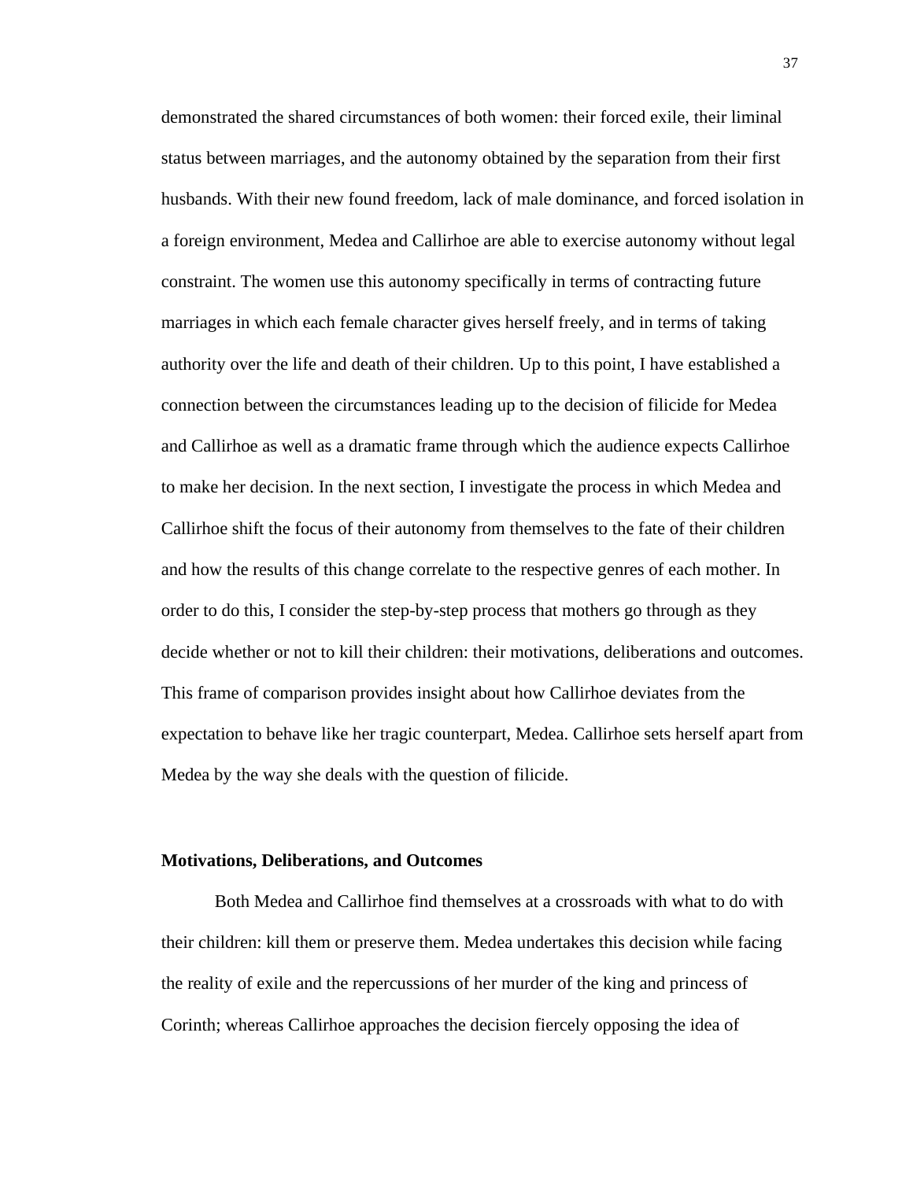demonstrated the shared circumstances of both women: their forced exile, their liminal status between marriages, and the autonomy obtained by the separation from their first husbands. With their new found freedom, lack of male dominance, and forced isolation in a foreign environment, Medea and Callirhoe are able to exercise autonomy without legal constraint. The women use this autonomy specifically in terms of contracting future marriages in which each female character gives herself freely, and in terms of taking authority over the life and death of their children. Up to this point, I have established a connection between the circumstances leading up to the decision of filicide for Medea and Callirhoe as well as a dramatic frame through which the audience expects Callirhoe to make her decision. In the next section, I investigate the process in which Medea and Callirhoe shift the focus of their autonomy from themselves to the fate of their children and how the results of this change correlate to the respective genres of each mother. In order to do this, I consider the step-by-step process that mothers go through as they decide whether or not to kill their children: their motivations, deliberations and outcomes. This frame of comparison provides insight about how Callirhoe deviates from the expectation to behave like her tragic counterpart, Medea. Callirhoe sets herself apart from Medea by the way she deals with the question of filicide.

**Motivations, Deliberations, and Outcomes**

Both Medea and Callirhoe find themselves at a crossroads with what to do with their children: kill them or preserve them. Medea undertakes this decision while facing the reality of exile and the repercussions of her murder of the king and princess of Corinth; whereas Callirhoe approaches the decision fiercely opposing the idea of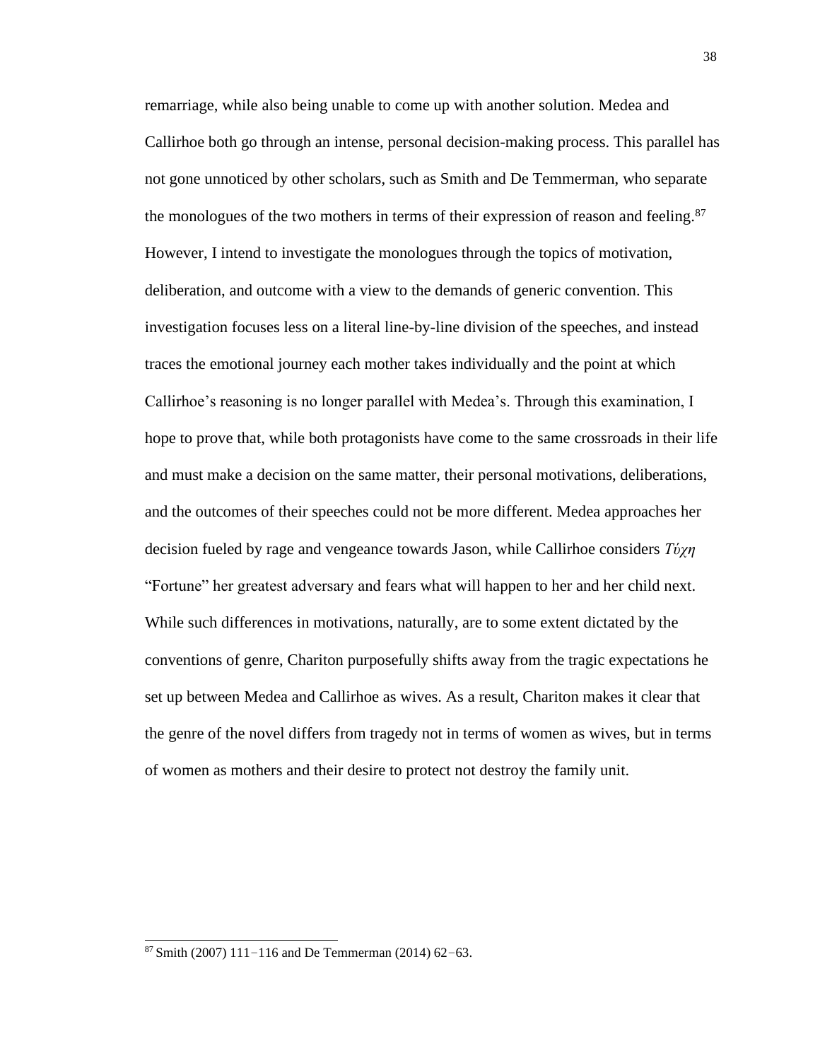remarriage, while also being unable to come up with another solution. Medea and Callirhoe both go through an intense, personal decision-making process. This parallel has not gone unnoticed by other scholars, such as Smith and De Temmerman, who separate the monologues of the two mothers in terms of their expression of reason and feeling.[87] However, I intend to investigate the monologues through the topics of motivation, deliberation, and outcome with a view to the demands of generic convention. This investigation focuses less on a literal line-by-line division of the speeches, and instead traces the emotional journey each mother takes individually and the point at which Callirhoe's reasoning is no longer parallel with Medea's. Through this examination, I hope to prove that, while both protagonists have come to the same crossroads in their life and must make a decision on the same matter, their personal motivations, deliberations, and the outcomes of their speeches could not be more different. Medea approaches her decision fueled by rage and vengeance towards Jason, while Callirhoe considers *Τύχη* "Fortune" her greatest adversary and fears what will happen to her and her child next. While such differences in motivations, naturally, are to some extent dictated by the conventions of genre, Chariton purposefully shifts away from the tragic expectations he set up between Medea and Callirhoe as wives. As a result, Chariton makes it clear that the genre of the novel differs from tragedy not in terms of women as wives, but in terms of women as mothers and their desire to protect not destroy the family unit.

---

[87] Smith (2007) 111–116 and De Temmerman (2014) 62–63.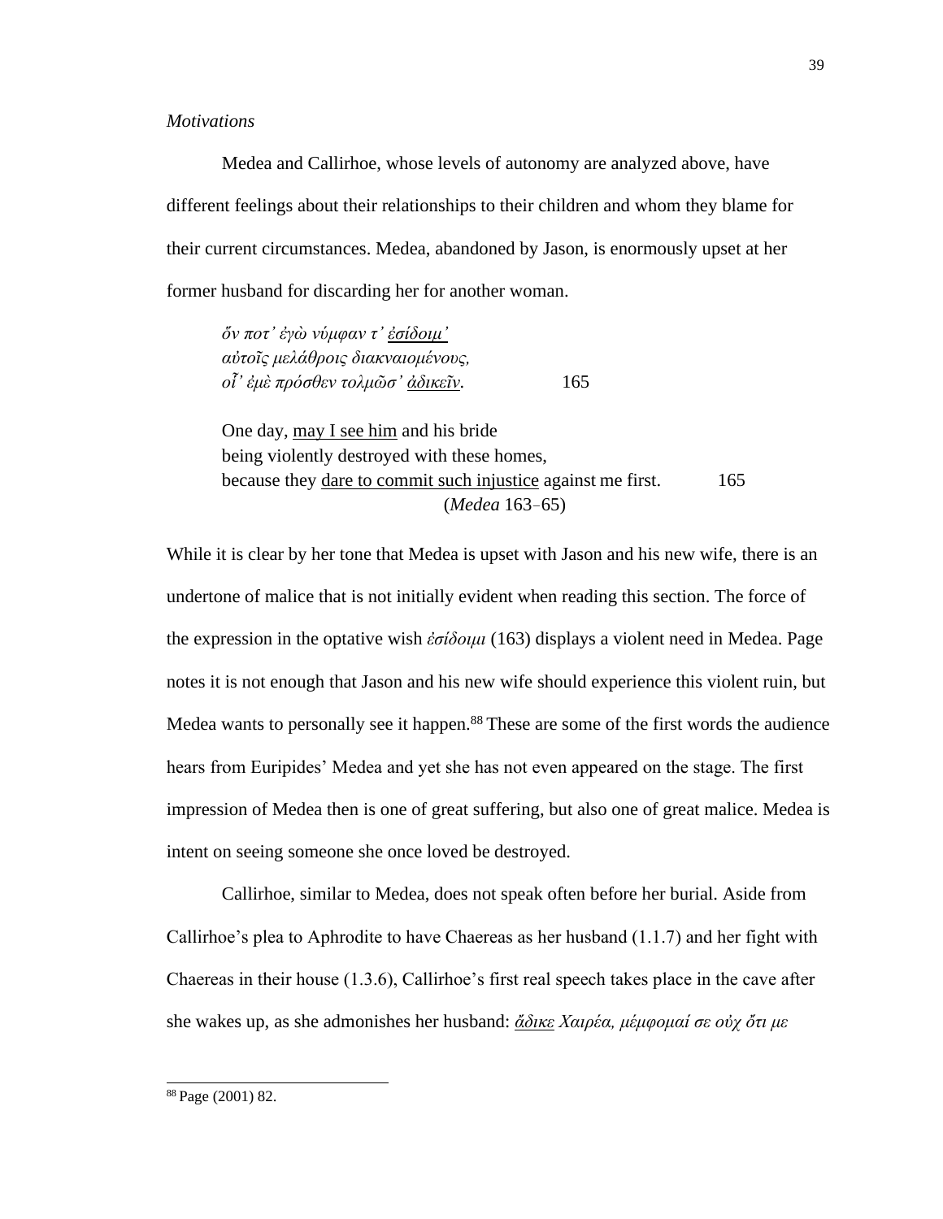*Motivations*

Medea and Callirhoe, whose levels of autonomy are analyzed above, have different feelings about their relationships to their children and whom they blame for their current circumstances. Medea, abandoned by Jason, is enormously upset at her former husband for discarding her for another woman.

> *ὅν ποτ' ἐγὼ νύμφαν τ' <u>ἐσίδοιμ'</u>*
> *αὐτοῖς μελάθροις διακναιομένους,*
> *οἷ' ἐμὲ πρόσθεν τολμῶσ' <u>ἀδικεῖν</u>.* 165
>
> One day, <u>may I see him</u> and his bride
> being violently destroyed with these homes,
> because they <u>dare to commit such injustice</u> against me first. 165
> (*Medea* 163–65)

While it is clear by her tone that Medea is upset with Jason and his new wife, there is an undertone of malice that is not initially evident when reading this section. The force of the expression in the optative wish *ἐσίδοιμι* (163) displays a violent need in Medea. Page notes it is not enough that Jason and his new wife should experience this violent ruin, but Medea wants to personally see it happen.[88] These are some of the first words the audience hears from Euripides' Medea and yet she has not even appeared on the stage. The first impression of Medea then is one of great suffering, but also one of great malice. Medea is intent on seeing someone she once loved be destroyed.

Callirhoe, similar to Medea, does not speak often before her burial. Aside from Callirhoe's plea to Aphrodite to have Chaereas as her husband (1.1.7) and her fight with Chaereas in their house (1.3.6), Callirhoe's first real speech takes place in the cave after she wakes up, as she admonishes her husband: *<u>ἄδικε</u> Χαιρέα, μέμφομαί σε οὐχ ὅτι με*

---

[88] Page (2001) 82.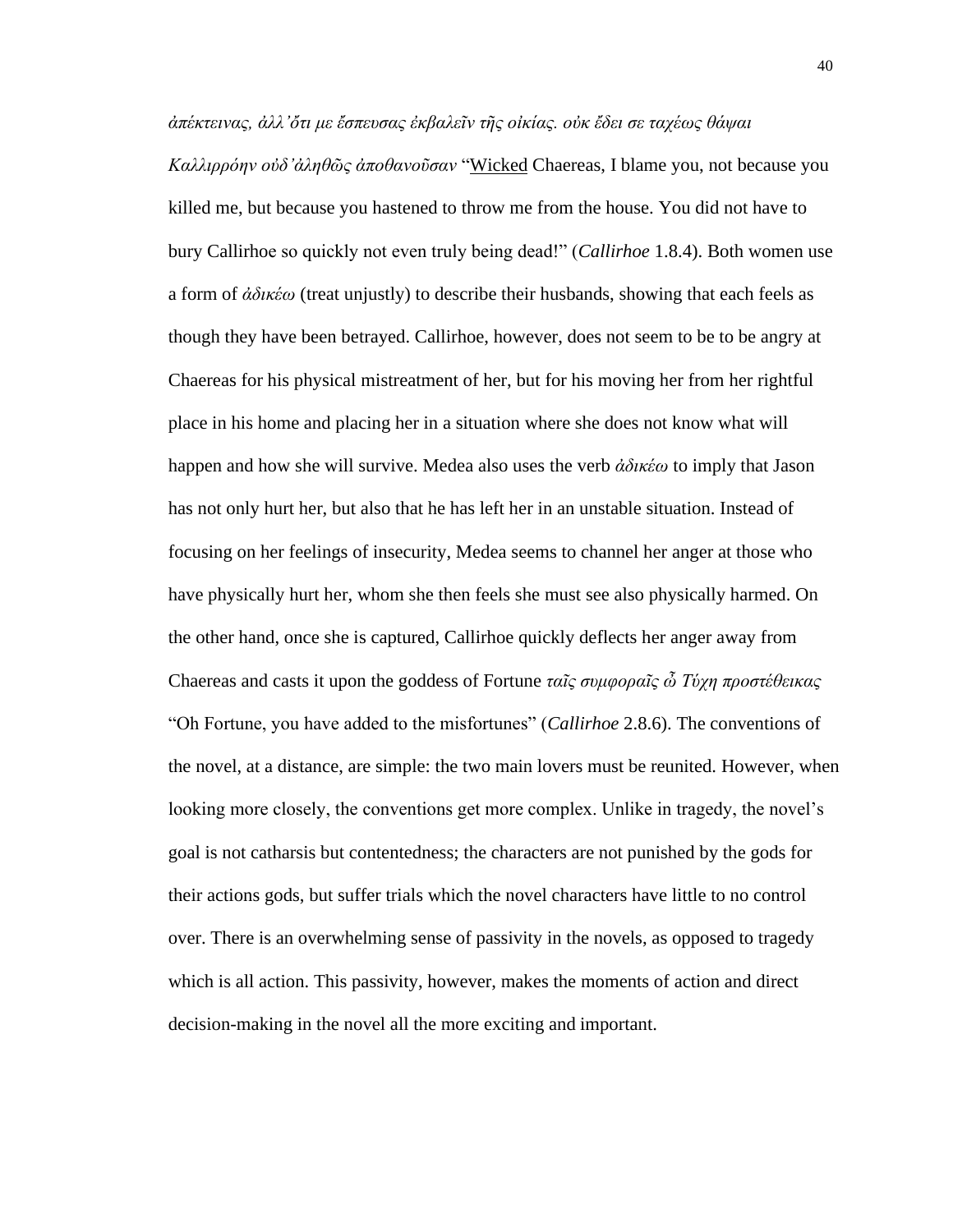*ἀπέκτεινας, ἀλλ'ὅτι με ἔσπευσας ἐκβαλεῖν τῆς οἰκίας. οὐκ ἔδει σε ταχέως θάψαι Καλλιρρόην οὐδ'ἀληθῶς ἀποθανοῦσαν* "Wicked Chaereas, I blame you, not because you killed me, but because you hastened to throw me from the house. You did not have to bury Callirhoe so quickly not even truly being dead!" (*Callirhoe* 1.8.4). Both women use a form of *ἀδικέω* (treat unjustly) to describe their husbands, showing that each feels as though they have been betrayed. Callirhoe, however, does not seem to be to be angry at Chaereas for his physical mistreatment of her, but for his moving her from her rightful place in his home and placing her in a situation where she does not know what will happen and how she will survive. Medea also uses the verb *ἀδικέω* to imply that Jason has not only hurt her, but also that he has left her in an unstable situation. Instead of focusing on her feelings of insecurity, Medea seems to channel her anger at those who have physically hurt her, whom she then feels she must see also physically harmed. On the other hand, once she is captured, Callirhoe quickly deflects her anger away from Chaereas and casts it upon the goddess of Fortune *ταῖς συμφοραῖς ὦ Τύχη προστέθεικας* "Oh Fortune, you have added to the misfortunes" (*Callirhoe* 2.8.6). The conventions of the novel, at a distance, are simple: the two main lovers must be reunited. However, when looking more closely, the conventions get more complex. Unlike in tragedy, the novel's goal is not catharsis but contentedness; the characters are not punished by the gods for their actions gods, but suffer trials which the novel characters have little to no control over. There is an overwhelming sense of passivity in the novels, as opposed to tragedy which is all action. This passivity, however, makes the moments of action and direct decision-making in the novel all the more exciting and important.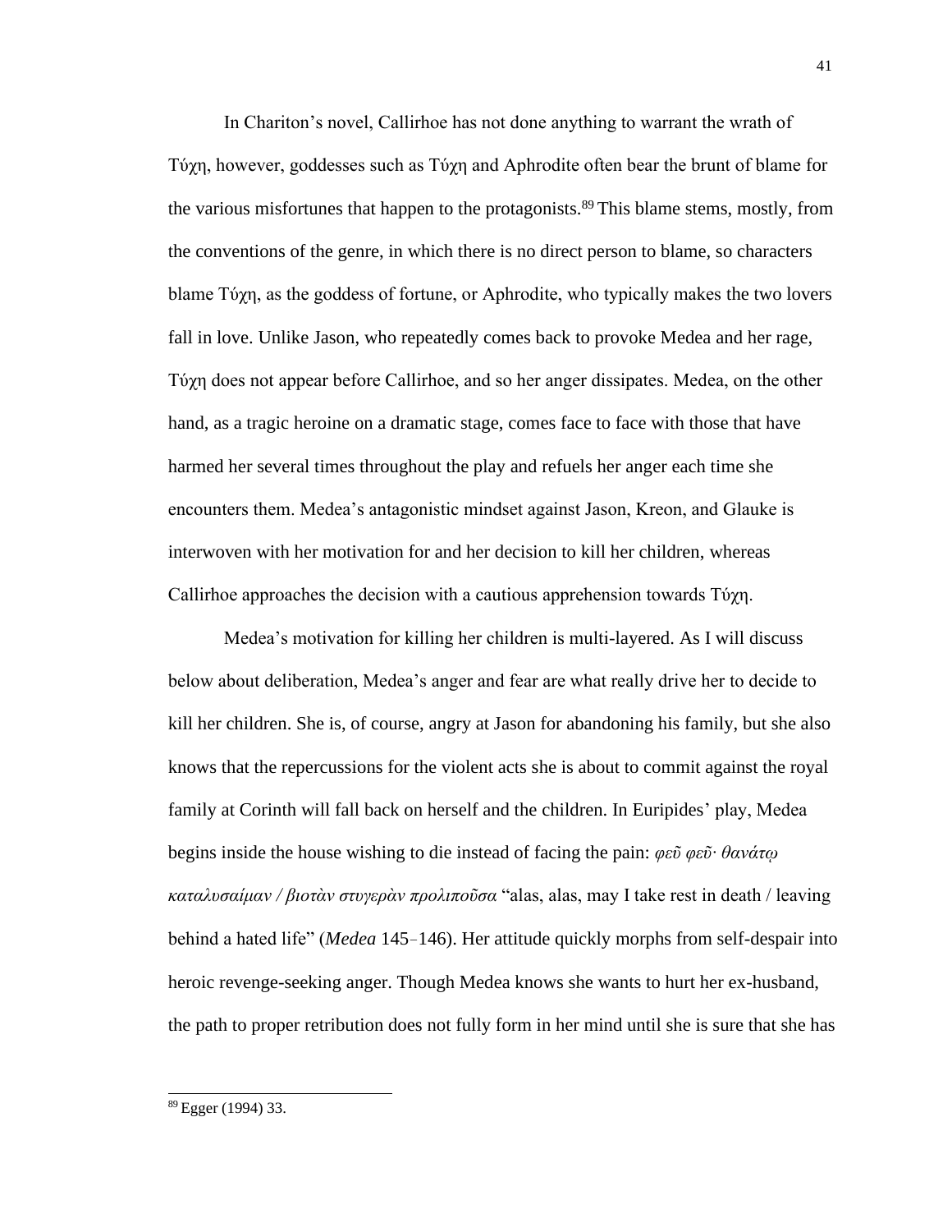In Chariton's novel, Callirhoe has not done anything to warrant the wrath of Τύχη, however, goddesses such as Τύχη and Aphrodite often bear the brunt of blame for the various misfortunes that happen to the protagonists.[89] This blame stems, mostly, from the conventions of the genre, in which there is no direct person to blame, so characters blame Τύχη, as the goddess of fortune, or Aphrodite, who typically makes the two lovers fall in love. Unlike Jason, who repeatedly comes back to provoke Medea and her rage, Τύχη does not appear before Callirhoe, and so her anger dissipates. Medea, on the other hand, as a tragic heroine on a dramatic stage, comes face to face with those that have harmed her several times throughout the play and refuels her anger each time she encounters them. Medea's antagonistic mindset against Jason, Kreon, and Glauke is interwoven with her motivation for and her decision to kill her children, whereas Callirhoe approaches the decision with a cautious apprehension towards Τύχη.

Medea's motivation for killing her children is multi-layered. As I will discuss below about deliberation, Medea's anger and fear are what really drive her to decide to kill her children. She is, of course, angry at Jason for abandoning his family, but she also knows that the repercussions for the violent acts she is about to commit against the royal family at Corinth will fall back on herself and the children. In Euripides' play, Medea begins inside the house wishing to die instead of facing the pain: *φεῦ φεῦ· θανάτῳ καταλυσαίμαν / βιοτὰν στυγερὰν προλιποῦσα* "alas, alas, may I take rest in death / leaving behind a hated life" (*Medea* 145–146). Her attitude quickly morphs from self-despair into heroic revenge-seeking anger. Though Medea knows she wants to hurt her ex-husband, the path to proper retribution does not fully form in her mind until she is sure that she has

[89] Egger (1994) 33.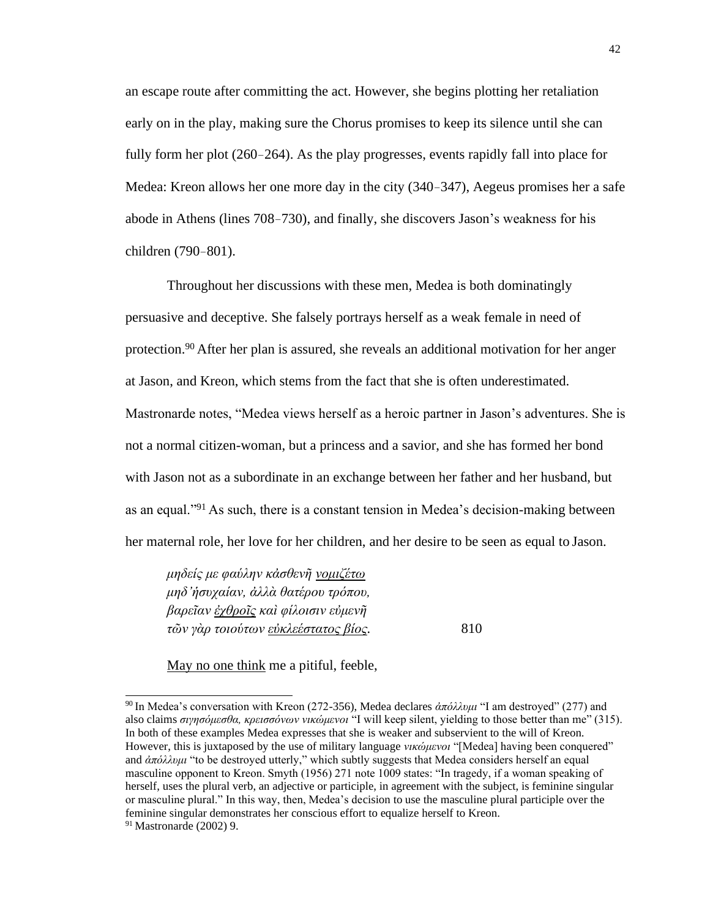an escape route after committing the act. However, she begins plotting her retaliation early on in the play, making sure the Chorus promises to keep its silence until she can fully form her plot (260–264). As the play progresses, events rapidly fall into place for Medea: Kreon allows her one more day in the city (340–347), Aegeus promises her a safe abode in Athens (lines 708–730), and finally, she discovers Jason's weakness for his children (790–801).

Throughout her discussions with these men, Medea is both dominatingly persuasive and deceptive. She falsely portrays herself as a weak female in need of protection.[90] After her plan is assured, she reveals an additional motivation for her anger at Jason, and Kreon, which stems from the fact that she is often underestimated. Mastronarde notes, "Medea views herself as a heroic partner in Jason's adventures. She is not a normal citizen-woman, but a princess and a savior, and she has formed her bond with Jason not as a subordinate in an exchange between her father and her husband, but as an equal."[91] As such, there is a constant tension in Medea's decision-making between her maternal role, her love for her children, and her desire to be seen as equal to Jason.

> *μηδείς με φαύλην κἀσθενῆ <u>νομιζέτω</u>*
> *μηδ᾽ἡσυχαίαν, ἀλλὰ θατέρου τρόπου,*
> *βαρεῖαν <u>ἐχθροῖς</u> καὶ φίλοισιν εὐμενῆ*
> *τῶν γὰρ τοιούτων <u>εὐκλεέστατος βίος</u>.* 810

<u>May no one think</u> me a pitiful, feeble,

---

[90] In Medea's conversation with Kreon (272-356), Medea declares *ἀπόλλυμι* "I am destroyed" (277) and also claims *σιγησόμεσθα, κρεισσόνων νικώμενοι* "I will keep silent, yielding to those better than me" (315). In both of these examples Medea expresses that she is weaker and subservient to the will of Kreon. However, this is juxtaposed by the use of military language *νικώμενοι* "[Medea] having been conquered" and *ἀπόλλυμι* "to be destroyed utterly," which subtly suggests that Medea considers herself an equal masculine opponent to Kreon. Smyth (1956) 271 note 1009 states: "In tragedy, if a woman speaking of herself, uses the plural verb, an adjective or participle, in agreement with the subject, is feminine singular or masculine plural." In this way, then, Medea's decision to use the masculine plural participle over the feminine singular demonstrates her conscious effort to equalize herself to Kreon.

[91] Mastronarde (2002) 9.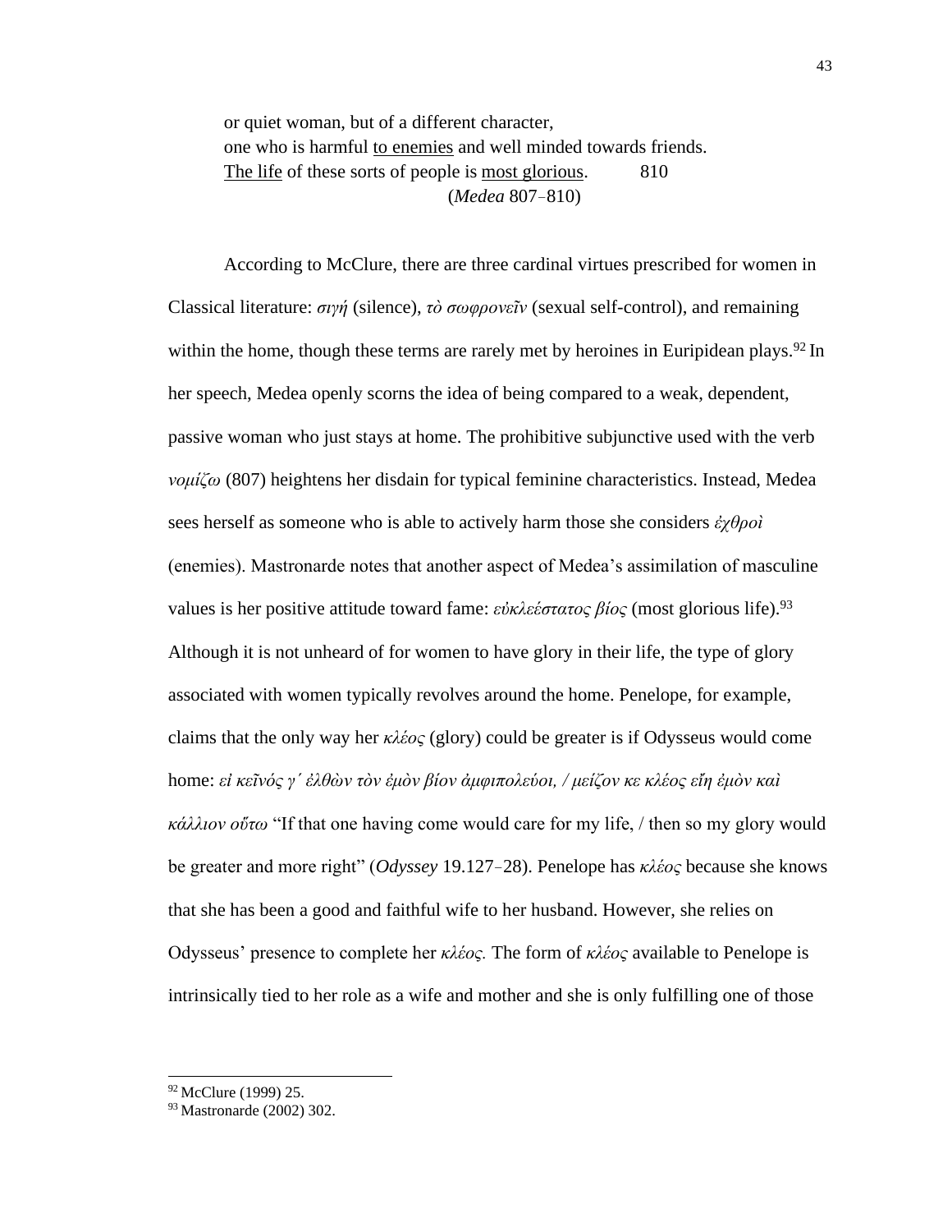> or quiet woman, but of a different character,
> one who is harmful <u>to enemies</u> and well minded towards friends.
> <u>The life</u> of these sorts of people is <u>most glorious</u>. 810
> (*Medea* 807–810)

According to McClure, there are three cardinal virtues prescribed for women in Classical literature: *σιγή* (silence), *τὸ σωφρονεῖν* (sexual self-control), and remaining within the home, though these terms are rarely met by heroines in Euripidean plays.[92] In her speech, Medea openly scorns the idea of being compared to a weak, dependent, passive woman who just stays at home. The prohibitive subjunctive used with the verb *νομίζω* (807) heightens her disdain for typical feminine characteristics. Instead, Medea sees herself as someone who is able to actively harm those she considers *ἐχθροὶ* (enemies). Mastronarde notes that another aspect of Medea's assimilation of masculine values is her positive attitude toward fame: *εὐκλεέστατος βίος* (most glorious life).[93] Although it is not unheard of for women to have glory in their life, the type of glory associated with women typically revolves around the home. Penelope, for example, claims that the only way her *κλέος* (glory) could be greater is if Odysseus would come home: *εἰ κεῖνός γ΄ ἐλθὼν τὸν ἐμὸν βίον ἀμφιπολεύοι, / μείζον κε κλέος εἴη ἐμὸν καὶ κάλλιον οὕτω* "If that one having come would care for my life, / then so my glory would be greater and more right" (*Odyssey* 19.127–28). Penelope has *κλέος* because she knows that she has been a good and faithful wife to her husband. However, she relies on Odysseus' presence to complete her *κλέος.* The form of *κλέος* available to Penelope is intrinsically tied to her role as a wife and mother and she is only fulfilling one of those

[92] McClure (1999) 25.
[93] Mastronarde (2002) 302.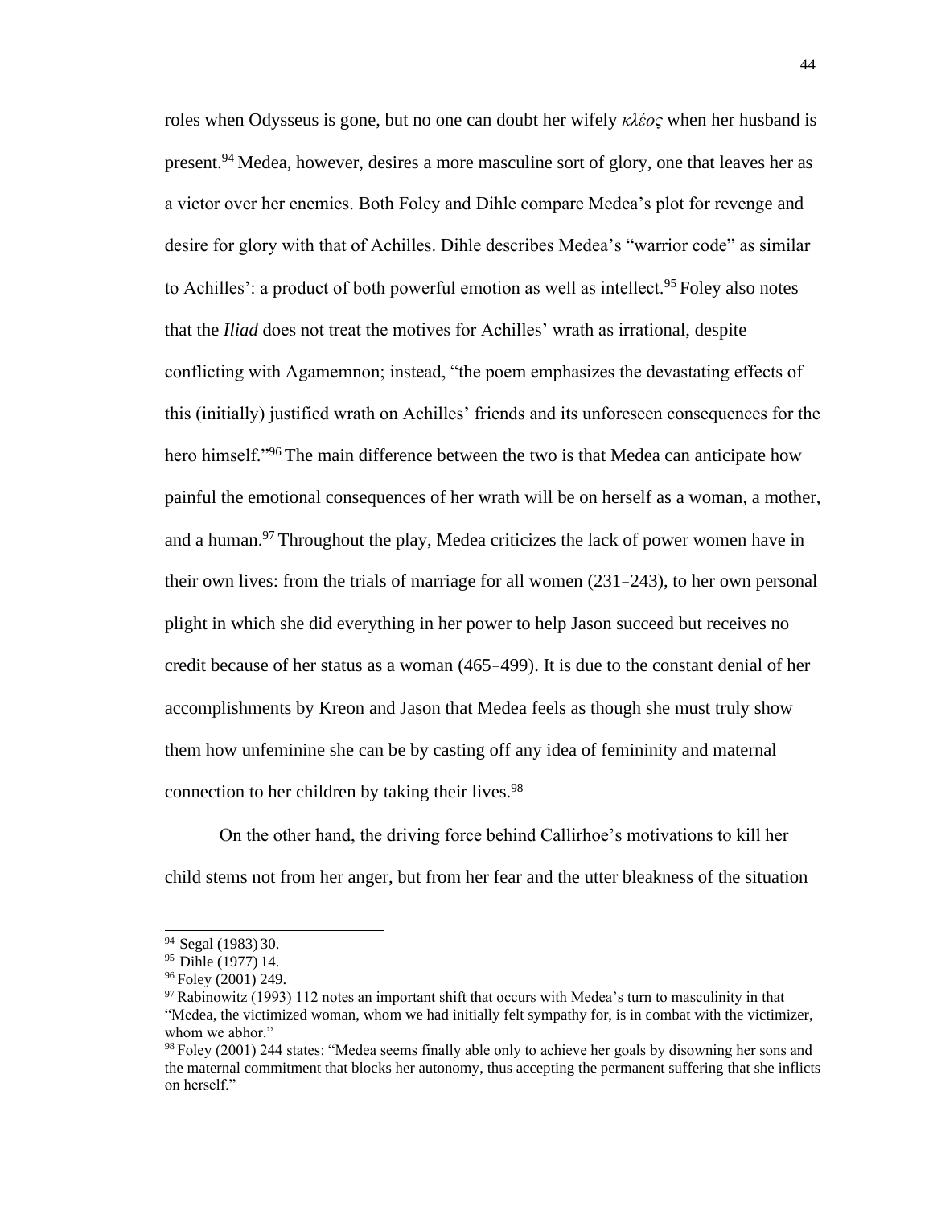roles when Odysseus is gone, but no one can doubt her wifely *κλέος* when her husband is present.[94] Medea, however, desires a more masculine sort of glory, one that leaves her as a victor over her enemies. Both Foley and Dihle compare Medea's plot for revenge and desire for glory with that of Achilles. Dihle describes Medea's "warrior code" as similar to Achilles': a product of both powerful emotion as well as intellect.[95] Foley also notes that the *Iliad* does not treat the motives for Achilles' wrath as irrational, despite conflicting with Agamemnon; instead, "the poem emphasizes the devastating effects of this (initially) justified wrath on Achilles' friends and its unforeseen consequences for the hero himself."[96] The main difference between the two is that Medea can anticipate how painful the emotional consequences of her wrath will be on herself as a woman, a mother, and a human.[97] Throughout the play, Medea criticizes the lack of power women have in their own lives: from the trials of marriage for all women (231–243), to her own personal plight in which she did everything in her power to help Jason succeed but receives no credit because of her status as a woman (465–499). It is due to the constant denial of her accomplishments by Kreon and Jason that Medea feels as though she must truly show them how unfeminine she can be by casting off any idea of femininity and maternal connection to her children by taking their lives.[98]

On the other hand, the driving force behind Callirhoe's motivations to kill her child stems not from her anger, but from her fear and the utter bleakness of the situation

---

[94] Segal (1983) 30.

[95] Dihle (1977) 14.

[96] Foley (2001) 249.

[97] Rabinowitz (1993) 112 notes an important shift that occurs with Medea's turn to masculinity in that "Medea, the victimized woman, whom we had initially felt sympathy for, is in combat with the victimizer, whom we abhor."

[98] Foley (2001) 244 states: "Medea seems finally able only to achieve her goals by disowning her sons and the maternal commitment that blocks her autonomy, thus accepting the permanent suffering that she inflicts on herself."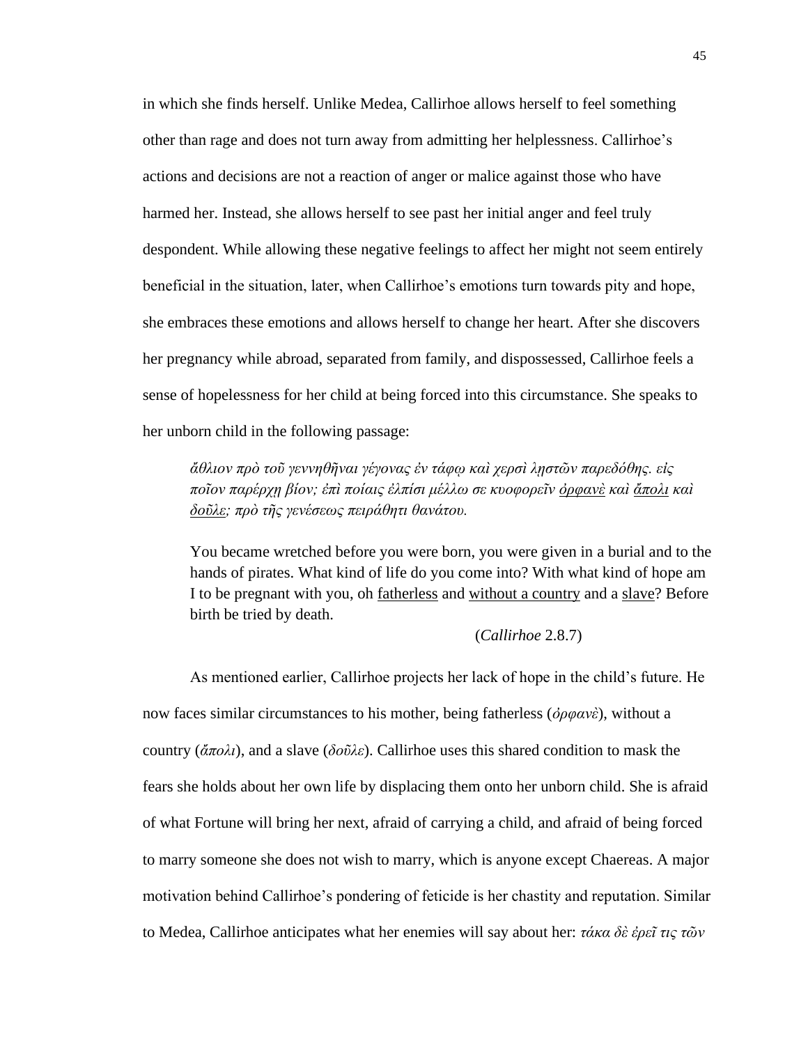in which she finds herself. Unlike Medea, Callirhoe allows herself to feel something other than rage and does not turn away from admitting her helplessness. Callirhoe's actions and decisions are not a reaction of anger or malice against those who have harmed her. Instead, she allows herself to see past her initial anger and feel truly despondent. While allowing these negative feelings to affect her might not seem entirely beneficial in the situation, later, when Callirhoe's emotions turn towards pity and hope, she embraces these emotions and allows herself to change her heart. After she discovers her pregnancy while abroad, separated from family, and dispossessed, Callirhoe feels a sense of hopelessness for her child at being forced into this circumstance. She speaks to her unborn child in the following passage:

> *ἄθλιον πρὸ τοῦ γεννηθῆναι γέγονας ἐν τάφῳ καὶ χερσὶ λῃστῶν παρεδόθης. εἰς ποῖον παρέρχῃ βίον; ἐπὶ ποίαις ἐλπίσι μέλλω σε κυοφορεῖν <u>ὀρφανὲ</u> καὶ <u>ἄπολι</u> καὶ <u>δοῦλε</u>; πρὸ τῆς γενέσεως πειράθητι θανάτου.*
>
> You became wretched before you were born, you were given in a burial and to the hands of pirates. What kind of life do you come into? With what kind of hope am I to be pregnant with you, oh <u>fatherless</u> and <u>without a country</u> and a <u>slave</u>? Before birth be tried by death.
>
> (*Callirhoe* 2.8.7)

As mentioned earlier, Callirhoe projects her lack of hope in the child's future. He now faces similar circumstances to his mother, being fatherless (*ὀρφανὲ*), without a country (*ἄπολι*), and a slave (*δοῦλε*). Callirhoe uses this shared condition to mask the fears she holds about her own life by displacing them onto her unborn child. She is afraid of what Fortune will bring her next, afraid of carrying a child, and afraid of being forced to marry someone she does not wish to marry, which is anyone except Chaereas. A major motivation behind Callirhoe's pondering of feticide is her chastity and reputation. Similar to Medea, Callirhoe anticipates what her enemies will say about her: *τάκα δὲ ἐρεῖ τις τῶν*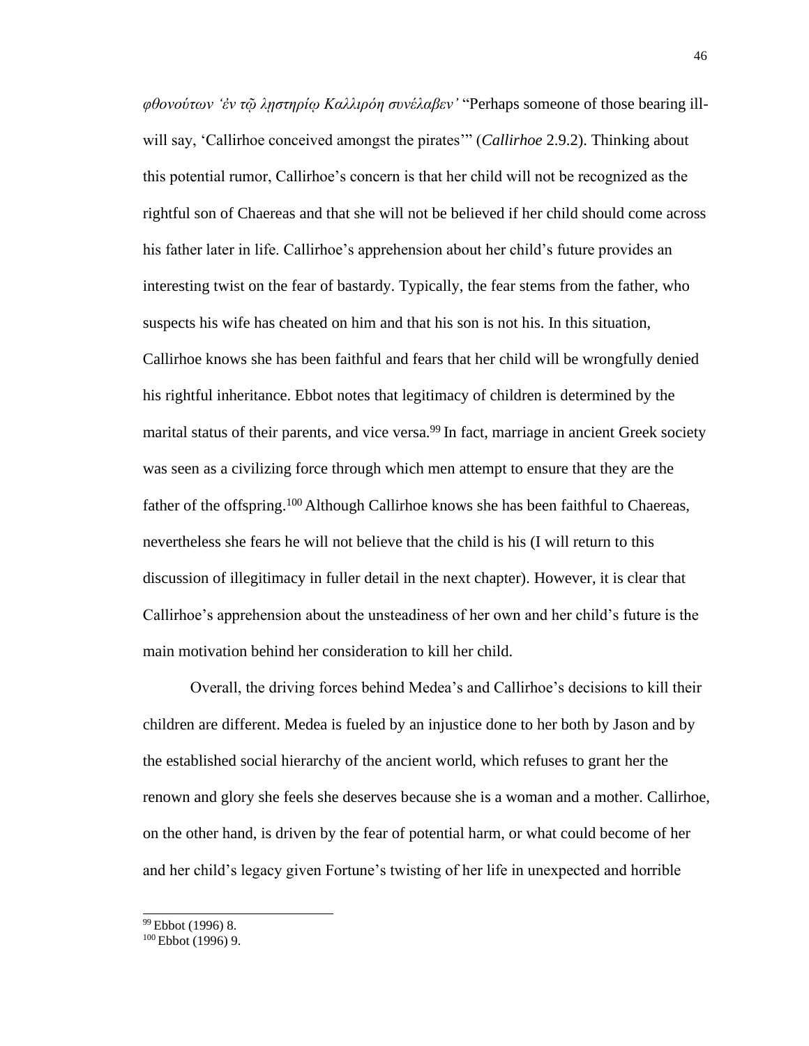*φθονούτων 'ἐν τῷ ληστηρίῳ Καλλιρόη συνέλαβεν'* "Perhaps someone of those bearing ill-will say, 'Callirhoe conceived amongst the pirates'" (*Callirhoe* 2.9.2). Thinking about this potential rumor, Callirhoe's concern is that her child will not be recognized as the rightful son of Chaereas and that she will not be believed if her child should come across his father later in life. Callirhoe's apprehension about her child's future provides an interesting twist on the fear of bastardy. Typically, the fear stems from the father, who suspects his wife has cheated on him and that his son is not his. In this situation, Callirhoe knows she has been faithful and fears that her child will be wrongfully denied his rightful inheritance. Ebbot notes that legitimacy of children is determined by the marital status of their parents, and vice versa.[99] In fact, marriage in ancient Greek society was seen as a civilizing force through which men attempt to ensure that they are the father of the offspring.[100] Although Callirhoe knows she has been faithful to Chaereas, nevertheless she fears he will not believe that the child is his (I will return to this discussion of illegitimacy in fuller detail in the next chapter). However, it is clear that Callirhoe's apprehension about the unsteadiness of her own and her child's future is the main motivation behind her consideration to kill her child.

Overall, the driving forces behind Medea's and Callirhoe's decisions to kill their children are different. Medea is fueled by an injustice done to her both by Jason and by the established social hierarchy of the ancient world, which refuses to grant her the renown and glory she feels she deserves because she is a woman and a mother. Callirhoe, on the other hand, is driven by the fear of potential harm, or what could become of her and her child's legacy given Fortune's twisting of her life in unexpected and horrible

[99] Ebbot (1996) 8.

[100] Ebbot (1996) 9.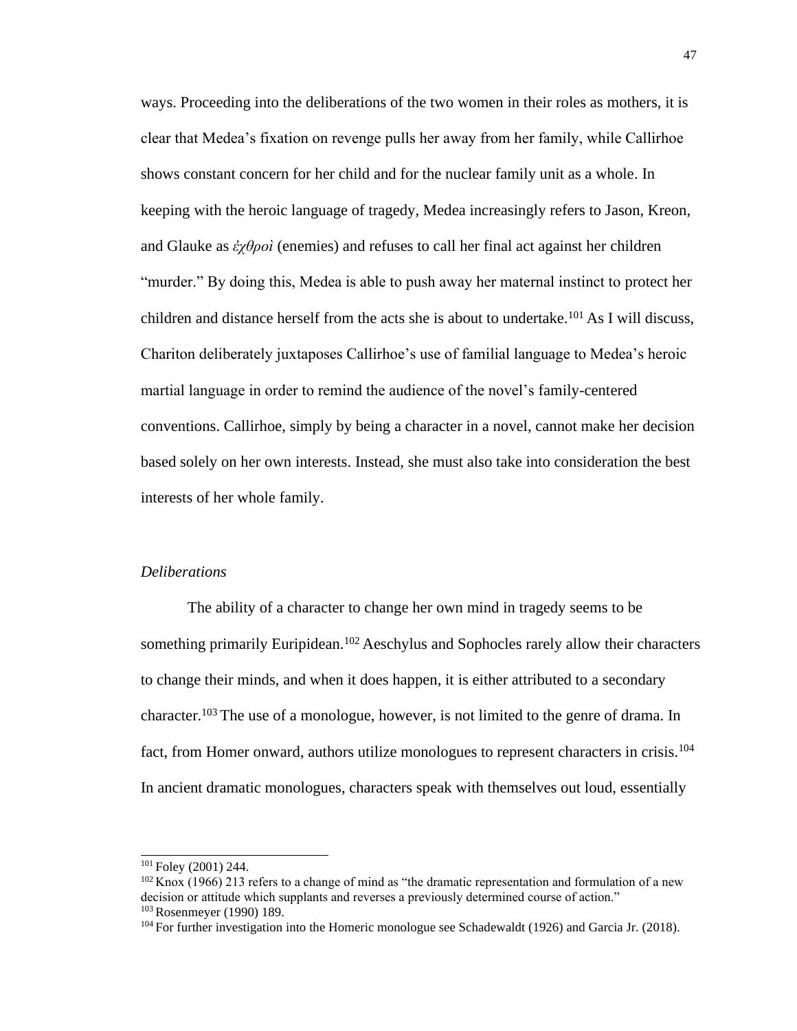ways. Proceeding into the deliberations of the two women in their roles as mothers, it is clear that Medea's fixation on revenge pulls her away from her family, while Callirhoe shows constant concern for her child and for the nuclear family unit as a whole. In keeping with the heroic language of tragedy, Medea increasingly refers to Jason, Kreon, and Glauke as *ἐχθροὶ* (enemies) and refuses to call her final act against her children "murder." By doing this, Medea is able to push away her maternal instinct to protect her children and distance herself from the acts she is about to undertake.[101] As I will discuss, Chariton deliberately juxtaposes Callirhoe's use of familial language to Medea's heroic martial language in order to remind the audience of the novel's family-centered conventions. Callirhoe, simply by being a character in a novel, cannot make her decision based solely on her own interests. Instead, she must also take into consideration the best interests of her whole family.

*Deliberations*

The ability of a character to change her own mind in tragedy seems to be something primarily Euripidean.[102] Aeschylus and Sophocles rarely allow their characters to change their minds, and when it does happen, it is either attributed to a secondary character.[103] The use of a monologue, however, is not limited to the genre of drama. In fact, from Homer onward, authors utilize monologues to represent characters in crisis.[104] In ancient dramatic monologues, characters speak with themselves out loud, essentially

---

[101] Foley (2001) 244.

[102] Knox (1966) 213 refers to a change of mind as "the dramatic representation and formulation of a new decision or attitude which supplants and reverses a previously determined course of action."

[103] Rosenmeyer (1990) 189.

[104] For further investigation into the Homeric monologue see Schadewaldt (1926) and Garcia Jr. (2018).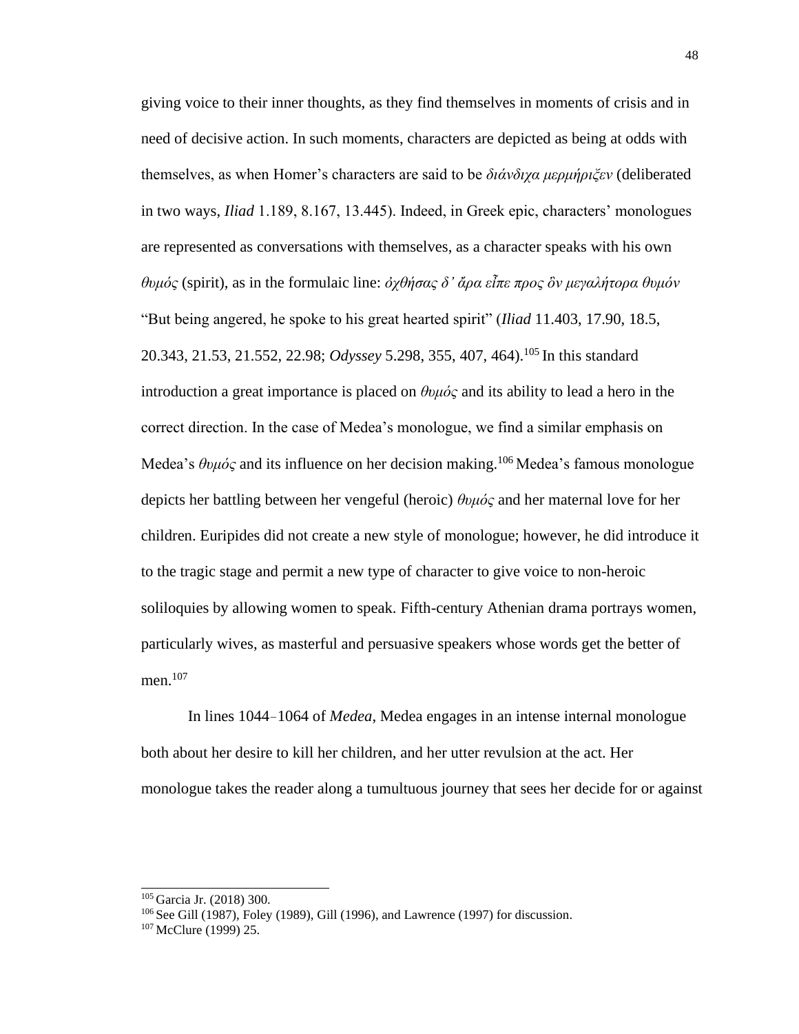giving voice to their inner thoughts, as they find themselves in moments of crisis and in need of decisive action. In such moments, characters are depicted as being at odds with themselves, as when Homer's characters are said to be *διάνδιχα μερμήριξεν* (deliberated in two ways, *Iliad* 1.189, 8.167, 13.445). Indeed, in Greek epic, characters' monologues are represented as conversations with themselves, as a character speaks with his own *θυμός* (spirit), as in the formulaic line: *ὀχθήσας δ᾽ ἄρα εἶπε προς ὃν μεγαλήτορα θυμόν* "But being angered, he spoke to his great hearted spirit" (*Iliad* 11.403, 17.90, 18.5, 20.343, 21.53, 21.552, 22.98; *Odyssey* 5.298, 355, 407, 464).[105] In this standard introduction a great importance is placed on *θυμός* and its ability to lead a hero in the correct direction. In the case of Medea's monologue, we find a similar emphasis on Medea's *θυμός* and its influence on her decision making.[106] Medea's famous monologue depicts her battling between her vengeful (heroic) *θυμός* and her maternal love for her children. Euripides did not create a new style of monologue; however, he did introduce it to the tragic stage and permit a new type of character to give voice to non-heroic soliloquies by allowing women to speak. Fifth-century Athenian drama portrays women, particularly wives, as masterful and persuasive speakers whose words get the better of men.[107]

In lines 1044–1064 of *Medea*, Medea engages in an intense internal monologue both about her desire to kill her children, and her utter revulsion at the act. Her monologue takes the reader along a tumultuous journey that sees her decide for or against

---

[105] Garcia Jr. (2018) 300.

[106] See Gill (1987), Foley (1989), Gill (1996), and Lawrence (1997) for discussion.

[107] McClure (1999) 25.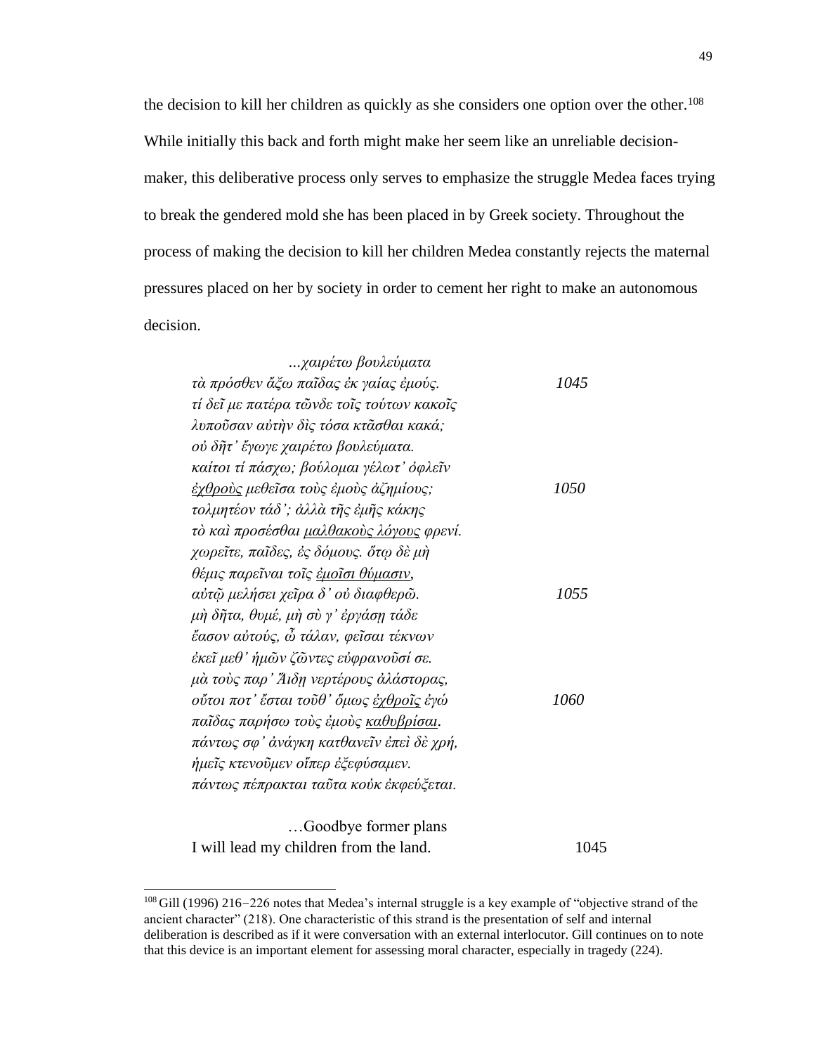the decision to kill her children as quickly as she considers one option over the other.[108] While initially this back and forth might make her seem like an unreliable decision-maker, this deliberative process only serves to emphasize the struggle Medea faces trying to break the gendered mold she has been placed in by Greek society. Throughout the process of making the decision to kill her children Medea constantly rejects the maternal pressures placed on her by society in order to cement her right to make an autonomous decision.

> *...χαιρέτω βουλεύματα*
> *τὰ πρόσθεν· ἄξω παῖδας ἐκ γαίας ἐμούς.* 1045
> *τί δεῖ με πατέρα τῶνδε τοῖς τούτων κακοῖς*
> *λυποῦσαν αὐτὴν δὶς τόσα κτᾶσθαι κακά;*
> *οὐ δῆτ' ἔγωγε· χαιρέτω βουλεύματα.*
> *καίτοι τί πάσχω; βούλομαι γέλωτ' ὀφλεῖν*
> *<u>ἐχθροὺς</u> μεθεῖσα τοὺς ἐμοὺς ἀζημίους;* 1050
> *τολμητέον τάδ'· ἀλλὰ τῆς ἐμῆς κάκης*
> *τὸ καὶ προσέσθαι <u>μαλθακοὺς λόγους</u> φρενί.*
> *χωρεῖτε, παῖδες, ἐς δόμους. ὅτῳ δὲ μὴ*
> *θέμις παρεῖναι τοῖς <u>ἐμοῖσι θύμασιν</u>,*
> *αὐτῷ μελήσει· χεῖρα δ' οὐ διαφθερῶ.* 1055
> *μὴ δῆτα, θυμέ, μὴ σύ γ' ἐργάσῃ τάδε·*
> *ἔασον αὐτούς, ὦ τάλαν, φεῖσαι τέκνων·*
> *ἐκεῖ μεθ' ἡμῶν ζῶντες εὐφρανοῦσί σε.*
> *μὰ τοὺς παρ' Ἅιδῃ νερτέρους ἀλάστορας,*
> *οὔτοι ποτ' ἔσται τοῦθ' ὅπως <u>ἐχθροῖς</u> ἐγὼ* 1060
> *παῖδας παρήσω τοὺς ἐμοὺς <u>καθυβρίσαι</u>.*
> *πάντως σφ' ἀνάγκη κατθανεῖν· ἐπεὶ δὲ χρή,*
> *ἡμεῖς κτενοῦμεν οἵπερ ἐξεφύσαμεν.*
> *πάντως πέπρακται ταῦτα κοὐκ ἐκφεύξεται.*

> …Goodbye former plans
> I will lead my children from the land. 1045

[108] Gill (1996) 216−226 notes that Medea's internal struggle is a key example of "objective strand of the ancient character" (218). One characteristic of this strand is the presentation of self and internal deliberation is described as if it were conversation with an external interlocutor. Gill continues on to note that this device is an important element for assessing moral character, especially in tragedy (224).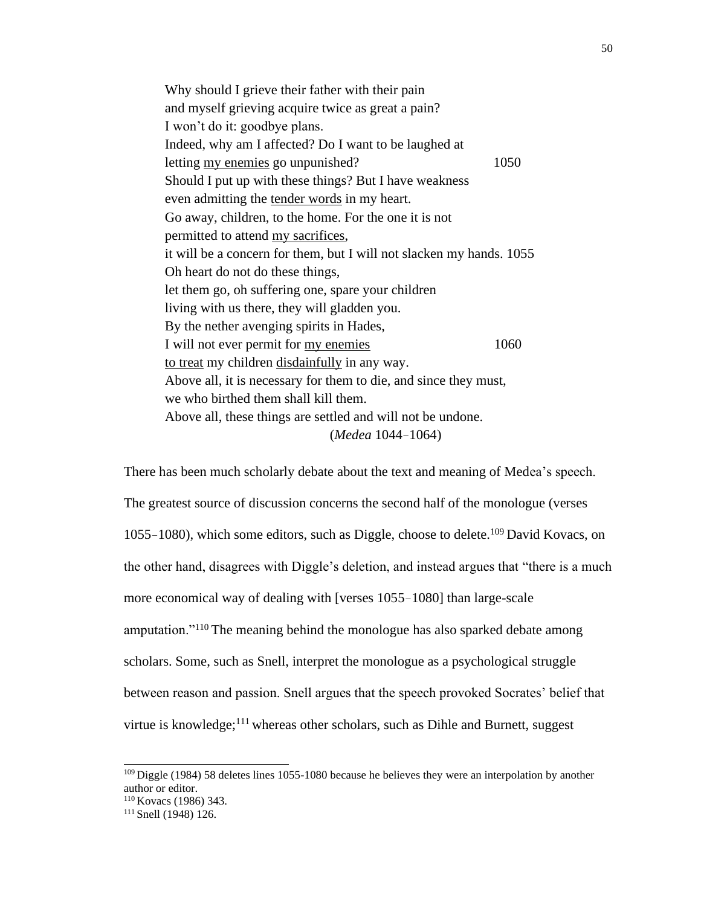Why should I grieve their father with their pain  
and myself grieving acquire twice as great a pain?  
I won't do it: goodbye plans.  
Indeed, why am I affected? Do I want to be laughed at  
letting <u>my enemies</u> go unpunished? 1050  
Should I put up with these things? But I have weakness  
even admitting the <u>tender words</u> in my heart.  
Go away, children, to the home. For the one it is not  
permitted to attend <u>my sacrifices</u>,  
it will be a concern for them, but I will not slacken my hands. 1055  
Oh heart do not do these things,  
let them go, oh suffering one, spare your children  
living with us there, they will gladden you.  
By the nether avenging spirits in Hades,  
I will not ever permit for <u>my enemies</u> 1060  
<u>to treat</u> my children <u>disdainfully</u> in any way.  
Above all, it is necessary for them to die, and since they must,  
we who birthed them shall kill them.  
Above all, these things are settled and will not be undone.  
(*Medea* 1044–1064)

There has been much scholarly debate about the text and meaning of Medea's speech. The greatest source of discussion concerns the second half of the monologue (verses 1055–1080), which some editors, such as Diggle, choose to delete.[109] David Kovacs, on the other hand, disagrees with Diggle's deletion, and instead argues that "there is a much more economical way of dealing with [verses 1055–1080] than large-scale amputation."[110] The meaning behind the monologue has also sparked debate among scholars. Some, such as Snell, interpret the monologue as a psychological struggle between reason and passion. Snell argues that the speech provoked Socrates' belief that virtue is knowledge;[111] whereas other scholars, such as Dihle and Burnett, suggest

---

[109] Diggle (1984) 58 deletes lines 1055-1080 because he believes they were an interpolation by another author or editor.  
[110] Kovacs (1986) 343.  
[111] Snell (1948) 126.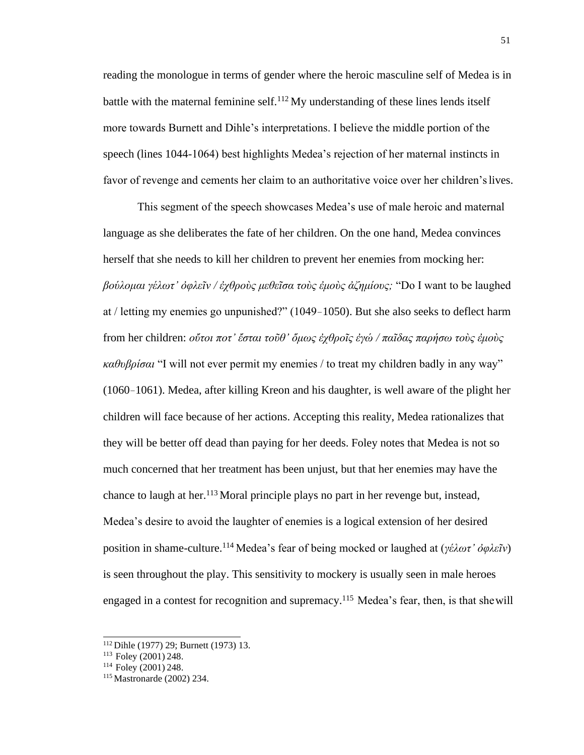reading the monologue in terms of gender where the heroic masculine self of Medea is in battle with the maternal feminine self.[112] My understanding of these lines lends itself more towards Burnett and Dihle's interpretations. I believe the middle portion of the speech (lines 1044-1064) best highlights Medea's rejection of her maternal instincts in favor of revenge and cements her claim to an authoritative voice over her children's lives.

This segment of the speech showcases Medea's use of male heroic and maternal language as she deliberates the fate of her children. On the one hand, Medea convinces herself that she needs to kill her children to prevent her enemies from mocking her: *βούλομαι γέλωτ' ὀφλεῖν / ἐχθροὺς μεθεῖσα τοὺς ἐμοὺς ἀζημίους;* "Do I want to be laughed at / letting my enemies go unpunished?" (1049–1050). But she also seeks to deflect harm from her children: *οὔτοι ποτ' ἔσται τοῦθ' ὅμως ἐχθροῖς ἐγώ / παῖδας παρήσω τοὺς ἐμοὺς καθυβρίσαι* "I will not ever permit my enemies / to treat my children badly in any way" (1060–1061). Medea, after killing Kreon and his daughter, is well aware of the plight her children will face because of her actions. Accepting this reality, Medea rationalizes that they will be better off dead than paying for her deeds. Foley notes that Medea is not so much concerned that her treatment has been unjust, but that her enemies may have the chance to laugh at her.[113] Moral principle plays no part in her revenge but, instead, Medea's desire to avoid the laughter of enemies is a logical extension of her desired position in shame-culture.[114] Medea's fear of being mocked or laughed at (*γέλωτ' ὀφλεῖν*) is seen throughout the play. This sensitivity to mockery is usually seen in male heroes engaged in a contest for recognition and supremacy.[115] Medea's fear, then, is that she will

---

[112] Dihle (1977) 29; Burnett (1973) 13.

[113] Foley (2001) 248.

[114] Foley (2001) 248.

[115] Mastronarde (2002) 234.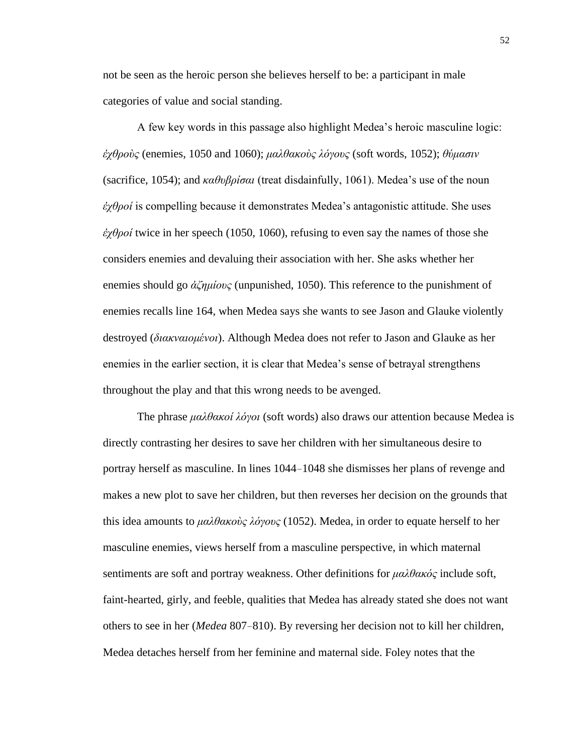not be seen as the heroic person she believes herself to be: a participant in male categories of value and social standing.

A few key words in this passage also highlight Medea's heroic masculine logic: *ἐχθροὺς* (enemies, 1050 and 1060); *μαλθακοὺς λόγους* (soft words, 1052); *θύμασιν* (sacrifice, 1054); and *καθυβρίσαι* (treat disdainfully, 1061). Medea's use of the noun *ἐχθροί* is compelling because it demonstrates Medea's antagonistic attitude. She uses *ἐχθροί* twice in her speech (1050, 1060), refusing to even say the names of those she considers enemies and devaluing their association with her. She asks whether her enemies should go *ἀζημίους* (unpunished, 1050). This reference to the punishment of enemies recalls line 164, when Medea says she wants to see Jason and Glauke violently destroyed (*διακναιομένοι*). Although Medea does not refer to Jason and Glauke as her enemies in the earlier section, it is clear that Medea's sense of betrayal strengthens throughout the play and that this wrong needs to be avenged.

The phrase *μαλθακοί λόγοι* (soft words) also draws our attention because Medea is directly contrasting her desires to save her children with her simultaneous desire to portray herself as masculine. In lines 1044–1048 she dismisses her plans of revenge and makes a new plot to save her children, but then reverses her decision on the grounds that this idea amounts to *μαλθακοὺς λόγους* (1052). Medea, in order to equate herself to her masculine enemies, views herself from a masculine perspective, in which maternal sentiments are soft and portray weakness. Other definitions for *μαλθακός* include soft, faint-hearted, girly, and feeble, qualities that Medea has already stated she does not want others to see in her (*Medea* 807–810). By reversing her decision not to kill her children, Medea detaches herself from her feminine and maternal side. Foley notes that the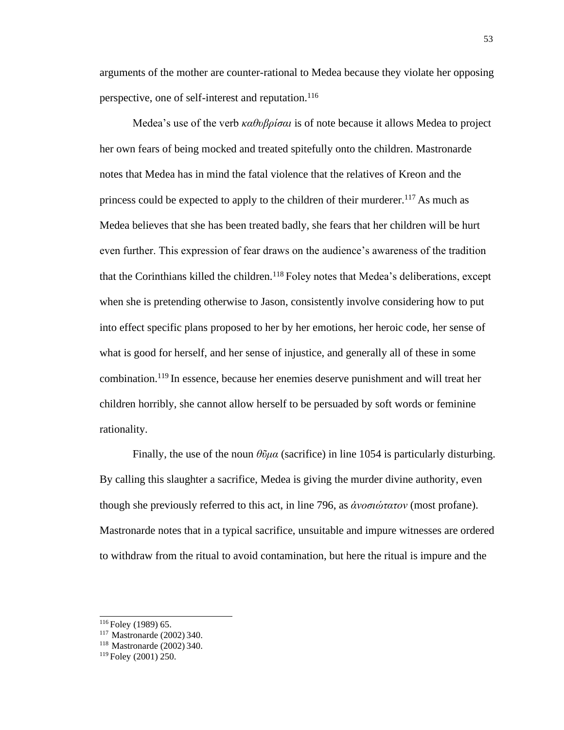arguments of the mother are counter-rational to Medea because they violate her opposing perspective, one of self-interest and reputation.[116]

Medea's use of the verb *καθυβρίσαι* is of note because it allows Medea to project her own fears of being mocked and treated spitefully onto the children. Mastronarde notes that Medea has in mind the fatal violence that the relatives of Kreon and the princess could be expected to apply to the children of their murderer.[117] As much as Medea believes that she has been treated badly, she fears that her children will be hurt even further. This expression of fear draws on the audience's awareness of the tradition that the Corinthians killed the children.[118] Foley notes that Medea's deliberations, except when she is pretending otherwise to Jason, consistently involve considering how to put into effect specific plans proposed to her by her emotions, her heroic code, her sense of what is good for herself, and her sense of injustice, and generally all of these in some combination.[119] In essence, because her enemies deserve punishment and will treat her children horribly, she cannot allow herself to be persuaded by soft words or feminine rationality.

Finally, the use of the noun *θῦμα* (sacrifice) in line 1054 is particularly disturbing. By calling this slaughter a sacrifice, Medea is giving the murder divine authority, even though she previously referred to this act, in line 796, as *ἀνοσιώτατον* (most profane). Mastronarde notes that in a typical sacrifice, unsuitable and impure witnesses are ordered to withdraw from the ritual to avoid contamination, but here the ritual is impure and the

---

[116] Foley (1989) 65.

[117] Mastronarde (2002) 340.

[118] Mastronarde (2002) 340.

[119] Foley (2001) 250.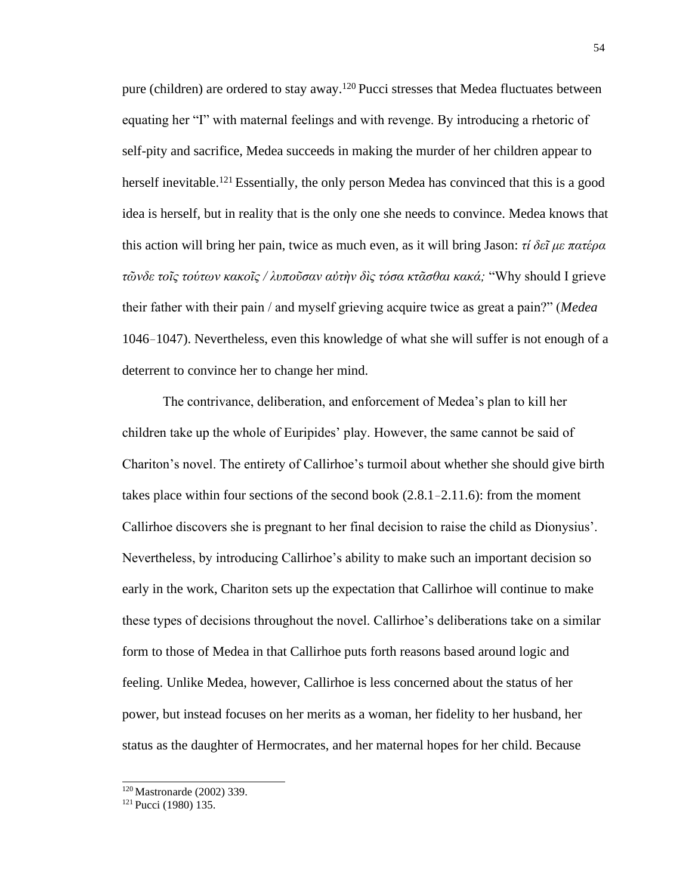pure (children) are ordered to stay away.[120] Pucci stresses that Medea fluctuates between equating her "I" with maternal feelings and with revenge. By introducing a rhetoric of self-pity and sacrifice, Medea succeeds in making the murder of her children appear to herself inevitable.[121] Essentially, the only person Medea has convinced that this is a good idea is herself, but in reality that is the only one she needs to convince. Medea knows that this action will bring her pain, twice as much even, as it will bring Jason: *τί δεῖ με πατέρα τῶνδε τοῖς τούτων κακοῖς / λυποῦσαν αὐτὴν δὶς τόσα κτᾶσθαι κακά;* "Why should I grieve their father with their pain / and myself grieving acquire twice as great a pain?" (*Medea* 1046–1047). Nevertheless, even this knowledge of what she will suffer is not enough of a deterrent to convince her to change her mind.

The contrivance, deliberation, and enforcement of Medea's plan to kill her children take up the whole of Euripides' play. However, the same cannot be said of Chariton's novel. The entirety of Callirhoe's turmoil about whether she should give birth takes place within four sections of the second book (2.8.1–2.11.6): from the moment Callirhoe discovers she is pregnant to her final decision to raise the child as Dionysius'. Nevertheless, by introducing Callirhoe's ability to make such an important decision so early in the work, Chariton sets up the expectation that Callirhoe will continue to make these types of decisions throughout the novel. Callirhoe's deliberations take on a similar form to those of Medea in that Callirhoe puts forth reasons based around logic and feeling. Unlike Medea, however, Callirhoe is less concerned about the status of her power, but instead focuses on her merits as a woman, her fidelity to her husband, her status as the daughter of Hermocrates, and her maternal hopes for her child. Because

[120] Mastronarde (2002) 339.
[121] Pucci (1980) 135.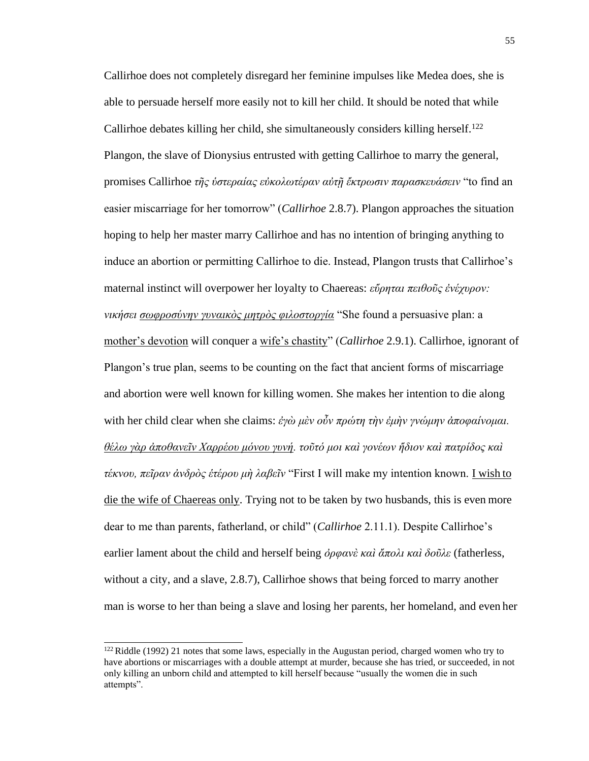Callirhoe does not completely disregard her feminine impulses like Medea does, she is able to persuade herself more easily not to kill her child. It should be noted that while Callirhoe debates killing her child, she simultaneously considers killing herself.[122] Plangon, the slave of Dionysius entrusted with getting Callirhoe to marry the general, promises Callirhoe *τῆς ὑστεραίας εὐκολωτέραν αὐτῇ ἔκτρωσιν παρασκευάσειν* "to find an easier miscarriage for her tomorrow" (*Callirhoe* 2.8.7). Plangon approaches the situation hoping to help her master marry Callirhoe and has no intention of bringing anything to induce an abortion or permitting Callirhoe to die. Instead, Plangon trusts that Callirhoe's maternal instinct will overpower her loyalty to Chaereas: *εὕρηται πειθοῦς ἐνέχυρον: νικήσει <u>σωφροσύνην γυναικὸς μητρὸς φιλοστοργία</u>* "She found a persuasive plan: a <u>mother's devotion</u> will conquer a <u>wife's chastity</u>" (*Callirhoe* 2.9.1). Callirhoe, ignorant of Plangon's true plan, seems to be counting on the fact that ancient forms of miscarriage and abortion were well known for killing women. She makes her intention to die along with her child clear when she claims: *ἐγὼ μὲν οὖν πρώτη τὴν ἐμὴν γνώμην ἀποφαίνομαι. <u>θέλω γὰρ ἀποθανεῖν Χαρρέου μόνου γυνή</u>. τοῦτό μοι καὶ γονέων ἥδιον καὶ πατρίδος καὶ τέκνου, πεῖραν ἀνδρὸς ἑτέρου μὴ λαβεῖν* "First I will make my intention known. <u>I wish to die the wife of Chaereas only</u>. Trying not to be taken by two husbands, this is even more dear to me than parents, fatherland, or child" (*Callirhoe* 2.11.1). Despite Callirhoe's earlier lament about the child and herself being *ὀρφανὲ καὶ ἄπολι καὶ δοῦλε* (fatherless, without a city, and a slave, 2.8.7), Callirhoe shows that being forced to marry another man is worse to her than being a slave and losing her parents, her homeland, and even her

---

[122] Riddle (1992) 21 notes that some laws, especially in the Augustan period, charged women who try to have abortions or miscarriages with a double attempt at murder, because she has tried, or succeeded, in not only killing an unborn child and attempted to kill herself because "usually the women die in such attempts".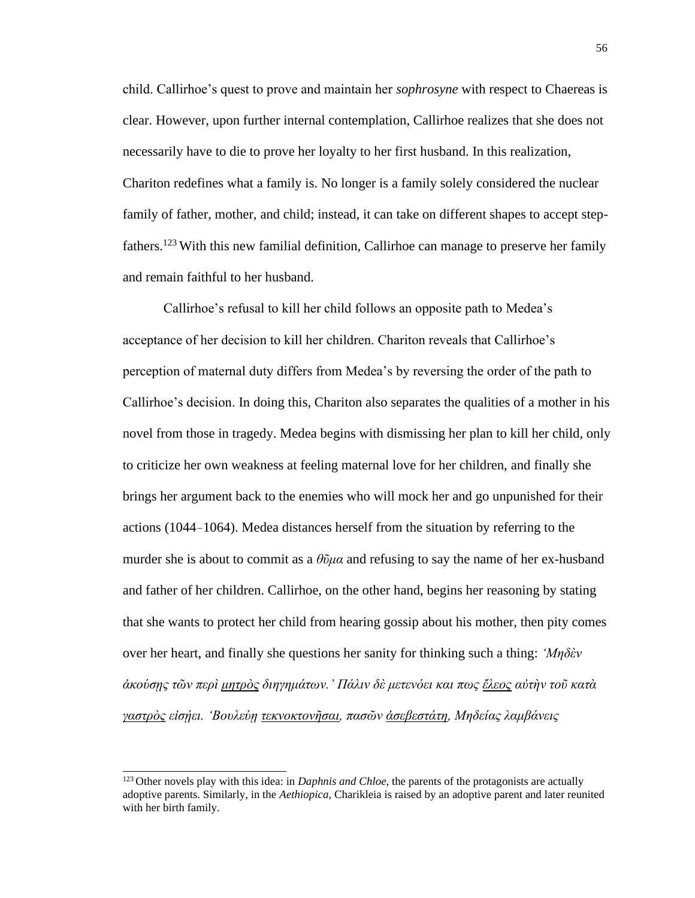child. Callirhoe's quest to prove and maintain her *sophrosyne* with respect to Chaereas is clear. However, upon further internal contemplation, Callirhoe realizes that she does not necessarily have to die to prove her loyalty to her first husband. In this realization, Chariton redefines what a family is. No longer is a family solely considered the nuclear family of father, mother, and child; instead, it can take on different shapes to accept step-fathers.[123] With this new familial definition, Callirhoe can manage to preserve her family and remain faithful to her husband.

Callirhoe's refusal to kill her child follows an opposite path to Medea's acceptance of her decision to kill her children. Chariton reveals that Callirhoe's perception of maternal duty differs from Medea's by reversing the order of the path to Callirhoe's decision. In doing this, Chariton also separates the qualities of a mother in his novel from those in tragedy. Medea begins with dismissing her plan to kill her child, only to criticize her own weakness at feeling maternal love for her children, and finally she brings her argument back to the enemies who will mock her and go unpunished for their actions (1044–1064). Medea distances herself from the situation by referring to the murder she is about to commit as a *θῦμα* and refusing to say the name of her ex-husband and father of her children. Callirhoe, on the other hand, begins her reasoning by stating that she wants to protect her child from hearing gossip about his mother, then pity comes over her heart, and finally she questions her sanity for thinking such a thing: *'Μηδὲν ἀκούσῃς τῶν περὶ <u>μητρὸς</u> διηγημάτων.' Πάλιν δὲ μετενόει και πως <u>ἔλεος</u> αὐτὴν τοῦ κατὰ <u>γαστρὸς</u> εἰσῄει. 'Βουλεύῃ <u>τεκνοκτονῆσαι</u>, πασῶν <u>ἀσεβεστάτη</u>, Μηδείας λαμβάνεις*

[123] Other novels play with this idea: in *Daphnis and Chloe*, the parents of the protagonists are actually adoptive parents. Similarly, in the *Aethiopica*, Charikleia is raised by an adoptive parent and later reunited with her birth family.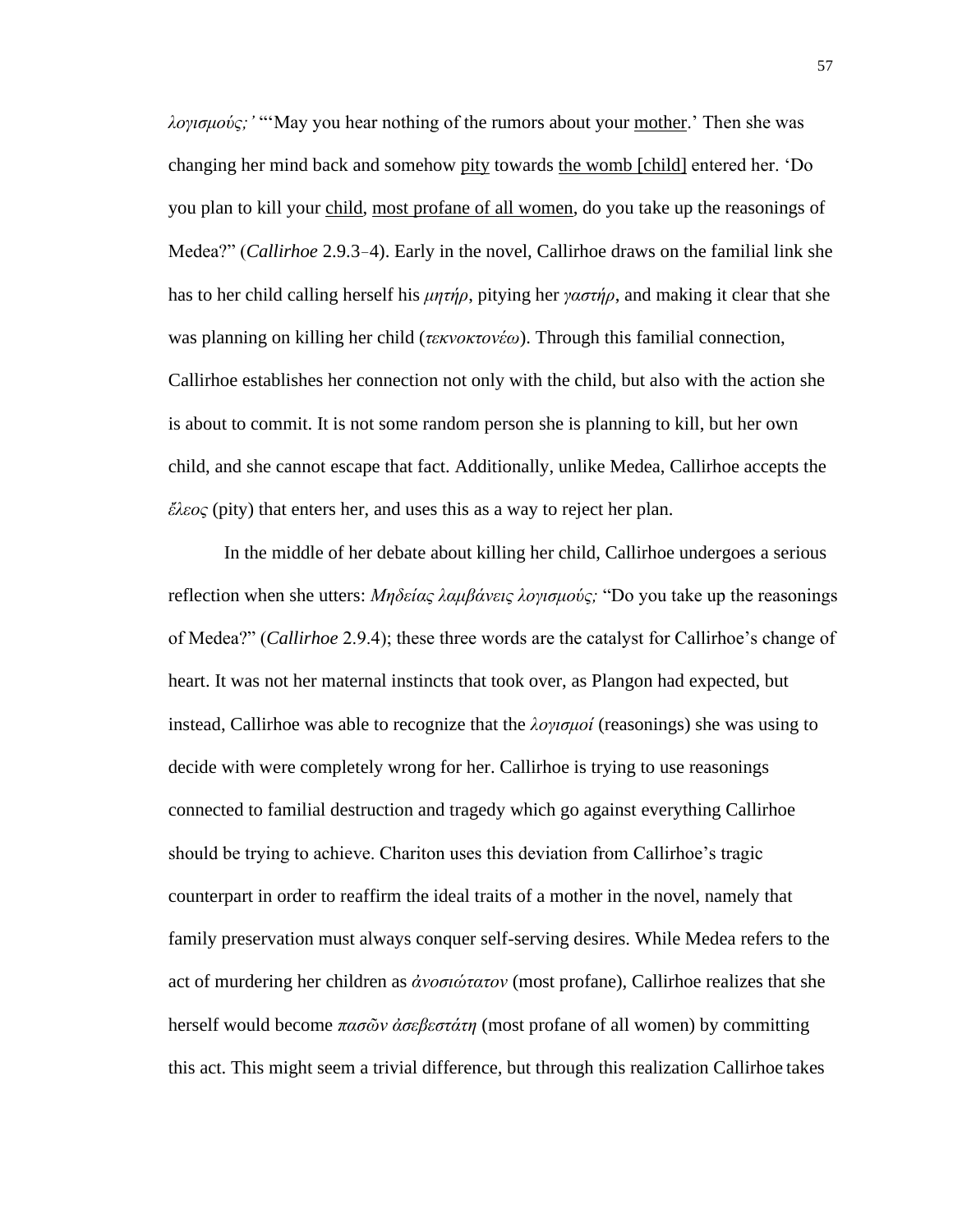*λογισμούς;'* "'May you hear nothing of the rumors about your <u>mother</u>.' Then she was changing her mind back and somehow <u>pity</u> towards <u>the womb [child]</u> entered her. 'Do you plan to kill your <u>child</u>, <u>most profane of all women</u>, do you take up the reasonings of Medea?" (*Callirhoe* 2.9.3–4). Early in the novel, Callirhoe draws on the familial link she has to her child calling herself his *μητήρ*, pitying her *γαστήρ*, and making it clear that she was planning on killing her child (*τεκνοκτονέω*). Through this familial connection, Callirhoe establishes her connection not only with the child, but also with the action she is about to commit. It is not some random person she is planning to kill, but her own child, and she cannot escape that fact. Additionally, unlike Medea, Callirhoe accepts the *ἔλεος* (pity) that enters her, and uses this as a way to reject her plan.

In the middle of her debate about killing her child, Callirhoe undergoes a serious reflection when she utters: *Μηδείας λαμβάνεις λογισμούς;* "Do you take up the reasonings of Medea?" (*Callirhoe* 2.9.4); these three words are the catalyst for Callirhoe's change of heart. It was not her maternal instincts that took over, as Plangon had expected, but instead, Callirhoe was able to recognize that the *λογισμοί* (reasonings) she was using to decide with were completely wrong for her. Callirhoe is trying to use reasonings connected to familial destruction and tragedy which go against everything Callirhoe should be trying to achieve. Chariton uses this deviation from Callirhoe's tragic counterpart in order to reaffirm the ideal traits of a mother in the novel, namely that family preservation must always conquer self-serving desires. While Medea refers to the act of murdering her children as *ἀνοσιώτατον* (most profane), Callirhoe realizes that she herself would become *πασῶν ἀσεβεστάτη* (most profane of all women) by committing this act. This might seem a trivial difference, but through this realization Callirhoe takes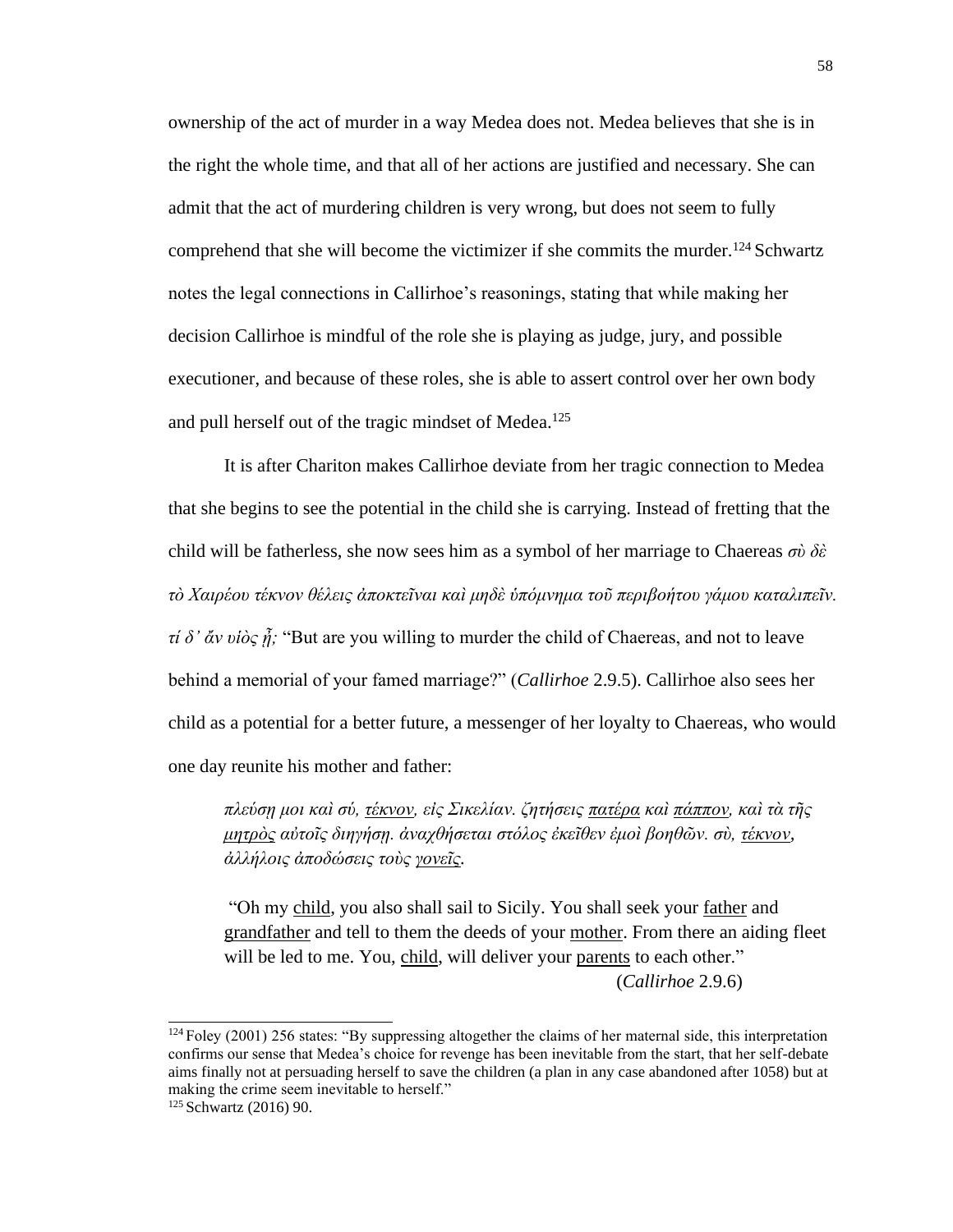ownership of the act of murder in a way Medea does not. Medea believes that she is in the right the whole time, and that all of her actions are justified and necessary. She can admit that the act of murdering children is very wrong, but does not seem to fully comprehend that she will become the victimizer if she commits the murder.[124] Schwartz notes the legal connections in Callirhoe's reasonings, stating that while making her decision Callirhoe is mindful of the role she is playing as judge, jury, and possible executioner, and because of these roles, she is able to assert control over her own body and pull herself out of the tragic mindset of Medea.[125]

It is after Chariton makes Callirhoe deviate from her tragic connection to Medea that she begins to see the potential in the child she is carrying. Instead of fretting that the child will be fatherless, she now sees him as a symbol of her marriage to Chaereas *σὺ δὲ τὸ Χαιρέου τέκνον θέλεις ἀποκτεῖναι καὶ μηδὲ ὑπόμνημα τοῦ περιβοήτου γάμου καταλιπεῖν. τί δ' ἂν υἱὸς ᾖ;* "But are you willing to murder the child of Chaereas, and not to leave behind a memorial of your famed marriage?" (*Callirhoe* 2.9.5). Callirhoe also sees her child as a potential for a better future, a messenger of her loyalty to Chaereas, who would one day reunite his mother and father:

> *πλεύσῃ μοι καὶ σύ, <u>τέκνον</u>, εἰς Σικελίαν. ζητήσεις <u>πατέρα</u> καὶ <u>πάππον</u>, καὶ τὰ τῆς <u>μητρὸς</u> αὐτοῖς διηγήσῃ. ἀναχθήσεται στόλος ἐκεῖθεν ἐμοὶ βοηθῶν. σὺ, <u>τέκνον</u>, ἀλλήλοις ἀποδώσεις τοὺς <u>γονεῖς</u>.*
>
> "Oh my <u>child</u>, you also shall sail to Sicily. You shall seek your <u>father</u> and <u>grandfather</u> and tell to them the deeds of your <u>mother</u>. From there an aiding fleet will be led to me. You, <u>child</u>, will deliver your <u>parents</u> to each other."
> (*Callirhoe* 2.9.6)

---

[124] Foley (2001) 256 states: "By suppressing altogether the claims of her maternal side, this interpretation confirms our sense that Medea's choice for revenge has been inevitable from the start, that her self-debate aims finally not at persuading herself to save the children (a plan in any case abandoned after 1058) but at making the crime seem inevitable to herself."

[125] Schwartz (2016) 90.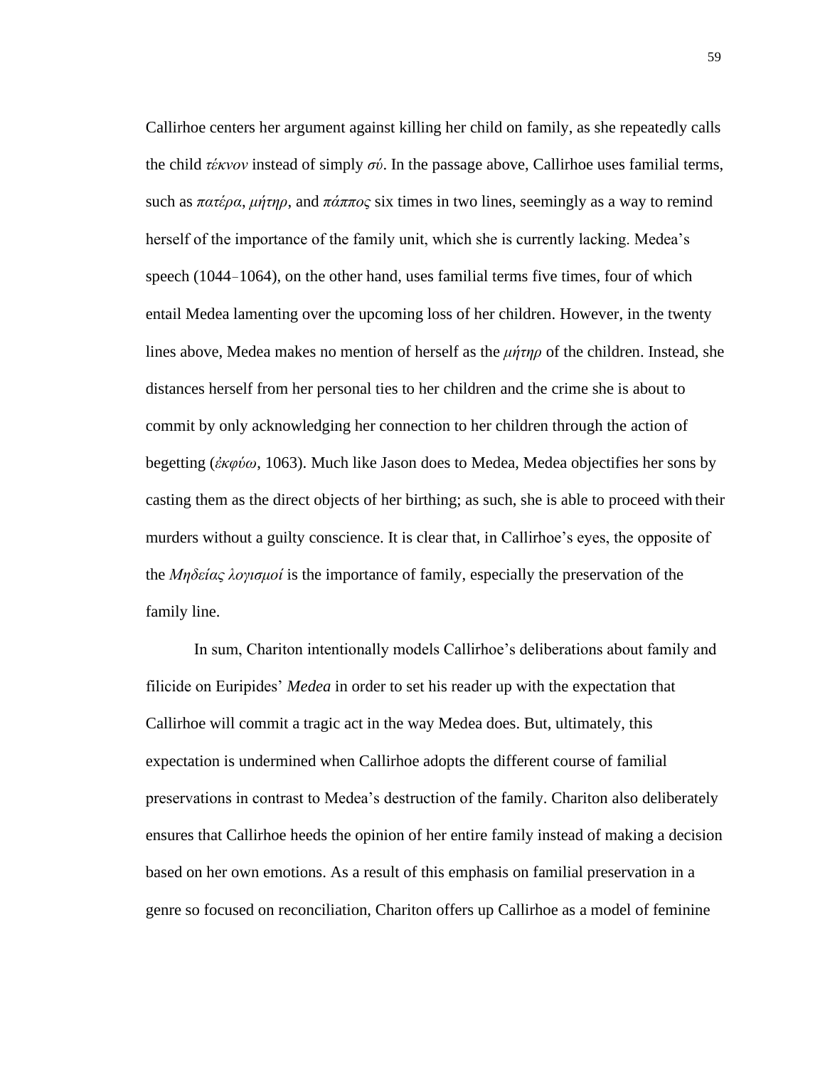Callirhoe centers her argument against killing her child on family, as she repeatedly calls the child *τέκνον* instead of simply *σύ*. In the passage above, Callirhoe uses familial terms, such as *πατέρα*, *μήτηρ*, and *πάππος* six times in two lines, seemingly as a way to remind herself of the importance of the family unit, which she is currently lacking. Medea's speech (1044–1064), on the other hand, uses familial terms five times, four of which entail Medea lamenting over the upcoming loss of her children. However, in the twenty lines above, Medea makes no mention of herself as the *μήτηρ* of the children. Instead, she distances herself from her personal ties to her children and the crime she is about to commit by only acknowledging her connection to her children through the action of begetting (*ἐκφύω*, 1063). Much like Jason does to Medea, Medea objectifies her sons by casting them as the direct objects of her birthing; as such, she is able to proceed with their murders without a guilty conscience. It is clear that, in Callirhoe's eyes, the opposite of the *Μηδείας λογισμοί* is the importance of family, especially the preservation of the family line.

In sum, Chariton intentionally models Callirhoe's deliberations about family and filicide on Euripides' *Medea* in order to set his reader up with the expectation that Callirhoe will commit a tragic act in the way Medea does. But, ultimately, this expectation is undermined when Callirhoe adopts the different course of familial preservations in contrast to Medea's destruction of the family. Chariton also deliberately ensures that Callirhoe heeds the opinion of her entire family instead of making a decision based on her own emotions. As a result of this emphasis on familial preservation in a genre so focused on reconciliation, Chariton offers up Callirhoe as a model of feminine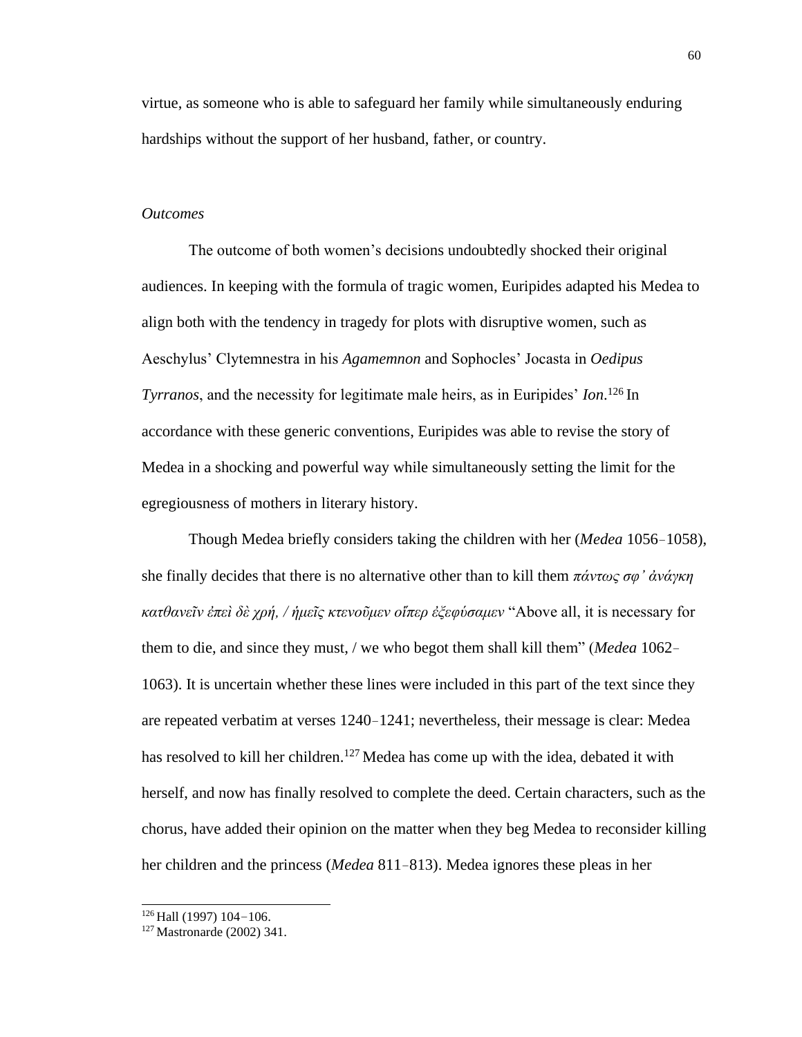virtue, as someone who is able to safeguard her family while simultaneously enduring hardships without the support of her husband, father, or country.

*Outcomes*

The outcome of both women's decisions undoubtedly shocked their original audiences. In keeping with the formula of tragic women, Euripides adapted his Medea to align both with the tendency in tragedy for plots with disruptive women, such as Aeschylus' Clytemnestra in his *Agamemnon* and Sophocles' Jocasta in *Oedipus Tyrranos*, and the necessity for legitimate male heirs, as in Euripides' *Ion*.[126] In accordance with these generic conventions, Euripides was able to revise the story of Medea in a shocking and powerful way while simultaneously setting the limit for the egregiousness of mothers in literary history.

Though Medea briefly considers taking the children with her (*Medea* 1056–1058), she finally decides that there is no alternative other than to kill them *πάντως σφ' ἀνάγκη κατθανεῖν ἐπεὶ δὲ χρή, / ἡμεῖς κτενοῦμεν οἵπερ ἐξεφύσαμεν* "Above all, it is necessary for them to die, and since they must, / we who begot them shall kill them" (*Medea* 1062–1063). It is uncertain whether these lines were included in this part of the text since they are repeated verbatim at verses 1240–1241; nevertheless, their message is clear: Medea has resolved to kill her children.[127] Medea has come up with the idea, debated it with herself, and now has finally resolved to complete the deed. Certain characters, such as the chorus, have added their opinion on the matter when they beg Medea to reconsider killing her children and the princess (*Medea* 811–813). Medea ignores these pleas in her

[126] Hall (1997) 104–106.

[127] Mastronarde (2002) 341.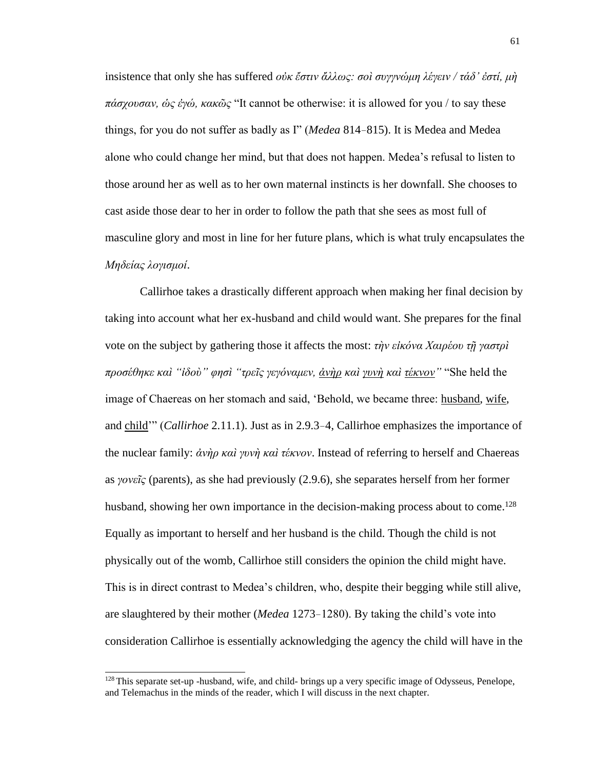insistence that only she has suffered *οὐκ ἔστιν ἄλλως: σοὶ συγγνώμη λέγειν / τάδ᾽ ἐστί, μὴ πάσχουσαν, ὡς ἐγώ, κακῶς* "It cannot be otherwise: it is allowed for you / to say these things, for you do not suffer as badly as I" (*Medea* 814–815). It is Medea and Medea alone who could change her mind, but that does not happen. Medea's refusal to listen to those around her as well as to her own maternal instincts is her downfall. She chooses to cast aside those dear to her in order to follow the path that she sees as most full of masculine glory and most in line for her future plans, which is what truly encapsulates the *Μηδείας λογισμοί*.

Callirhoe takes a drastically different approach when making her final decision by taking into account what her ex-husband and child would want. She prepares for the final vote on the subject by gathering those it affects the most: *τὴν εἰκόνα Χαιρέου τῇ γαστρὶ προσέθηκε καὶ "ἰδοὺ" φησὶ "τρεῖς γεγόναμεν, <u>ἀνὴρ</u> καὶ <u>γυνὴ</u> καὶ <u>τέκνον</u>"* "She held the image of Chaereas on her stomach and said, 'Behold, we became three: <u>husband</u>, <u>wife</u>, and <u>child</u>'" (*Callirhoe* 2.11.1). Just as in 2.9.3–4, Callirhoe emphasizes the importance of the nuclear family: *ἀνὴρ καὶ γυνὴ καὶ τέκνον*. Instead of referring to herself and Chaereas as *γονεῖς* (parents), as she had previously (2.9.6), she separates herself from her former husband, showing her own importance in the decision-making process about to come.[128] Equally as important to herself and her husband is the child. Though the child is not physically out of the womb, Callirhoe still considers the opinion the child might have. This is in direct contrast to Medea's children, who, despite their begging while still alive, are slaughtered by their mother (*Medea* 1273–1280). By taking the child's vote into consideration Callirhoe is essentially acknowledging the agency the child will have in the

---

[128] This separate set-up -husband, wife, and child- brings up a very specific image of Odysseus, Penelope, and Telemachus in the minds of the reader, which I will discuss in the next chapter.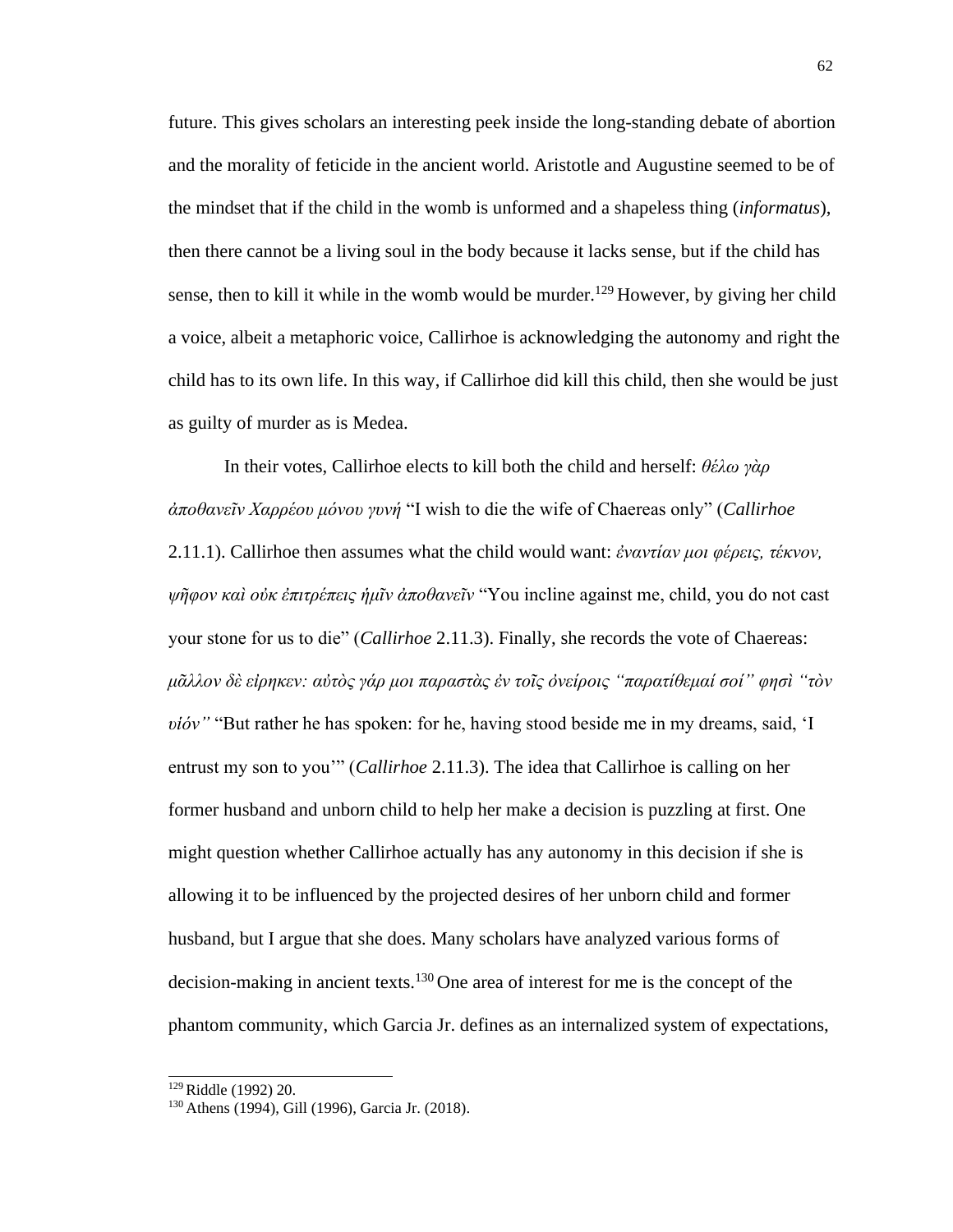future. This gives scholars an interesting peek inside the long-standing debate of abortion and the morality of feticide in the ancient world. Aristotle and Augustine seemed to be of the mindset that if the child in the womb is unformed and a shapeless thing (*informatus*), then there cannot be a living soul in the body because it lacks sense, but if the child has sense, then to kill it while in the womb would be murder.[129] However, by giving her child a voice, albeit a metaphoric voice, Callirhoe is acknowledging the autonomy and right the child has to its own life. In this way, if Callirhoe did kill this child, then she would be just as guilty of murder as is Medea.

In their votes, Callirhoe elects to kill both the child and herself: *θέλω γὰρ ἀποθανεῖν Χαρρέου μόνου γυνή* "I wish to die the wife of Chaereas only" (*Callirhoe* 2.11.1). Callirhoe then assumes what the child would want: *ἐναντίαν μοι φέρεις, τέκνον, ψῆφον καὶ οὐκ ἐπιτρέπεις ἡμῖν ἀποθανεῖν* "You incline against me, child, you do not cast your stone for us to die" (*Callirhoe* 2.11.3). Finally, she records the vote of Chaereas: *μᾶλλον δὲ εἴρηκεν: αὐτὸς γάρ μοι παραστὰς ἐν τοῖς ὀνείροις "παρατίθεμαί σοί" φησὶ "τὸν υἱόν"* "But rather he has spoken: for he, having stood beside me in my dreams, said, 'I entrust my son to you'" (*Callirhoe* 2.11.3). The idea that Callirhoe is calling on her former husband and unborn child to help her make a decision is puzzling at first. One might question whether Callirhoe actually has any autonomy in this decision if she is allowing it to be influenced by the projected desires of her unborn child and former husband, but I argue that she does. Many scholars have analyzed various forms of decision-making in ancient texts.[130] One area of interest for me is the concept of the phantom community, which Garcia Jr. defines as an internalized system of expectations,

---

[129] Riddle (1992) 20.

[130] Athens (1994), Gill (1996), Garcia Jr. (2018).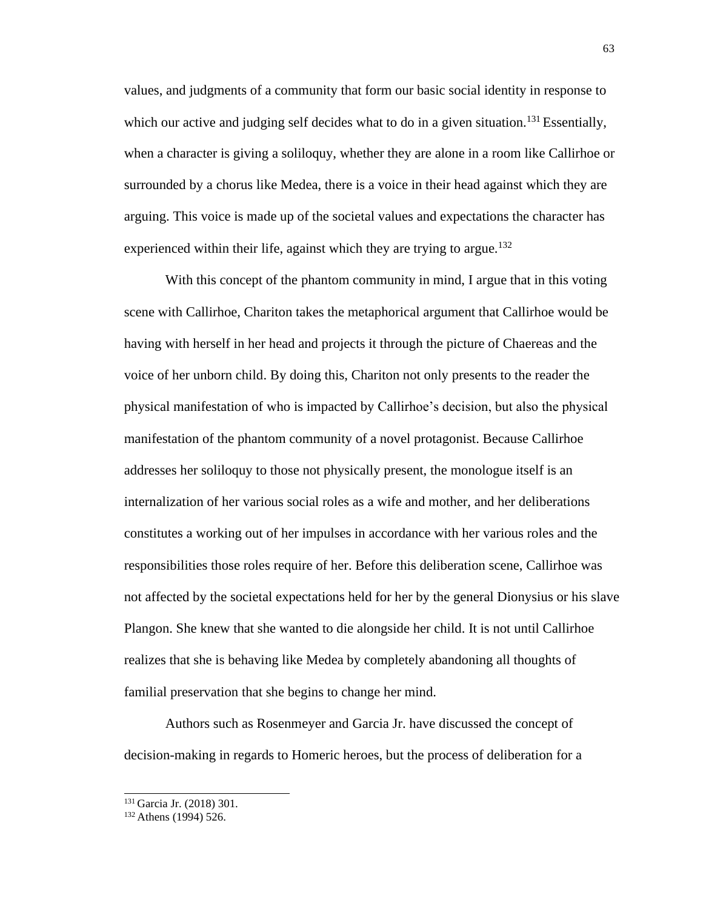values, and judgments of a community that form our basic social identity in response to which our active and judging self decides what to do in a given situation.[131] Essentially, when a character is giving a soliloquy, whether they are alone in a room like Callirhoe or surrounded by a chorus like Medea, there is a voice in their head against which they are arguing. This voice is made up of the societal values and expectations the character has experienced within their life, against which they are trying to argue.[132]

With this concept of the phantom community in mind, I argue that in this voting scene with Callirhoe, Chariton takes the metaphorical argument that Callirhoe would be having with herself in her head and projects it through the picture of Chaereas and the voice of her unborn child. By doing this, Chariton not only presents to the reader the physical manifestation of who is impacted by Callirhoe's decision, but also the physical manifestation of the phantom community of a novel protagonist. Because Callirhoe addresses her soliloquy to those not physically present, the monologue itself is an internalization of her various social roles as a wife and mother, and her deliberations constitutes a working out of her impulses in accordance with her various roles and the responsibilities those roles require of her. Before this deliberation scene, Callirhoe was not affected by the societal expectations held for her by the general Dionysius or his slave Plangon. She knew that she wanted to die alongside her child. It is not until Callirhoe realizes that she is behaving like Medea by completely abandoning all thoughts of familial preservation that she begins to change her mind.

Authors such as Rosenmeyer and Garcia Jr. have discussed the concept of decision-making in regards to Homeric heroes, but the process of deliberation for a

---

[131] Garcia Jr. (2018) 301.

[132] Athens (1994) 526.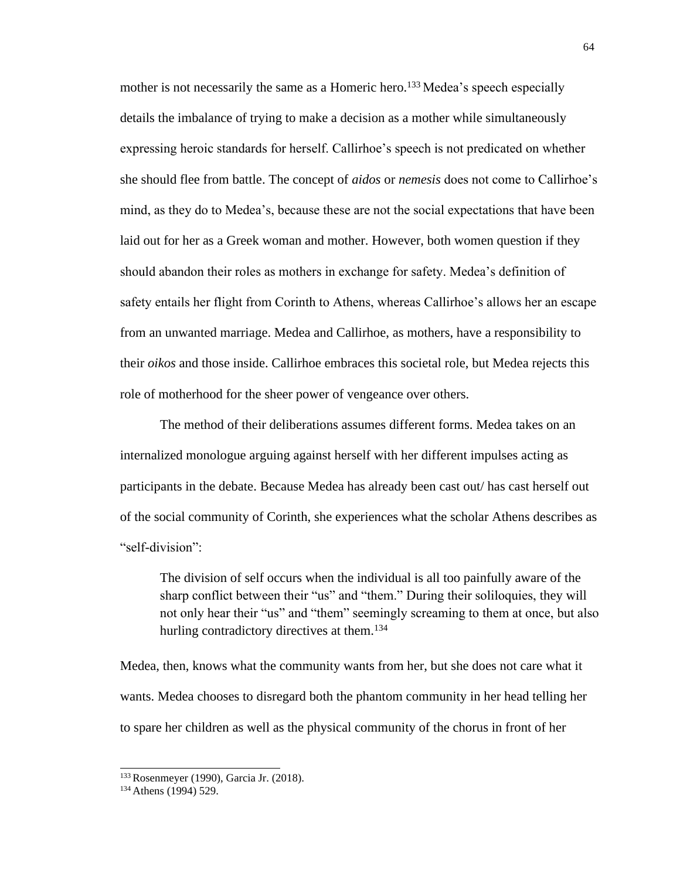mother is not necessarily the same as a Homeric hero.[133] Medea's speech especially details the imbalance of trying to make a decision as a mother while simultaneously expressing heroic standards for herself. Callirhoe's speech is not predicated on whether she should flee from battle. The concept of *aidos* or *nemesis* does not come to Callirhoe's mind, as they do to Medea's, because these are not the social expectations that have been laid out for her as a Greek woman and mother. However, both women question if they should abandon their roles as mothers in exchange for safety. Medea's definition of safety entails her flight from Corinth to Athens, whereas Callirhoe's allows her an escape from an unwanted marriage. Medea and Callirhoe, as mothers, have a responsibility to their *oikos* and those inside. Callirhoe embraces this societal role, but Medea rejects this role of motherhood for the sheer power of vengeance over others.

The method of their deliberations assumes different forms. Medea takes on an internalized monologue arguing against herself with her different impulses acting as participants in the debate. Because Medea has already been cast out/ has cast herself out of the social community of Corinth, she experiences what the scholar Athens describes as "self-division":

> The division of self occurs when the individual is all too painfully aware of the sharp conflict between their "us" and "them." During their soliloquies, they will not only hear their "us" and "them" seemingly screaming to them at once, but also hurling contradictory directives at them.[134]

Medea, then, knows what the community wants from her, but she does not care what it wants. Medea chooses to disregard both the phantom community in her head telling her to spare her children as well as the physical community of the chorus in front of her

---

[133] Rosenmeyer (1990), Garcia Jr. (2018).

[134] Athens (1994) 529.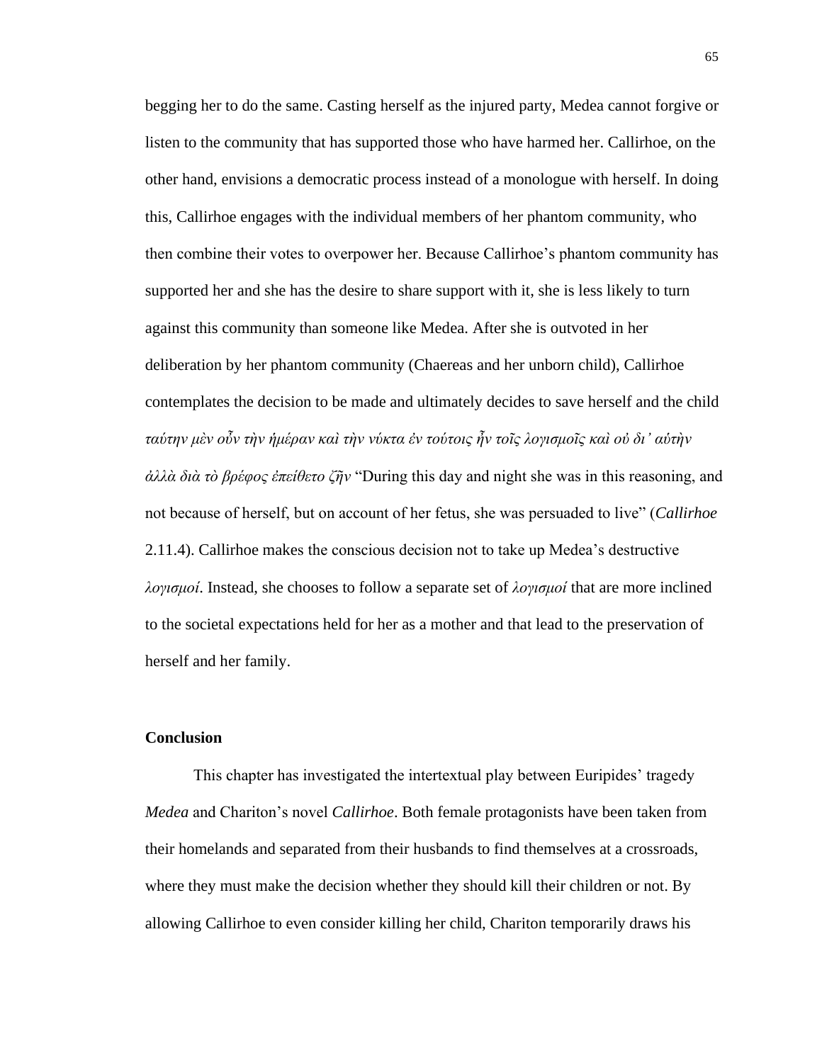begging her to do the same. Casting herself as the injured party, Medea cannot forgive or listen to the community that has supported those who have harmed her. Callirhoe, on the other hand, envisions a democratic process instead of a monologue with herself. In doing this, Callirhoe engages with the individual members of her phantom community, who then combine their votes to overpower her. Because Callirhoe's phantom community has supported her and she has the desire to share support with it, she is less likely to turn against this community than someone like Medea. After she is outvoted in her deliberation by her phantom community (Chaereas and her unborn child), Callirhoe contemplates the decision to be made and ultimately decides to save herself and the child *ταύτην μὲν οὖν τὴν ἡμέραν καὶ τὴν νύκτα ἐν τούτοις ἦν τοῖς λογισμοῖς καὶ οὐ δι᾽ αὑτὴν ἀλλὰ διὰ τὸ βρέφος ἐπείθετο ζῆν* "During this day and night she was in this reasoning, and not because of herself, but on account of her fetus, she was persuaded to live" (*Callirhoe* 2.11.4). Callirhoe makes the conscious decision not to take up Medea's destructive *λογισμοί*. Instead, she chooses to follow a separate set of *λογισμοί* that are more inclined to the societal expectations held for her as a mother and that lead to the preservation of herself and her family.

## Conclusion

This chapter has investigated the intertextual play between Euripides' tragedy *Medea* and Chariton's novel *Callirhoe*. Both female protagonists have been taken from their homelands and separated from their husbands to find themselves at a crossroads, where they must make the decision whether they should kill their children or not. By allowing Callirhoe to even consider killing her child, Chariton temporarily draws his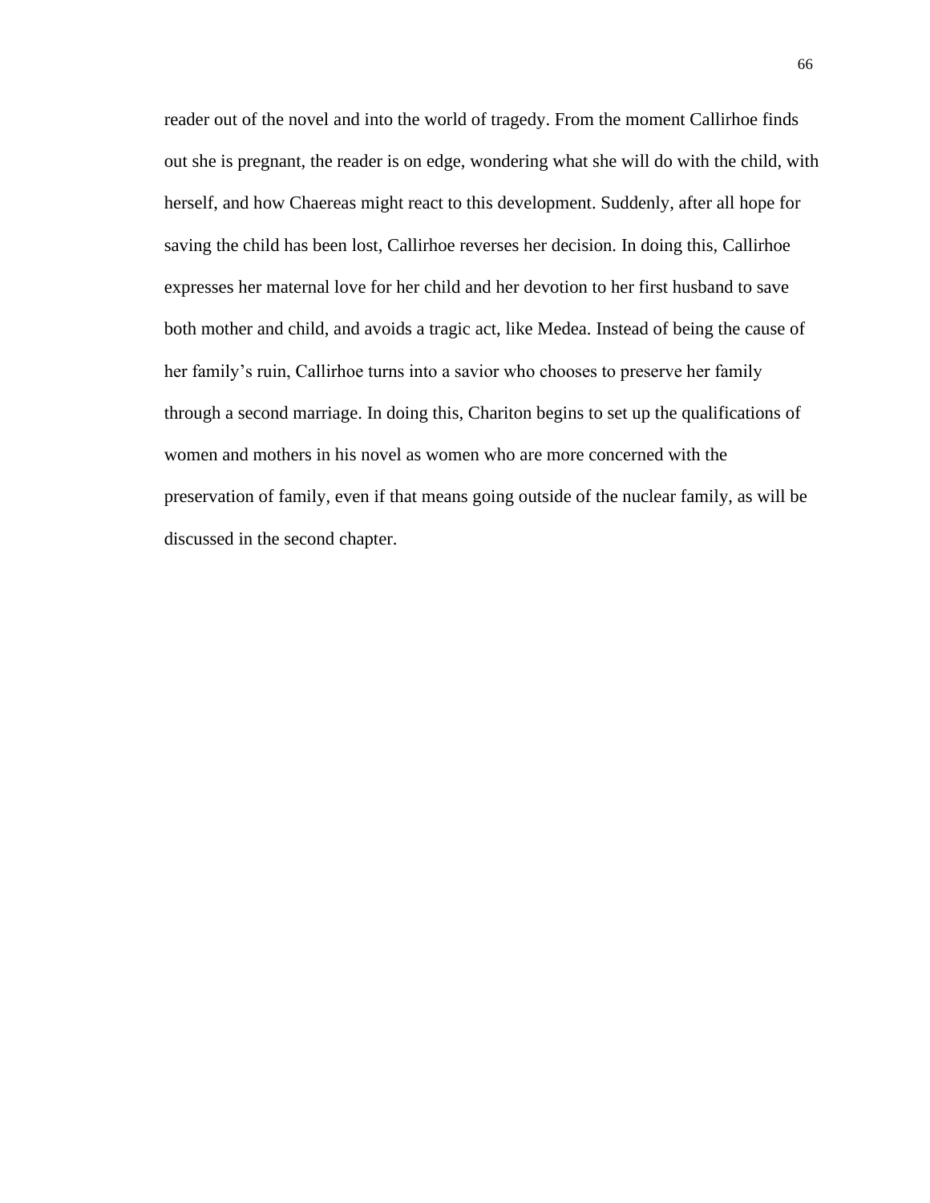reader out of the novel and into the world of tragedy. From the moment Callirhoe finds out she is pregnant, the reader is on edge, wondering what she will do with the child, with herself, and how Chaereas might react to this development. Suddenly, after all hope for saving the child has been lost, Callirhoe reverses her decision. In doing this, Callirhoe expresses her maternal love for her child and her devotion to her first husband to save both mother and child, and avoids a tragic act, like Medea. Instead of being the cause of her family's ruin, Callirhoe turns into a savior who chooses to preserve her family through a second marriage. In doing this, Chariton begins to set up the qualifications of women and mothers in his novel as women who are more concerned with the preservation of family, even if that means going outside of the nuclear family, as will be discussed in the second chapter.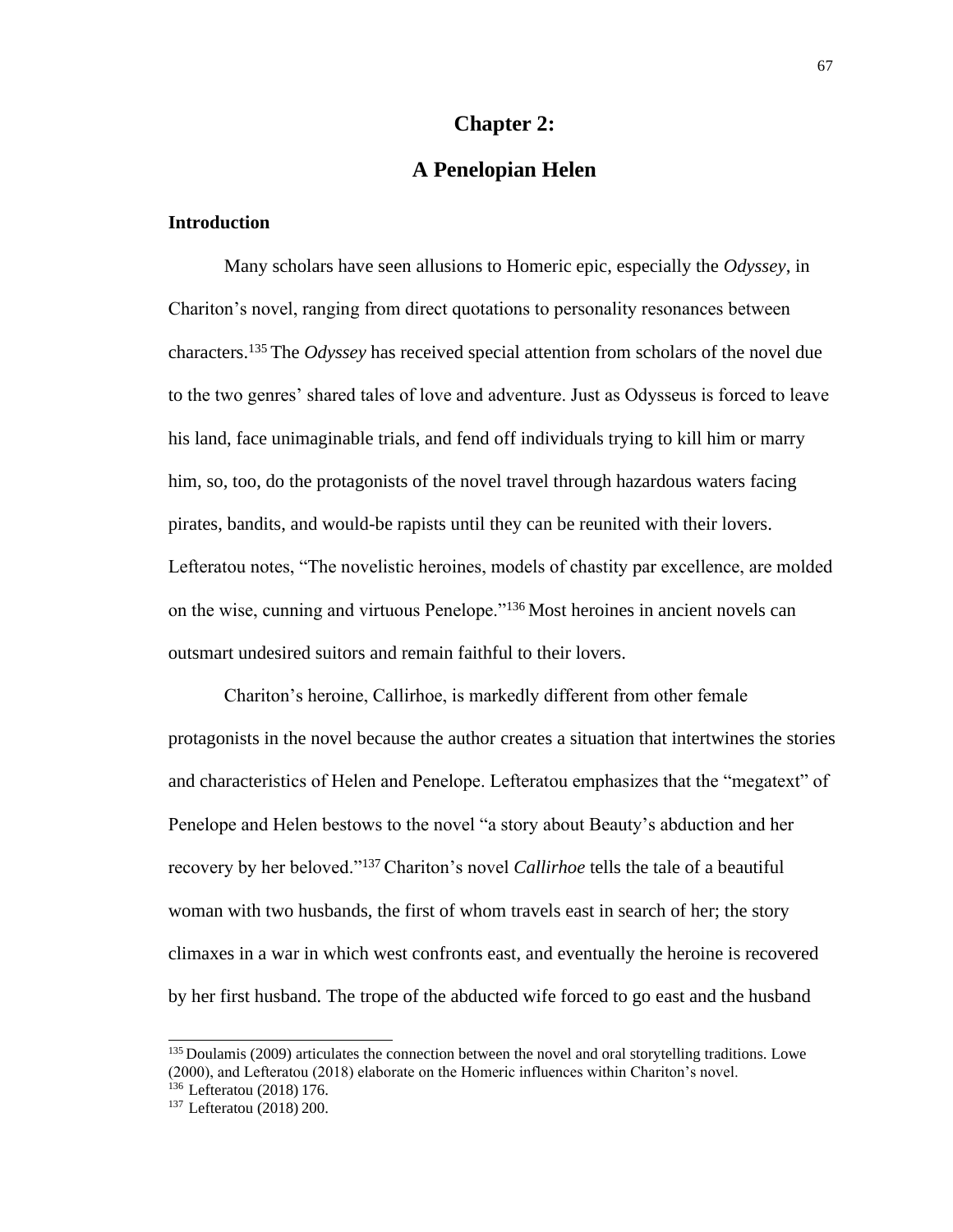# Chapter 2:

# A Penelopian Helen

## Introduction

Many scholars have seen allusions to Homeric epic, especially the *Odyssey*, in Chariton's novel, ranging from direct quotations to personality resonances between characters.[135] The *Odyssey* has received special attention from scholars of the novel due to the two genres' shared tales of love and adventure. Just as Odysseus is forced to leave his land, face unimaginable trials, and fend off individuals trying to kill him or marry him, so, too, do the protagonists of the novel travel through hazardous waters facing pirates, bandits, and would-be rapists until they can be reunited with their lovers. Lefteratou notes, "The novelistic heroines, models of chastity par excellence, are molded on the wise, cunning and virtuous Penelope."[136] Most heroines in ancient novels can outsmart undesired suitors and remain faithful to their lovers.

Chariton's heroine, Callirhoe, is markedly different from other female protagonists in the novel because the author creates a situation that intertwines the stories and characteristics of Helen and Penelope. Lefteratou emphasizes that the "megatext" of Penelope and Helen bestows to the novel "a story about Beauty's abduction and her recovery by her beloved."[137] Chariton's novel *Callirhoe* tells the tale of a beautiful woman with two husbands, the first of whom travels east in search of her; the story climaxes in a war in which west confronts east, and eventually the heroine is recovered by her first husband. The trope of the abducted wife forced to go east and the husband

---

[135] Doulamis (2009) articulates the connection between the novel and oral storytelling traditions. Lowe (2000), and Lefteratou (2018) elaborate on the Homeric influences within Chariton's novel.

[136] Lefteratou (2018) 176.

[137] Lefteratou (2018) 200.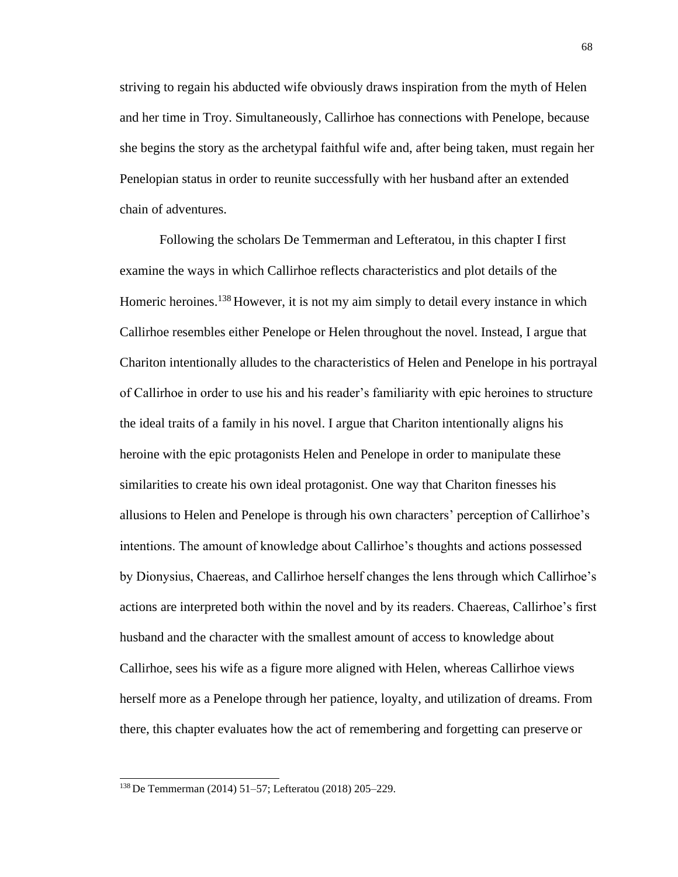striving to regain his abducted wife obviously draws inspiration from the myth of Helen and her time in Troy. Simultaneously, Callirhoe has connections with Penelope, because she begins the story as the archetypal faithful wife and, after being taken, must regain her Penelopian status in order to reunite successfully with her husband after an extended chain of adventures.

Following the scholars De Temmerman and Lefteratou, in this chapter I first examine the ways in which Callirhoe reflects characteristics and plot details of the Homeric heroines.[138] However, it is not my aim simply to detail every instance in which Callirhoe resembles either Penelope or Helen throughout the novel. Instead, I argue that Chariton intentionally alludes to the characteristics of Helen and Penelope in his portrayal of Callirhoe in order to use his and his reader's familiarity with epic heroines to structure the ideal traits of a family in his novel. I argue that Chariton intentionally aligns his heroine with the epic protagonists Helen and Penelope in order to manipulate these similarities to create his own ideal protagonist. One way that Chariton finesses his allusions to Helen and Penelope is through his own characters' perception of Callirhoe's intentions. The amount of knowledge about Callirhoe's thoughts and actions possessed by Dionysius, Chaereas, and Callirhoe herself changes the lens through which Callirhoe's actions are interpreted both within the novel and by its readers. Chaereas, Callirhoe's first husband and the character with the smallest amount of access to knowledge about Callirhoe, sees his wife as a figure more aligned with Helen, whereas Callirhoe views herself more as a Penelope through her patience, loyalty, and utilization of dreams. From there, this chapter evaluates how the act of remembering and forgetting can preserve or

[138] De Temmerman (2014) 51–57; Lefteratou (2018) 205–229.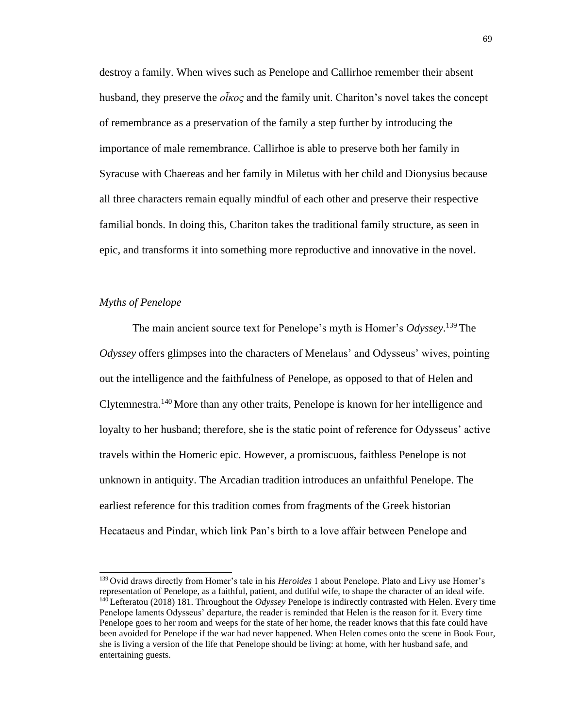destroy a family. When wives such as Penelope and Callirhoe remember their absent husband, they preserve the *οἶκος* and the family unit. Chariton's novel takes the concept of remembrance as a preservation of the family a step further by introducing the importance of male remembrance. Callirhoe is able to preserve both her family in Syracuse with Chaereas and her family in Miletus with her child and Dionysius because all three characters remain equally mindful of each other and preserve their respective familial bonds. In doing this, Chariton takes the traditional family structure, as seen in epic, and transforms it into something more reproductive and innovative in the novel.

### *Myths of Penelope*

The main ancient source text for Penelope's myth is Homer's *Odyssey*.[139] The *Odyssey* offers glimpses into the characters of Menelaus' and Odysseus' wives, pointing out the intelligence and the faithfulness of Penelope, as opposed to that of Helen and Clytemnestra.[140] More than any other traits, Penelope is known for her intelligence and loyalty to her husband; therefore, she is the static point of reference for Odysseus' active travels within the Homeric epic. However, a promiscuous, faithless Penelope is not unknown in antiquity. The Arcadian tradition introduces an unfaithful Penelope. The earliest reference for this tradition comes from fragments of the Greek historian Hecataeus and Pindar, which link Pan's birth to a love affair between Penelope and

---

[139] Ovid draws directly from Homer's tale in his *Heroides* 1 about Penelope. Plato and Livy use Homer's representation of Penelope, as a faithful, patient, and dutiful wife, to shape the character of an ideal wife.

[140] Lefteratou (2018) 181. Throughout the *Odyssey* Penelope is indirectly contrasted with Helen. Every time Penelope laments Odysseus' departure, the reader is reminded that Helen is the reason for it. Every time Penelope goes to her room and weeps for the state of her home, the reader knows that this fate could have been avoided for Penelope if the war had never happened. When Helen comes onto the scene in Book Four, she is living a version of the life that Penelope should be living: at home, with her husband safe, and entertaining guests.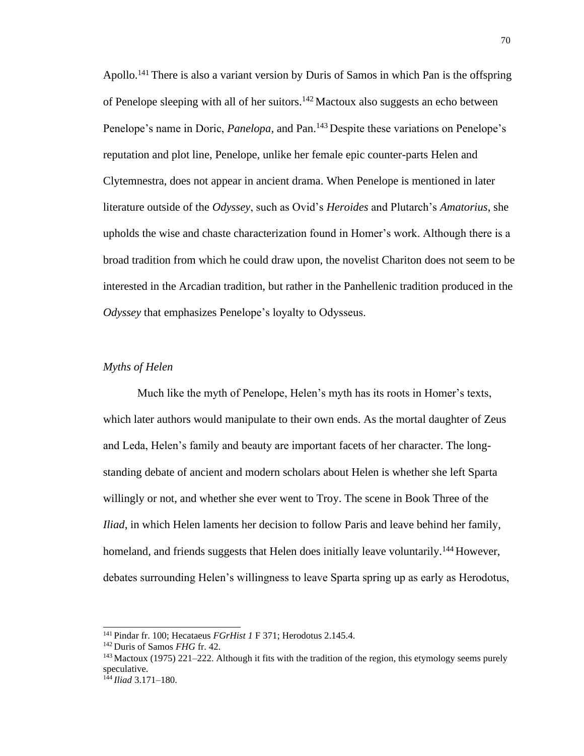Apollo.[141] There is also a variant version by Duris of Samos in which Pan is the offspring of Penelope sleeping with all of her suitors.[142] Mactoux also suggests an echo between Penelope's name in Doric, *Panelopa*, and Pan.[143] Despite these variations on Penelope's reputation and plot line, Penelope, unlike her female epic counter-parts Helen and Clytemnestra, does not appear in ancient drama. When Penelope is mentioned in later literature outside of the *Odyssey*, such as Ovid's *Heroides* and Plutarch's *Amatorius*, she upholds the wise and chaste characterization found in Homer's work. Although there is a broad tradition from which he could draw upon, the novelist Chariton does not seem to be interested in the Arcadian tradition, but rather in the Panhellenic tradition produced in the *Odyssey* that emphasizes Penelope's loyalty to Odysseus.

### *Myths of Helen*

Much like the myth of Penelope, Helen's myth has its roots in Homer's texts, which later authors would manipulate to their own ends. As the mortal daughter of Zeus and Leda, Helen's family and beauty are important facets of her character. The long-standing debate of ancient and modern scholars about Helen is whether she left Sparta willingly or not, and whether she ever went to Troy. The scene in Book Three of the *Iliad*, in which Helen laments her decision to follow Paris and leave behind her family, homeland, and friends suggests that Helen does initially leave voluntarily.[144] However, debates surrounding Helen's willingness to leave Sparta spring up as early as Herodotus,

---

[141] Pindar fr. 100; Hecataeus *FGrHist 1* F 371; Herodotus 2.145.4.

[142] Duris of Samos *FHG* fr. 42.

[143] Mactoux (1975) 221–222. Although it fits with the tradition of the region, this etymology seems purely speculative.

[144] *Iliad* 3.171–180.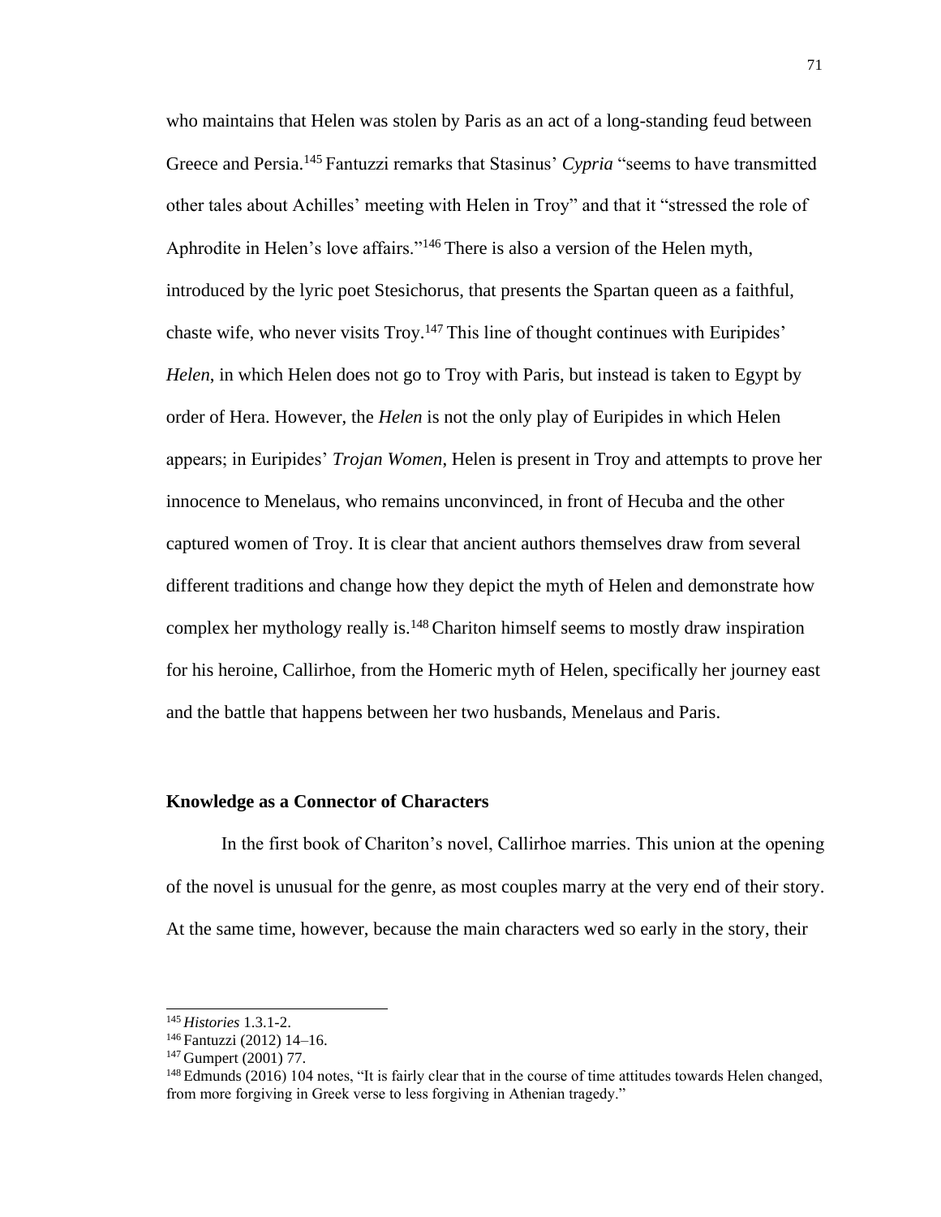who maintains that Helen was stolen by Paris as an act of a long-standing feud between Greece and Persia.[145] Fantuzzi remarks that Stasinus' *Cypria* "seems to have transmitted other tales about Achilles' meeting with Helen in Troy" and that it "stressed the role of Aphrodite in Helen's love affairs."[146] There is also a version of the Helen myth, introduced by the lyric poet Stesichorus, that presents the Spartan queen as a faithful, chaste wife, who never visits Troy.[147] This line of thought continues with Euripides' *Helen*, in which Helen does not go to Troy with Paris, but instead is taken to Egypt by order of Hera. However, the *Helen* is not the only play of Euripides in which Helen appears; in Euripides' *Trojan Women*, Helen is present in Troy and attempts to prove her innocence to Menelaus, who remains unconvinced, in front of Hecuba and the other captured women of Troy. It is clear that ancient authors themselves draw from several different traditions and change how they depict the myth of Helen and demonstrate how complex her mythology really is.[148] Chariton himself seems to mostly draw inspiration for his heroine, Callirhoe, from the Homeric myth of Helen, specifically her journey east and the battle that happens between her two husbands, Menelaus and Paris.

**Knowledge as a Connector of Characters**

In the first book of Chariton's novel, Callirhoe marries. This union at the opening of the novel is unusual for the genre, as most couples marry at the very end of their story. At the same time, however, because the main characters wed so early in the story, their

[145] *Histories* 1.3.1-2.

[146] Fantuzzi (2012) 14–16.

[147] Gumpert (2001) 77.

[148] Edmunds (2016) 104 notes, "It is fairly clear that in the course of time attitudes towards Helen changed, from more forgiving in Greek verse to less forgiving in Athenian tragedy."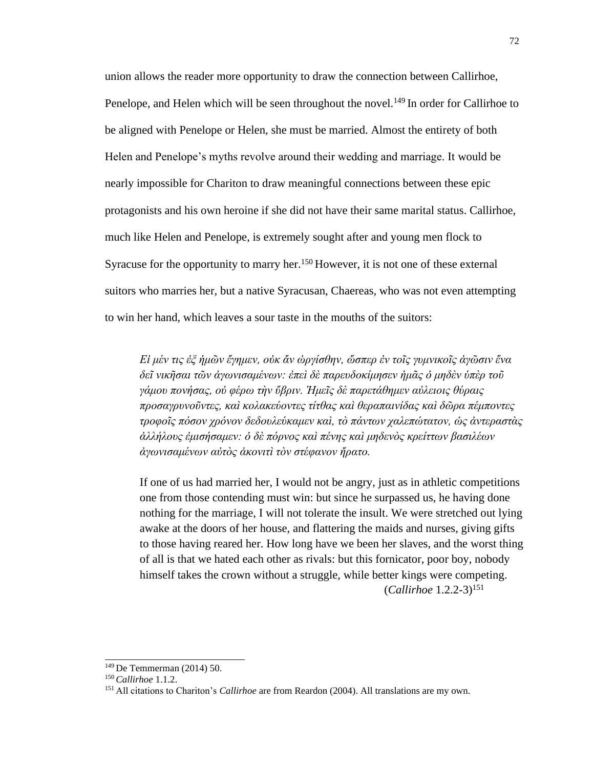union allows the reader more opportunity to draw the connection between Callirhoe, Penelope, and Helen which will be seen throughout the novel.[149] In order for Callirhoe to be aligned with Penelope or Helen, she must be married. Almost the entirety of both Helen and Penelope's myths revolve around their wedding and marriage. It would be nearly impossible for Chariton to draw meaningful connections between these epic protagonists and his own heroine if she did not have their same marital status. Callirhoe, much like Helen and Penelope, is extremely sought after and young men flock to Syracuse for the opportunity to marry her.[150] However, it is not one of these external suitors who marries her, but a native Syracusan, Chaereas, who was not even attempting to win her hand, which leaves a sour taste in the mouths of the suitors:

> *Εἰ μέν τις ἐξ ἡμῶν ἔγημεν, οὐκ ἄν ὠργίσθην, ὥσπερ ἐν τοῖς γυμνικοῖς ἀγῶσιν ἕνα δεῖ νικῆσαι τῶν ἀγωνισαμένων: ἐπεὶ δὲ παρευδοκίμησεν ἡμᾶς ὁ μηδὲν ὑπὲρ τοῦ γάμου πονήσας, οὐ φέρω τὴν ὕβριν. Ἡμεῖς δὲ παρετάθημεν αὐλειοις θύραις προσαγρυνοῦντες, καὶ κολακεύοντες τίτθας καὶ θεραπαινίδας καὶ δῶρα πέμποντες τροφοῖς πόσον χρόνον δεδουλεύκαμεν καὶ, τὸ πάντων χαλεπώτατον, ὡς ἀντεραστὰς ἀλλήλους ἐμισήσαμεν: ὁ δὲ πόρνος καὶ πένης καὶ μηδενὸς κρείττων βασιλέων ἀγωνισαμένων αὐτὸς ἀκονιτὶ τὸν στέφανον ἤρατο.*
>
> If one of us had married her, I would not be angry, just as in athletic competitions one from those contending must win: but since he surpassed us, he having done nothing for the marriage, I will not tolerate the insult. We were stretched out lying awake at the doors of her house, and flattering the maids and nurses, giving gifts to those having reared her. How long have we been her slaves, and the worst thing of all is that we hated each other as rivals: but this fornicator, poor boy, nobody himself takes the crown without a struggle, while better kings were competing. (*Callirhoe* 1.2.2-3)[151]

[149] De Temmerman (2014) 50.

[150] *Callirhoe* 1.1.2.

[151] All citations to Chariton's *Callirhoe* are from Reardon (2004). All translations are my own.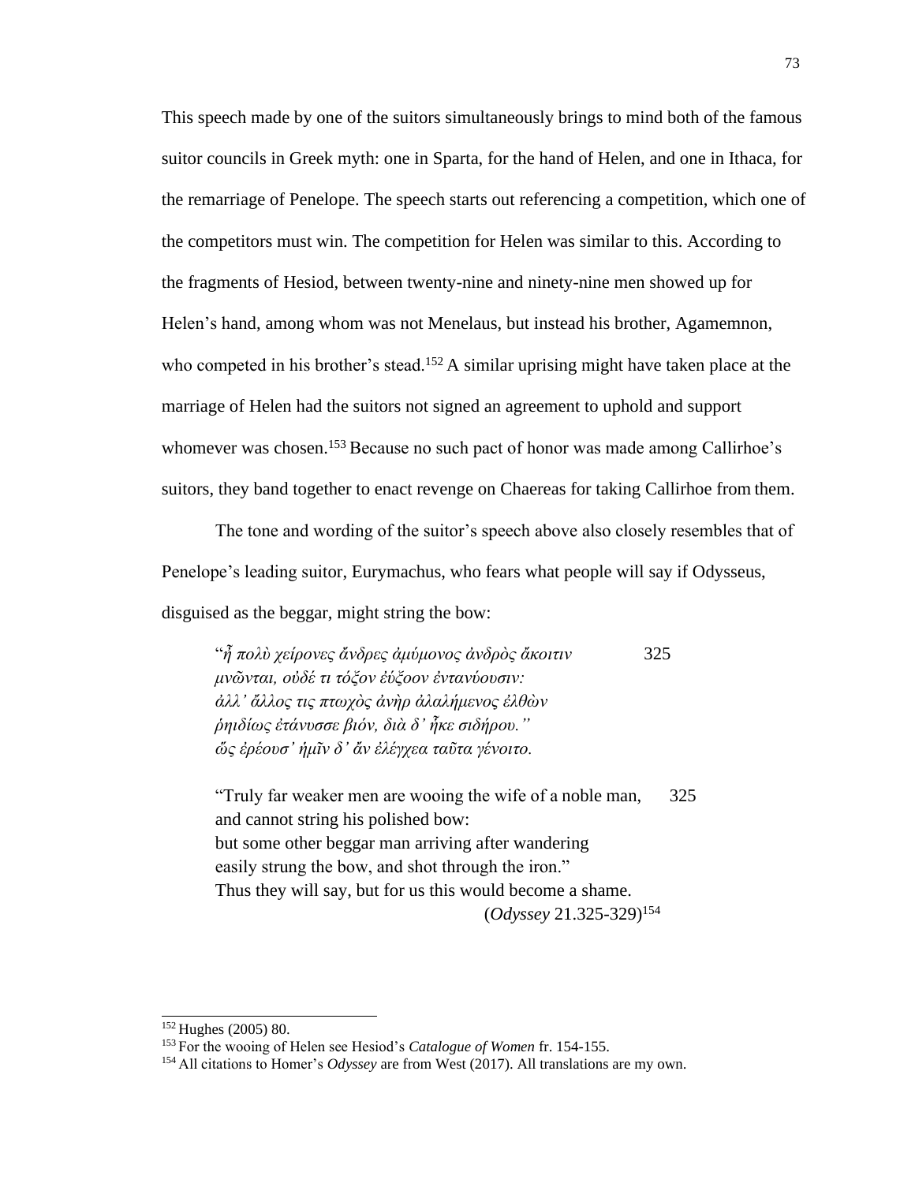This speech made by one of the suitors simultaneously brings to mind both of the famous suitor councils in Greek myth: one in Sparta, for the hand of Helen, and one in Ithaca, for the remarriage of Penelope. The speech starts out referencing a competition, which one of the competitors must win. The competition for Helen was similar to this. According to the fragments of Hesiod, between twenty-nine and ninety-nine men showed up for Helen's hand, among whom was not Menelaus, but instead his brother, Agamemnon, who competed in his brother's stead.[152] A similar uprising might have taken place at the marriage of Helen had the suitors not signed an agreement to uphold and support whomever was chosen.[153] Because no such pact of honor was made among Callirhoe's suitors, they band together to enact revenge on Chaereas for taking Callirhoe from them.

The tone and wording of the suitor's speech above also closely resembles that of Penelope's leading suitor, Eurymachus, who fears what people will say if Odysseus, disguised as the beggar, might string the bow:

> "*ἦ πολὺ χείρονες ἄνδρες ἀμύμονος ἀνδρὸς ἄκοιτιν* 325
> *μνῶνται, οὐδέ τι τόξον ἐΰξοον ἐντανύουσιν·*
> *ἀλλ' ἄλλος τις πτωχὸς ἀνὴρ ἀλαλήμενος ἐλθὼν*
> *ῥηιδίως ἐτάνυσσε βιόν, διὰ δ' ἧκε σιδήρου."*
> *ὥς ἐρέουσ' ἡμῖν δ' ἄν ἐλέγχεα ταῦτα γένοιτο.*
>
> "Truly far weaker men are wooing the wife of a noble man, 325
> and cannot string his polished bow:
> but some other beggar man arriving after wandering
> easily strung the bow, and shot through the iron."
> Thus they will say, but for us this would become a shame.
> (*Odyssey* 21.325-329)[154]

---

[152] Hughes (2005) 80.

[153] For the wooing of Helen see Hesiod's *Catalogue of Women* fr. 154-155.

[154] All citations to Homer's *Odyssey* are from West (2017). All translations are my own.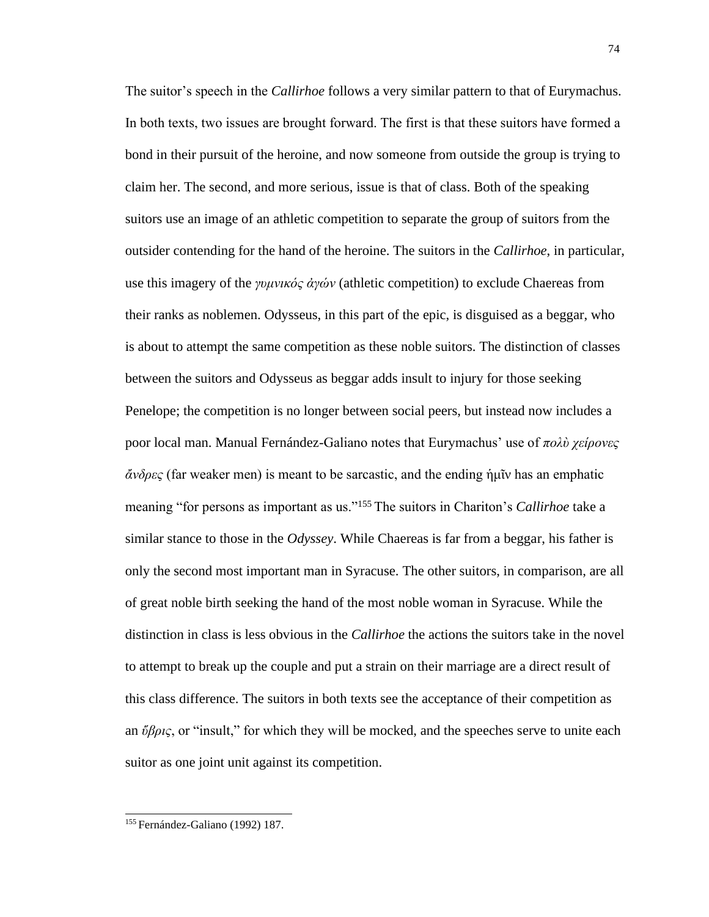The suitor's speech in the *Callirhoe* follows a very similar pattern to that of Eurymachus. In both texts, two issues are brought forward. The first is that these suitors have formed a bond in their pursuit of the heroine, and now someone from outside the group is trying to claim her. The second, and more serious, issue is that of class. Both of the speaking suitors use an image of an athletic competition to separate the group of suitors from the outsider contending for the hand of the heroine. The suitors in the *Callirhoe*, in particular, use this imagery of the *γυμνικός ἀγών* (athletic competition) to exclude Chaereas from their ranks as noblemen. Odysseus, in this part of the epic, is disguised as a beggar, who is about to attempt the same competition as these noble suitors. The distinction of classes between the suitors and Odysseus as beggar adds insult to injury for those seeking Penelope; the competition is no longer between social peers, but instead now includes a poor local man. Manual Fernández-Galiano notes that Eurymachus' use of *πολὺ χείρονες ἄνδρες* (far weaker men) is meant to be sarcastic, and the ending ἡμῖν has an emphatic meaning "for persons as important as us."[155] The suitors in Chariton's *Callirhoe* take a similar stance to those in the *Odyssey*. While Chaereas is far from a beggar, his father is only the second most important man in Syracuse. The other suitors, in comparison, are all of great noble birth seeking the hand of the most noble woman in Syracuse. While the distinction in class is less obvious in the *Callirhoe* the actions the suitors take in the novel to attempt to break up the couple and put a strain on their marriage are a direct result of this class difference. The suitors in both texts see the acceptance of their competition as an *ὕβρις*, or "insult," for which they will be mocked, and the speeches serve to unite each suitor as one joint unit against its competition.

---

[155] Fernández-Galiano (1992) 187.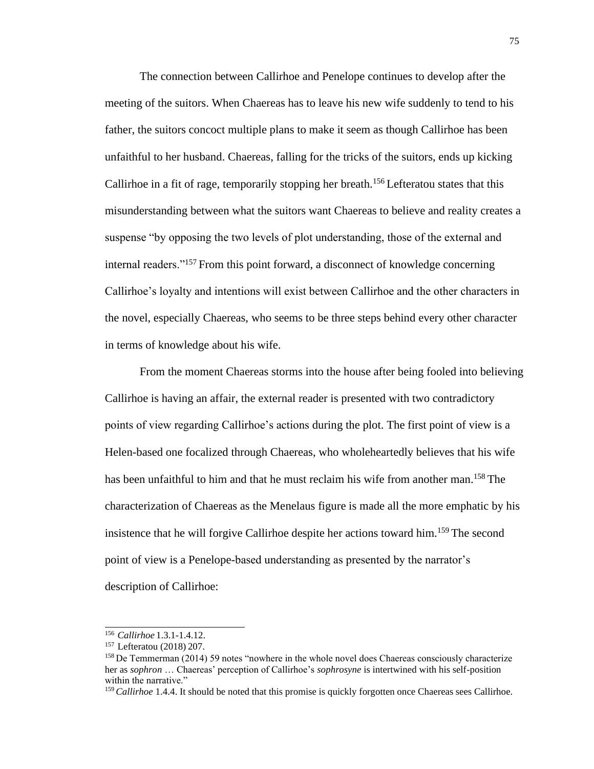The connection between Callirhoe and Penelope continues to develop after the meeting of the suitors. When Chaereas has to leave his new wife suddenly to tend to his father, the suitors concoct multiple plans to make it seem as though Callirhoe has been unfaithful to her husband. Chaereas, falling for the tricks of the suitors, ends up kicking Callirhoe in a fit of rage, temporarily stopping her breath.[156] Lefteratou states that this misunderstanding between what the suitors want Chaereas to believe and reality creates a suspense "by opposing the two levels of plot understanding, those of the external and internal readers."[157] From this point forward, a disconnect of knowledge concerning Callirhoe's loyalty and intentions will exist between Callirhoe and the other characters in the novel, especially Chaereas, who seems to be three steps behind every other character in terms of knowledge about his wife.

From the moment Chaereas storms into the house after being fooled into believing Callirhoe is having an affair, the external reader is presented with two contradictory points of view regarding Callirhoe's actions during the plot. The first point of view is a Helen-based one focalized through Chaereas, who wholeheartedly believes that his wife has been unfaithful to him and that he must reclaim his wife from another man.[158] The characterization of Chaereas as the Menelaus figure is made all the more emphatic by his insistence that he will forgive Callirhoe despite her actions toward him.[159] The second point of view is a Penelope-based understanding as presented by the narrator's description of Callirhoe:

---

[156] *Callirhoe* 1.3.1-1.4.12.

[157] Lefteratou (2018) 207.

[158] De Temmerman (2014) 59 notes "nowhere in the whole novel does Chaereas consciously characterize her as *sophron* … Chaereas' perception of Callirhoe's *sophrosyne* is intertwined with his self-position within the narrative."

[159] *Callirhoe* 1.4.4. It should be noted that this promise is quickly forgotten once Chaereas sees Callirhoe.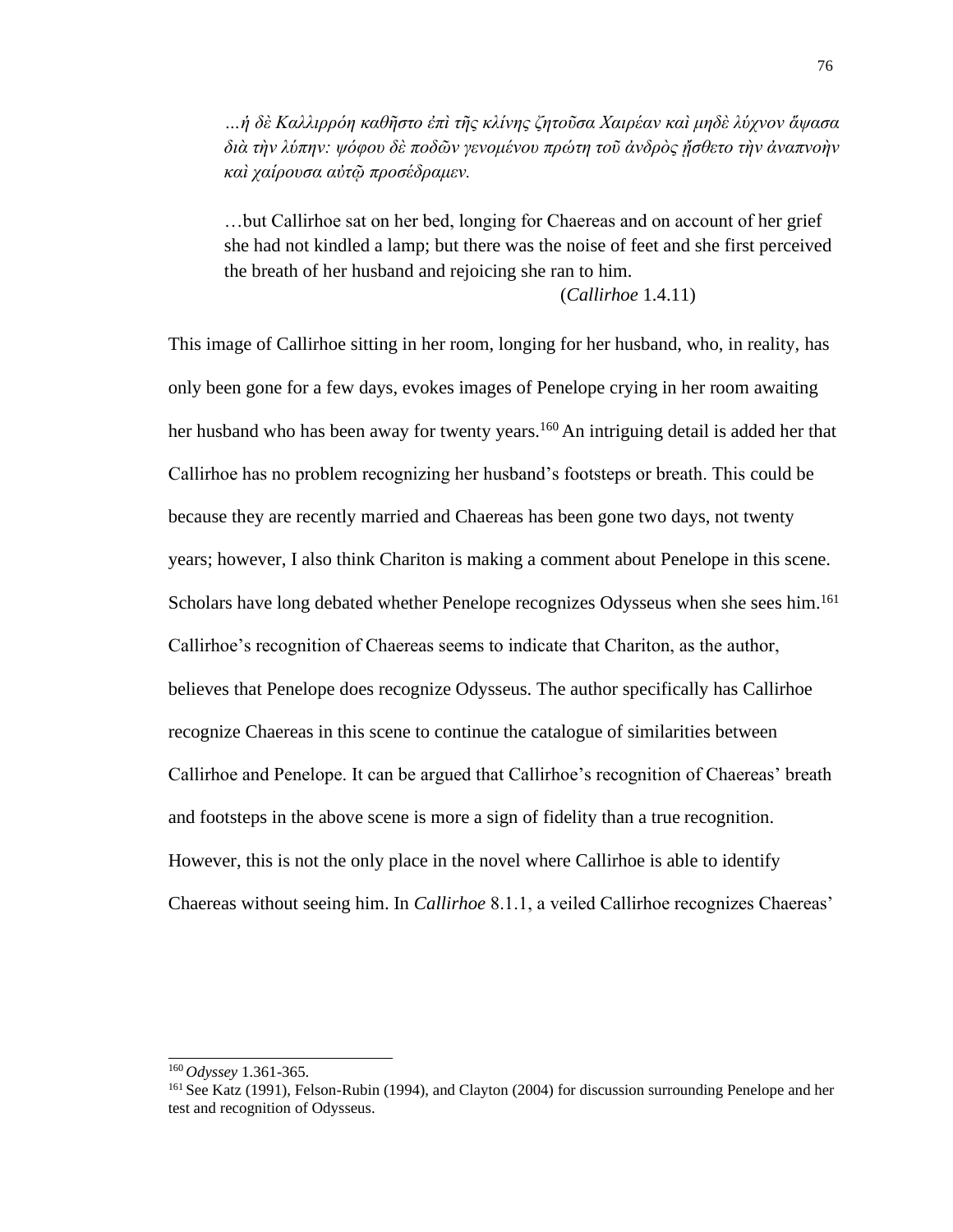> *…ἡ δὲ Καλλιρρόη καθῆστο ἐπὶ τῆς κλίνης ζητοῦσα Χαιρέαν καὶ μηδὲ λύχνον ἅψασα διὰ τὴν λύπην: ψόφου δὲ ποδῶν γενομένου πρώτη τοῦ ἀνδρὸς ᾔσθετο τὴν ἀναπνοὴν καὶ χαίρουσα αὐτῷ προσέδραμεν.*
>
> …but Callirhoe sat on her bed, longing for Chaereas and on account of her grief she had not kindled a lamp; but there was the noise of feet and she first perceived the breath of her husband and rejoicing she ran to him.
>
> (*Callirhoe* 1.4.11)

This image of Callirhoe sitting in her room, longing for her husband, who, in reality, has only been gone for a few days, evokes images of Penelope crying in her room awaiting her husband who has been away for twenty years.[160] An intriguing detail is added her that Callirhoe has no problem recognizing her husband's footsteps or breath. This could be because they are recently married and Chaereas has been gone two days, not twenty years; however, I also think Chariton is making a comment about Penelope in this scene. Scholars have long debated whether Penelope recognizes Odysseus when she sees him.[161] Callirhoe's recognition of Chaereas seems to indicate that Chariton, as the author, believes that Penelope does recognize Odysseus. The author specifically has Callirhoe recognize Chaereas in this scene to continue the catalogue of similarities between Callirhoe and Penelope. It can be argued that Callirhoe's recognition of Chaereas' breath and footsteps in the above scene is more a sign of fidelity than a true recognition. However, this is not the only place in the novel where Callirhoe is able to identify Chaereas without seeing him. In *Callirhoe* 8.1.1, a veiled Callirhoe recognizes Chaereas'

---

[160] *Odyssey* 1.361-365.

[161] See Katz (1991), Felson-Rubin (1994), and Clayton (2004) for discussion surrounding Penelope and her test and recognition of Odysseus.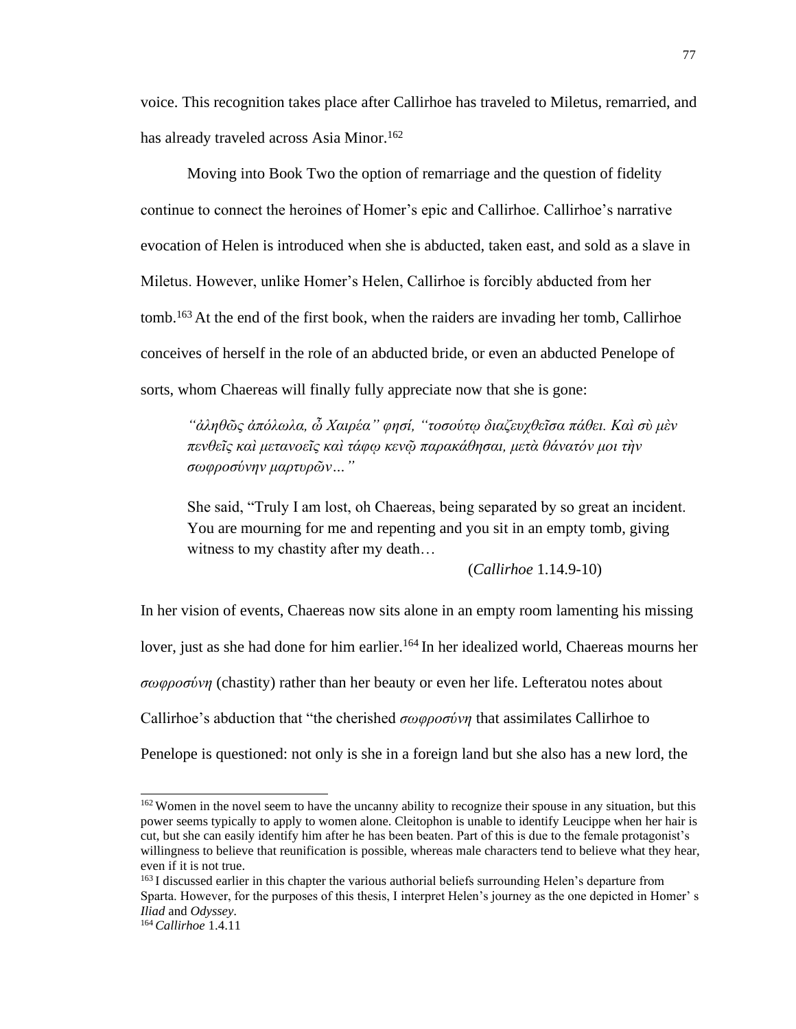voice. This recognition takes place after Callirhoe has traveled to Miletus, remarried, and has already traveled across Asia Minor.[162]

Moving into Book Two the option of remarriage and the question of fidelity continue to connect the heroines of Homer's epic and Callirhoe. Callirhoe's narrative evocation of Helen is introduced when she is abducted, taken east, and sold as a slave in Miletus. However, unlike Homer's Helen, Callirhoe is forcibly abducted from her tomb.[163] At the end of the first book, when the raiders are invading her tomb, Callirhoe conceives of herself in the role of an abducted bride, or even an abducted Penelope of sorts, whom Chaereas will finally fully appreciate now that she is gone:

> *"ἀληθῶς ἀπόλωλα, ὦ Χαιρέα" φησί, "τοσούτῳ διαζευχθεῖσα πάθει. Καὶ σὺ μὲν πενθεῖς καὶ μετανοεῖς καὶ τάφῳ κενῷ παρακάθησαι, μετὰ θάνατόν μοι τὴν σωφροσύνην μαρτυρῶν…"*
>
> She said, "Truly I am lost, oh Chaereas, being separated by so great an incident. You are mourning for me and repenting and you sit in an empty tomb, giving witness to my chastity after my death…
>
> (*Callirhoe* 1.14.9-10)

In her vision of events, Chaereas now sits alone in an empty room lamenting his missing lover, just as she had done for him earlier.[164] In her idealized world, Chaereas mourns her *σωφροσύνη* (chastity) rather than her beauty or even her life. Lefteratou notes about Callirhoe's abduction that "the cherished *σωφροσύνη* that assimilates Callirhoe to Penelope is questioned: not only is she in a foreign land but she also has a new lord, the

---

[162] Women in the novel seem to have the uncanny ability to recognize their spouse in any situation, but this power seems typically to apply to women alone. Cleitophon is unable to identify Leucippe when her hair is cut, but she can easily identify him after he has been beaten. Part of this is due to the female protagonist's willingness to believe that reunification is possible, whereas male characters tend to believe what they hear, even if it is not true.

[163] I discussed earlier in this chapter the various authorial beliefs surrounding Helen's departure from Sparta. However, for the purposes of this thesis, I interpret Helen's journey as the one depicted in Homer' s *Iliad* and *Odyssey*.

[164] *Callirhoe* 1.4.11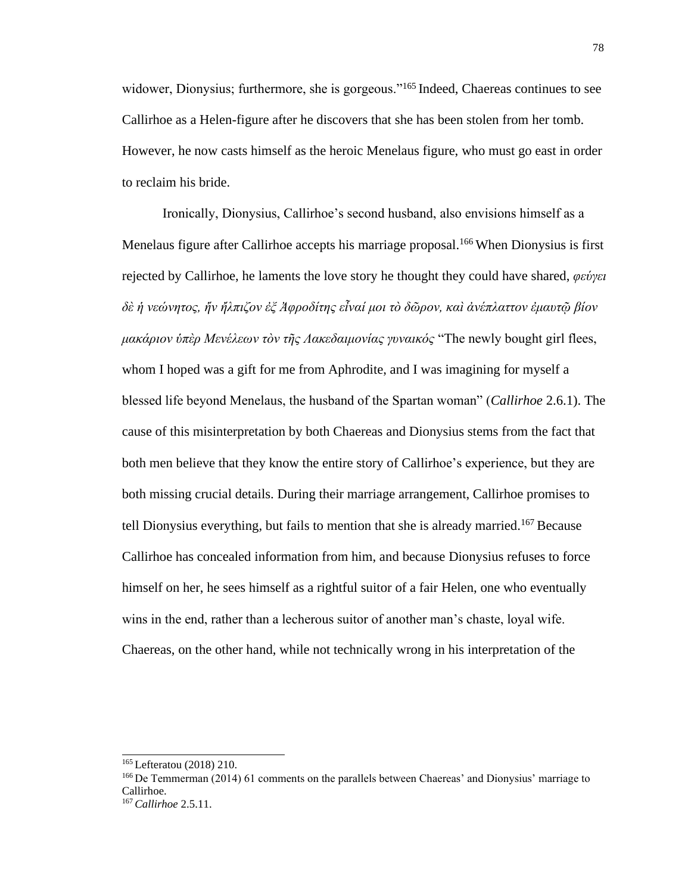widower, Dionysius; furthermore, she is gorgeous."[165] Indeed, Chaereas continues to see Callirhoe as a Helen-figure after he discovers that she has been stolen from her tomb. However, he now casts himself as the heroic Menelaus figure, who must go east in order to reclaim his bride.

Ironically, Dionysius, Callirhoe's second husband, also envisions himself as a Menelaus figure after Callirhoe accepts his marriage proposal.[166] When Dionysius is first rejected by Callirhoe, he laments the love story he thought they could have shared, *φεύγει δὲ ἡ νεώνητος, ἥν ἤλπιζον ἐξ Ἀφροδίτης εἶναί μοι τὸ δῶρον, καὶ ἀνέπλαττον ἐμαυτῷ βίον μακάριον ὑπὲρ Μενέλεων τὸν τῆς Λακεδαιμονίας γυναικός* "The newly bought girl flees, whom I hoped was a gift for me from Aphrodite, and I was imagining for myself a blessed life beyond Menelaus, the husband of the Spartan woman" (*Callirhoe* 2.6.1). The cause of this misinterpretation by both Chaereas and Dionysius stems from the fact that both men believe that they know the entire story of Callirhoe's experience, but they are both missing crucial details. During their marriage arrangement, Callirhoe promises to tell Dionysius everything, but fails to mention that she is already married.[167] Because Callirhoe has concealed information from him, and because Dionysius refuses to force himself on her, he sees himself as a rightful suitor of a fair Helen, one who eventually wins in the end, rather than a lecherous suitor of another man's chaste, loyal wife. Chaereas, on the other hand, while not technically wrong in his interpretation of the

[165] Lefteratou (2018) 210.

[166] De Temmerman (2014) 61 comments on the parallels between Chaereas' and Dionysius' marriage to Callirhoe.

[167] *Callirhoe* 2.5.11.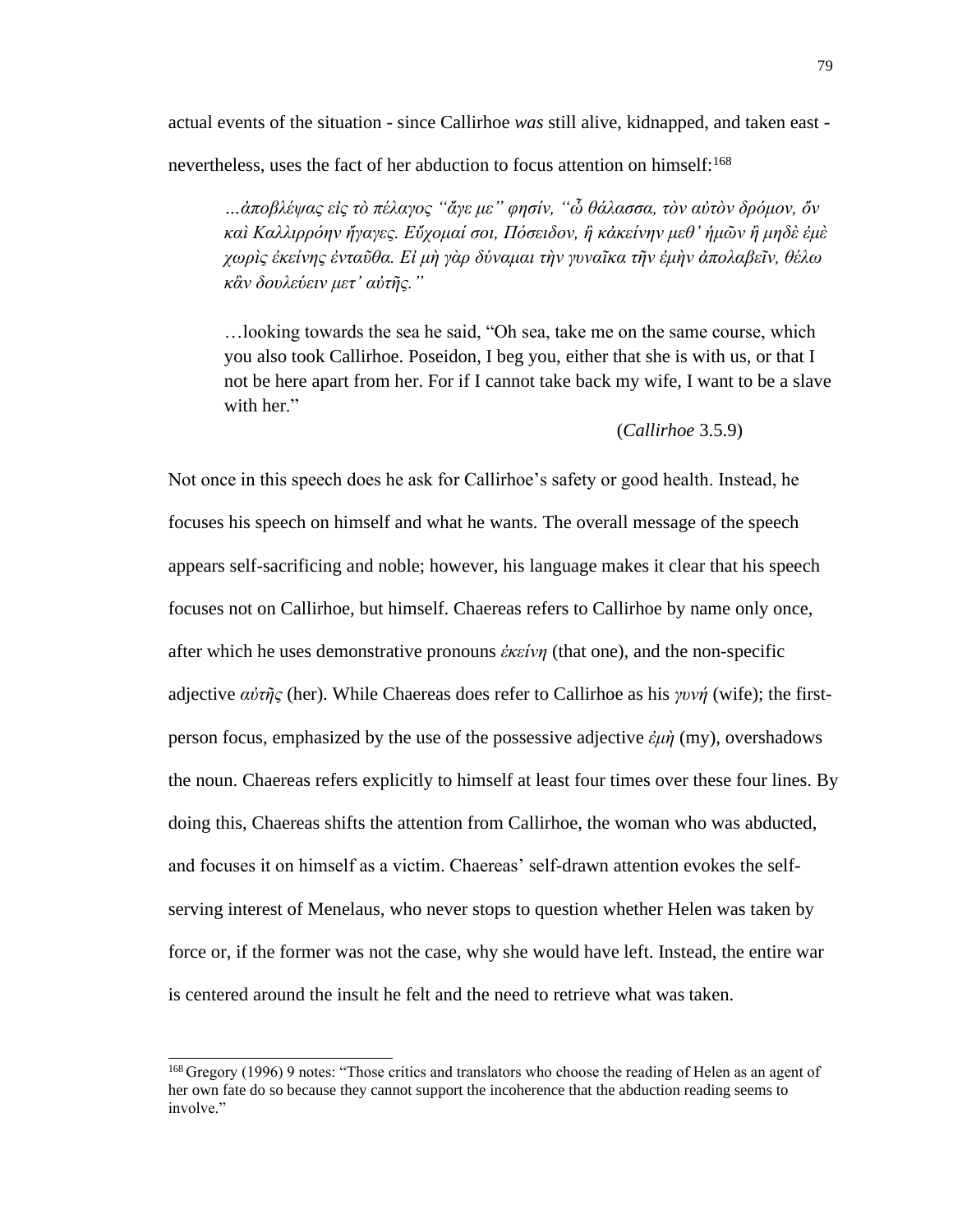actual events of the situation - since Callirhoe *was* still alive, kidnapped, and taken east - nevertheless, uses the fact of her abduction to focus attention on himself:[168]

> *…ἀποβλέψας εἰς τὸ πέλαγος "ἄγε με" φησίν, "ὦ θάλασσα, τὸν αὐτὸν δρόμον, ὅν καὶ Καλλιρρόην ἤγαγες. Εὔχομαί σοι, Πόσειδον, ἢ κἀκείνην μεθ' ἡμῶν ἢ μηδὲ ἐμὲ χωρὶς ἐκείνης ἐνταῦθα. Εἰ μὴ γὰρ δύναμαι τὴν γυναῖκα τῆν ἐμὴν ἀπολαβεῖν, θέλω κἂν δουλεύειν μετ' αὐτῆς."*
>
> …looking towards the sea he said, "Oh sea, take me on the same course, which you also took Callirhoe. Poseidon, I beg you, either that she is with us, or that I not be here apart from her. For if I cannot take back my wife, I want to be a slave with her."
>
> (*Callirhoe* 3.5.9)

Not once in this speech does he ask for Callirhoe's safety or good health. Instead, he focuses his speech on himself and what he wants. The overall message of the speech appears self-sacrificing and noble; however, his language makes it clear that his speech focuses not on Callirhoe, but himself. Chaereas refers to Callirhoe by name only once, after which he uses demonstrative pronouns *ἐκείνη* (that one), and the non-specific adjective *αὐτῆς* (her). While Chaereas does refer to Callirhoe as his *γυνή* (wife); the first-person focus, emphasized by the use of the possessive adjective *ἐμὴ* (my), overshadows the noun. Chaereas refers explicitly to himself at least four times over these four lines. By doing this, Chaereas shifts the attention from Callirhoe, the woman who was abducted, and focuses it on himself as a victim. Chaereas' self-drawn attention evokes the self-serving interest of Menelaus, who never stops to question whether Helen was taken by force or, if the former was not the case, why she would have left. Instead, the entire war is centered around the insult he felt and the need to retrieve what was taken.

---

[168] Gregory (1996) 9 notes: "Those critics and translators who choose the reading of Helen as an agent of her own fate do so because they cannot support the incoherence that the abduction reading seems to involve."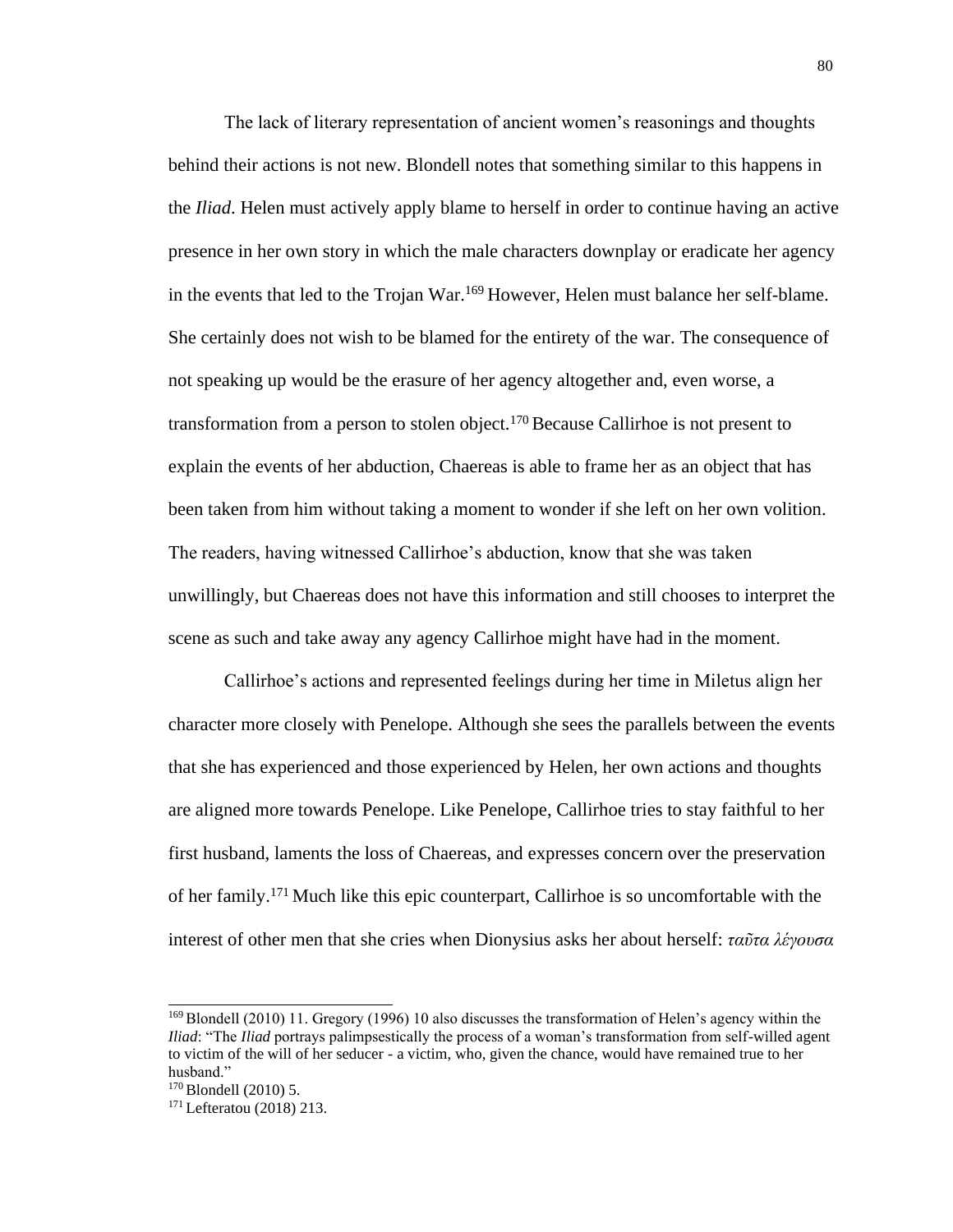The lack of literary representation of ancient women's reasonings and thoughts behind their actions is not new. Blondell notes that something similar to this happens in the *Iliad*. Helen must actively apply blame to herself in order to continue having an active presence in her own story in which the male characters downplay or eradicate her agency in the events that led to the Trojan War.[169] However, Helen must balance her self-blame. She certainly does not wish to be blamed for the entirety of the war. The consequence of not speaking up would be the erasure of her agency altogether and, even worse, a transformation from a person to stolen object.[170] Because Callirhoe is not present to explain the events of her abduction, Chaereas is able to frame her as an object that has been taken from him without taking a moment to wonder if she left on her own volition. The readers, having witnessed Callirhoe's abduction, know that she was taken unwillingly, but Chaereas does not have this information and still chooses to interpret the scene as such and take away any agency Callirhoe might have had in the moment.

Callirhoe's actions and represented feelings during her time in Miletus align her character more closely with Penelope. Although she sees the parallels between the events that she has experienced and those experienced by Helen, her own actions and thoughts are aligned more towards Penelope. Like Penelope, Callirhoe tries to stay faithful to her first husband, laments the loss of Chaereas, and expresses concern over the preservation of her family.[171] Much like this epic counterpart, Callirhoe is so uncomfortable with the interest of other men that she cries when Dionysius asks her about herself: *ταῦτα λέγουσα*

---

[169] Blondell (2010) 11. Gregory (1996) 10 also discusses the transformation of Helen's agency within the *Iliad*: "The *Iliad* portrays palimpsestically the process of a woman's transformation from self-willed agent to victim of the will of her seducer - a victim, who, given the chance, would have remained true to her husband."

[170] Blondell (2010) 5.

[171] Lefteratou (2018) 213.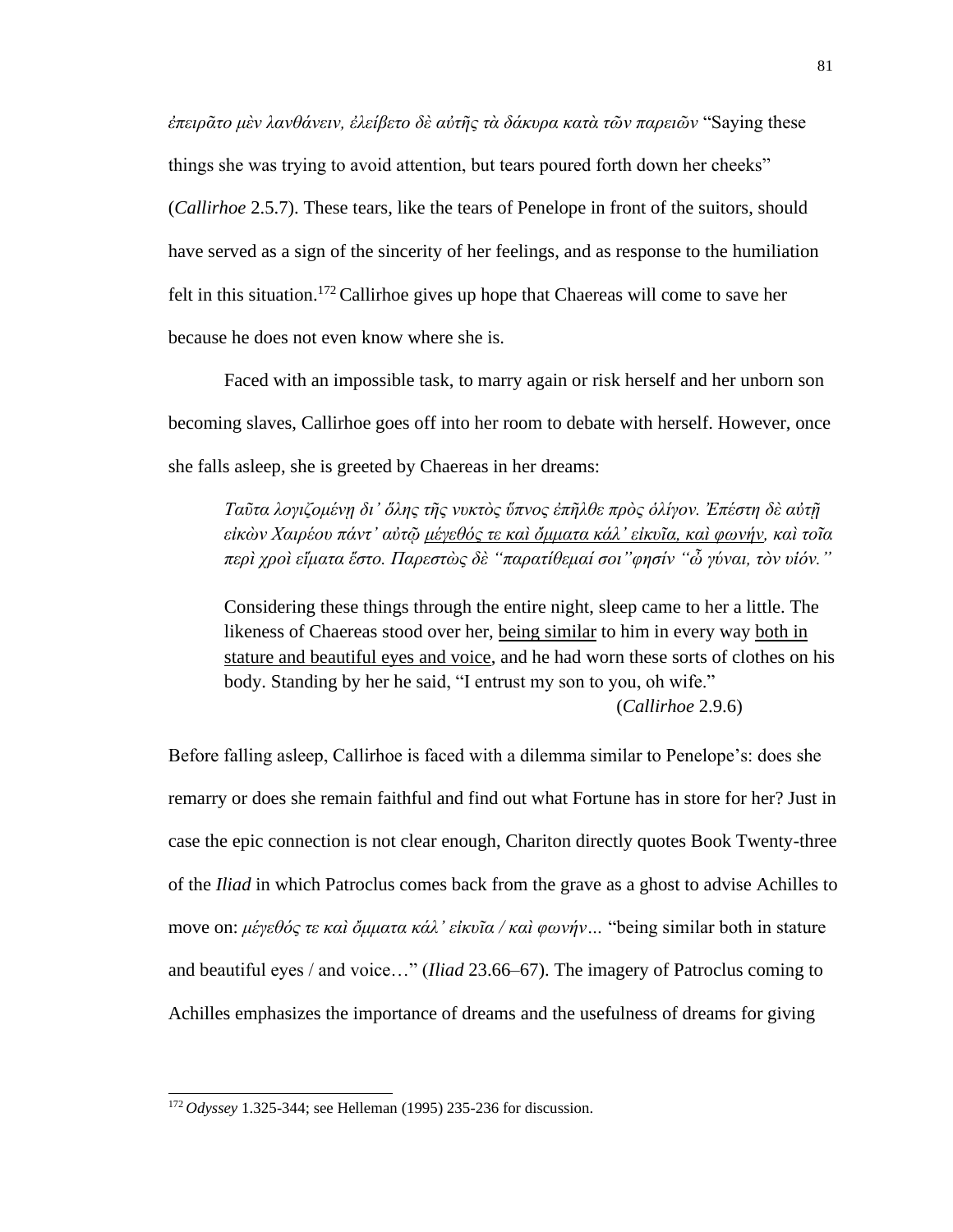*ἐπειρᾶτο μὲν λανθάνειν, ἐλείβετο δὲ αὐτῆς τὰ δάκρυα κατὰ τῶν παρειῶν* "Saying these things she was trying to avoid attention, but tears poured forth down her cheeks" (*Callirhoe* 2.5.7). These tears, like the tears of Penelope in front of the suitors, should have served as a sign of the sincerity of her feelings, and as response to the humiliation felt in this situation.[172] Callirhoe gives up hope that Chaereas will come to save her because he does not even know where she is.

Faced with an impossible task, to marry again or risk herself and her unborn son becoming slaves, Callirhoe goes off into her room to debate with herself. However, once she falls asleep, she is greeted by Chaereas in her dreams:

> *Ταῦτα λογιζομένη δι' ὅλης τῆς νυκτὸς ὕπνος ἐπῆλθε πρὸς ὀλίγον. Ἐπέστη δὲ αὐτῇ εἰκὼν Χαιρέου πάντ' αὐτῷ <u>μέγεθός τε καὶ ὄμματα κάλ' εἰκυῖα, καὶ φωνήν</u>, καὶ τοῖα περὶ χροὶ εἵματα ἕστο. Παρεστὼς δὲ "παρατίθεμαί σοι" φησίν "ὦ γύναι, τὸν υἱόν."*
>
> Considering these things through the entire night, sleep came to her a little. The likeness of Chaereas stood over her, <u>being similar</u> to him in every way <u>both in stature and beautiful eyes and voice</u>, and he had worn these sorts of clothes on his body. Standing by her he said, "I entrust my son to you, oh wife."
>
> (*Callirhoe* 2.9.6)

Before falling asleep, Callirhoe is faced with a dilemma similar to Penelope's: does she remarry or does she remain faithful and find out what Fortune has in store for her? Just in case the epic connection is not clear enough, Chariton directly quotes Book Twenty-three of the *Iliad* in which Patroclus comes back from the grave as a ghost to advise Achilles to move on: *μέγεθός τε καὶ ὄμματα κάλ' εἰκυῖα / καὶ φωνήν…* "being similar both in stature and beautiful eyes / and voice…" (*Iliad* 23.66–67). The imagery of Patroclus coming to Achilles emphasizes the importance of dreams and the usefulness of dreams for giving

---

[172] *Odyssey* 1.325-344; see Helleman (1995) 235-236 for discussion.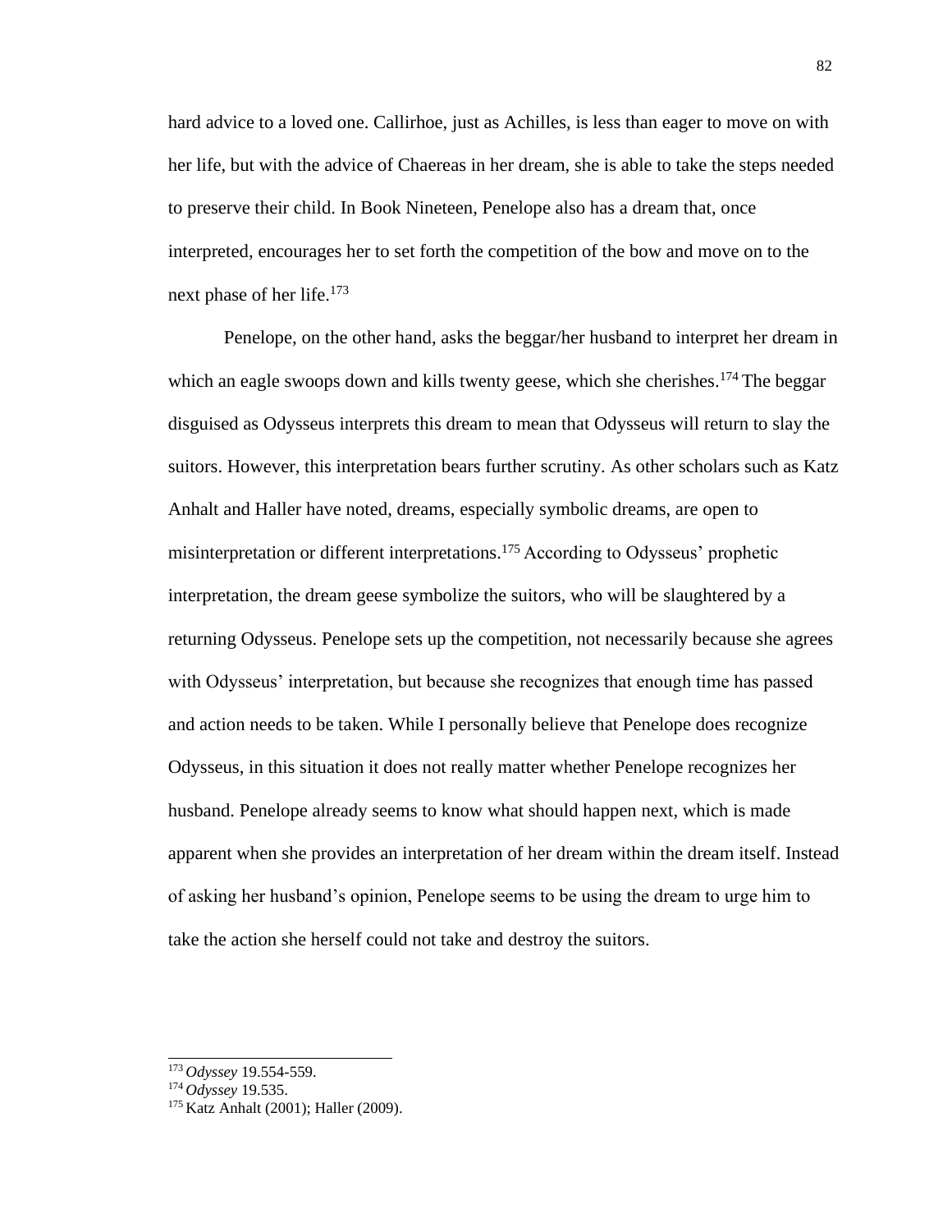hard advice to a loved one. Callirhoe, just as Achilles, is less than eager to move on with her life, but with the advice of Chaereas in her dream, she is able to take the steps needed to preserve their child. In Book Nineteen, Penelope also has a dream that, once interpreted, encourages her to set forth the competition of the bow and move on to the next phase of her life.[173]

Penelope, on the other hand, asks the beggar/her husband to interpret her dream in which an eagle swoops down and kills twenty geese, which she cherishes.[174] The beggar disguised as Odysseus interprets this dream to mean that Odysseus will return to slay the suitors. However, this interpretation bears further scrutiny. As other scholars such as Katz Anhalt and Haller have noted, dreams, especially symbolic dreams, are open to misinterpretation or different interpretations.[175] According to Odysseus' prophetic interpretation, the dream geese symbolize the suitors, who will be slaughtered by a returning Odysseus. Penelope sets up the competition, not necessarily because she agrees with Odysseus' interpretation, but because she recognizes that enough time has passed and action needs to be taken. While I personally believe that Penelope does recognize Odysseus, in this situation it does not really matter whether Penelope recognizes her husband. Penelope already seems to know what should happen next, which is made apparent when she provides an interpretation of her dream within the dream itself. Instead of asking her husband's opinion, Penelope seems to be using the dream to urge him to take the action she herself could not take and destroy the suitors.

---

[173] *Odyssey* 19.554-559.

[174] *Odyssey* 19.535.

[175] Katz Anhalt (2001); Haller (2009).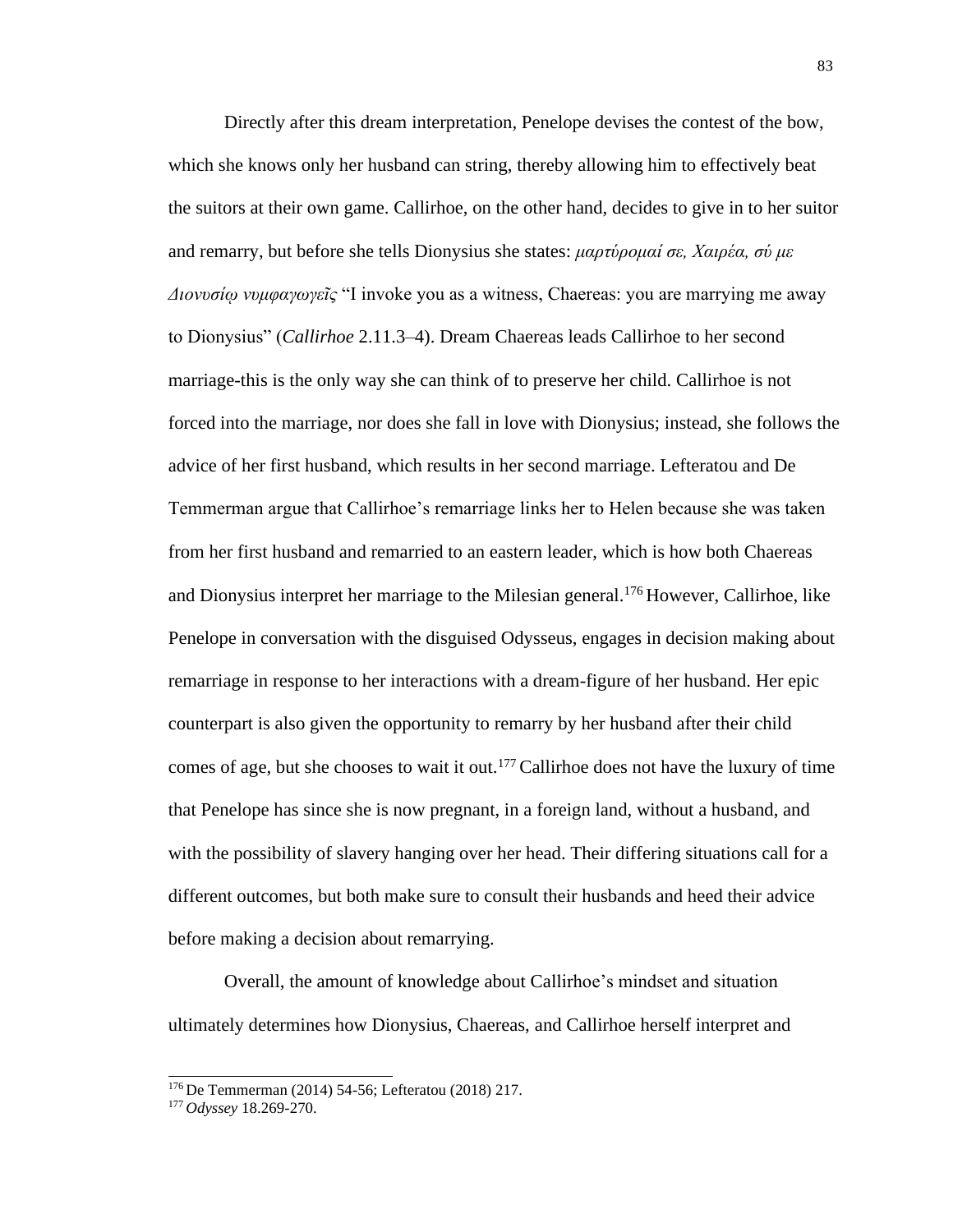Directly after this dream interpretation, Penelope devises the contest of the bow, which she knows only her husband can string, thereby allowing him to effectively beat the suitors at their own game. Callirhoe, on the other hand, decides to give in to her suitor and remarry, but before she tells Dionysius she states: *μαρτύρομαί σε, Χαιρέα, σύ με Διονυσίῳ νυμφαγωγεῖς* "I invoke you as a witness, Chaereas: you are marrying me away to Dionysius" (*Callirhoe* 2.11.3–4). Dream Chaereas leads Callirhoe to her second marriage-this is the only way she can think of to preserve her child. Callirhoe is not forced into the marriage, nor does she fall in love with Dionysius; instead, she follows the advice of her first husband, which results in her second marriage. Lefteratou and De Temmerman argue that Callirhoe's remarriage links her to Helen because she was taken from her first husband and remarried to an eastern leader, which is how both Chaereas and Dionysius interpret her marriage to the Milesian general.[176] However, Callirhoe, like Penelope in conversation with the disguised Odysseus, engages in decision making about remarriage in response to her interactions with a dream-figure of her husband. Her epic counterpart is also given the opportunity to remarry by her husband after their child comes of age, but she chooses to wait it out.[177] Callirhoe does not have the luxury of time that Penelope has since she is now pregnant, in a foreign land, without a husband, and with the possibility of slavery hanging over her head. Their differing situations call for a different outcomes, but both make sure to consult their husbands and heed their advice before making a decision about remarrying.

Overall, the amount of knowledge about Callirhoe's mindset and situation ultimately determines how Dionysius, Chaereas, and Callirhoe herself interpret and

---

[176] De Temmerman (2014) 54-56; Lefteratou (2018) 217.

[177] *Odyssey* 18.269-270.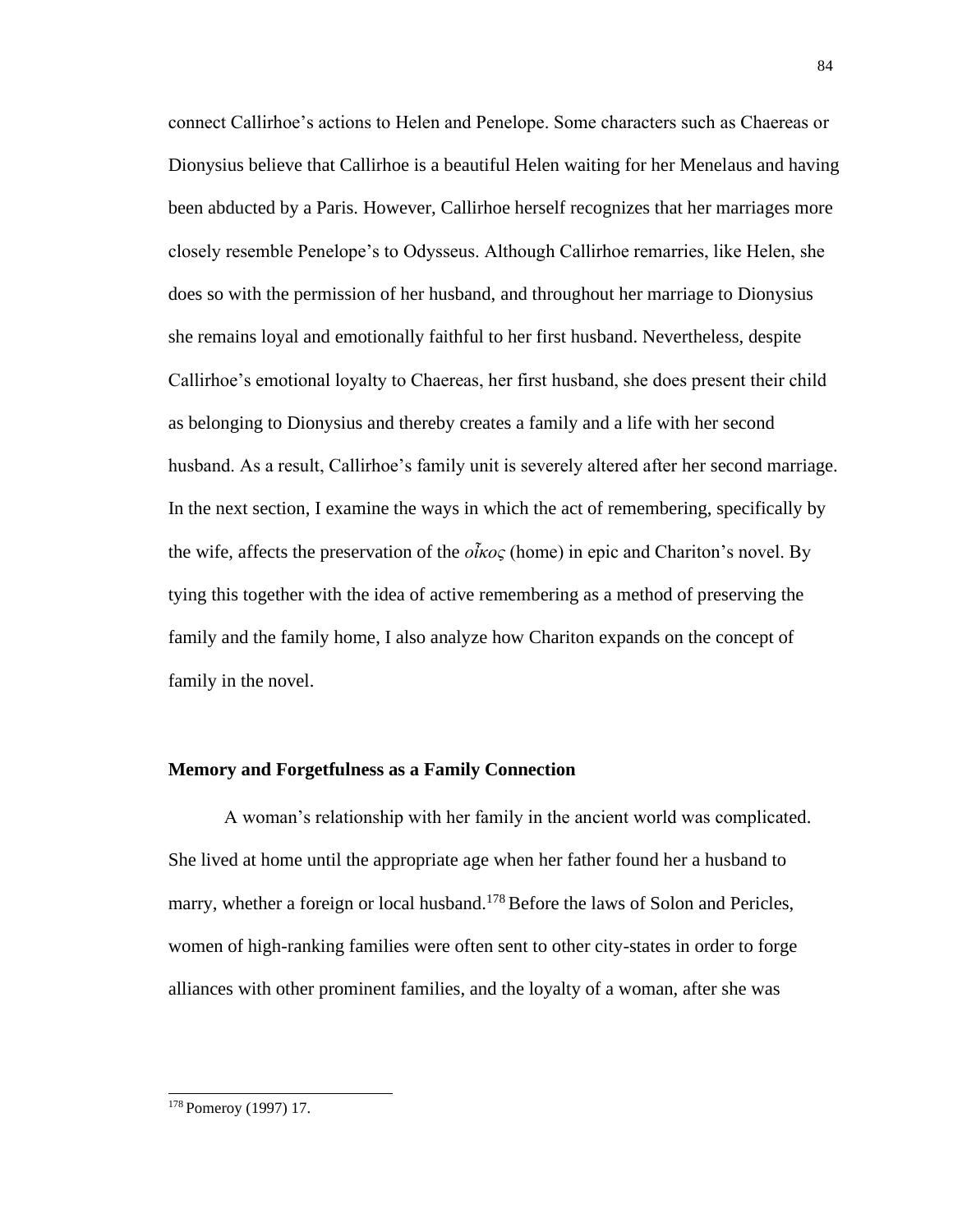connect Callirhoe's actions to Helen and Penelope. Some characters such as Chaereas or Dionysius believe that Callirhoe is a beautiful Helen waiting for her Menelaus and having been abducted by a Paris. However, Callirhoe herself recognizes that her marriages more closely resemble Penelope's to Odysseus. Although Callirhoe remarries, like Helen, she does so with the permission of her husband, and throughout her marriage to Dionysius she remains loyal and emotionally faithful to her first husband. Nevertheless, despite Callirhoe's emotional loyalty to Chaereas, her first husband, she does present their child as belonging to Dionysius and thereby creates a family and a life with her second husband. As a result, Callirhoe's family unit is severely altered after her second marriage. In the next section, I examine the ways in which the act of remembering, specifically by the wife, affects the preservation of the *οἶκος* (home) in epic and Chariton's novel. By tying this together with the idea of active remembering as a method of preserving the family and the family home, I also analyze how Chariton expands on the concept of family in the novel.

## Memory and Forgetfulness as a Family Connection

A woman's relationship with her family in the ancient world was complicated. She lived at home until the appropriate age when her father found her a husband to marry, whether a foreign or local husband.[178] Before the laws of Solon and Pericles, women of high-ranking families were often sent to other city-states in order to forge alliances with other prominent families, and the loyalty of a woman, after she was

[178] Pomeroy (1997) 17.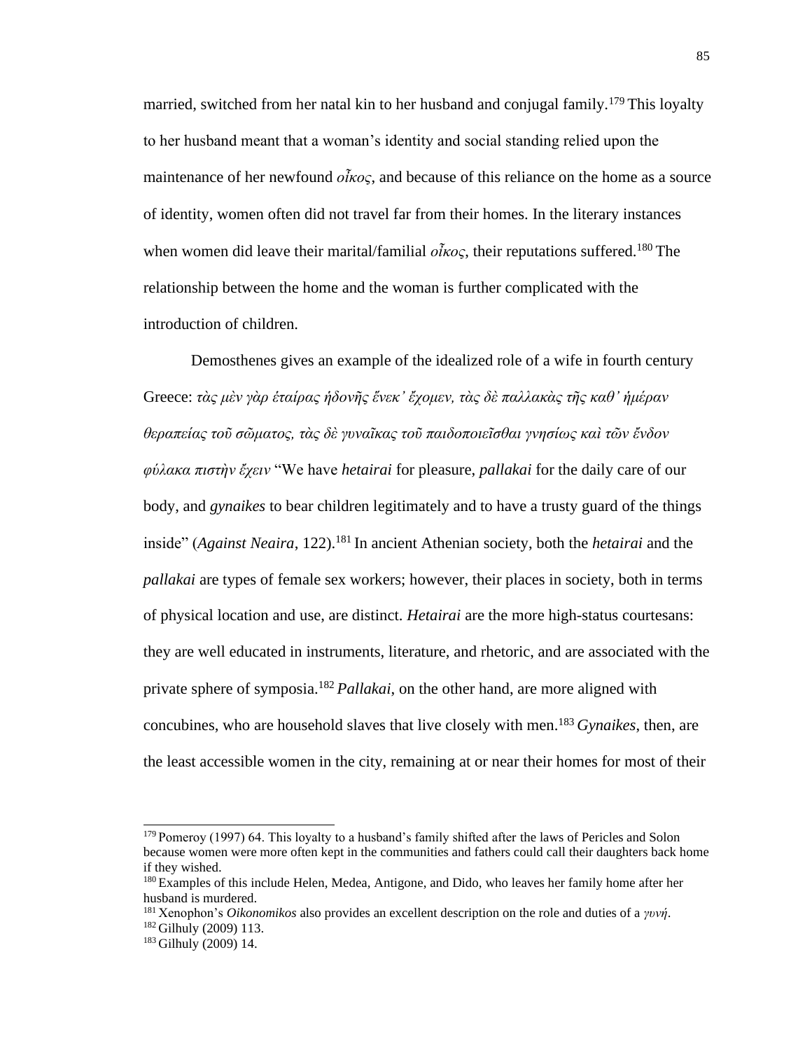married, switched from her natal kin to her husband and conjugal family.[179] This loyalty to her husband meant that a woman's identity and social standing relied upon the maintenance of her newfound *οἶκος*, and because of this reliance on the home as a source of identity, women often did not travel far from their homes. In the literary instances when women did leave their marital/familial *οἶκος*, their reputations suffered.[180] The relationship between the home and the woman is further complicated with the introduction of children.

Demosthenes gives an example of the idealized role of a wife in fourth century Greece: *τὰς μὲν γὰρ ἑταίρας ἡδονῆς ἕνεκ' ἔχομεν, τὰς δὲ παλλακὰς τῆς καθ' ἡμέραν θεραπείας τοῦ σῶματος, τὰς δὲ γυναῖκας τοῦ παιδοποιεῖσθαι γνησίως καὶ τῶν ἔνδον φύλακα πιστὴν ἔχειν* "We have *hetairai* for pleasure, *pallakai* for the daily care of our body, and *gynaikes* to bear children legitimately and to have a trusty guard of the things inside" (*Against Neaira*, 122).[181] In ancient Athenian society, both the *hetairai* and the *pallakai* are types of female sex workers; however, their places in society, both in terms of physical location and use, are distinct. *Hetairai* are the more high-status courtesans: they are well educated in instruments, literature, and rhetoric, and are associated with the private sphere of symposia.[182] *Pallakai*, on the other hand, are more aligned with concubines, who are household slaves that live closely with men.[183] *Gynaikes*, then, are the least accessible women in the city, remaining at or near their homes for most of their

---

[179] Pomeroy (1997) 64. This loyalty to a husband's family shifted after the laws of Pericles and Solon because women were more often kept in the communities and fathers could call their daughters back home if they wished.

[180] Examples of this include Helen, Medea, Antigone, and Dido, who leaves her family home after her husband is murdered.

[181] Xenophon's *Oikonomikos* also provides an excellent description on the role and duties of a *γυνή*.

[182] Gilhuly (2009) 113.

[183] Gilhuly (2009) 14.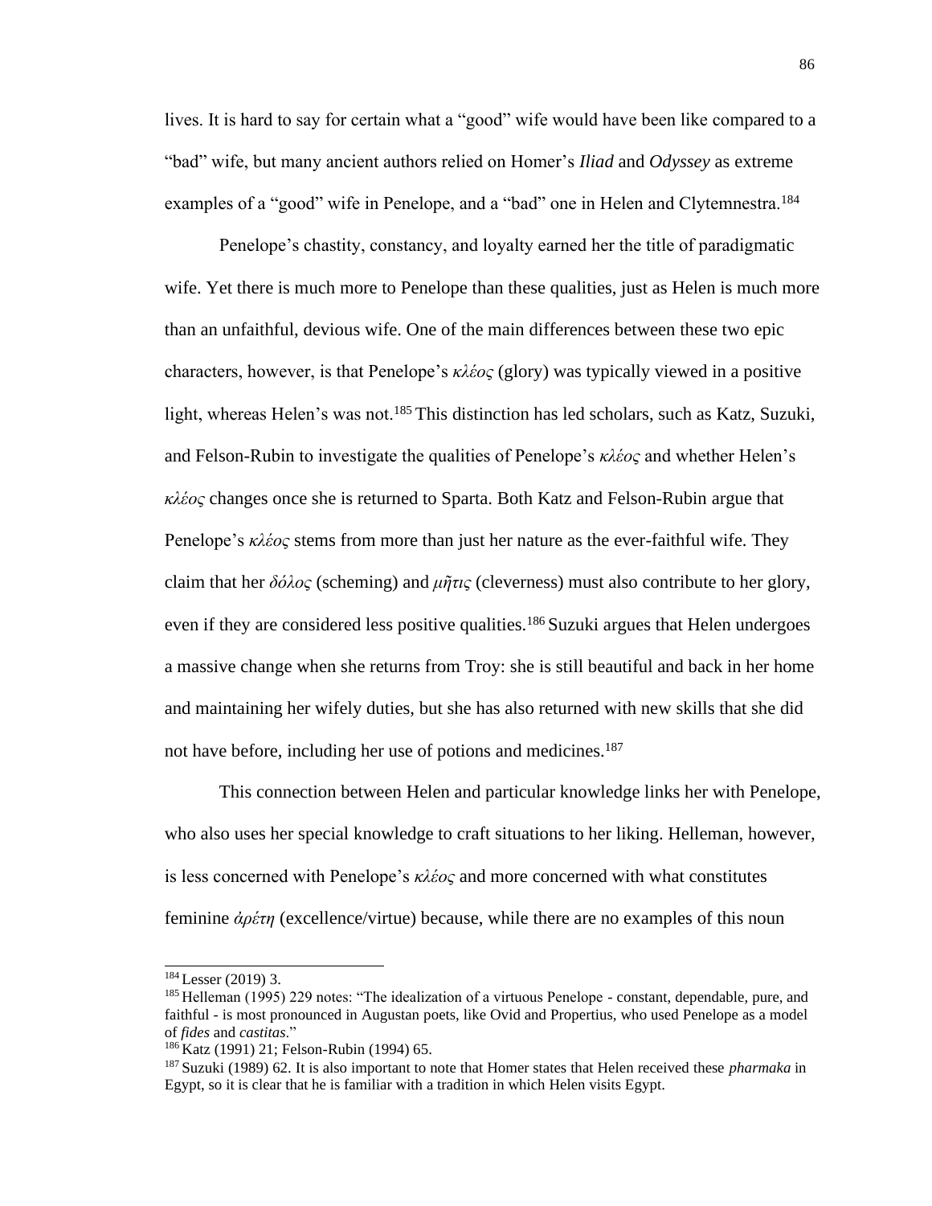lives. It is hard to say for certain what a "good" wife would have been like compared to a "bad" wife, but many ancient authors relied on Homer's *Iliad* and *Odyssey* as extreme examples of a "good" wife in Penelope, and a "bad" one in Helen and Clytemnestra.[184]

Penelope's chastity, constancy, and loyalty earned her the title of paradigmatic wife. Yet there is much more to Penelope than these qualities, just as Helen is much more than an unfaithful, devious wife. One of the main differences between these two epic characters, however, is that Penelope's *κλέος* (glory) was typically viewed in a positive light, whereas Helen's was not.[185] This distinction has led scholars, such as Katz, Suzuki, and Felson-Rubin to investigate the qualities of Penelope's *κλέος* and whether Helen's *κλέος* changes once she is returned to Sparta. Both Katz and Felson-Rubin argue that Penelope's *κλέος* stems from more than just her nature as the ever-faithful wife. They claim that her *δόλος* (scheming) and *μῆτις* (cleverness) must also contribute to her glory, even if they are considered less positive qualities.[186] Suzuki argues that Helen undergoes a massive change when she returns from Troy: she is still beautiful and back in her home and maintaining her wifely duties, but she has also returned with new skills that she did not have before, including her use of potions and medicines.[187]

This connection between Helen and particular knowledge links her with Penelope, who also uses her special knowledge to craft situations to her liking. Helleman, however, is less concerned with Penelope's *κλέος* and more concerned with what constitutes feminine *ἀρέτη* (excellence/virtue) because, while there are no examples of this noun

---

[184] Lesser (2019) 3.

[185] Helleman (1995) 229 notes: "The idealization of a virtuous Penelope - constant, dependable, pure, and faithful - is most pronounced in Augustan poets, like Ovid and Propertius, who used Penelope as a model of *fides* and *castitas*."

[186] Katz (1991) 21; Felson-Rubin (1994) 65.

[187] Suzuki (1989) 62. It is also important to note that Homer states that Helen received these *pharmaka* in Egypt, so it is clear that he is familiar with a tradition in which Helen visits Egypt.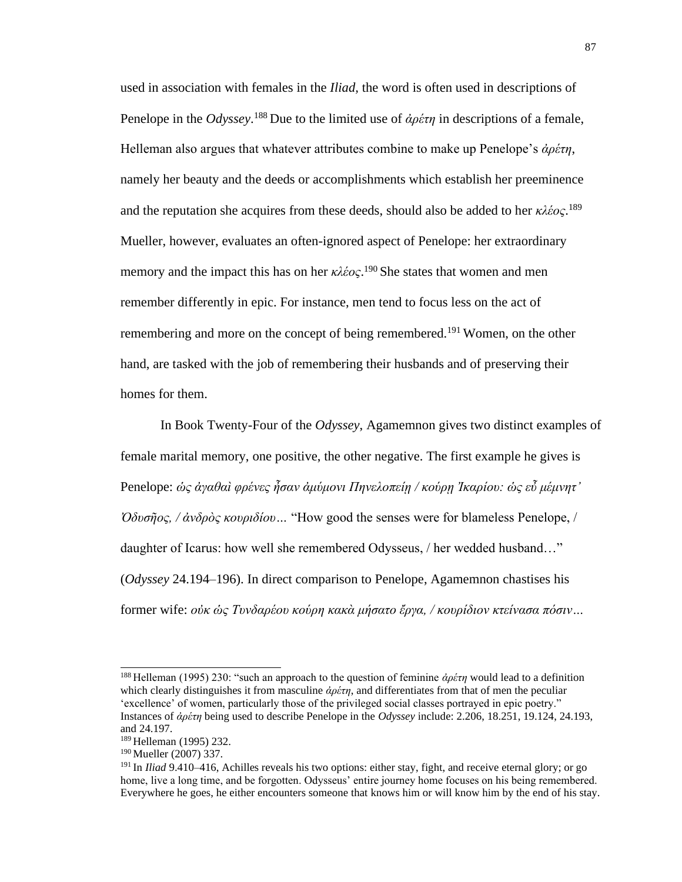used in association with females in the *Iliad*, the word is often used in descriptions of Penelope in the *Odyssey*.[188] Due to the limited use of *ἀρέτη* in descriptions of a female, Helleman also argues that whatever attributes combine to make up Penelope's *ἀρέτη*, namely her beauty and the deeds or accomplishments which establish her preeminence and the reputation she acquires from these deeds, should also be added to her *κλέος*.[189] Mueller, however, evaluates an often-ignored aspect of Penelope: her extraordinary memory and the impact this has on her *κλέος*.[190] She states that women and men remember differently in epic. For instance, men tend to focus less on the act of remembering and more on the concept of being remembered.[191] Women, on the other hand, are tasked with the job of remembering their husbands and of preserving their homes for them.

In Book Twenty-Four of the *Odyssey*, Agamemnon gives two distinct examples of female marital memory, one positive, the other negative. The first example he gives is Penelope: *ὡς ἀγαθαὶ φρένες ἦσαν ἀμύμονι Πηνελοπείῃ / κούρῃ Ἰκαρίου: ὡς εὖ μέμνητ' Ὀδυσῆος, / ἀνδρὸς κουριδίου…* "How good the senses were for blameless Penelope, / daughter of Icarus: how well she remembered Odysseus, / her wedded husband…" (*Odyssey* 24.194–196). In direct comparison to Penelope, Agamemnon chastises his former wife: *οὐκ ὡς Τυνδαρέου κούρη κακὰ μήσατο ἔργα, / κουρίδιον κτείνασα πόσιν…*

---

[188] Helleman (1995) 230: "such an approach to the question of feminine *ἀρέτη* would lead to a definition which clearly distinguishes it from masculine *ἀρέτη*, and differentiates from that of men the peculiar 'excellence' of women, particularly those of the privileged social classes portrayed in epic poetry." Instances of *ἀρέτη* being used to describe Penelope in the *Odyssey* include: 2.206, 18.251, 19.124, 24.193, and 24.197.

[189] Helleman (1995) 232.

[190] Mueller (2007) 337.

[191] In *Iliad* 9.410–416, Achilles reveals his two options: either stay, fight, and receive eternal glory; or go home, live a long time, and be forgotten. Odysseus' entire journey home focuses on his being remembered. Everywhere he goes, he either encounters someone that knows him or will know him by the end of his stay.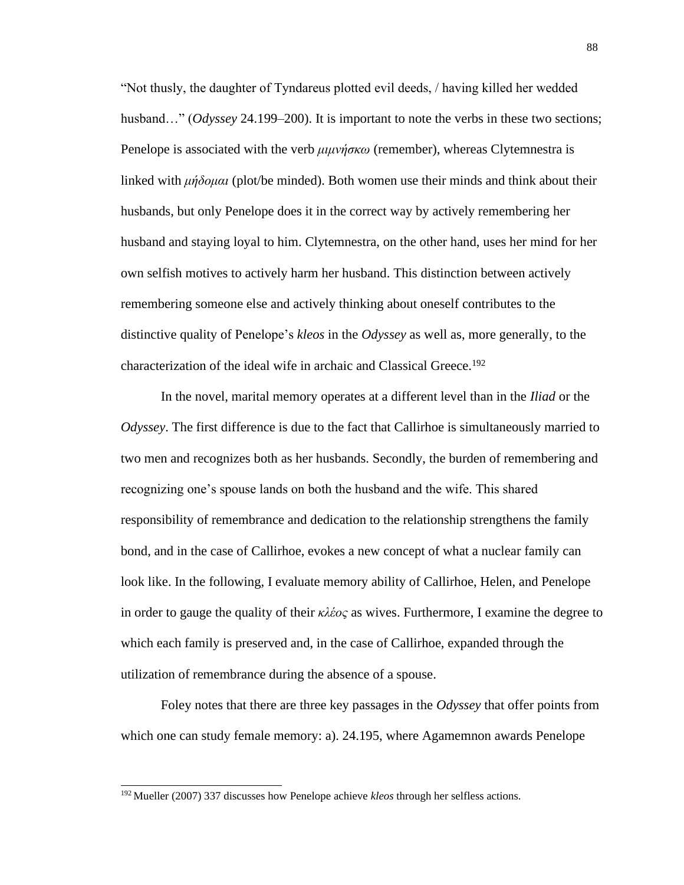"Not thusly, the daughter of Tyndareus plotted evil deeds, / having killed her wedded husband…" (*Odyssey* 24.199–200). It is important to note the verbs in these two sections; Penelope is associated with the verb *μιμνήσκω* (remember), whereas Clytemnestra is linked with *μήδομαι* (plot/be minded). Both women use their minds and think about their husbands, but only Penelope does it in the correct way by actively remembering her husband and staying loyal to him. Clytemnestra, on the other hand, uses her mind for her own selfish motives to actively harm her husband. This distinction between actively remembering someone else and actively thinking about oneself contributes to the distinctive quality of Penelope's *kleos* in the *Odyssey* as well as, more generally, to the characterization of the ideal wife in archaic and Classical Greece.[192]

In the novel, marital memory operates at a different level than in the *Iliad* or the *Odyssey*. The first difference is due to the fact that Callirhoe is simultaneously married to two men and recognizes both as her husbands. Secondly, the burden of remembering and recognizing one's spouse lands on both the husband and the wife. This shared responsibility of remembrance and dedication to the relationship strengthens the family bond, and in the case of Callirhoe, evokes a new concept of what a nuclear family can look like. In the following, I evaluate memory ability of Callirhoe, Helen, and Penelope in order to gauge the quality of their *κλέος* as wives. Furthermore, I examine the degree to which each family is preserved and, in the case of Callirhoe, expanded through the utilization of remembrance during the absence of a spouse.

Foley notes that there are three key passages in the *Odyssey* that offer points from which one can study female memory: a). 24.195, where Agamemnon awards Penelope

[192] Mueller (2007) 337 discusses how Penelope achieve *kleos* through her selfless actions.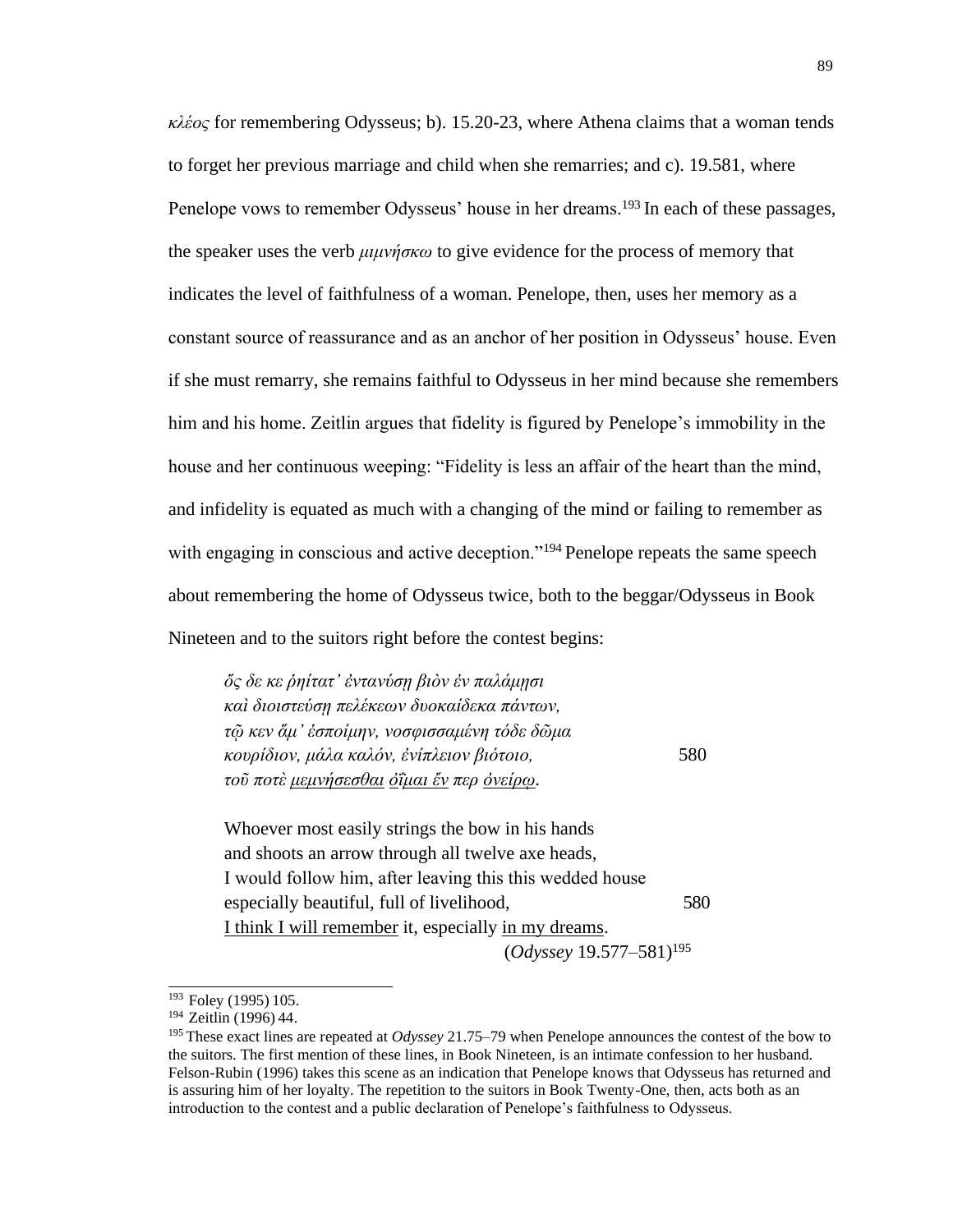*κλέος* for remembering Odysseus; b). 15.20-23, where Athena claims that a woman tends to forget her previous marriage and child when she remarries; and c). 19.581, where Penelope vows to remember Odysseus' house in her dreams.[193] In each of these passages, the speaker uses the verb *μιμνήσκω* to give evidence for the process of memory that indicates the level of faithfulness of a woman. Penelope, then, uses her memory as a constant source of reassurance and as an anchor of her position in Odysseus' house. Even if she must remarry, she remains faithful to Odysseus in her mind because she remembers him and his home. Zeitlin argues that fidelity is figured by Penelope's immobility in the house and her continuous weeping: "Fidelity is less an affair of the heart than the mind, and infidelity is equated as much with a changing of the mind or failing to remember as with engaging in conscious and active deception."[194] Penelope repeats the same speech about remembering the home of Odysseus twice, both to the beggar/Odysseus in Book Nineteen and to the suitors right before the contest begins:

> *ὅς δε κε ῥηίτατ' ἐντανύσῃ βιὸν ἐν παλάμῃσι*
> *καὶ διοιστεύσῃ πελέκεων δυοκαίδεκα πάντων,*
> *τῷ κεν ἅμ' ἑσποίμην, νοσφισσαμένη τόδε δῶμα*
> *κουρίδιον, μάλα καλόν, ἐνίπλειον βιότοιο,* 580
> *τοῦ ποτὲ <u>μεμνήσεσθαι</u> <u>ὀΐμαι ἔν</u> περ <u>ὀνείρῳ</u>.*
>
> Whoever most easily strings the bow in his hands
> and shoots an arrow through all twelve axe heads,
> I would follow him, after leaving this this wedded house
> especially beautiful, full of livelihood, 580
> <u>I think I will remember</u> it, especially <u>in my dreams</u>.
> (*Odyssey* 19.577–581)[195]

---

[193] Foley (1995) 105.

[194] Zeitlin (1996) 44.

[195] These exact lines are repeated at *Odyssey* 21.75–79 when Penelope announces the contest of the bow to the suitors. The first mention of these lines, in Book Nineteen, is an intimate confession to her husband. Felson-Rubin (1996) takes this scene as an indication that Penelope knows that Odysseus has returned and is assuring him of her loyalty. The repetition to the suitors in Book Twenty-One, then, acts both as an introduction to the contest and a public declaration of Penelope's faithfulness to Odysseus.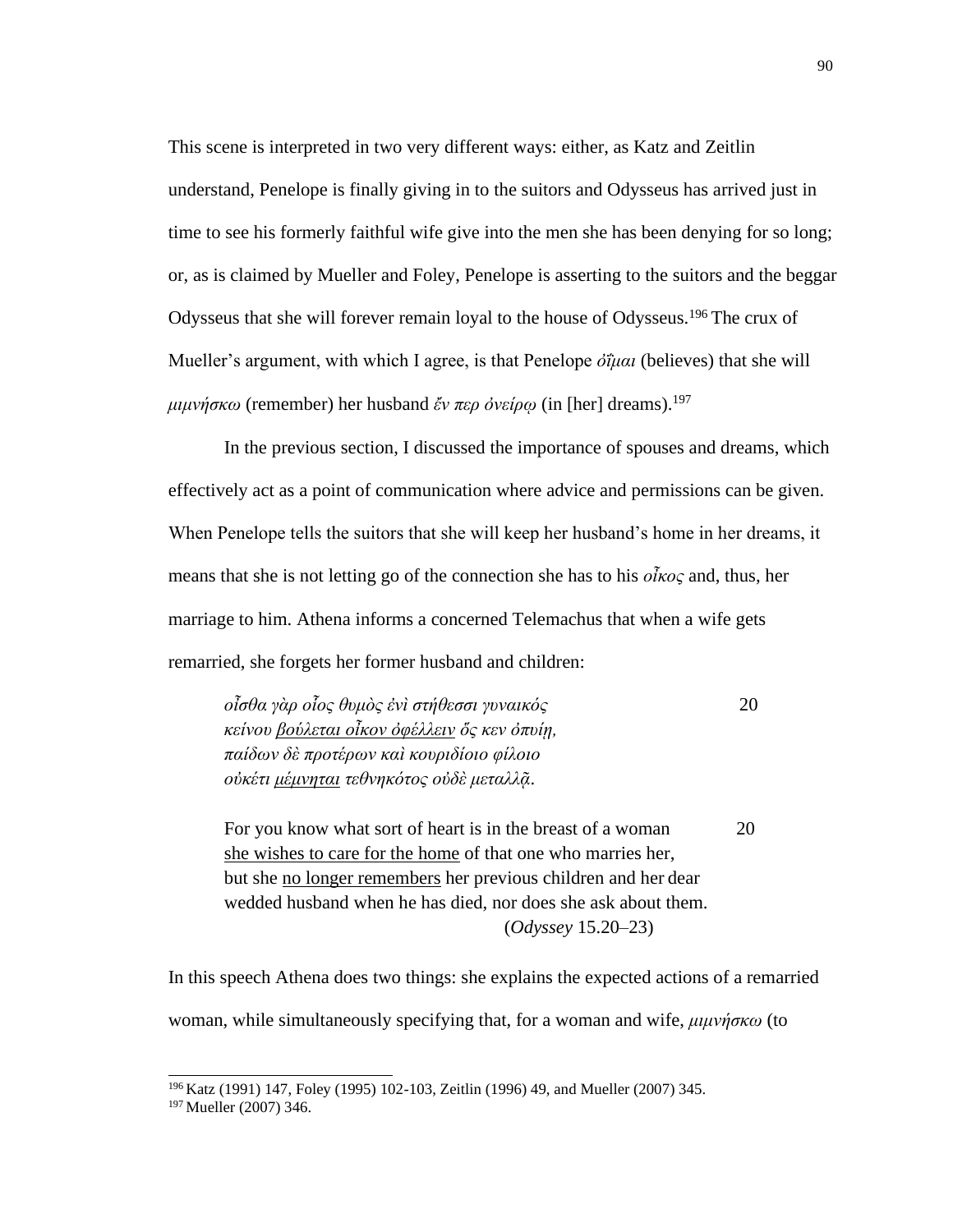This scene is interpreted in two very different ways: either, as Katz and Zeitlin understand, Penelope is finally giving in to the suitors and Odysseus has arrived just in time to see his formerly faithful wife give into the men she has been denying for so long; or, as is claimed by Mueller and Foley, Penelope is asserting to the suitors and the beggar Odysseus that she will forever remain loyal to the house of Odysseus.[196] The crux of Mueller's argument, with which I agree, is that Penelope *ὀΐμαι* (believes) that she will *μιμνήσκω* (remember) her husband *ἔν περ ὀνείρῳ* (in [her] dreams).[197]

In the previous section, I discussed the importance of spouses and dreams, which effectively act as a point of communication where advice and permissions can be given. When Penelope tells the suitors that she will keep her husband's home in her dreams, it means that she is not letting go of the connection she has to his *οἶκος* and, thus, her marriage to him. Athena informs a concerned Telemachus that when a wife gets remarried, she forgets her former husband and children:

> *οἶσθα γὰρ οἷος θυμὸς ἐνὶ στήθεσσι γυναικός* 20
> *κείνου <u>βούλεται οἶκον ὀφέλλειν</u> ὅς κεν ὀπυίῃ,*
> *παίδων δὲ προτέρων καὶ κουριδίοιο φίλοιο*
> *οὐκέτι <u>μέμνηται</u> τεθνηκότος οὐδὲ μεταλλᾷ.*
>
> For you know what sort of heart is in the breast of a woman 20
> <u>she wishes to care for the home</u> of that one who marries her,
> but she <u>no longer remembers</u> her previous children and her dear
> wedded husband when he has died, nor does she ask about them.
> (*Odyssey* 15.20–23)

In this speech Athena does two things: she explains the expected actions of a remarried woman, while simultaneously specifying that, for a woman and wife, *μιμνήσκω* (to

---

[196] Katz (1991) 147, Foley (1995) 102-103, Zeitlin (1996) 49, and Mueller (2007) 345.

[197] Mueller (2007) 346.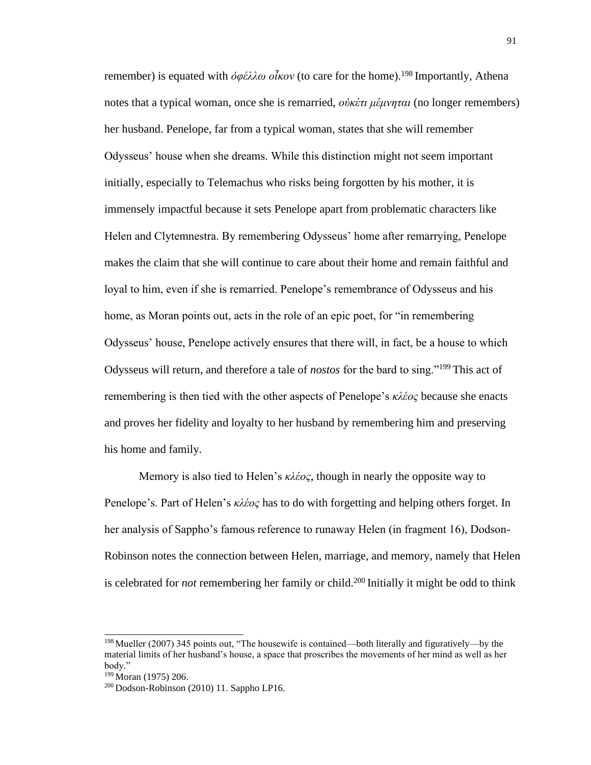remember) is equated with *ὀφέλλω οἶκον* (to care for the home).[198] Importantly, Athena notes that a typical woman, once she is remarried, *οὐκέτι μέμνηται* (no longer remembers) her husband. Penelope, far from a typical woman, states that she will remember Odysseus' house when she dreams. While this distinction might not seem important initially, especially to Telemachus who risks being forgotten by his mother, it is immensely impactful because it sets Penelope apart from problematic characters like Helen and Clytemnestra. By remembering Odysseus' home after remarrying, Penelope makes the claim that she will continue to care about their home and remain faithful and loyal to him, even if she is remarried. Penelope's remembrance of Odysseus and his home, as Moran points out, acts in the role of an epic poet, for "in remembering Odysseus' house, Penelope actively ensures that there will, in fact, be a house to which Odysseus will return, and therefore a tale of *nostos* for the bard to sing."[199] This act of remembering is then tied with the other aspects of Penelope's *κλέος* because she enacts and proves her fidelity and loyalty to her husband by remembering him and preserving his home and family.

Memory is also tied to Helen's *κλέος*, though in nearly the opposite way to Penelope's. Part of Helen's *κλέος* has to do with forgetting and helping others forget. In her analysis of Sappho's famous reference to runaway Helen (in fragment 16), Dodson-Robinson notes the connection between Helen, marriage, and memory, namely that Helen is celebrated for *not* remembering her family or child.[200] Initially it might be odd to think

---

[198] Mueller (2007) 345 points out, "The housewife is contained—both literally and figuratively—by the material limits of her husband's house, a space that proscribes the movements of her mind as well as her body."

[199] Moran (1975) 206.

[200] Dodson-Robinson (2010) 11. Sappho LP16.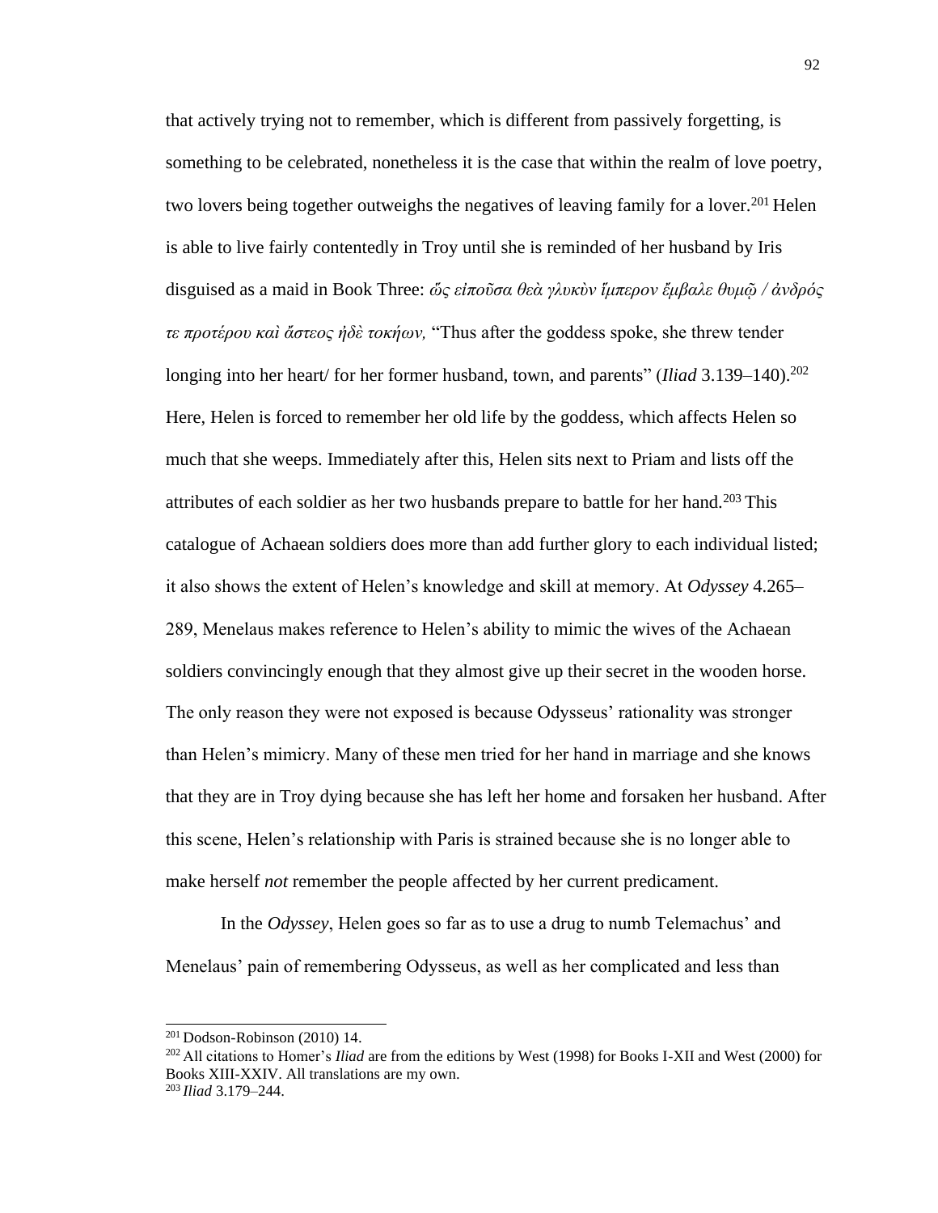that actively trying not to remember, which is different from passively forgetting, is something to be celebrated, nonetheless it is the case that within the realm of love poetry, two lovers being together outweighs the negatives of leaving family for a lover.[201] Helen is able to live fairly contentedly in Troy until she is reminded of her husband by Iris disguised as a maid in Book Three: *ὥς εἰποῦσα θεὰ γλυκὺν ἵμπερον ἔμβαλε θυμῷ / ἀνδρός τε προτέρου καὶ ἄστεος ἠδὲ τοκήων,* "Thus after the goddess spoke, she threw tender longing into her heart/ for her former husband, town, and parents" (*Iliad* 3.139–140).[202] Here, Helen is forced to remember her old life by the goddess, which affects Helen so much that she weeps. Immediately after this, Helen sits next to Priam and lists off the attributes of each soldier as her two husbands prepare to battle for her hand.[203] This catalogue of Achaean soldiers does more than add further glory to each individual listed; it also shows the extent of Helen's knowledge and skill at memory. At *Odyssey* 4.265–289, Menelaus makes reference to Helen's ability to mimic the wives of the Achaean soldiers convincingly enough that they almost give up their secret in the wooden horse. The only reason they were not exposed is because Odysseus' rationality was stronger than Helen's mimicry. Many of these men tried for her hand in marriage and she knows that they are in Troy dying because she has left her home and forsaken her husband. After this scene, Helen's relationship with Paris is strained because she is no longer able to make herself *not* remember the people affected by her current predicament.

In the *Odyssey*, Helen goes so far as to use a drug to numb Telemachus' and Menelaus' pain of remembering Odysseus, as well as her complicated and less than

---

[201] Dodson-Robinson (2010) 14.

[202] All citations to Homer's *Iliad* are from the editions by West (1998) for Books I-XII and West (2000) for Books XIII-XXIV. All translations are my own.

[203] *Iliad* 3.179–244.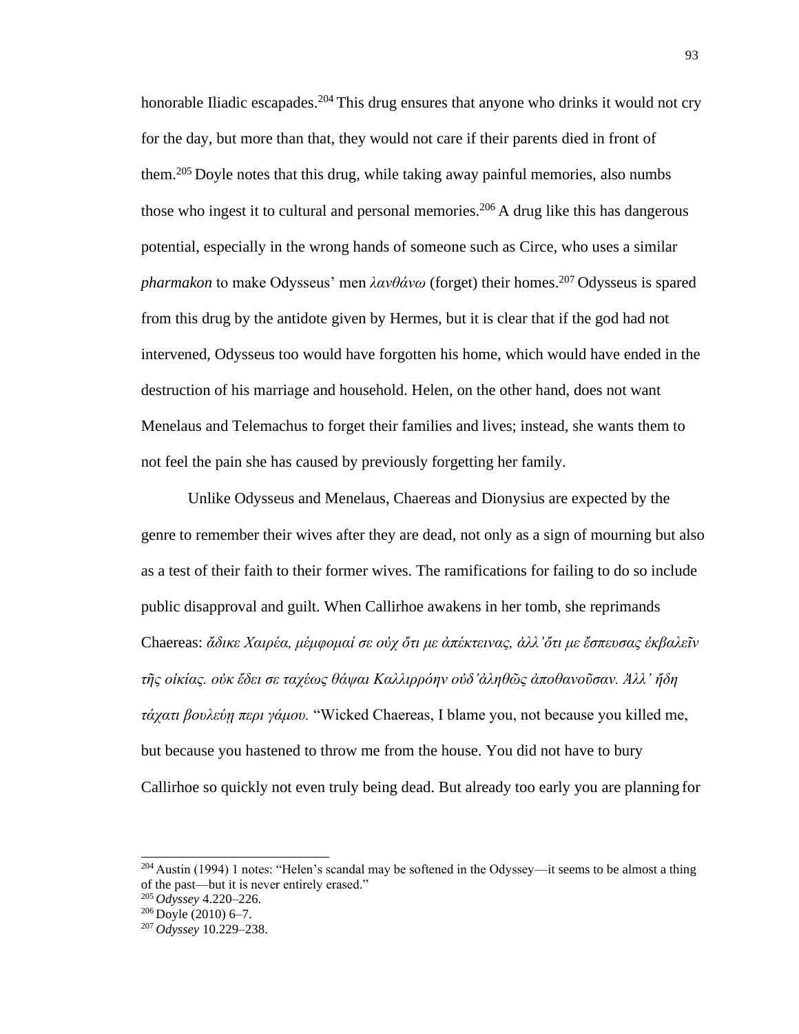honorable Iliadic escapades.[204] This drug ensures that anyone who drinks it would not cry for the day, but more than that, they would not care if their parents died in front of them.[205] Doyle notes that this drug, while taking away painful memories, also numbs those who ingest it to cultural and personal memories.[206] A drug like this has dangerous potential, especially in the wrong hands of someone such as Circe, who uses a similar *pharmakon* to make Odysseus' men *λανθάνω* (forget) their homes.[207] Odysseus is spared from this drug by the antidote given by Hermes, but it is clear that if the god had not intervened, Odysseus too would have forgotten his home, which would have ended in the destruction of his marriage and household. Helen, on the other hand, does not want Menelaus and Telemachus to forget their families and lives; instead, she wants them to not feel the pain she has caused by previously forgetting her family.

Unlike Odysseus and Menelaus, Chaereas and Dionysius are expected by the genre to remember their wives after they are dead, not only as a sign of mourning but also as a test of their faith to their former wives. The ramifications for failing to do so include public disapproval and guilt. When Callirhoe awakens in her tomb, she reprimands Chaereas: *ἄδικε Χαιρέα, μέμφομαί σε οὐχ ὅτι με ἀπέκτεινας, ἀλλ' ὅτι με ἔσπευσας ἐκβαλεῖν τῆς οἰκίας. οὐκ ἔδει σε ταχέως θάψαι Καλλιρρόην οὐδ' ἀληθῶς ἀποθανοῦσαν. Ἀλλ' ἤδη τάχατι βουλεύῃ περι γάμου.* "Wicked Chaereas, I blame you, not because you killed me, but because you hastened to throw me from the house. You did not have to bury Callirhoe so quickly not even truly being dead. But already too early you are planning for

---

[204] Austin (1994) 1 notes: "Helen's scandal may be softened in the Odyssey—it seems to be almost a thing of the past—but it is never entirely erased."

[205] *Odyssey* 4.220–226.

[206] Doyle (2010) 6–7.

[207] *Odyssey* 10.229–238.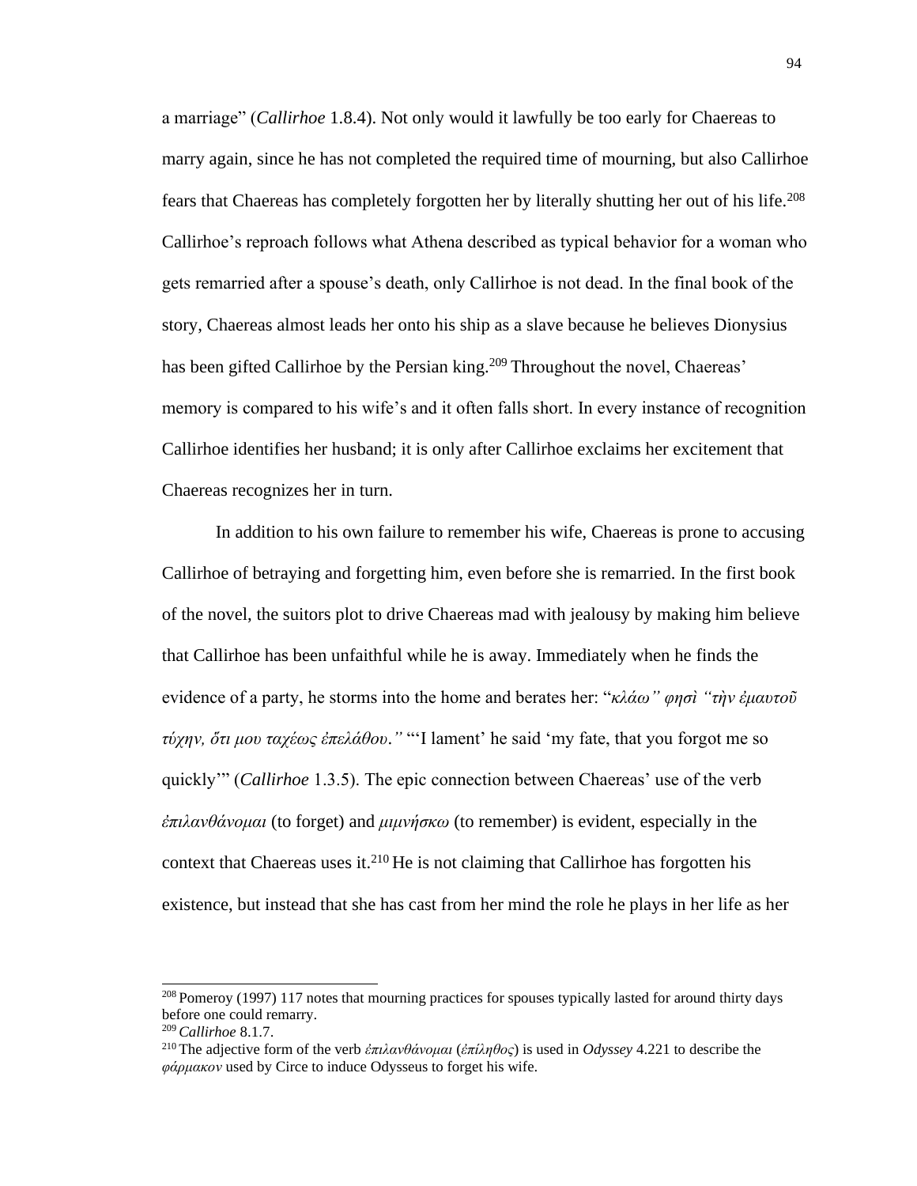a marriage" (*Callirhoe* 1.8.4). Not only would it lawfully be too early for Chaereas to marry again, since he has not completed the required time of mourning, but also Callirhoe fears that Chaereas has completely forgotten her by literally shutting her out of his life.[208] Callirhoe's reproach follows what Athena described as typical behavior for a woman who gets remarried after a spouse's death, only Callirhoe is not dead. In the final book of the story, Chaereas almost leads her onto his ship as a slave because he believes Dionysius has been gifted Callirhoe by the Persian king.[209] Throughout the novel, Chaereas' memory is compared to his wife's and it often falls short. In every instance of recognition Callirhoe identifies her husband; it is only after Callirhoe exclaims her excitement that Chaereas recognizes her in turn.

In addition to his own failure to remember his wife, Chaereas is prone to accusing Callirhoe of betraying and forgetting him, even before she is remarried. In the first book of the novel, the suitors plot to drive Chaereas mad with jealousy by making him believe that Callirhoe has been unfaithful while he is away. Immediately when he finds the evidence of a party, he storms into the home and berates her: "*κλάω" φησὶ "τὴν ἐμαυτοῦ τύχην, ὅτι μου ταχέως ἐπελάθου."* "'I lament' he said 'my fate, that you forgot me so quickly'" (*Callirhoe* 1.3.5). The epic connection between Chaereas' use of the verb *ἐπιλανθάνομαι* (to forget) and *μιμνήσκω* (to remember) is evident, especially in the context that Chaereas uses it.[210] He is not claiming that Callirhoe has forgotten his existence, but instead that she has cast from her mind the role he plays in her life as her

[208] Pomeroy (1997) 117 notes that mourning practices for spouses typically lasted for around thirty days before one could remarry.

[209] *Callirhoe* 8.1.7.

[210] The adjective form of the verb *ἐπιλανθάνομαι* (*ἐπίληθος*) is used in *Odyssey* 4.221 to describe the *φάρμακον* used by Circe to induce Odysseus to forget his wife.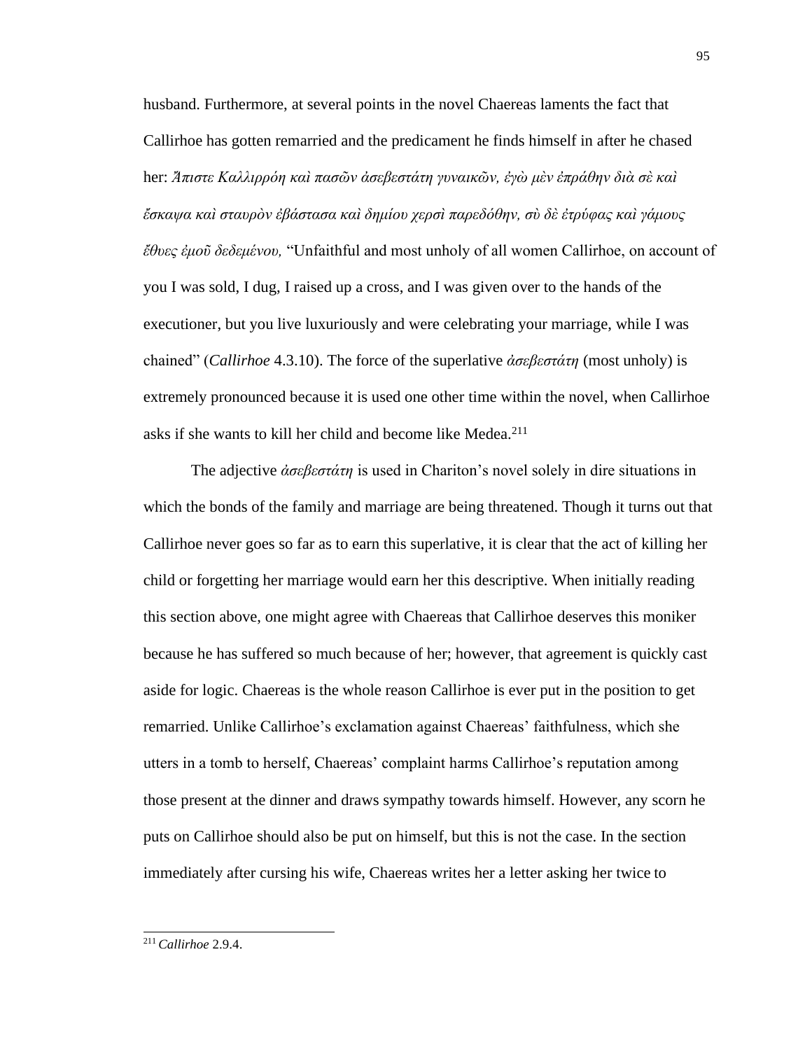husband. Furthermore, at several points in the novel Chaereas laments the fact that Callirhoe has gotten remarried and the predicament he finds himself in after he chased her: *Ἄπιστε Καλλιρρόη καὶ πασῶν ἀσεβεστάτη γυναικῶν, ἐγὼ μὲν ἐπράθην διὰ σὲ καὶ ἔσκαψα καὶ σταυρὸν ἐβάστασα καὶ δημίου χερσὶ παρεδόθην, σὺ δὲ ἐτρύφας καὶ γάμους ἔθυες ἐμοῦ δεδεμένου,* "Unfaithful and most unholy of all women Callirhoe, on account of you I was sold, I dug, I raised up a cross, and I was given over to the hands of the executioner, but you live luxuriously and were celebrating your marriage, while I was chained" (*Callirhoe* 4.3.10). The force of the superlative *ἀσεβεστάτη* (most unholy) is extremely pronounced because it is used one other time within the novel, when Callirhoe asks if she wants to kill her child and become like Medea.[211]

The adjective *ἀσεβεστάτη* is used in Chariton's novel solely in dire situations in which the bonds of the family and marriage are being threatened. Though it turns out that Callirhoe never goes so far as to earn this superlative, it is clear that the act of killing her child or forgetting her marriage would earn her this descriptive. When initially reading this section above, one might agree with Chaereas that Callirhoe deserves this moniker because he has suffered so much because of her; however, that agreement is quickly cast aside for logic. Chaereas is the whole reason Callirhoe is ever put in the position to get remarried. Unlike Callirhoe's exclamation against Chaereas' faithfulness, which she utters in a tomb to herself, Chaereas' complaint harms Callirhoe's reputation among those present at the dinner and draws sympathy towards himself. However, any scorn he puts on Callirhoe should also be put on himself, but this is not the case. In the section immediately after cursing his wife, Chaereas writes her a letter asking her twice to

---

[211] *Callirhoe* 2.9.4.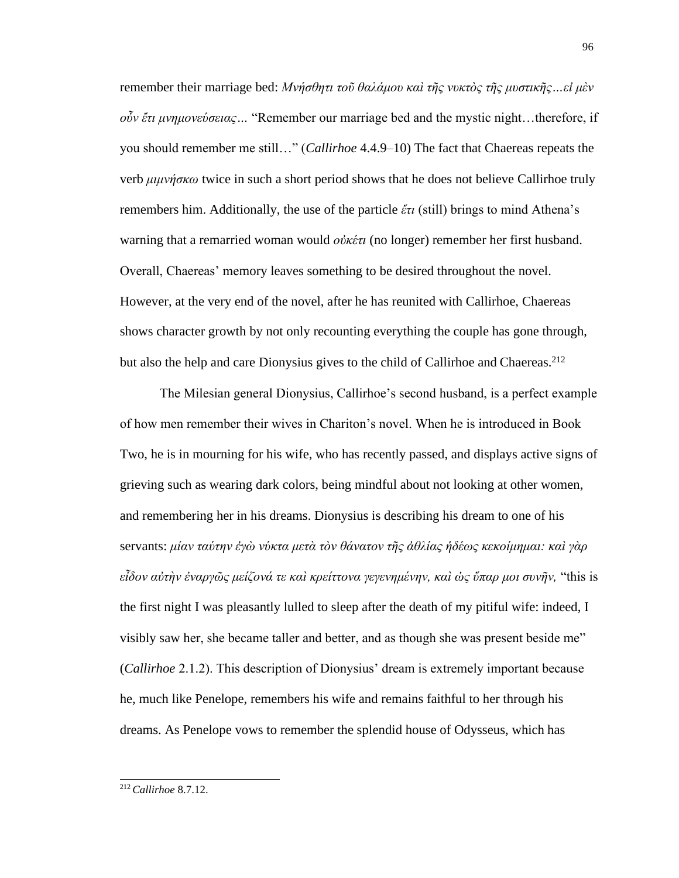remember their marriage bed: *Μνήσθητι τοῦ θαλάμου καὶ τῆς νυκτὸς τῆς μυστικῆς…εἰ μὲν οὖν ἔτι μνημονεύσειας…* "Remember our marriage bed and the mystic night…therefore, if you should remember me still…" (*Callirhoe* 4.4.9–10) The fact that Chaereas repeats the verb *μιμνήσκω* twice in such a short period shows that he does not believe Callirhoe truly remembers him. Additionally, the use of the particle *ἔτι* (still) brings to mind Athena's warning that a remarried woman would *οὐκέτι* (no longer) remember her first husband. Overall, Chaereas' memory leaves something to be desired throughout the novel. However, at the very end of the novel, after he has reunited with Callirhoe, Chaereas shows character growth by not only recounting everything the couple has gone through, but also the help and care Dionysius gives to the child of Callirhoe and Chaereas.[212]

The Milesian general Dionysius, Callirhoe's second husband, is a perfect example of how men remember their wives in Chariton's novel. When he is introduced in Book Two, he is in mourning for his wife, who has recently passed, and displays active signs of grieving such as wearing dark colors, being mindful about not looking at other women, and remembering her in his dreams. Dionysius is describing his dream to one of his servants: *μίαν ταύτην ἐγὼ νύκτα μετὰ τὸν θάνατον τῆς ἀθλίας ἡδέως κεκοίμημαι: καὶ γὰρ εἶδον αὐτὴν ἐναργῶς μείζονά τε καὶ κρείττονα γεγενημένην, καὶ ὡς ὕπαρ μοι συνῆν,* "this is the first night I was pleasantly lulled to sleep after the death of my pitiful wife: indeed, I visibly saw her, she became taller and better, and as though she was present beside me" (*Callirhoe* 2.1.2). This description of Dionysius' dream is extremely important because he, much like Penelope, remembers his wife and remains faithful to her through his dreams. As Penelope vows to remember the splendid house of Odysseus, which has

[212] *Callirhoe* 8.7.12.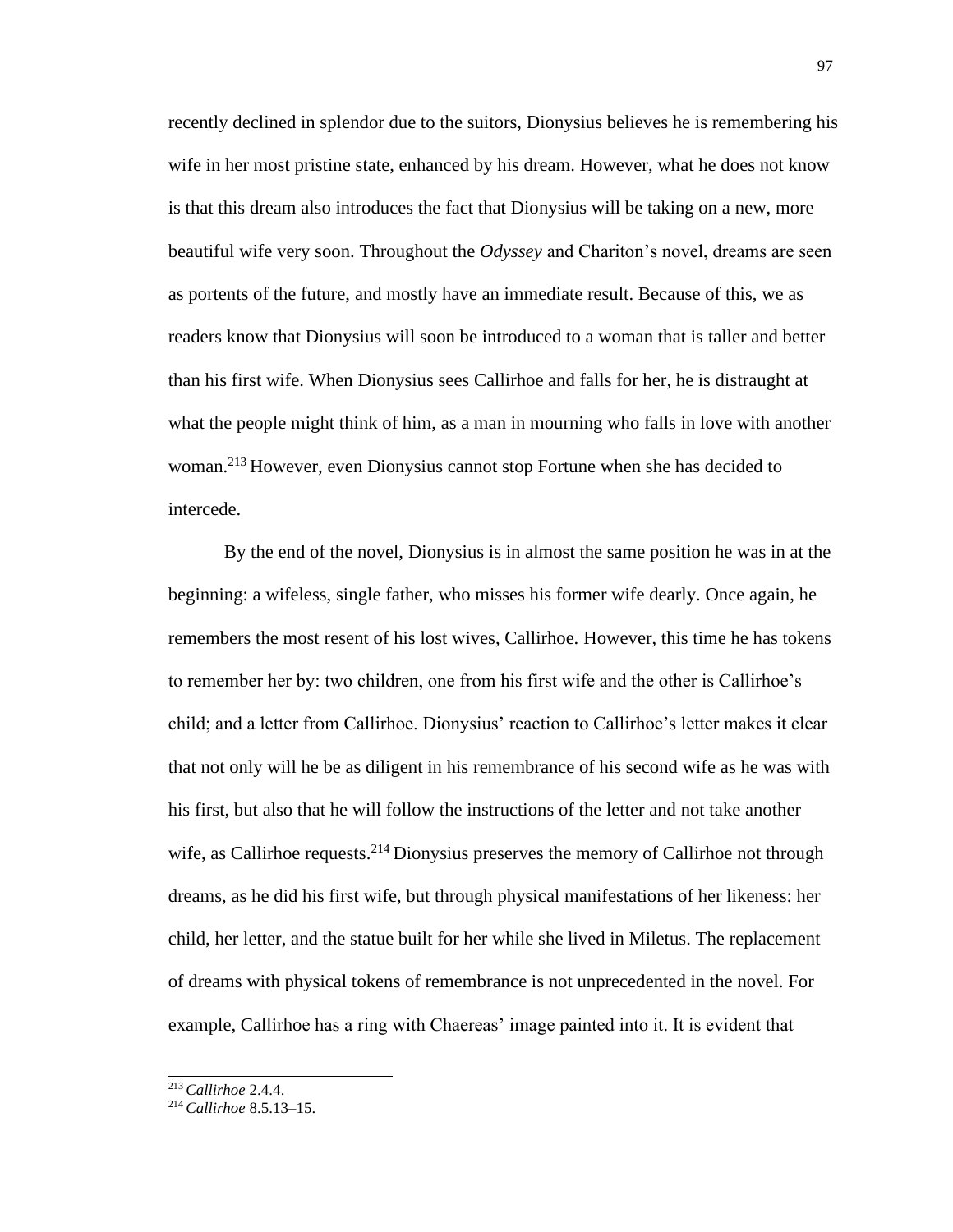recently declined in splendor due to the suitors, Dionysius believes he is remembering his wife in her most pristine state, enhanced by his dream. However, what he does not know is that this dream also introduces the fact that Dionysius will be taking on a new, more beautiful wife very soon. Throughout the *Odyssey* and Chariton's novel, dreams are seen as portents of the future, and mostly have an immediate result. Because of this, we as readers know that Dionysius will soon be introduced to a woman that is taller and better than his first wife. When Dionysius sees Callirhoe and falls for her, he is distraught at what the people might think of him, as a man in mourning who falls in love with another woman.[213] However, even Dionysius cannot stop Fortune when she has decided to intercede.

By the end of the novel, Dionysius is in almost the same position he was in at the beginning: a wifeless, single father, who misses his former wife dearly. Once again, he remembers the most resent of his lost wives, Callirhoe. However, this time he has tokens to remember her by: two children, one from his first wife and the other is Callirhoe's child; and a letter from Callirhoe. Dionysius' reaction to Callirhoe's letter makes it clear that not only will he be as diligent in his remembrance of his second wife as he was with his first, but also that he will follow the instructions of the letter and not take another wife, as Callirhoe requests.[214] Dionysius preserves the memory of Callirhoe not through dreams, as he did his first wife, but through physical manifestations of her likeness: her child, her letter, and the statue built for her while she lived in Miletus. The replacement of dreams with physical tokens of remembrance is not unprecedented in the novel. For example, Callirhoe has a ring with Chaereas' image painted into it. It is evident that

[213] *Callirhoe* 2.4.4.
[214] *Callirhoe* 8.5.13–15.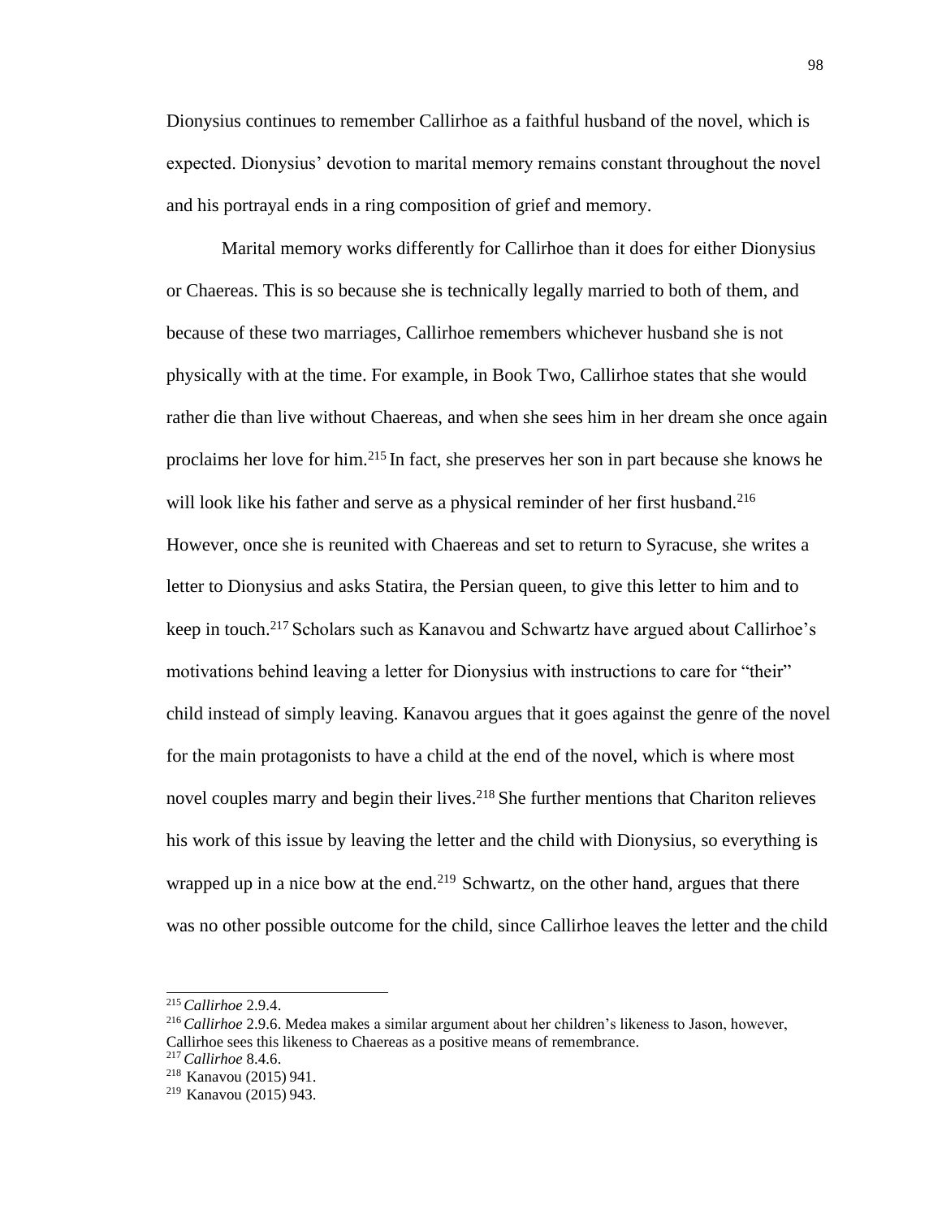Dionysius continues to remember Callirhoe as a faithful husband of the novel, which is expected. Dionysius' devotion to marital memory remains constant throughout the novel and his portrayal ends in a ring composition of grief and memory.

Marital memory works differently for Callirhoe than it does for either Dionysius or Chaereas. This is so because she is technically legally married to both of them, and because of these two marriages, Callirhoe remembers whichever husband she is not physically with at the time. For example, in Book Two, Callirhoe states that she would rather die than live without Chaereas, and when she sees him in her dream she once again proclaims her love for him.[215] In fact, she preserves her son in part because she knows he will look like his father and serve as a physical reminder of her first husband.[216] However, once she is reunited with Chaereas and set to return to Syracuse, she writes a letter to Dionysius and asks Statira, the Persian queen, to give this letter to him and to keep in touch.[217] Scholars such as Kanavou and Schwartz have argued about Callirhoe's motivations behind leaving a letter for Dionysius with instructions to care for "their" child instead of simply leaving. Kanavou argues that it goes against the genre of the novel for the main protagonists to have a child at the end of the novel, which is where most novel couples marry and begin their lives.[218] She further mentions that Chariton relieves his work of this issue by leaving the letter and the child with Dionysius, so everything is wrapped up in a nice bow at the end.[219] Schwartz, on the other hand, argues that there was no other possible outcome for the child, since Callirhoe leaves the letter and the child

---

[215] *Callirhoe* 2.9.4.

[216] *Callirhoe* 2.9.6. Medea makes a similar argument about her children's likeness to Jason, however, Callirhoe sees this likeness to Chaereas as a positive means of remembrance.

[217] *Callirhoe* 8.4.6.

[218] Kanavou (2015) 941.

[219] Kanavou (2015) 943.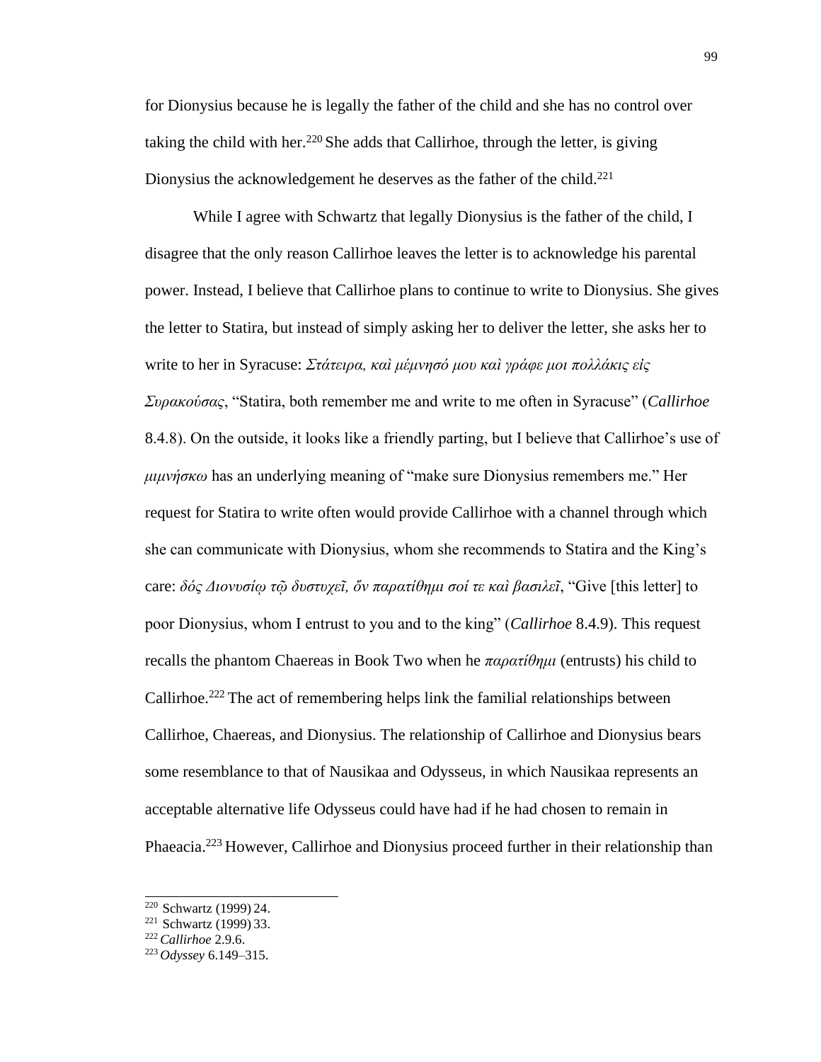for Dionysius because he is legally the father of the child and she has no control over taking the child with her.[220] She adds that Callirhoe, through the letter, is giving Dionysius the acknowledgement he deserves as the father of the child.[221]

While I agree with Schwartz that legally Dionysius is the father of the child, I disagree that the only reason Callirhoe leaves the letter is to acknowledge his parental power. Instead, I believe that Callirhoe plans to continue to write to Dionysius. She gives the letter to Statira, but instead of simply asking her to deliver the letter, she asks her to write to her in Syracuse: *Στάτειρα, καὶ μέμνησό μου καὶ γράφε μοι πολλάκις εἰς Συρακούσας*, "Statira, both remember me and write to me often in Syracuse" (*Callirhoe* 8.4.8). On the outside, it looks like a friendly parting, but I believe that Callirhoe's use of *μιμνήσκω* has an underlying meaning of "make sure Dionysius remembers me." Her request for Statira to write often would provide Callirhoe with a channel through which she can communicate with Dionysius, whom she recommends to Statira and the King's care: *δός Διονυσίῳ τῷ δυστυχεῖ, ὅν παρατίθημι σοί τε καὶ βασιλεῖ*, "Give [this letter] to poor Dionysius, whom I entrust to you and to the king" (*Callirhoe* 8.4.9). This request recalls the phantom Chaereas in Book Two when he *παρατίθημι* (entrusts) his child to Callirhoe.[222] The act of remembering helps link the familial relationships between Callirhoe, Chaereas, and Dionysius. The relationship of Callirhoe and Dionysius bears some resemblance to that of Nausikaa and Odysseus, in which Nausikaa represents an acceptable alternative life Odysseus could have had if he had chosen to remain in Phaeacia.[223] However, Callirhoe and Dionysius proceed further in their relationship than

---

[220] Schwartz (1999) 24.
[221] Schwartz (1999) 33.
[222] *Callirhoe* 2.9.6.
[223] *Odyssey* 6.149–315.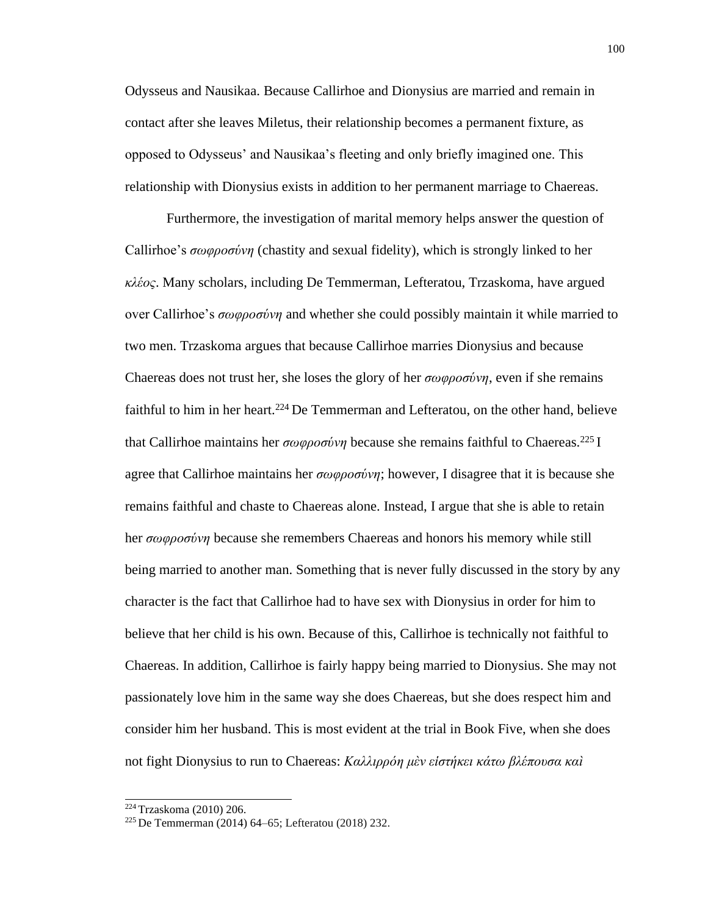Odysseus and Nausikaa. Because Callirhoe and Dionysius are married and remain in contact after she leaves Miletus, their relationship becomes a permanent fixture, as opposed to Odysseus' and Nausikaa's fleeting and only briefly imagined one. This relationship with Dionysius exists in addition to her permanent marriage to Chaereas.

Furthermore, the investigation of marital memory helps answer the question of Callirhoe's *σωφροσύνη* (chastity and sexual fidelity), which is strongly linked to her *κλέος*. Many scholars, including De Temmerman, Lefteratou, Trzaskoma, have argued over Callirhoe's *σωφροσύνη* and whether she could possibly maintain it while married to two men. Trzaskoma argues that because Callirhoe marries Dionysius and because Chaereas does not trust her, she loses the glory of her *σωφροσύνη*, even if she remains faithful to him in her heart.[224] De Temmerman and Lefteratou, on the other hand, believe that Callirhoe maintains her *σωφροσύνη* because she remains faithful to Chaereas.[225] I agree that Callirhoe maintains her *σωφροσύνη*; however, I disagree that it is because she remains faithful and chaste to Chaereas alone. Instead, I argue that she is able to retain her *σωφροσύνη* because she remembers Chaereas and honors his memory while still being married to another man. Something that is never fully discussed in the story by any character is the fact that Callirhoe had to have sex with Dionysius in order for him to believe that her child is his own. Because of this, Callirhoe is technically not faithful to Chaereas. In addition, Callirhoe is fairly happy being married to Dionysius. She may not passionately love him in the same way she does Chaereas, but she does respect him and consider him her husband. This is most evident at the trial in Book Five, when she does not fight Dionysius to run to Chaereas: *Καλλιρρόη μὲν εἱστήκει κάτω βλέπουσα καὶ*

---

[224] Trzaskoma (2010) 206.

[225] De Temmerman (2014) 64–65; Lefteratou (2018) 232.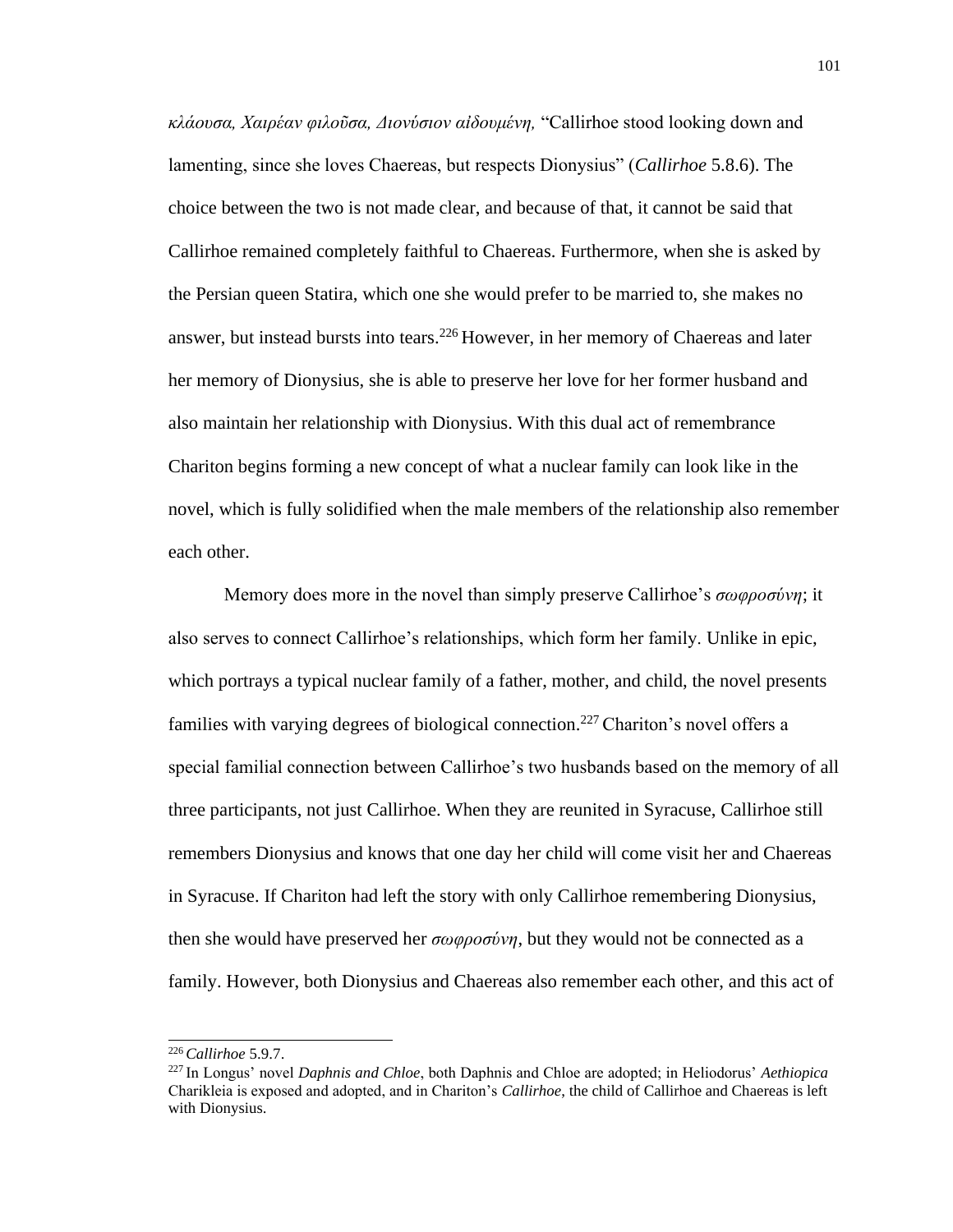*κλάουσα, Χαιρέαν φιλοῦσα, Διονύσιον αἰδουμένη,* "Callirhoe stood looking down and lamenting, since she loves Chaereas, but respects Dionysius" (*Callirhoe* 5.8.6). The choice between the two is not made clear, and because of that, it cannot be said that Callirhoe remained completely faithful to Chaereas. Furthermore, when she is asked by the Persian queen Statira, which one she would prefer to be married to, she makes no answer, but instead bursts into tears.[226] However, in her memory of Chaereas and later her memory of Dionysius, she is able to preserve her love for her former husband and also maintain her relationship with Dionysius. With this dual act of remembrance Chariton begins forming a new concept of what a nuclear family can look like in the novel, which is fully solidified when the male members of the relationship also remember each other.

Memory does more in the novel than simply preserve Callirhoe's *σωφροσύνη*; it also serves to connect Callirhoe's relationships, which form her family. Unlike in epic, which portrays a typical nuclear family of a father, mother, and child, the novel presents families with varying degrees of biological connection.[227] Chariton's novel offers a special familial connection between Callirhoe's two husbands based on the memory of all three participants, not just Callirhoe. When they are reunited in Syracuse, Callirhoe still remembers Dionysius and knows that one day her child will come visit her and Chaereas in Syracuse. If Chariton had left the story with only Callirhoe remembering Dionysius, then she would have preserved her *σωφροσύνη*, but they would not be connected as a family. However, both Dionysius and Chaereas also remember each other, and this act of

---

[226] *Callirhoe* 5.9.7.

[227] In Longus' novel *Daphnis and Chloe*, both Daphnis and Chloe are adopted; in Heliodorus' *Aethiopica* Charikleia is exposed and adopted, and in Chariton's *Callirhoe*, the child of Callirhoe and Chaereas is left with Dionysius.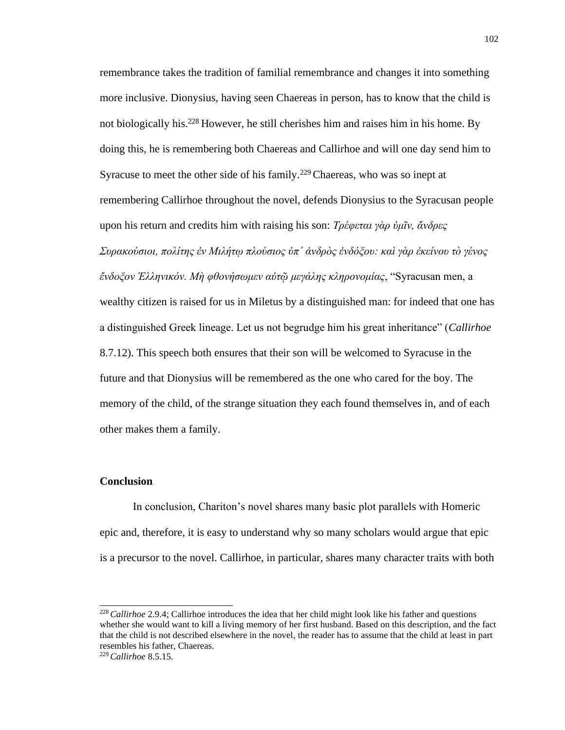remembrance takes the tradition of familial remembrance and changes it into something more inclusive. Dionysius, having seen Chaereas in person, has to know that the child is not biologically his.[228] However, he still cherishes him and raises him in his home. By doing this, he is remembering both Chaereas and Callirhoe and will one day send him to Syracuse to meet the other side of his family.[229] Chaereas, who was so inept at remembering Callirhoe throughout the novel, defends Dionysius to the Syracusan people upon his return and credits him with raising his son: *Τρέφεται γὰρ ὑμῖν, ἄνδρες Συρακούσιοι, πολίτης ἐν Μιλήτῳ πλούσιος ὑπ᾽ ἀνδρὸς ἐνδόξου: καὶ γὰρ ἐκείνου τὸ γένος ἔνδοξον Ἑλληνικόν. Μὴ φθονήσωμεν αὐτῷ μεγάλης κληρονομίας*, "Syracusan men, a wealthy citizen is raised for us in Miletus by a distinguished man: for indeed that one has a distinguished Greek lineage. Let us not begrudge him his great inheritance" (*Callirhoe* 8.7.12). This speech both ensures that their son will be welcomed to Syracuse in the future and that Dionysius will be remembered as the one who cared for the boy. The memory of the child, of the strange situation they each found themselves in, and of each other makes them a family.

## Conclusion

In conclusion, Chariton's novel shares many basic plot parallels with Homeric epic and, therefore, it is easy to understand why so many scholars would argue that epic is a precursor to the novel. Callirhoe, in particular, shares many character traits with both

---

[228] *Callirhoe* 2.9.4; Callirhoe introduces the idea that her child might look like his father and questions whether she would want to kill a living memory of her first husband. Based on this description, and the fact that the child is not described elsewhere in the novel, the reader has to assume that the child at least in part resembles his father, Chaereas.

[229] *Callirhoe* 8.5.15.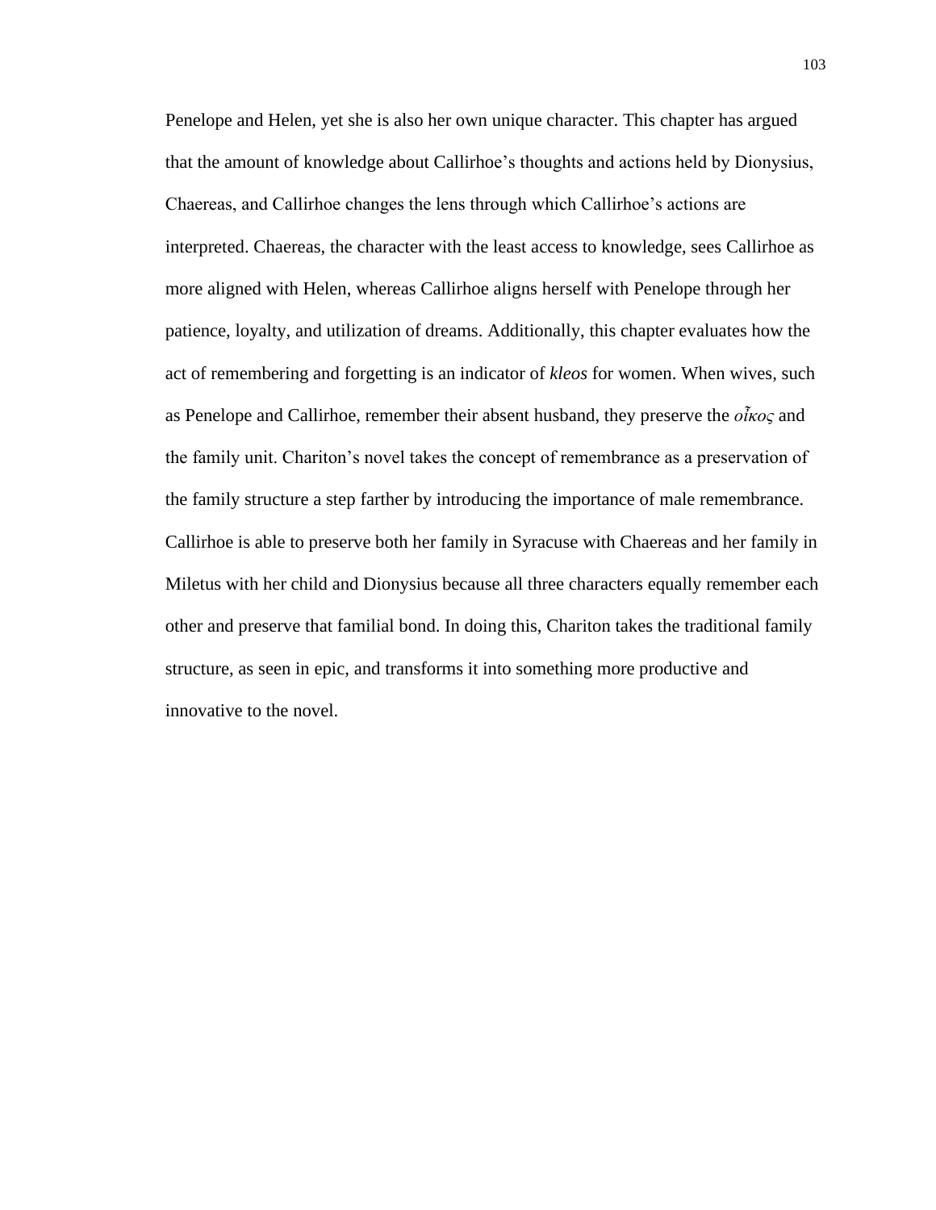Penelope and Helen, yet she is also her own unique character. This chapter has argued that the amount of knowledge about Callirhoe's thoughts and actions held by Dionysius, Chaereas, and Callirhoe changes the lens through which Callirhoe's actions are interpreted. Chaereas, the character with the least access to knowledge, sees Callirhoe as more aligned with Helen, whereas Callirhoe aligns herself with Penelope through her patience, loyalty, and utilization of dreams. Additionally, this chapter evaluates how the act of remembering and forgetting is an indicator of *kleos* for women. When wives, such as Penelope and Callirhoe, remember their absent husband, they preserve the *οἶκος* and the family unit. Chariton's novel takes the concept of remembrance as a preservation of the family structure a step farther by introducing the importance of male remembrance. Callirhoe is able to preserve both her family in Syracuse with Chaereas and her family in Miletus with her child and Dionysius because all three characters equally remember each other and preserve that familial bond. In doing this, Chariton takes the traditional family structure, as seen in epic, and transforms it into something more productive and innovative to the novel.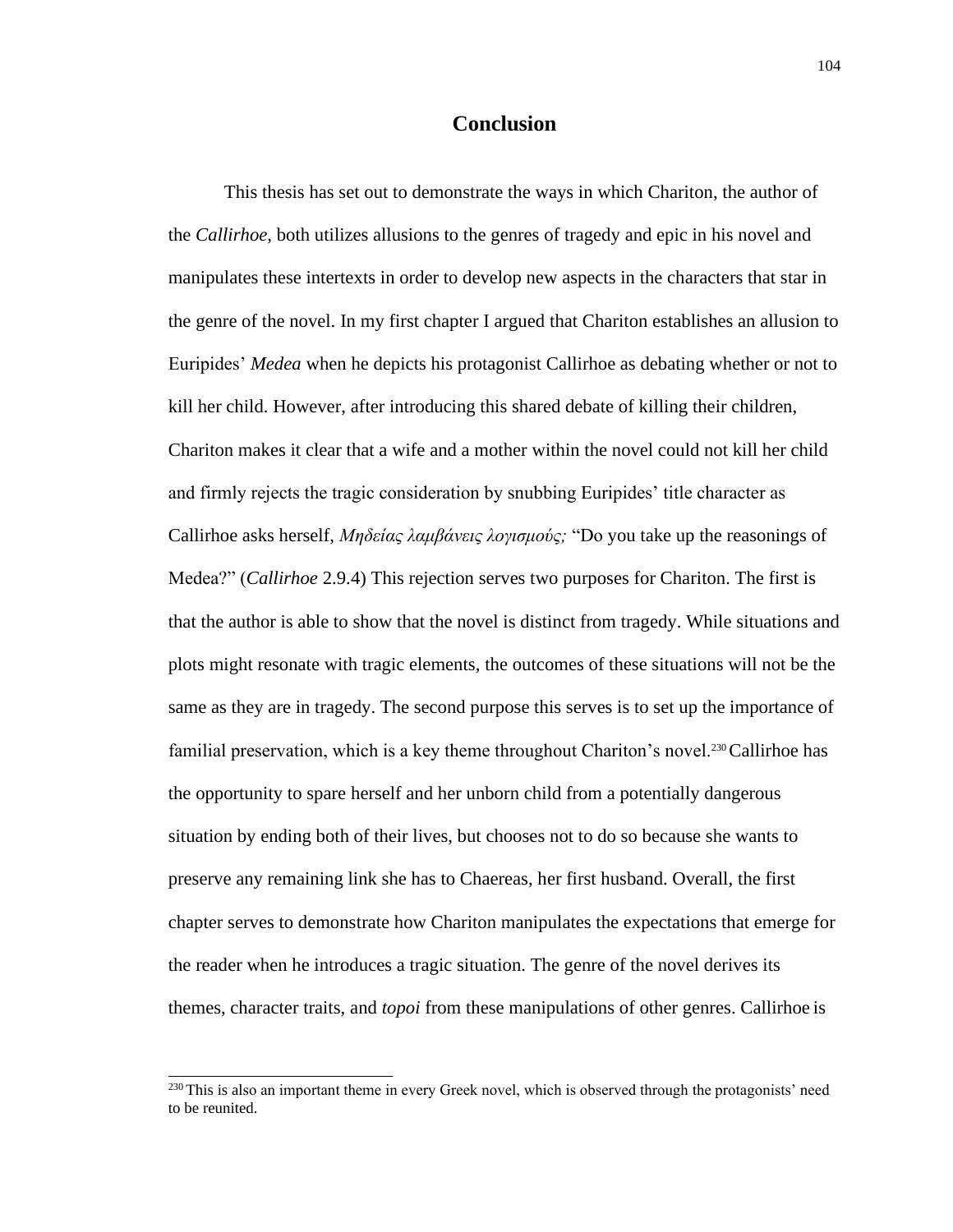# Conclusion

This thesis has set out to demonstrate the ways in which Chariton, the author of the *Callirhoe*, both utilizes allusions to the genres of tragedy and epic in his novel and manipulates these intertexts in order to develop new aspects in the characters that star in the genre of the novel. In my first chapter I argued that Chariton establishes an allusion to Euripides' *Medea* when he depicts his protagonist Callirhoe as debating whether or not to kill her child. However, after introducing this shared debate of killing their children, Chariton makes it clear that a wife and a mother within the novel could not kill her child and firmly rejects the tragic consideration by snubbing Euripides' title character as Callirhoe asks herself, *Μηδείας λαμβάνεις λογισμούς;* "Do you take up the reasonings of Medea?" (*Callirhoe* 2.9.4) This rejection serves two purposes for Chariton. The first is that the author is able to show that the novel is distinct from tragedy. While situations and plots might resonate with tragic elements, the outcomes of these situations will not be the same as they are in tragedy. The second purpose this serves is to set up the importance of familial preservation, which is a key theme throughout Chariton's novel.[230] Callirhoe has the opportunity to spare herself and her unborn child from a potentially dangerous situation by ending both of their lives, but chooses not to do so because she wants to preserve any remaining link she has to Chaereas, her first husband. Overall, the first chapter serves to demonstrate how Chariton manipulates the expectations that emerge for the reader when he introduces a tragic situation. The genre of the novel derives its themes, character traits, and *topoi* from these manipulations of other genres. Callirhoe is

[230] This is also an important theme in every Greek novel, which is observed through the protagonists' need to be reunited.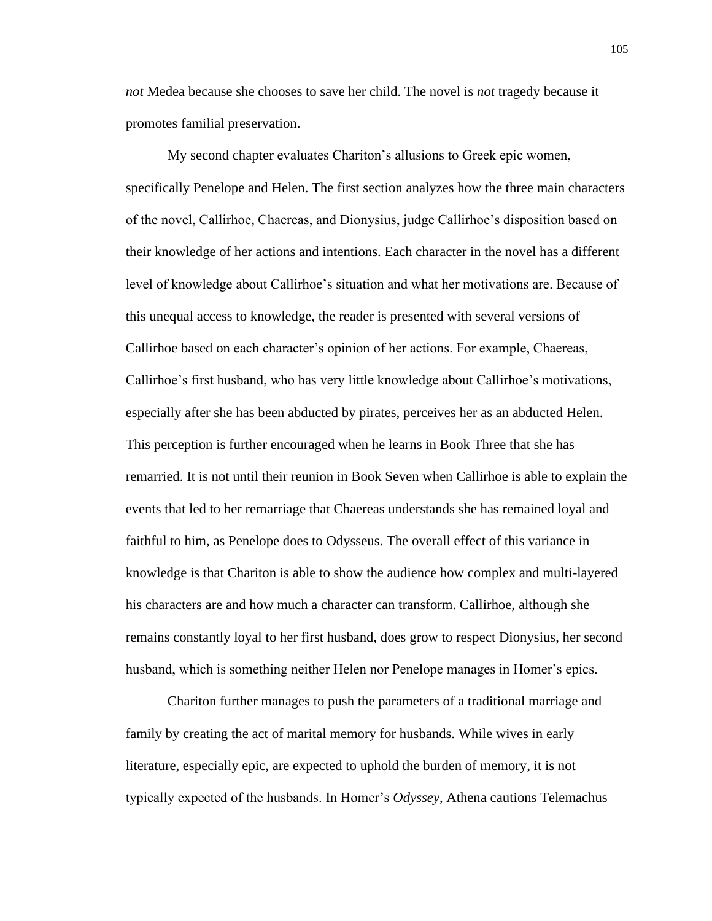*not* Medea because she chooses to save her child. The novel is *not* tragedy because it promotes familial preservation.

My second chapter evaluates Chariton's allusions to Greek epic women, specifically Penelope and Helen. The first section analyzes how the three main characters of the novel, Callirhoe, Chaereas, and Dionysius, judge Callirhoe's disposition based on their knowledge of her actions and intentions. Each character in the novel has a different level of knowledge about Callirhoe's situation and what her motivations are. Because of this unequal access to knowledge, the reader is presented with several versions of Callirhoe based on each character's opinion of her actions. For example, Chaereas, Callirhoe's first husband, who has very little knowledge about Callirhoe's motivations, especially after she has been abducted by pirates, perceives her as an abducted Helen. This perception is further encouraged when he learns in Book Three that she has remarried. It is not until their reunion in Book Seven when Callirhoe is able to explain the events that led to her remarriage that Chaereas understands she has remained loyal and faithful to him, as Penelope does to Odysseus. The overall effect of this variance in knowledge is that Chariton is able to show the audience how complex and multi-layered his characters are and how much a character can transform. Callirhoe, although she remains constantly loyal to her first husband, does grow to respect Dionysius, her second husband, which is something neither Helen nor Penelope manages in Homer's epics.

Chariton further manages to push the parameters of a traditional marriage and family by creating the act of marital memory for husbands. While wives in early literature, especially epic, are expected to uphold the burden of memory, it is not typically expected of the husbands. In Homer's *Odyssey*, Athena cautions Telemachus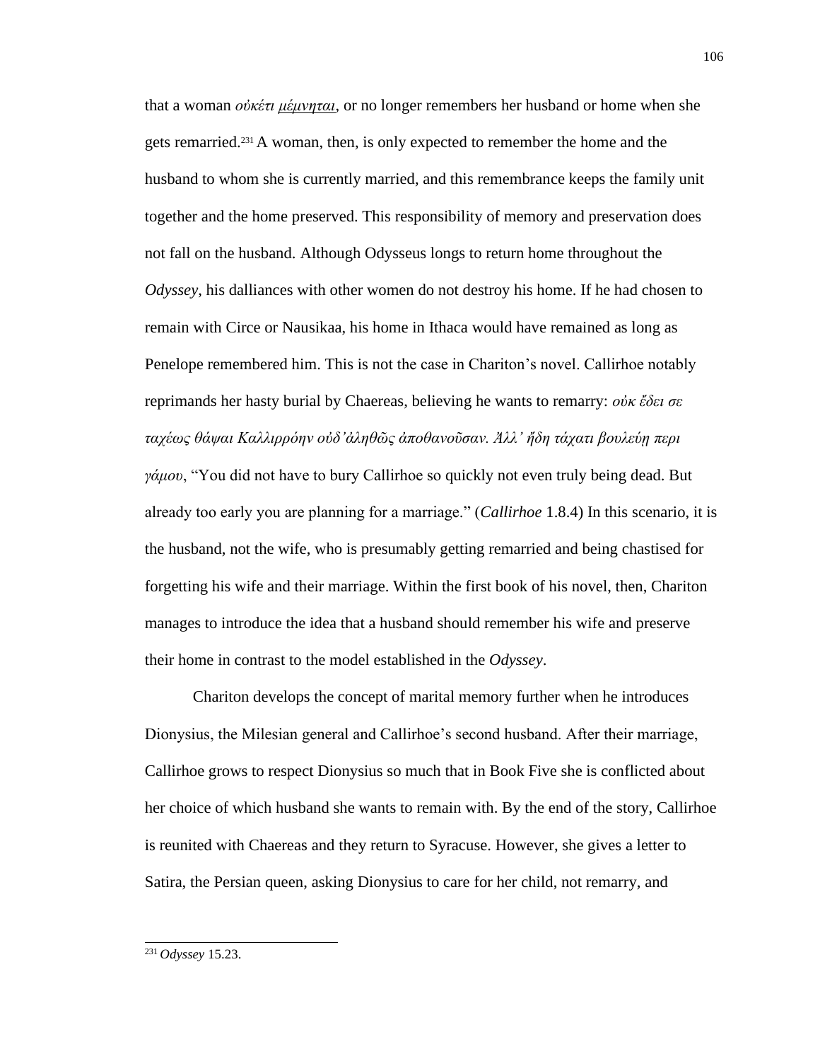that a woman *οὐκέτι μέμνηται*, or no longer remembers her husband or home when she gets remarried.[231] A woman, then, is only expected to remember the home and the husband to whom she is currently married, and this remembrance keeps the family unit together and the home preserved. This responsibility of memory and preservation does not fall on the husband. Although Odysseus longs to return home throughout the *Odyssey*, his dalliances with other women do not destroy his home. If he had chosen to remain with Circe or Nausikaa, his home in Ithaca would have remained as long as Penelope remembered him. This is not the case in Chariton's novel. Callirhoe notably reprimands her hasty burial by Chaereas, believing he wants to remarry: *οὐκ ἔδει σε ταχέως θάψαι Καλλιρρόην οὐδ᾽ἀληθῶς ἀποθανοῦσαν. Ἀλλ᾽ ἤδη τάχατι βουλεύῃ περι γάμου*, "You did not have to bury Callirhoe so quickly not even truly being dead. But already too early you are planning for a marriage." (*Callirhoe* 1.8.4) In this scenario, it is the husband, not the wife, who is presumably getting remarried and being chastised for forgetting his wife and their marriage. Within the first book of his novel, then, Chariton manages to introduce the idea that a husband should remember his wife and preserve their home in contrast to the model established in the *Odyssey*.

Chariton develops the concept of marital memory further when he introduces Dionysius, the Milesian general and Callirhoe's second husband. After their marriage, Callirhoe grows to respect Dionysius so much that in Book Five she is conflicted about her choice of which husband she wants to remain with. By the end of the story, Callirhoe is reunited with Chaereas and they return to Syracuse. However, she gives a letter to Satira, the Persian queen, asking Dionysius to care for her child, not remarry, and

[231] *Odyssey* 15.23.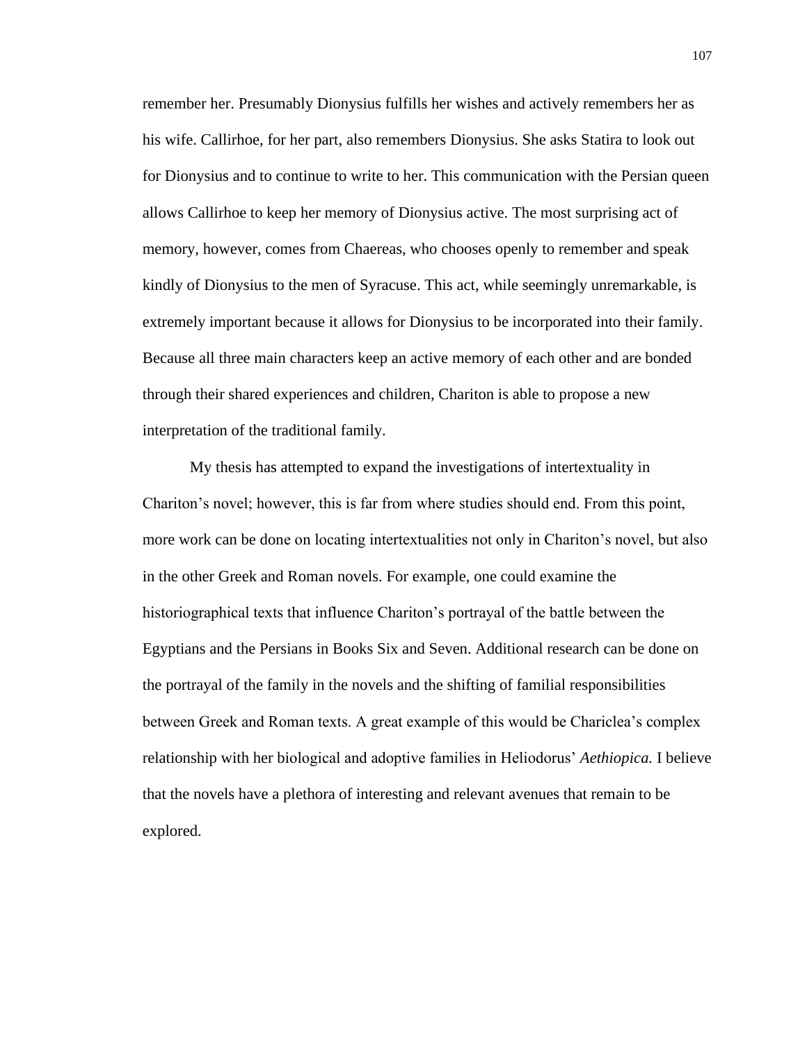remember her. Presumably Dionysius fulfills her wishes and actively remembers her as his wife. Callirhoe, for her part, also remembers Dionysius. She asks Statira to look out for Dionysius and to continue to write to her. This communication with the Persian queen allows Callirhoe to keep her memory of Dionysius active. The most surprising act of memory, however, comes from Chaereas, who chooses openly to remember and speak kindly of Dionysius to the men of Syracuse. This act, while seemingly unremarkable, is extremely important because it allows for Dionysius to be incorporated into their family. Because all three main characters keep an active memory of each other and are bonded through their shared experiences and children, Chariton is able to propose a new interpretation of the traditional family.

My thesis has attempted to expand the investigations of intertextuality in Chariton's novel; however, this is far from where studies should end. From this point, more work can be done on locating intertextualities not only in Chariton's novel, but also in the other Greek and Roman novels. For example, one could examine the historiographical texts that influence Chariton's portrayal of the battle between the Egyptians and the Persians in Books Six and Seven. Additional research can be done on the portrayal of the family in the novels and the shifting of familial responsibilities between Greek and Roman texts. A great example of this would be Chariclea's complex relationship with her biological and adoptive families in Heliodorus' *Aethiopica.* I believe that the novels have a plethora of interesting and relevant avenues that remain to be explored.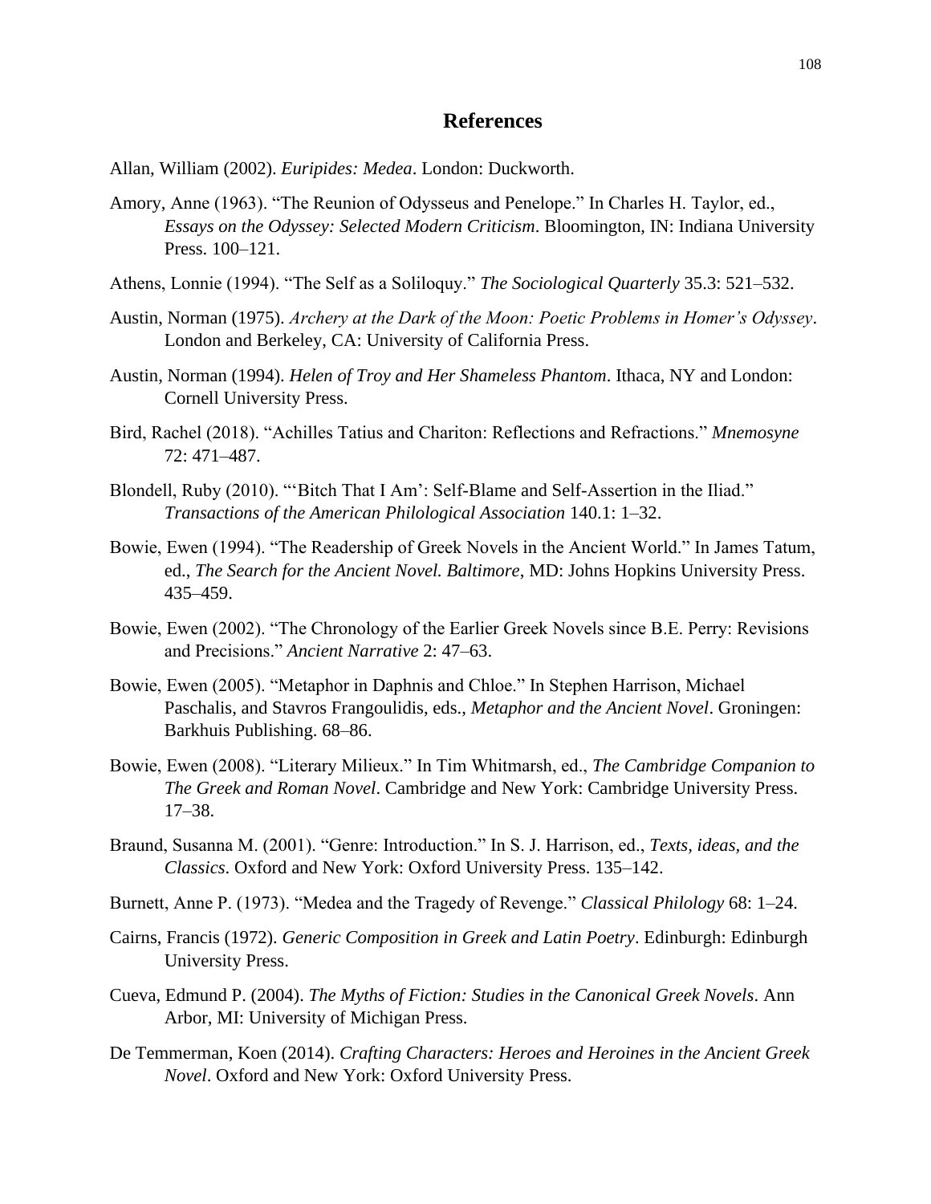## References

Allan, William (2002). *Euripides: Medea*. London: Duckworth.

Amory, Anne (1963). "The Reunion of Odysseus and Penelope." In Charles H. Taylor, ed., *Essays on the Odyssey: Selected Modern Criticism*. Bloomington, IN: Indiana University Press. 100–121.

Athens, Lonnie (1994). "The Self as a Soliloquy." *The Sociological Quarterly* 35.3: 521–532.

Austin, Norman (1975). *Archery at the Dark of the Moon: Poetic Problems in Homer's Odyssey*. London and Berkeley, CA: University of California Press.

Austin, Norman (1994). *Helen of Troy and Her Shameless Phantom*. Ithaca, NY and London: Cornell University Press.

Bird, Rachel (2018). "Achilles Tatius and Chariton: Reflections and Refractions." *Mnemosyne* 72: 471–487.

Blondell, Ruby (2010). "'Bitch That I Am': Self-Blame and Self-Assertion in the Iliad." *Transactions of the American Philological Association* 140.1: 1–32.

Bowie, Ewen (1994). "The Readership of Greek Novels in the Ancient World." In James Tatum, ed., *The Search for the Ancient Novel. Baltimore*, MD: Johns Hopkins University Press. 435–459.

Bowie, Ewen (2002). "The Chronology of the Earlier Greek Novels since B.E. Perry: Revisions and Precisions." *Ancient Narrative* 2: 47–63.

Bowie, Ewen (2005). "Metaphor in Daphnis and Chloe." In Stephen Harrison, Michael Paschalis, and Stavros Frangoulidis, eds., *Metaphor and the Ancient Novel*. Groningen: Barkhuis Publishing. 68–86.

Bowie, Ewen (2008). "Literary Milieux." In Tim Whitmarsh, ed., *The Cambridge Companion to The Greek and Roman Novel*. Cambridge and New York: Cambridge University Press. 17–38.

Braund, Susanna M. (2001). "Genre: Introduction." In S. J. Harrison, ed., *Texts, ideas, and the Classics*. Oxford and New York: Oxford University Press. 135–142.

Burnett, Anne P. (1973). "Medea and the Tragedy of Revenge." *Classical Philology* 68: 1–24.

Cairns, Francis (1972). *Generic Composition in Greek and Latin Poetry*. Edinburgh: Edinburgh University Press.

Cueva, Edmund P. (2004). *The Myths of Fiction: Studies in the Canonical Greek Novels*. Ann Arbor, MI: University of Michigan Press.

De Temmerman, Koen (2014). *Crafting Characters: Heroes and Heroines in the Ancient Greek Novel*. Oxford and New York: Oxford University Press.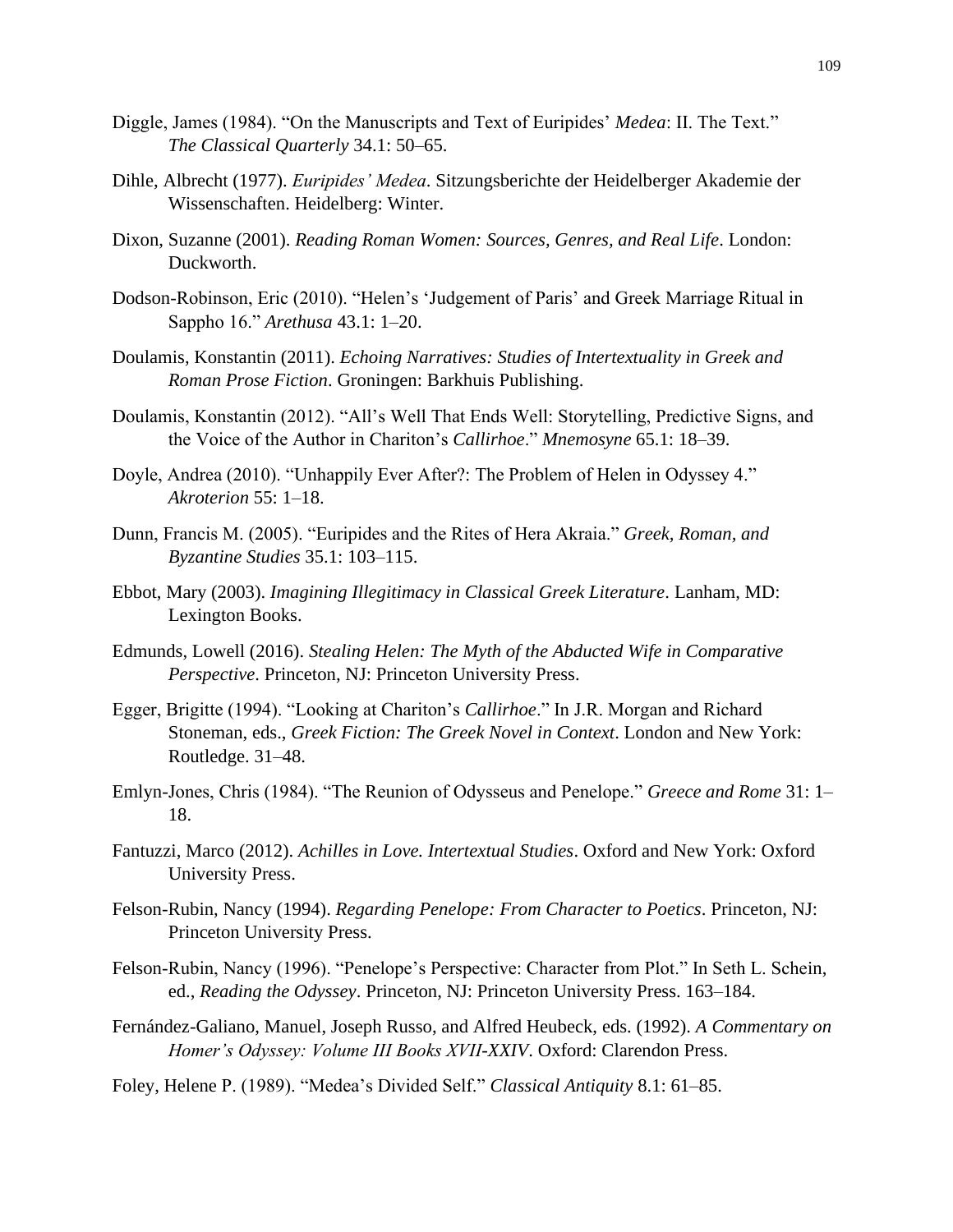Diggle, James (1984). “On the Manuscripts and Text of Euripides’ *Medea*: II. The Text.” *The Classical Quarterly* 34.1: 50–65.

Dihle, Albrecht (1977). *Euripides’ Medea*. Sitzungsberichte der Heidelberger Akademie der Wissenschaften. Heidelberg: Winter.

Dixon, Suzanne (2001). *Reading Roman Women: Sources, Genres, and Real Life*. London: Duckworth.

Dodson-Robinson, Eric (2010). “Helen’s ‘Judgement of Paris’ and Greek Marriage Ritual in Sappho 16.” *Arethusa* 43.1: 1–20.

Doulamis, Konstantin (2011). *Echoing Narratives: Studies of Intertextuality in Greek and Roman Prose Fiction*. Groningen: Barkhuis Publishing.

Doulamis, Konstantin (2012). “All’s Well That Ends Well: Storytelling, Predictive Signs, and the Voice of the Author in Chariton’s *Callirhoe*.” *Mnemosyne* 65.1: 18–39.

Doyle, Andrea (2010). “Unhappily Ever After?: The Problem of Helen in Odyssey 4.” *Akroterion* 55: 1–18.

Dunn, Francis M. (2005). “Euripides and the Rites of Hera Akraia.” *Greek, Roman, and Byzantine Studies* 35.1: 103–115.

Ebbot, Mary (2003). *Imagining Illegitimacy in Classical Greek Literature*. Lanham, MD: Lexington Books.

Edmunds, Lowell (2016). *Stealing Helen: The Myth of the Abducted Wife in Comparative Perspective*. Princeton, NJ: Princeton University Press.

Egger, Brigitte (1994). “Looking at Chariton’s *Callirhoe*.” In J.R. Morgan and Richard Stoneman, eds., *Greek Fiction: The Greek Novel in Context*. London and New York: Routledge. 31–48.

Emlyn-Jones, Chris (1984). “The Reunion of Odysseus and Penelope.” *Greece and Rome* 31: 1–18.

Fantuzzi, Marco (2012). *Achilles in Love. Intertextual Studies*. Oxford and New York: Oxford University Press.

Felson-Rubin, Nancy (1994). *Regarding Penelope: From Character to Poetics*. Princeton, NJ: Princeton University Press.

Felson-Rubin, Nancy (1996). “Penelope’s Perspective: Character from Plot.” In Seth L. Schein, ed., *Reading the Odyssey*. Princeton, NJ: Princeton University Press. 163–184.

Fernández-Galiano, Manuel, Joseph Russo, and Alfred Heubeck, eds. (1992). *A Commentary on Homer’s Odyssey: Volume III Books XVII-XXIV*. Oxford: Clarendon Press.

Foley, Helene P. (1989). “Medea’s Divided Self.” *Classical Antiquity* 8.1: 61–85.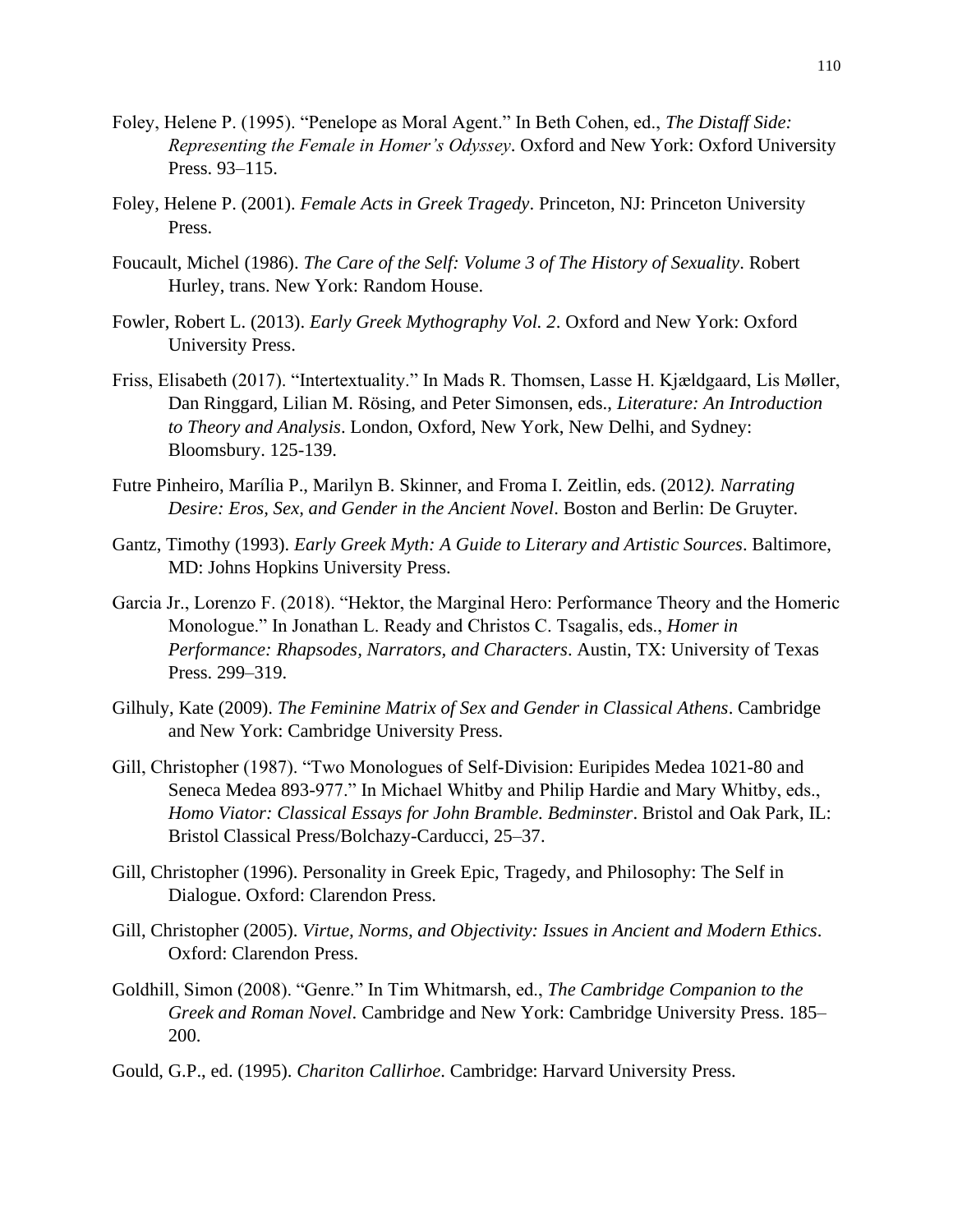Foley, Helene P. (1995). "Penelope as Moral Agent." In Beth Cohen, ed., *The Distaff Side: Representing the Female in Homer's Odyssey*. Oxford and New York: Oxford University Press. 93–115.

Foley, Helene P. (2001). *Female Acts in Greek Tragedy*. Princeton, NJ: Princeton University Press.

Foucault, Michel (1986). *The Care of the Self: Volume 3 of The History of Sexuality*. Robert Hurley, trans. New York: Random House.

Fowler, Robert L. (2013). *Early Greek Mythography Vol. 2*. Oxford and New York: Oxford University Press.

Friss, Elisabeth (2017). "Intertextuality." In Mads R. Thomsen, Lasse H. Kjældgaard, Lis Møller, Dan Ringgard, Lilian M. Rösing, and Peter Simonsen, eds., *Literature: An Introduction to Theory and Analysis*. London, Oxford, New York, New Delhi, and Sydney: Bloomsbury. 125-139.

Futre Pinheiro, Marília P., Marilyn B. Skinner, and Froma I. Zeitlin, eds. (2012*). Narrating Desire: Eros, Sex, and Gender in the Ancient Novel*. Boston and Berlin: De Gruyter.

Gantz, Timothy (1993). *Early Greek Myth: A Guide to Literary and Artistic Sources*. Baltimore, MD: Johns Hopkins University Press.

Garcia Jr., Lorenzo F. (2018). "Hektor, the Marginal Hero: Performance Theory and the Homeric Monologue." In Jonathan L. Ready and Christos C. Tsagalis, eds., *Homer in Performance: Rhapsodes, Narrators, and Characters*. Austin, TX: University of Texas Press. 299–319.

Gilhuly, Kate (2009). *The Feminine Matrix of Sex and Gender in Classical Athens*. Cambridge and New York: Cambridge University Press.

Gill, Christopher (1987). "Two Monologues of Self-Division: Euripides Medea 1021-80 and Seneca Medea 893-977." In Michael Whitby and Philip Hardie and Mary Whitby, eds., *Homo Viator: Classical Essays for John Bramble. Bedminster*. Bristol and Oak Park, IL: Bristol Classical Press/Bolchazy-Carducci, 25–37.

Gill, Christopher (1996). Personality in Greek Epic, Tragedy, and Philosophy: The Self in Dialogue. Oxford: Clarendon Press.

Gill, Christopher (2005). *Virtue, Norms, and Objectivity: Issues in Ancient and Modern Ethics*. Oxford: Clarendon Press.

Goldhill, Simon (2008). "Genre." In Tim Whitmarsh, ed., *The Cambridge Companion to the Greek and Roman Novel*. Cambridge and New York: Cambridge University Press. 185–200.

Gould, G.P., ed. (1995). *Chariton Callirhoe*. Cambridge: Harvard University Press.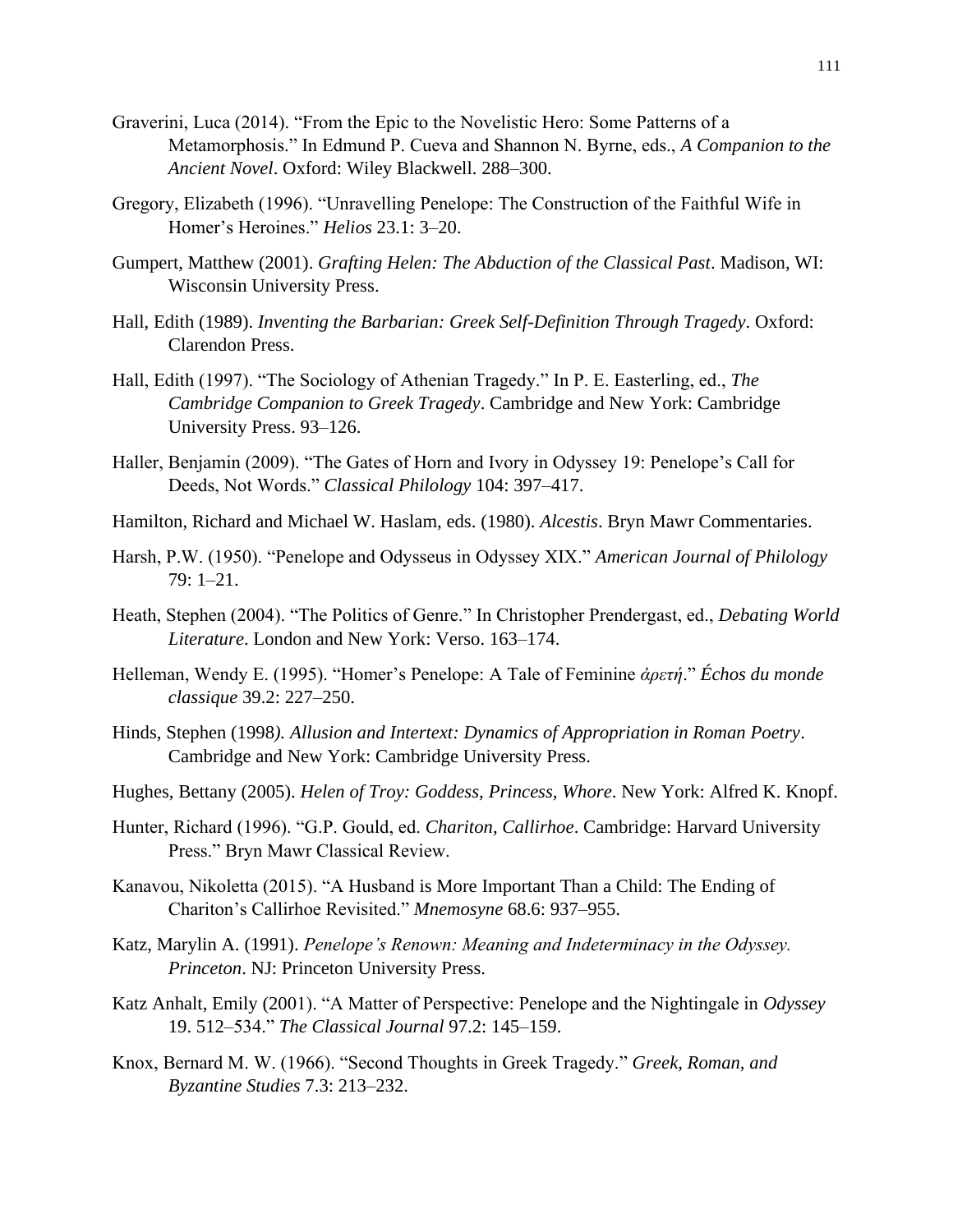Graverini, Luca (2014). "From the Epic to the Novelistic Hero: Some Patterns of a Metamorphosis." In Edmund P. Cueva and Shannon N. Byrne, eds., *A Companion to the Ancient Novel*. Oxford: Wiley Blackwell. 288–300.

Gregory, Elizabeth (1996). "Unravelling Penelope: The Construction of the Faithful Wife in Homer's Heroines." *Helios* 23.1: 3–20.

Gumpert, Matthew (2001). *Grafting Helen: The Abduction of the Classical Past*. Madison, WI: Wisconsin University Press.

Hall, Edith (1989). *Inventing the Barbarian: Greek Self-Definition Through Tragedy*. Oxford: Clarendon Press.

Hall, Edith (1997). "The Sociology of Athenian Tragedy." In P. E. Easterling, ed., *The Cambridge Companion to Greek Tragedy*. Cambridge and New York: Cambridge University Press. 93–126.

Haller, Benjamin (2009). "The Gates of Horn and Ivory in Odyssey 19: Penelope's Call for Deeds, Not Words." *Classical Philology* 104: 397–417.

Hamilton, Richard and Michael W. Haslam, eds. (1980). *Alcestis*. Bryn Mawr Commentaries.

Harsh, P.W. (1950). "Penelope and Odysseus in Odyssey XIX." *American Journal of Philology* 79: 1–21.

Heath, Stephen (2004). "The Politics of Genre." In Christopher Prendergast, ed., *Debating World Literature*. London and New York: Verso. 163–174.

Helleman, Wendy E. (1995). "Homer's Penelope: A Tale of Feminine *ἀρετή*." *Échos du monde classique* 39.2: 227–250.

Hinds, Stephen (1998*). Allusion and Intertext: Dynamics of Appropriation in Roman Poetry*. Cambridge and New York: Cambridge University Press.

Hughes, Bettany (2005). *Helen of Troy: Goddess, Princess, Whore*. New York: Alfred K. Knopf.

Hunter, Richard (1996). "G.P. Gould, ed. *Chariton, Callirhoe*. Cambridge: Harvard University Press." Bryn Mawr Classical Review.

Kanavou, Nikoletta (2015). "A Husband is More Important Than a Child: The Ending of Chariton's Callirhoe Revisited." *Mnemosyne* 68.6: 937–955.

Katz, Marylin A. (1991). *Penelope's Renown: Meaning and Indeterminacy in the Odyssey. Princeton*. NJ: Princeton University Press.

Katz Anhalt, Emily (2001). "A Matter of Perspective: Penelope and the Nightingale in *Odyssey* 19. 512–534." *The Classical Journal* 97.2: 145–159.

Knox, Bernard M. W. (1966). "Second Thoughts in Greek Tragedy." *Greek, Roman, and Byzantine Studies* 7.3: 213–232.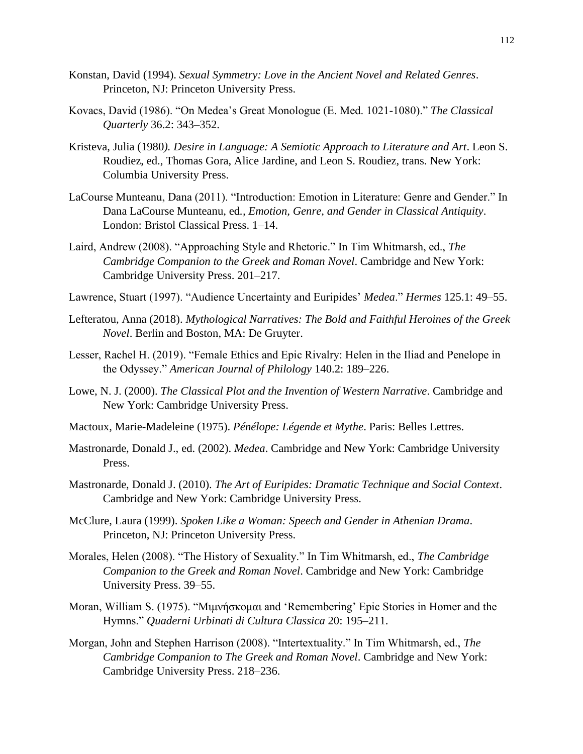Konstan, David (1994). *Sexual Symmetry: Love in the Ancient Novel and Related Genres*. Princeton, NJ: Princeton University Press.

Kovacs, David (1986). "On Medea's Great Monologue (E. Med. 1021-1080)." *The Classical Quarterly* 36.2: 343–352.

Kristeva, Julia (1980*). Desire in Language: A Semiotic Approach to Literature and Art*. Leon S. Roudiez, ed., Thomas Gora, Alice Jardine, and Leon S. Roudiez, trans. New York: Columbia University Press.

LaCourse Munteanu, Dana (2011). "Introduction: Emotion in Literature: Genre and Gender." In Dana LaCourse Munteanu, ed*., Emotion, Genre, and Gender in Classical Antiquity*. London: Bristol Classical Press. 1–14.

Laird, Andrew (2008). "Approaching Style and Rhetoric." In Tim Whitmarsh, ed., *The Cambridge Companion to the Greek and Roman Novel*. Cambridge and New York: Cambridge University Press. 201–217.

Lawrence, Stuart (1997). "Audience Uncertainty and Euripides' *Medea*." *Hermes* 125.1: 49–55.

Lefteratou, Anna (2018). *Mythological Narratives: The Bold and Faithful Heroines of the Greek Novel*. Berlin and Boston, MA: De Gruyter.

Lesser, Rachel H. (2019). "Female Ethics and Epic Rivalry: Helen in the Iliad and Penelope in the Odyssey." *American Journal of Philology* 140.2: 189–226.

Lowe, N. J. (2000). *The Classical Plot and the Invention of Western Narrative*. Cambridge and New York: Cambridge University Press.

Mactoux, Marie-Madeleine (1975). *Pénélope: Légende et Mythe*. Paris: Belles Lettres.

Mastronarde, Donald J., ed. (2002). *Medea*. Cambridge and New York: Cambridge University Press.

Mastronarde, Donald J. (2010). *The Art of Euripides: Dramatic Technique and Social Context*. Cambridge and New York: Cambridge University Press.

McClure, Laura (1999). *Spoken Like a Woman: Speech and Gender in Athenian Drama*. Princeton, NJ: Princeton University Press.

Morales, Helen (2008). "The History of Sexuality." In Tim Whitmarsh, ed., *The Cambridge Companion to the Greek and Roman Novel*. Cambridge and New York: Cambridge University Press. 39–55.

Moran, William S. (1975). "Μιμνήσκομαι and 'Remembering' Epic Stories in Homer and the Hymns." *Quaderni Urbinati di Cultura Classica* 20: 195–211.

Morgan, John and Stephen Harrison (2008). "Intertextuality." In Tim Whitmarsh, ed., *The Cambridge Companion to The Greek and Roman Novel*. Cambridge and New York: Cambridge University Press. 218–236.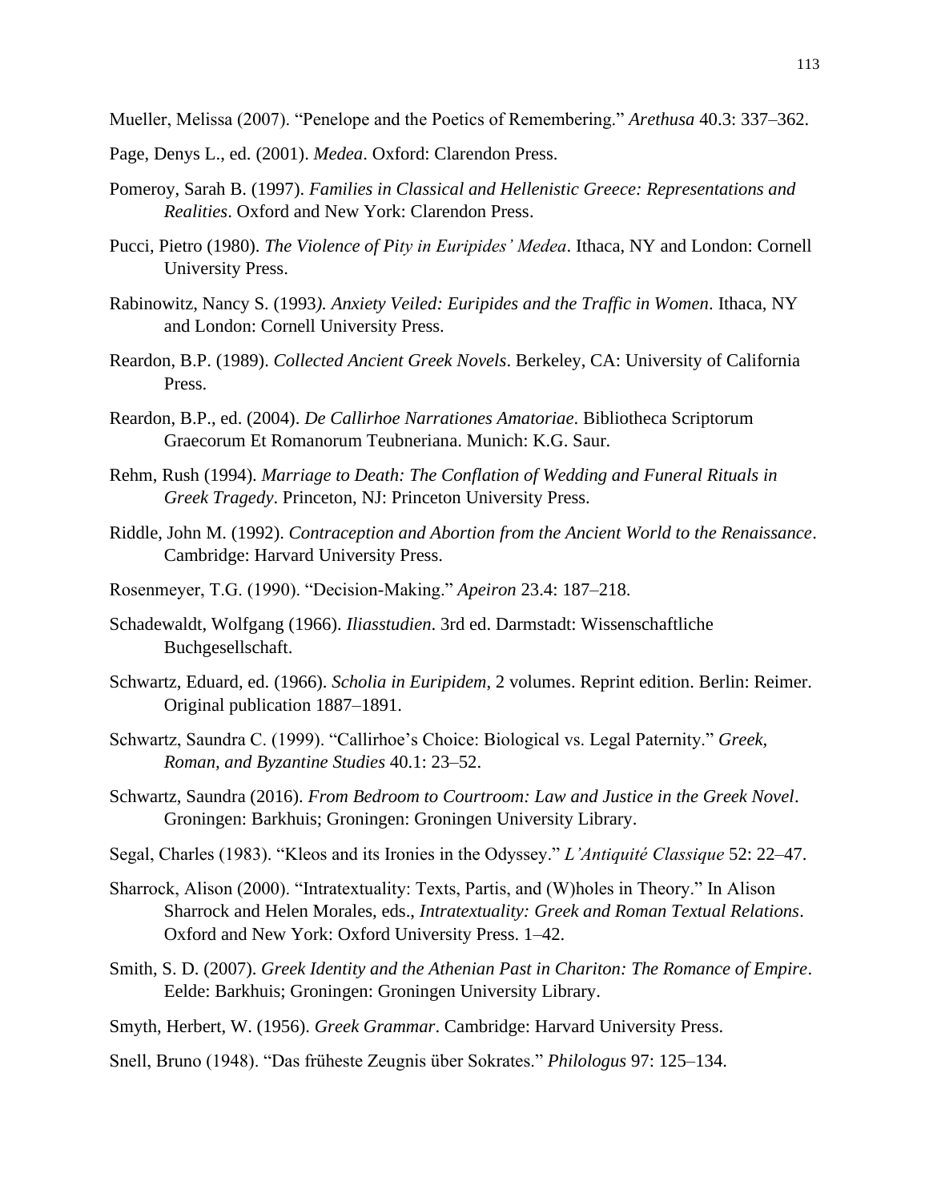Mueller, Melissa (2007). “Penelope and the Poetics of Remembering.” *Arethusa* 40.3: 337–362.

Page, Denys L., ed. (2001). *Medea*. Oxford: Clarendon Press.

Pomeroy, Sarah B. (1997). *Families in Classical and Hellenistic Greece: Representations and Realities*. Oxford and New York: Clarendon Press.

Pucci, Pietro (1980). *The Violence of Pity in Euripides’ Medea*. Ithaca, NY and London: Cornell University Press.

Rabinowitz, Nancy S. (1993). *Anxiety Veiled: Euripides and the Traffic in Women*. Ithaca, NY and London: Cornell University Press.

Reardon, B.P. (1989). *Collected Ancient Greek Novels*. Berkeley, CA: University of California Press.

Reardon, B.P., ed. (2004). *De Callirhoe Narrationes Amatoriae*. Bibliotheca Scriptorum Graecorum Et Romanorum Teubneriana. Munich: K.G. Saur.

Rehm, Rush (1994). *Marriage to Death: The Conflation of Wedding and Funeral Rituals in Greek Tragedy*. Princeton, NJ: Princeton University Press.

Riddle, John M. (1992). *Contraception and Abortion from the Ancient World to the Renaissance*. Cambridge: Harvard University Press.

Rosenmeyer, T.G. (1990). “Decision-Making.” *Apeiron* 23.4: 187–218.

Schadewaldt, Wolfgang (1966). *Iliasstudien*. 3rd ed. Darmstadt: Wissenschaftliche Buchgesellschaft.

Schwartz, Eduard, ed. (1966). *Scholia in Euripidem*, 2 volumes. Reprint edition. Berlin: Reimer. Original publication 1887–1891.

Schwartz, Saundra C. (1999). “Callirhoe’s Choice: Biological vs. Legal Paternity.” *Greek, Roman, and Byzantine Studies* 40.1: 23–52.

Schwartz, Saundra (2016). *From Bedroom to Courtroom: Law and Justice in the Greek Novel*. Groningen: Barkhuis; Groningen: Groningen University Library.

Segal, Charles (1983). “Kleos and its Ironies in the Odyssey.” *L’Antiquité Classique* 52: 22–47.

Sharrock, Alison (2000). “Intratextuality: Texts, Partis, and (W)holes in Theory.” In Alison Sharrock and Helen Morales, eds., *Intratextuality: Greek and Roman Textual Relations*. Oxford and New York: Oxford University Press. 1–42.

Smith, S. D. (2007). *Greek Identity and the Athenian Past in Chariton: The Romance of Empire*. Eelde: Barkhuis; Groningen: Groningen University Library.

Smyth, Herbert, W. (1956). *Greek Grammar*. Cambridge: Harvard University Press.

Snell, Bruno (1948). “Das früheste Zeugnis über Sokrates.” *Philologus* 97: 125–134.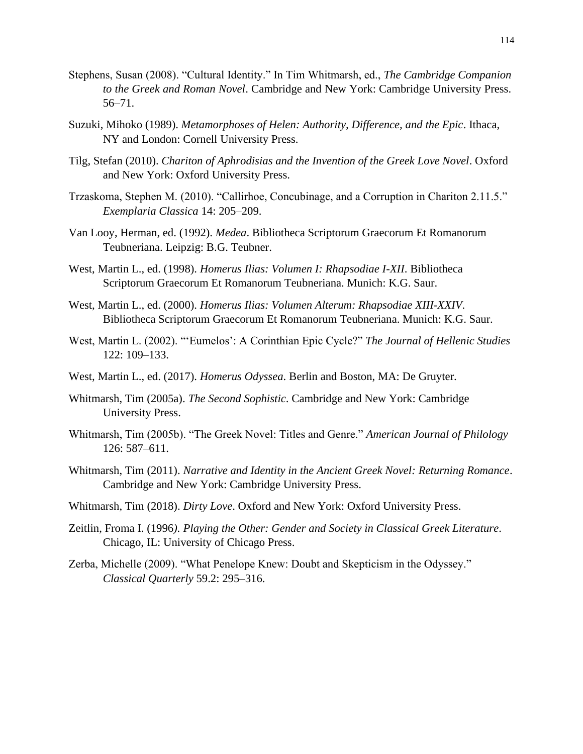Stephens, Susan (2008). "Cultural Identity." In Tim Whitmarsh, ed., *The Cambridge Companion to the Greek and Roman Novel*. Cambridge and New York: Cambridge University Press. 56–71.

Suzuki, Mihoko (1989). *Metamorphoses of Helen: Authority, Difference, and the Epic*. Ithaca, NY and London: Cornell University Press.

Tilg, Stefan (2010). *Chariton of Aphrodisias and the Invention of the Greek Love Novel*. Oxford and New York: Oxford University Press.

Trzaskoma, Stephen M. (2010). "Callirhoe, Concubinage, and a Corruption in Chariton 2.11.5." *Exemplaria Classica* 14: 205–209.

Van Looy, Herman, ed. (1992). *Medea*. Bibliotheca Scriptorum Graecorum Et Romanorum Teubneriana. Leipzig: B.G. Teubner.

West, Martin L., ed. (1998). *Homerus Ilias: Volumen I: Rhapsodiae I-XII*. Bibliotheca Scriptorum Graecorum Et Romanorum Teubneriana. Munich: K.G. Saur.

West, Martin L., ed. (2000). *Homerus Ilias: Volumen Alterum: Rhapsodiae XIII-XXIV*. Bibliotheca Scriptorum Graecorum Et Romanorum Teubneriana. Munich: K.G. Saur.

West, Martin L. (2002). "'Eumelos': A Corinthian Epic Cycle?" *The Journal of Hellenic Studies* 122: 109–133.

West, Martin L., ed. (2017). *Homerus Odyssea*. Berlin and Boston, MA: De Gruyter.

Whitmarsh, Tim (2005a). *The Second Sophistic*. Cambridge and New York: Cambridge University Press.

Whitmarsh, Tim (2005b). "The Greek Novel: Titles and Genre." *American Journal of Philology* 126: 587–611.

Whitmarsh, Tim (2011). *Narrative and Identity in the Ancient Greek Novel: Returning Romance*. Cambridge and New York: Cambridge University Press.

Whitmarsh, Tim (2018). *Dirty Love*. Oxford and New York: Oxford University Press.

Zeitlin, Froma I. (1996). *Playing the Other: Gender and Society in Classical Greek Literature*. Chicago, IL: University of Chicago Press.

Zerba, Michelle (2009). "What Penelope Knew: Doubt and Skepticism in the Odyssey." *Classical Quarterly* 59.2: 295–316.